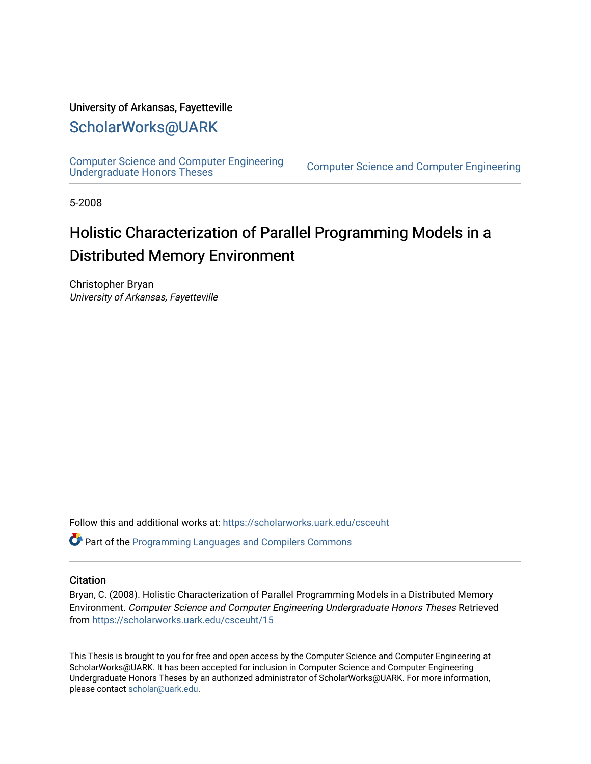University of Arkansas, Fayetteville

ScholarWorks@UARK

Computer Science and Computer Engineering Undergraduate Honors Theses

Computer Science and Computer Engineering

5-2008

# Holistic Characterization of Parallel Programming Models in a Distributed Memory Environment

Christopher Bryan
*University of Arkansas, Fayetteville*

Follow this and additional works at: https://scholarworks.uark.edu/csceuht

Part of the Programming Languages and Compilers Commons

## Citation

Bryan, C. (2008). Holistic Characterization of Parallel Programming Models in a Distributed Memory Environment. *Computer Science and Computer Engineering Undergraduate Honors Theses* Retrieved from https://scholarworks.uark.edu/csceuht/15

This Thesis is brought to you for free and open access by the Computer Science and Computer Engineering at ScholarWorks@UARK. It has been accepted for inclusion in Computer Science and Computer Engineering Undergraduate Honors Theses by an authorized administrator of ScholarWorks@UARK. For more information, please contact scholar@uark.edu.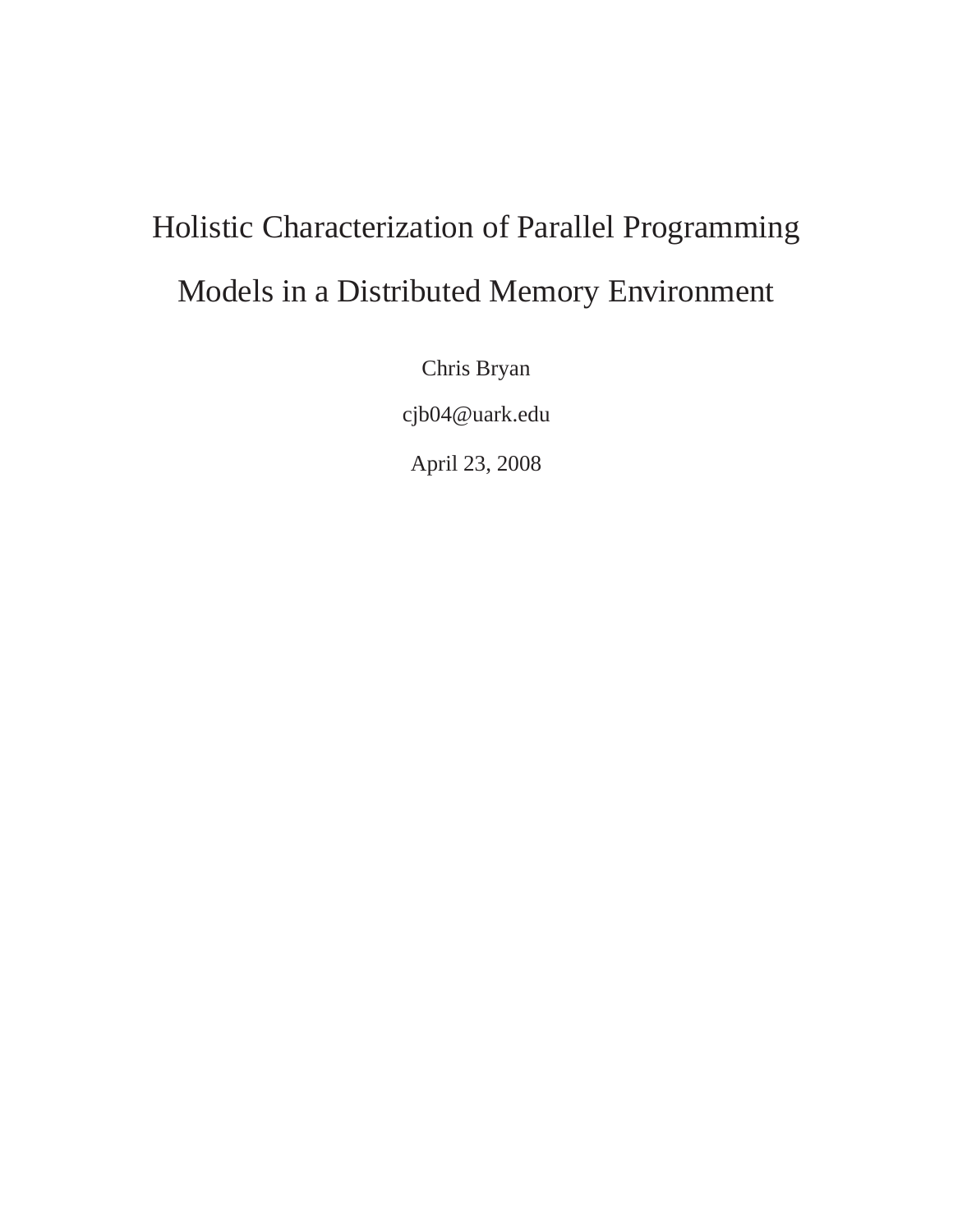# Holistic Characterization of Parallel Programming Models in a Distributed Memory Environment

Chris Bryan

cjb04@uark.edu

April 23, 2008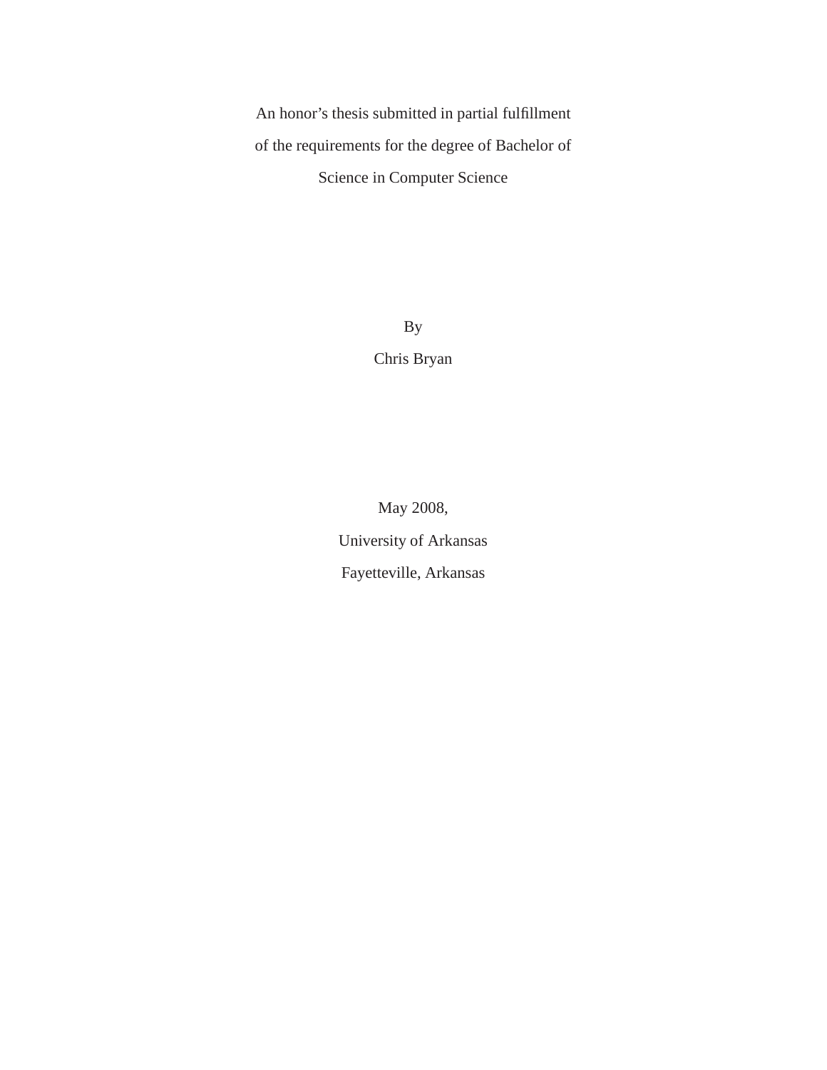An honor's thesis submitted in partial fulfillment

of the requirements for the degree of Bachelor of

Science in Computer Science

By

Chris Bryan

May 2008,

University of Arkansas

Fayetteville, Arkansas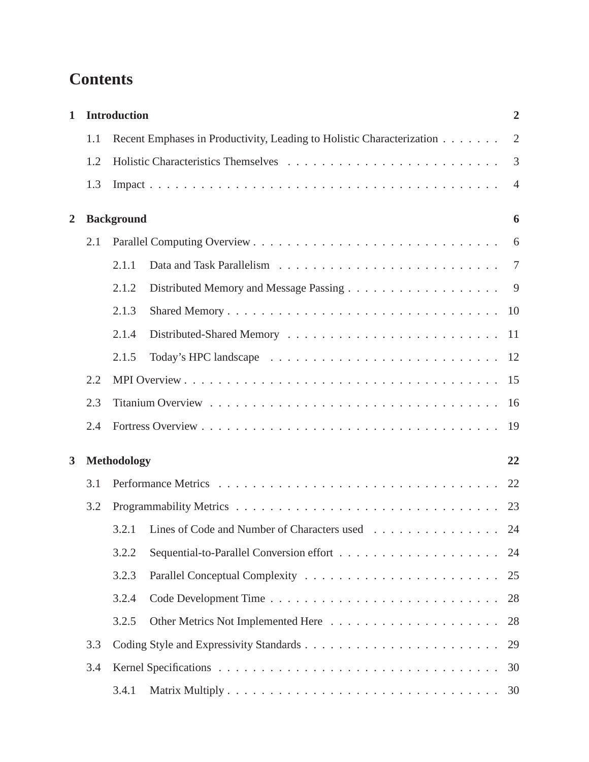# Contents

**1 Introduction** **2**

- 1.1 Recent Emphases in Productivity, Leading to Holistic Characterization . . . . . . . 2
- 1.2 Holistic Characteristics Themselves . . . . . . . . . . . . . . . . . . . . . . . . . 3
- 1.3 Impact . . . . . . . . . . . . . . . . . . . . . . . . . . . . . . . . . . . . . . . . 4

**2 Background** **6**

- 2.1 Parallel Computing Overview . . . . . . . . . . . . . . . . . . . . . . . . . . . . 6
  - 2.1.1 Data and Task Parallelism . . . . . . . . . . . . . . . . . . . . . . . . . . 7
  - 2.1.2 Distributed Memory and Message Passing . . . . . . . . . . . . . . . . . . 9
  - 2.1.3 Shared Memory . . . . . . . . . . . . . . . . . . . . . . . . . . . . . . . 10
  - 2.1.4 Distributed-Shared Memory . . . . . . . . . . . . . . . . . . . . . . . . . 11
  - 2.1.5 Today's HPC landscape . . . . . . . . . . . . . . . . . . . . . . . . . . . 12
- 2.2 MPI Overview . . . . . . . . . . . . . . . . . . . . . . . . . . . . . . . . . . . . 15
- 2.3 Titanium Overview . . . . . . . . . . . . . . . . . . . . . . . . . . . . . . . . . 16
- 2.4 Fortress Overview . . . . . . . . . . . . . . . . . . . . . . . . . . . . . . . . . . 19

**3 Methodology** **22**

- 3.1 Performance Metrics . . . . . . . . . . . . . . . . . . . . . . . . . . . . . . . . 22
- 3.2 Programmability Metrics . . . . . . . . . . . . . . . . . . . . . . . . . . . . . . 23
  - 3.2.1 Lines of Code and Number of Characters used . . . . . . . . . . . . . . . 24
  - 3.2.2 Sequential-to-Parallel Conversion effort . . . . . . . . . . . . . . . . . . . 24
  - 3.2.3 Parallel Conceptual Complexity . . . . . . . . . . . . . . . . . . . . . . . 25
  - 3.2.4 Code Development Time . . . . . . . . . . . . . . . . . . . . . . . . . . . 28
  - 3.2.5 Other Metrics Not Implemented Here . . . . . . . . . . . . . . . . . . . . 28
- 3.3 Coding Style and Expressivity Standards . . . . . . . . . . . . . . . . . . . . . . 29
- 3.4 Kernel Specifications . . . . . . . . . . . . . . . . . . . . . . . . . . . . . . . . 30
  - 3.4.1 Matrix Multiply . . . . . . . . . . . . . . . . . . . . . . . . . . . . . . . 30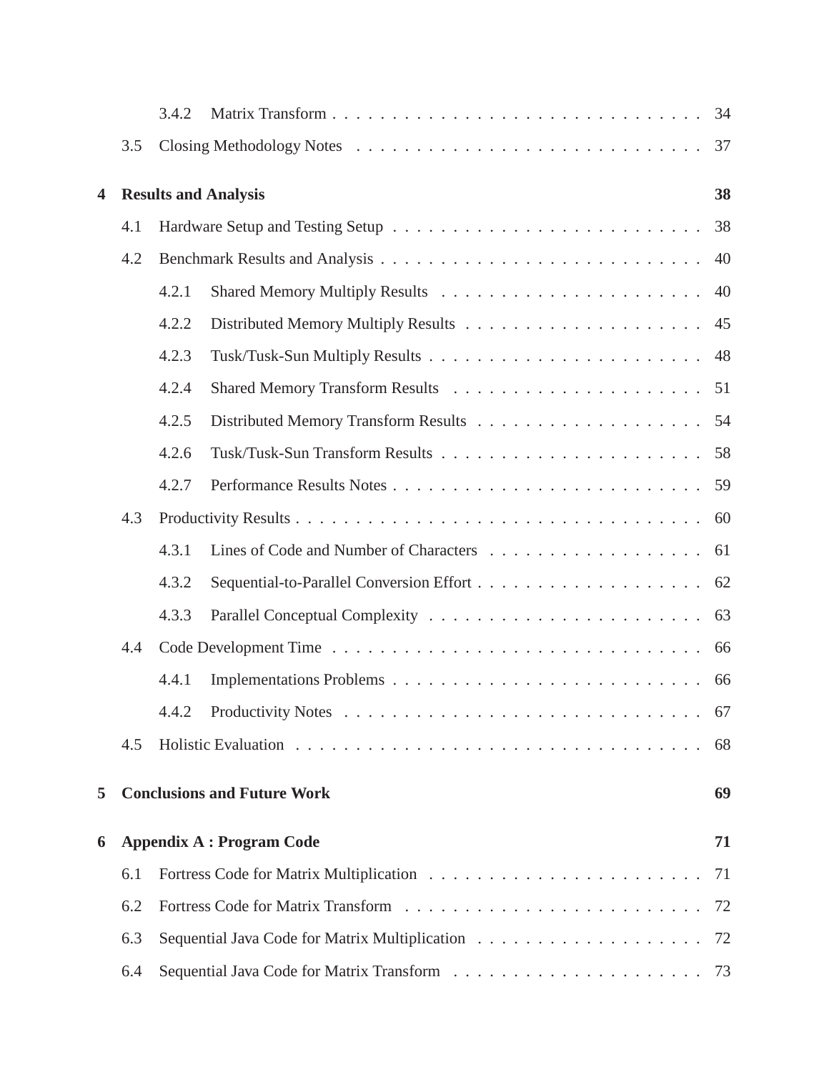- 3.4.2 Matrix Transform . . . . . . . . . . . . . . . . . . . . . . . . . . . . . . 34
- 3.5 Closing Methodology Notes . . . . . . . . . . . . . . . . . . . . . . . . . . . . 37

**4 Results and Analysis** **38**

- 4.1 Hardware Setup and Testing Setup . . . . . . . . . . . . . . . . . . . . . . . . . 38
- 4.2 Benchmark Results and Analysis . . . . . . . . . . . . . . . . . . . . . . . . . . 40
  - 4.2.1 Shared Memory Multiply Results . . . . . . . . . . . . . . . . . . . . . . 40
  - 4.2.2 Distributed Memory Multiply Results . . . . . . . . . . . . . . . . . . . . 45
  - 4.2.3 Tusk/Tusk-Sun Multiply Results . . . . . . . . . . . . . . . . . . . . . . . 48
  - 4.2.4 Shared Memory Transform Results . . . . . . . . . . . . . . . . . . . . . 51
  - 4.2.5 Distributed Memory Transform Results . . . . . . . . . . . . . . . . . . . 54
  - 4.2.6 Tusk/Tusk-Sun Transform Results . . . . . . . . . . . . . . . . . . . . . . 58
  - 4.2.7 Performance Results Notes . . . . . . . . . . . . . . . . . . . . . . . . . 59
- 4.3 Productivity Results . . . . . . . . . . . . . . . . . . . . . . . . . . . . . . . . 60
  - 4.3.1 Lines of Code and Number of Characters . . . . . . . . . . . . . . . . . . 61
  - 4.3.2 Sequential-to-Parallel Conversion Effort . . . . . . . . . . . . . . . . . . . 62
  - 4.3.3 Parallel Conceptual Complexity . . . . . . . . . . . . . . . . . . . . . . . 63
- 4.4 Code Development Time . . . . . . . . . . . . . . . . . . . . . . . . . . . . . . 66
  - 4.4.1 Implementations Problems . . . . . . . . . . . . . . . . . . . . . . . . . . 66
  - 4.4.2 Productivity Notes . . . . . . . . . . . . . . . . . . . . . . . . . . . . . . 67
- 4.5 Holistic Evaluation . . . . . . . . . . . . . . . . . . . . . . . . . . . . . . . . . 68

**5 Conclusions and Future Work** **69**

**6 Appendix A : Program Code** **71**

- 6.1 Fortress Code for Matrix Multiplication . . . . . . . . . . . . . . . . . . . . . . 71
- 6.2 Fortress Code for Matrix Transform . . . . . . . . . . . . . . . . . . . . . . . . 72
- 6.3 Sequential Java Code for Matrix Multiplication . . . . . . . . . . . . . . . . . . . 72
- 6.4 Sequential Java Code for Matrix Transform . . . . . . . . . . . . . . . . . . . . 73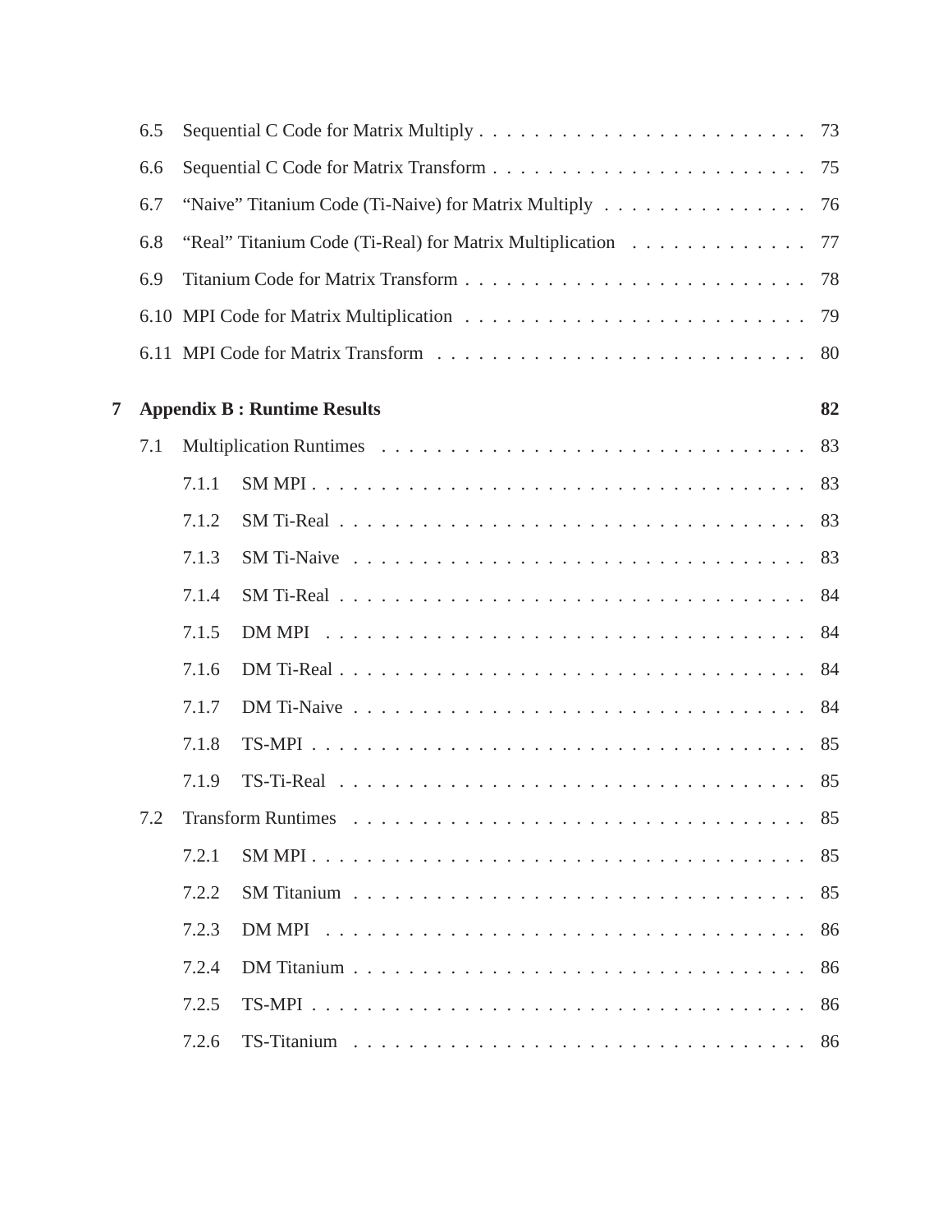- 6.5 Sequential C Code for Matrix Multiply . . . . . . . . . . . . . . . . . . . . . . . . 73
- 6.6 Sequential C Code for Matrix Transform . . . . . . . . . . . . . . . . . . . . . . . 75
- 6.7 “Naive” Titanium Code (Ti-Naive) for Matrix Multiply . . . . . . . . . . . . . . . 76
- 6.8 “Real” Titanium Code (Ti-Real) for Matrix Multiplication . . . . . . . . . . . . . 77
- 6.9 Titanium Code for Matrix Transform . . . . . . . . . . . . . . . . . . . . . . . . 78
- 6.10 MPI Code for Matrix Multiplication . . . . . . . . . . . . . . . . . . . . . . . . 79
- 6.11 MPI Code for Matrix Transform . . . . . . . . . . . . . . . . . . . . . . . . . . 80

**7 Appendix B : Runtime Results** **82**

- 7.1 Multiplication Runtimes . . . . . . . . . . . . . . . . . . . . . . . . . . . . . . 83
  - 7.1.1 SM MPI . . . . . . . . . . . . . . . . . . . . . . . . . . . . . . . . . . . 83
  - 7.1.2 SM Ti-Real . . . . . . . . . . . . . . . . . . . . . . . . . . . . . . . . . 83
  - 7.1.3 SM Ti-Naive . . . . . . . . . . . . . . . . . . . . . . . . . . . . . . . . 83
  - 7.1.4 SM Ti-Real . . . . . . . . . . . . . . . . . . . . . . . . . . . . . . . . . 84
  - 7.1.5 DM MPI . . . . . . . . . . . . . . . . . . . . . . . . . . . . . . . . . . 84
  - 7.1.6 DM Ti-Real . . . . . . . . . . . . . . . . . . . . . . . . . . . . . . . . . 84
  - 7.1.7 DM Ti-Naive . . . . . . . . . . . . . . . . . . . . . . . . . . . . . . . . 84
  - 7.1.8 TS-MPI . . . . . . . . . . . . . . . . . . . . . . . . . . . . . . . . . . . 85
  - 7.1.9 TS-Ti-Real . . . . . . . . . . . . . . . . . . . . . . . . . . . . . . . . . 85
- 7.2 Transform Runtimes . . . . . . . . . . . . . . . . . . . . . . . . . . . . . . . . 85
  - 7.2.1 SM MPI . . . . . . . . . . . . . . . . . . . . . . . . . . . . . . . . . . . 85
  - 7.2.2 SM Titanium . . . . . . . . . . . . . . . . . . . . . . . . . . . . . . . . 85
  - 7.2.3 DM MPI . . . . . . . . . . . . . . . . . . . . . . . . . . . . . . . . . . 86
  - 7.2.4 DM Titanium . . . . . . . . . . . . . . . . . . . . . . . . . . . . . . . . 86
  - 7.2.5 TS-MPI . . . . . . . . . . . . . . . . . . . . . . . . . . . . . . . . . . . 86
  - 7.2.6 TS-Titanium . . . . . . . . . . . . . . . . . . . . . . . . . . . . . . . . 86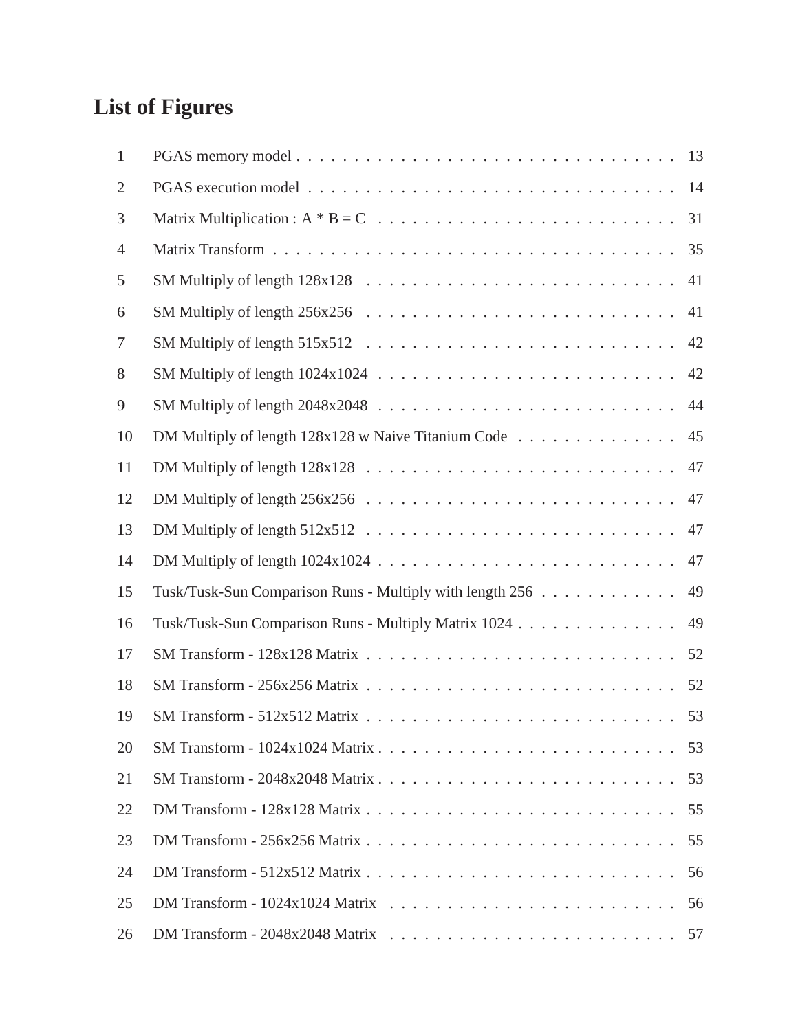# List of Figures

1 PGAS memory model . . . . . . . . . . . . . . . . . . . . . . . . . . . . . . . . . 13
2 PGAS execution model . . . . . . . . . . . . . . . . . . . . . . . . . . . . . . . . 14
3 Matrix Multiplication : A * B = C . . . . . . . . . . . . . . . . . . . . . . . . . . 31
4 Matrix Transform . . . . . . . . . . . . . . . . . . . . . . . . . . . . . . . . . . . 35
5 SM Multiply of length 128x128 . . . . . . . . . . . . . . . . . . . . . . . . . . . 41
6 SM Multiply of length 256x256 . . . . . . . . . . . . . . . . . . . . . . . . . . . 41
7 SM Multiply of length 515x512 . . . . . . . . . . . . . . . . . . . . . . . . . . . 42
8 SM Multiply of length 1024x1024 . . . . . . . . . . . . . . . . . . . . . . . . . . 42
9 SM Multiply of length 2048x2048 . . . . . . . . . . . . . . . . . . . . . . . . . . 44
10 DM Multiply of length 128x128 w Naive Titanium Code . . . . . . . . . . . . . . 45
11 DM Multiply of length 128x128 . . . . . . . . . . . . . . . . . . . . . . . . . . . 47
12 DM Multiply of length 256x256 . . . . . . . . . . . . . . . . . . . . . . . . . . . 47
13 DM Multiply of length 512x512 . . . . . . . . . . . . . . . . . . . . . . . . . . . 47
14 DM Multiply of length 1024x1024 . . . . . . . . . . . . . . . . . . . . . . . . . . 47
15 Tusk/Tusk-Sun Comparison Runs - Multiply with length 256 . . . . . . . . . . . . 49
16 Tusk/Tusk-Sun Comparison Runs - Multiply Matrix 1024 . . . . . . . . . . . . . . 49
17 SM Transform - 128x128 Matrix . . . . . . . . . . . . . . . . . . . . . . . . . . . 52
18 SM Transform - 256x256 Matrix . . . . . . . . . . . . . . . . . . . . . . . . . . . 52
19 SM Transform - 512x512 Matrix . . . . . . . . . . . . . . . . . . . . . . . . . . . 53
20 SM Transform - 1024x1024 Matrix . . . . . . . . . . . . . . . . . . . . . . . . . . 53
21 SM Transform - 2048x2048 Matrix . . . . . . . . . . . . . . . . . . . . . . . . . . 53
22 DM Transform - 128x128 Matrix . . . . . . . . . . . . . . . . . . . . . . . . . . . 55
23 DM Transform - 256x256 Matrix . . . . . . . . . . . . . . . . . . . . . . . . . . . 55
24 DM Transform - 512x512 Matrix . . . . . . . . . . . . . . . . . . . . . . . . . . . 56
25 DM Transform - 1024x1024 Matrix . . . . . . . . . . . . . . . . . . . . . . . . . . 56
26 DM Transform - 2048x2048 Matrix . . . . . . . . . . . . . . . . . . . . . . . . . . 57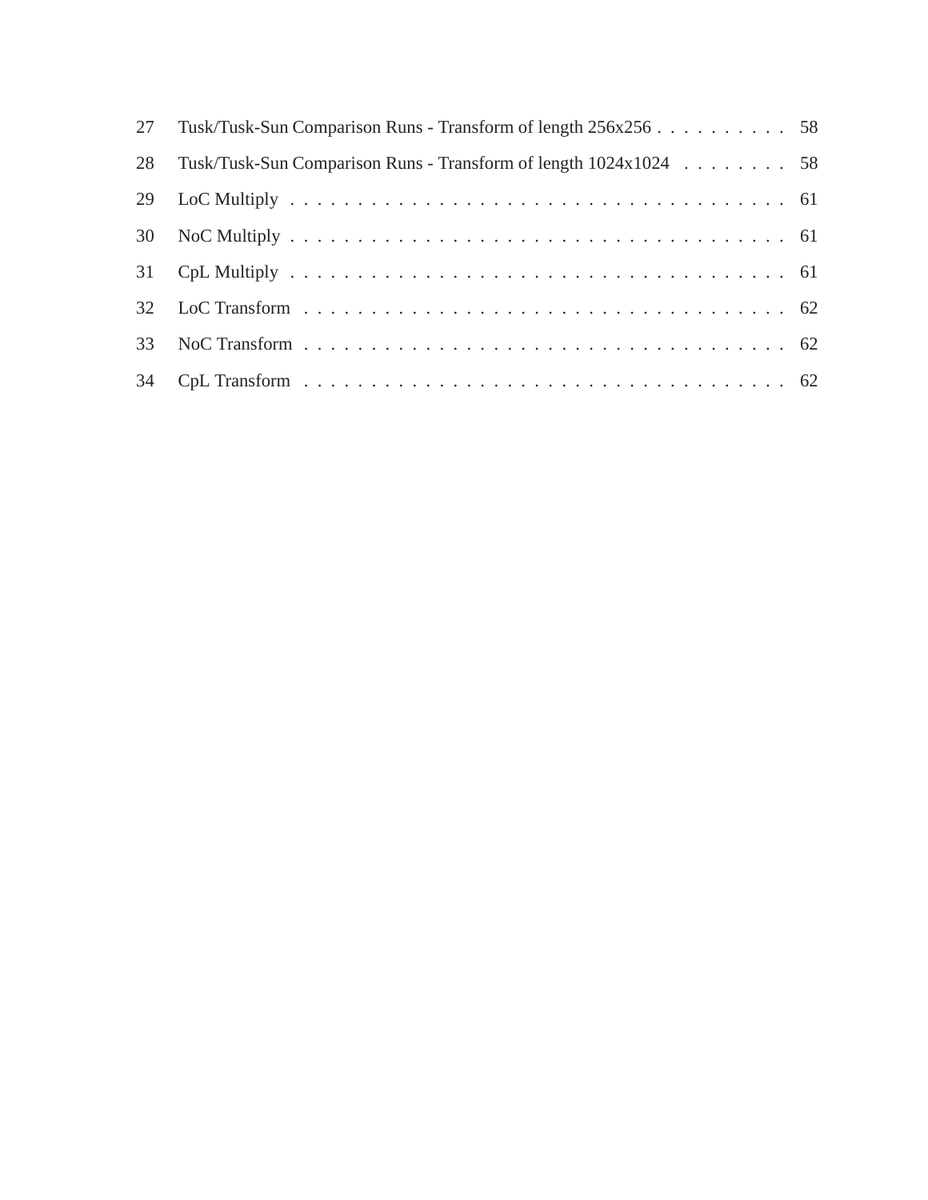| | | |
|---|---|---|
| 27 | Tusk/Tusk-Sun Comparison Runs - Transform of length 256x256 | 58 |
| 28 | Tusk/Tusk-Sun Comparison Runs - Transform of length 1024x1024 | 58 |
| 29 | LoC Multiply | 61 |
| 30 | NoC Multiply | 61 |
| 31 | CpL Multiply | 61 |
| 32 | LoC Transform | 62 |
| 33 | NoC Transform | 62 |
| 34 | CpL Transform | 62 |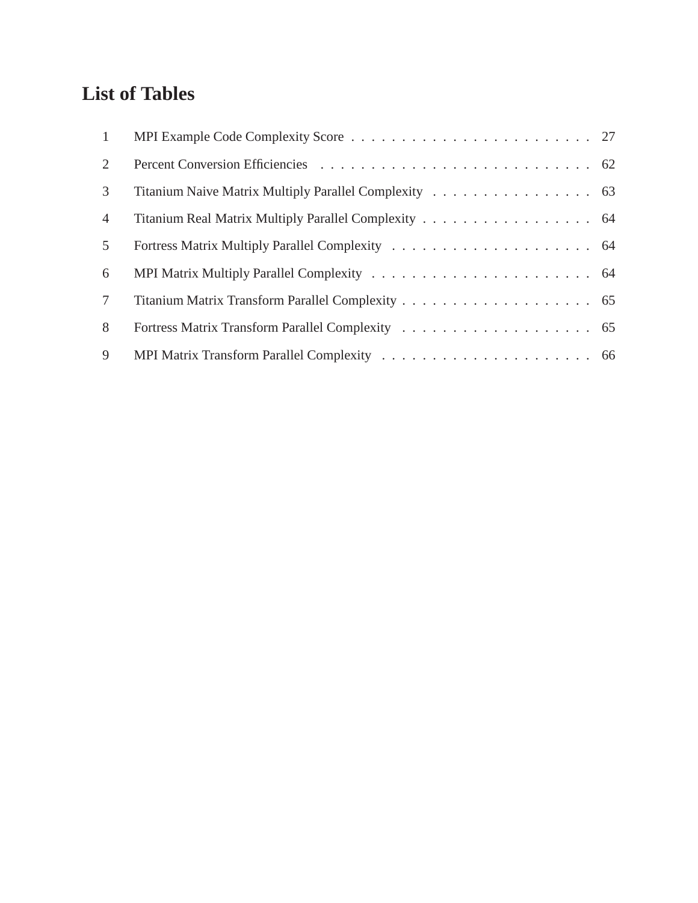# List of Tables

1 MPI Example Code Complexity Score . . . . . . . . . . . . . . . . . . . . . . . . 27

2 Percent Conversion Efficiencies . . . . . . . . . . . . . . . . . . . . . . . . . . . . 62

3 Titanium Naive Matrix Multiply Parallel Complexity . . . . . . . . . . . . . . . . 63

4 Titanium Real Matrix Multiply Parallel Complexity . . . . . . . . . . . . . . . . . 64

5 Fortress Matrix Multiply Parallel Complexity . . . . . . . . . . . . . . . . . . . . 64

6 MPI Matrix Multiply Parallel Complexity . . . . . . . . . . . . . . . . . . . . . . 64

7 Titanium Matrix Transform Parallel Complexity . . . . . . . . . . . . . . . . . . . 65

8 Fortress Matrix Transform Parallel Complexity . . . . . . . . . . . . . . . . . . . 65

9 MPI Matrix Transform Parallel Complexity . . . . . . . . . . . . . . . . . . . . . 66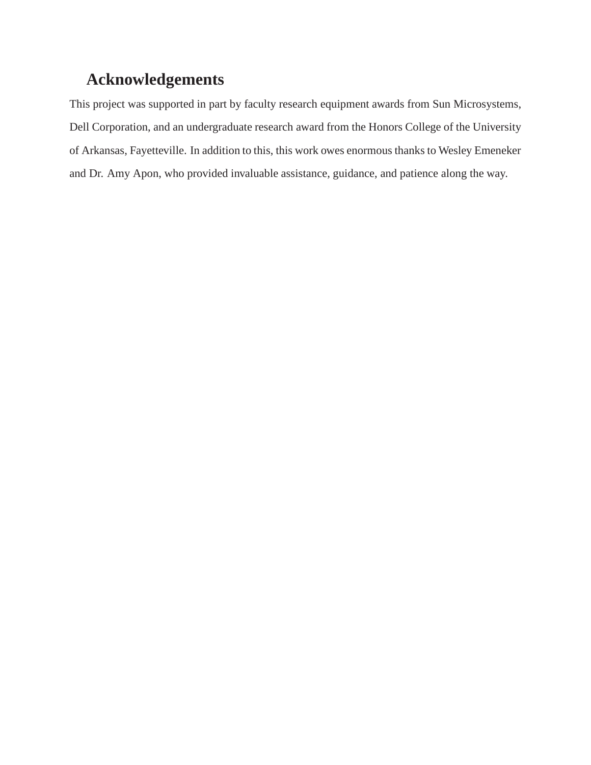# Acknowledgements

This project was supported in part by faculty research equipment awards from Sun Microsystems, Dell Corporation, and an undergraduate research award from the Honors College of the University of Arkansas, Fayetteville. In addition to this, this work owes enormous thanks to Wesley Emeneker and Dr. Amy Apon, who provided invaluable assistance, guidance, and patience along the way.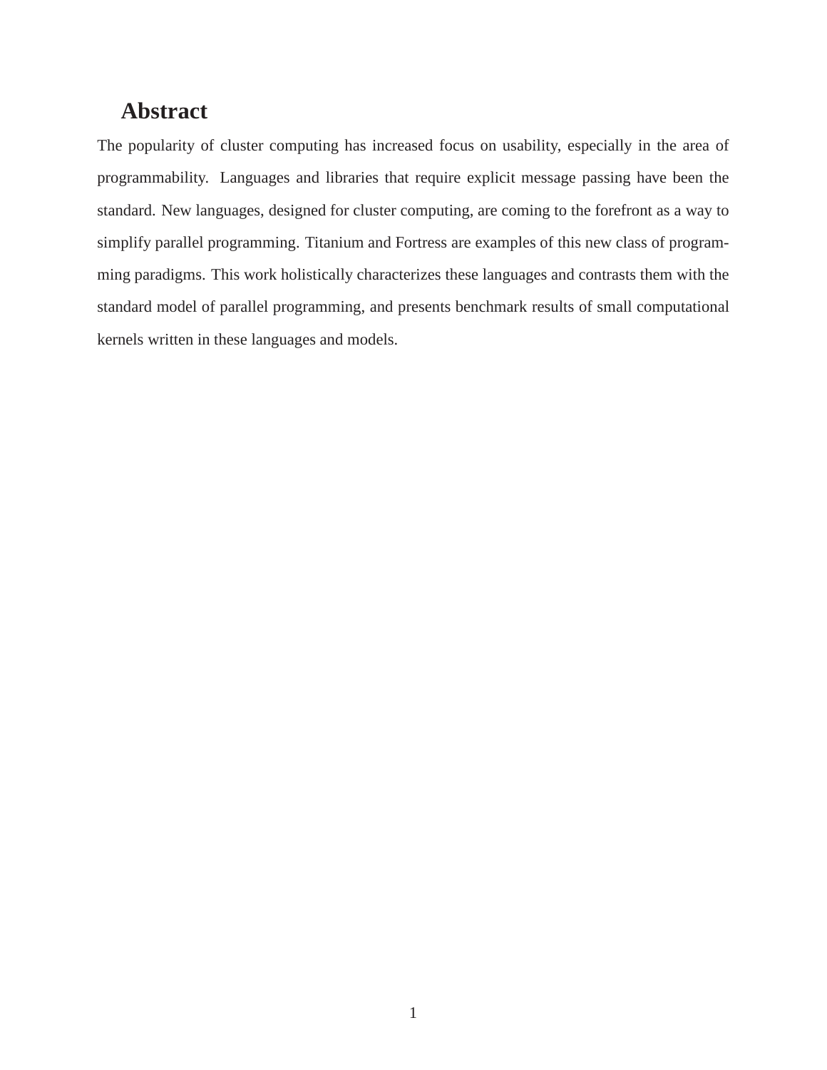# Abstract

The popularity of cluster computing has increased focus on usability, especially in the area of programmability. Languages and libraries that require explicit message passing have been the standard. New languages, designed for cluster computing, are coming to the forefront as a way to simplify parallel programming. Titanium and Fortress are examples of this new class of programming paradigms. This work holistically characterizes these languages and contrasts them with the standard model of parallel programming, and presents benchmark results of small computational kernels written in these languages and models.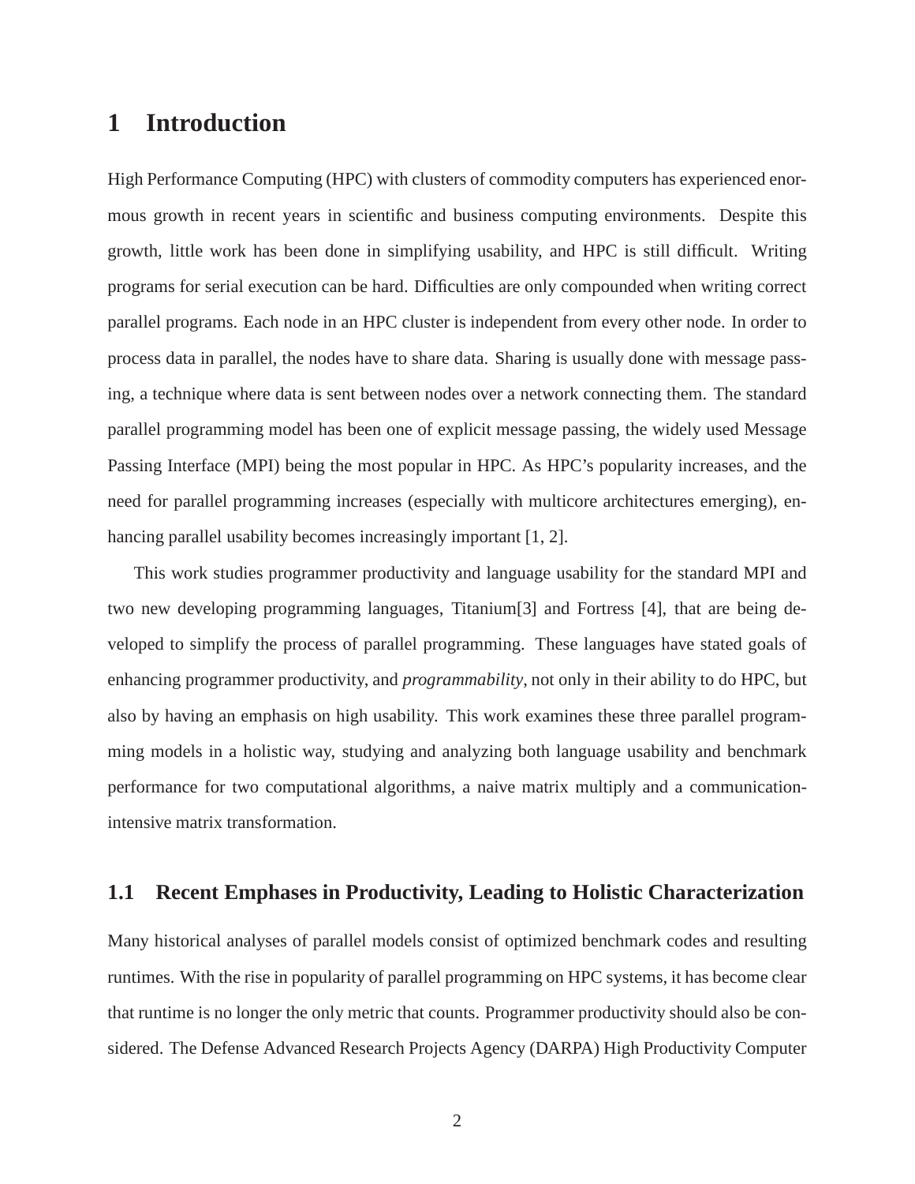# 1 Introduction

High Performance Computing (HPC) with clusters of commodity computers has experienced enormous growth in recent years in scientific and business computing environments. Despite this growth, little work has been done in simplifying usability, and HPC is still difficult. Writing programs for serial execution can be hard. Difficulties are only compounded when writing correct parallel programs. Each node in an HPC cluster is independent from every other node. In order to process data in parallel, the nodes have to share data. Sharing is usually done with message passing, a technique where data is sent between nodes over a network connecting them. The standard parallel programming model has been one of explicit message passing, the widely used Message Passing Interface (MPI) being the most popular in HPC. As HPC's popularity increases, and the need for parallel programming increases (especially with multicore architectures emerging), enhancing parallel usability becomes increasingly important [1, 2].

This work studies programmer productivity and language usability for the standard MPI and two new developing programming languages, Titanium[3] and Fortress [4], that are being developed to simplify the process of parallel programming. These languages have stated goals of enhancing programmer productivity, and *programmability,* not only in their ability to do HPC, but also by having an emphasis on high usability. This work examines these three parallel programming models in a holistic way, studying and analyzing both language usability and benchmark performance for two computational algorithms, a naive matrix multiply and a communication-intensive matrix transformation.

## 1.1 Recent Emphases in Productivity, Leading to Holistic Characterization

Many historical analyses of parallel models consist of optimized benchmark codes and resulting runtimes. With the rise in popularity of parallel programming on HPC systems, it has become clear that runtime is no longer the only metric that counts. Programmer productivity should also be considered. The Defense Advanced Research Projects Agency (DARPA) High Productivity Computer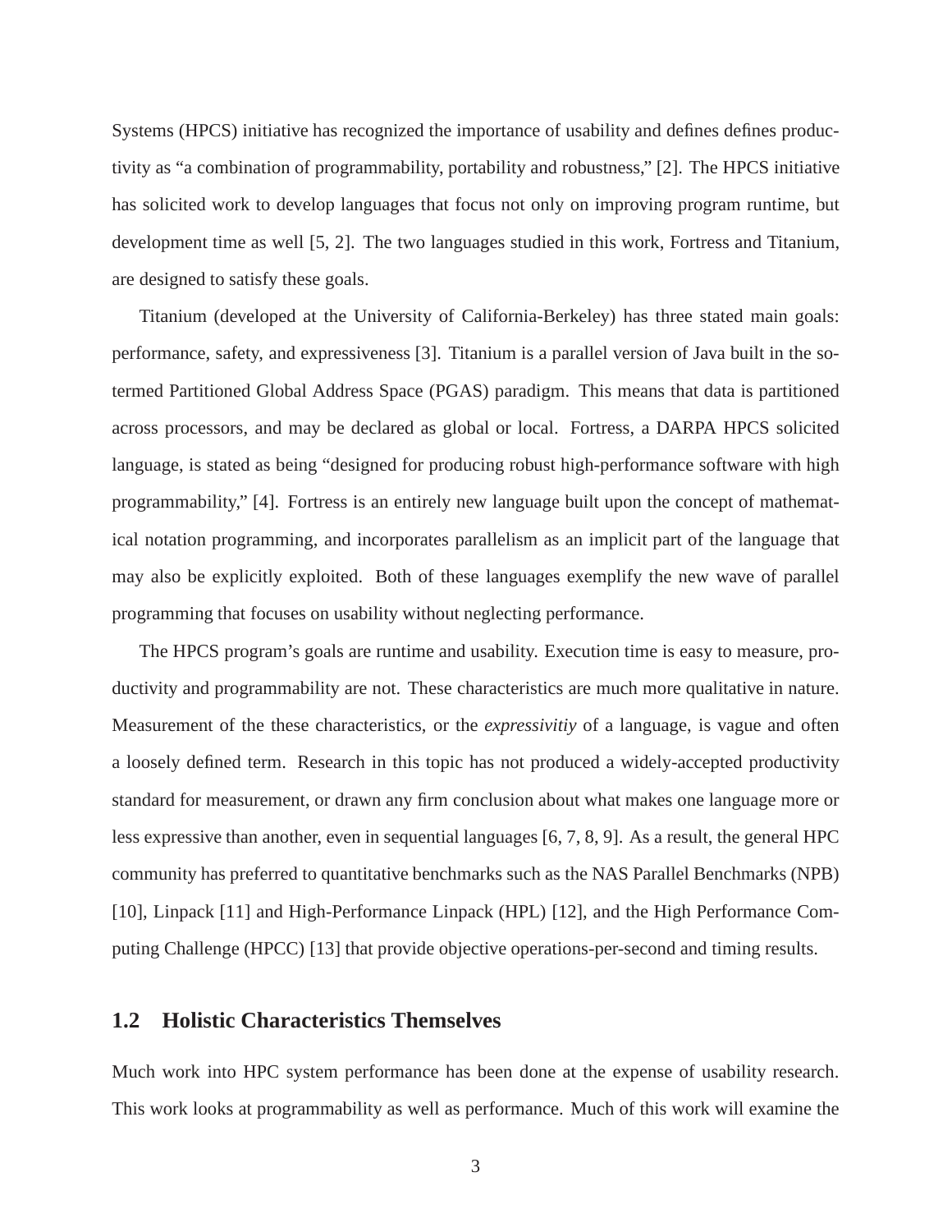Systems (HPCS) initiative has recognized the importance of usability and defines defines productivity as "a combination of programmability, portability and robustness," [2]. The HPCS initiative has solicited work to develop languages that focus not only on improving program runtime, but development time as well [5, 2]. The two languages studied in this work, Fortress and Titanium, are designed to satisfy these goals.

Titanium (developed at the University of California-Berkeley) has three stated main goals: performance, safety, and expressiveness [3]. Titanium is a parallel version of Java built in the so-termed Partitioned Global Address Space (PGAS) paradigm. This means that data is partitioned across processors, and may be declared as global or local. Fortress, a DARPA HPCS solicited language, is stated as being "designed for producing robust high-performance software with high programmability," [4]. Fortress is an entirely new language built upon the concept of mathematical notation programming, and incorporates parallelism as an implicit part of the language that may also be explicitly exploited. Both of these languages exemplify the new wave of parallel programming that focuses on usability without neglecting performance.

The HPCS program's goals are runtime and usability. Execution time is easy to measure, productivity and programmability are not. These characteristics are much more qualitative in nature. Measurement of the these characteristics, or the *expressivitiy* of a language, is vague and often a loosely defined term. Research in this topic has not produced a widely-accepted productivity standard for measurement, or drawn any firm conclusion about what makes one language more or less expressive than another, even in sequential languages [6, 7, 8, 9]. As a result, the general HPC community has preferred to quantitative benchmarks such as the NAS Parallel Benchmarks (NPB) [10], Linpack [11] and High-Performance Linpack (HPL) [12], and the High Performance Computing Challenge (HPCC) [13] that provide objective operations-per-second and timing results.

## 1.2 Holistic Characteristics Themselves

Much work into HPC system performance has been done at the expense of usability research. This work looks at programmability as well as performance. Much of this work will examine the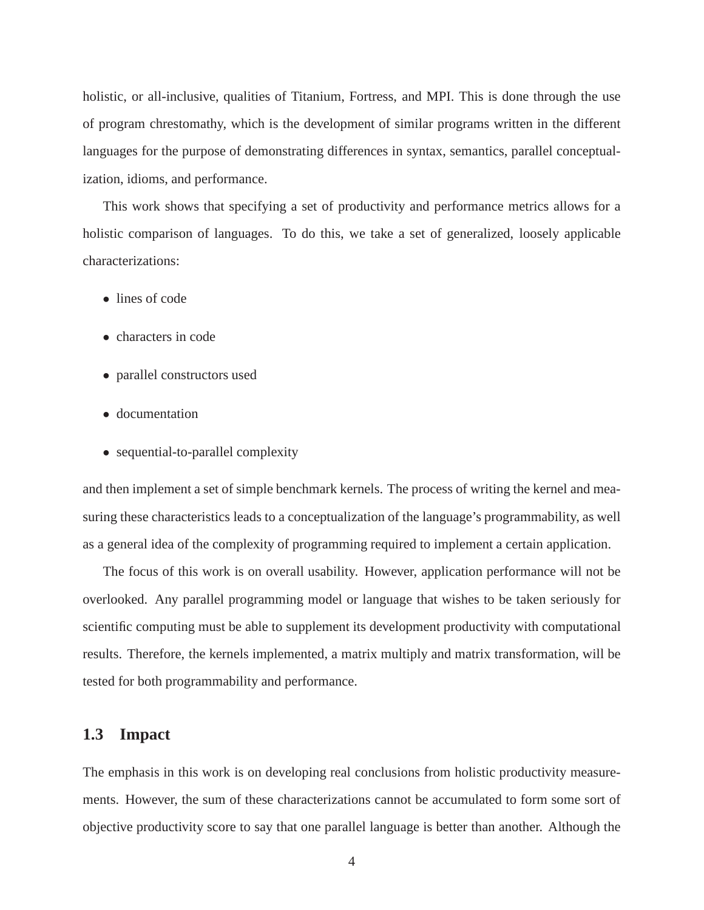holistic, or all-inclusive, qualities of Titanium, Fortress, and MPI. This is done through the use of program chrestomathy, which is the development of similar programs written in the different languages for the purpose of demonstrating differences in syntax, semantics, parallel conceptualization, idioms, and performance.

This work shows that specifying a set of productivity and performance metrics allows for a holistic comparison of languages. To do this, we take a set of generalized, loosely applicable characterizations:

- lines of code
- characters in code
- parallel constructors used
- documentation
- sequential-to-parallel complexity

and then implement a set of simple benchmark kernels. The process of writing the kernel and measuring these characteristics leads to a conceptualization of the language's programmability, as well as a general idea of the complexity of programming required to implement a certain application.

The focus of this work is on overall usability. However, application performance will not be overlooked. Any parallel programming model or language that wishes to be taken seriously for scientific computing must be able to supplement its development productivity with computational results. Therefore, the kernels implemented, a matrix multiply and matrix transformation, will be tested for both programmability and performance.

## 1.3 Impact

The emphasis in this work is on developing real conclusions from holistic productivity measurements. However, the sum of these characterizations cannot be accumulated to form some sort of objective productivity score to say that one parallel language is better than another. Although the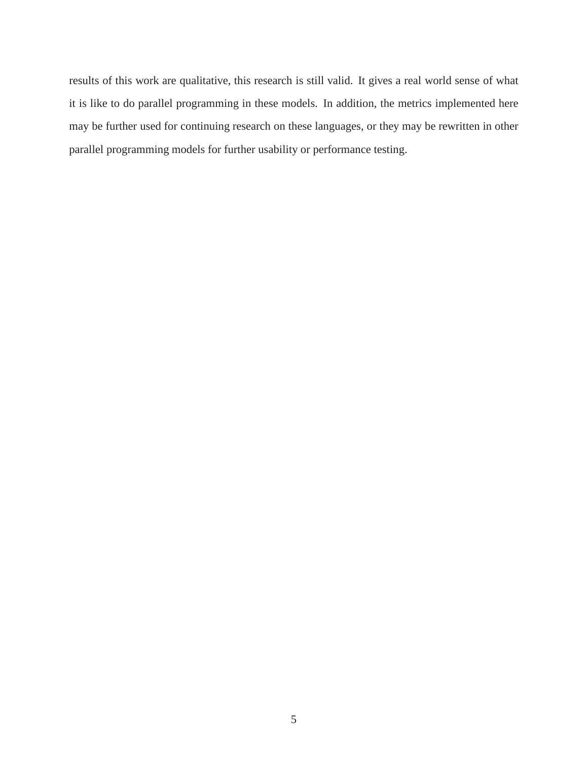results of this work are qualitative, this research is still valid. It gives a real world sense of what it is like to do parallel programming in these models. In addition, the metrics implemented here may be further used for continuing research on these languages, or they may be rewritten in other parallel programming models for further usability or performance testing.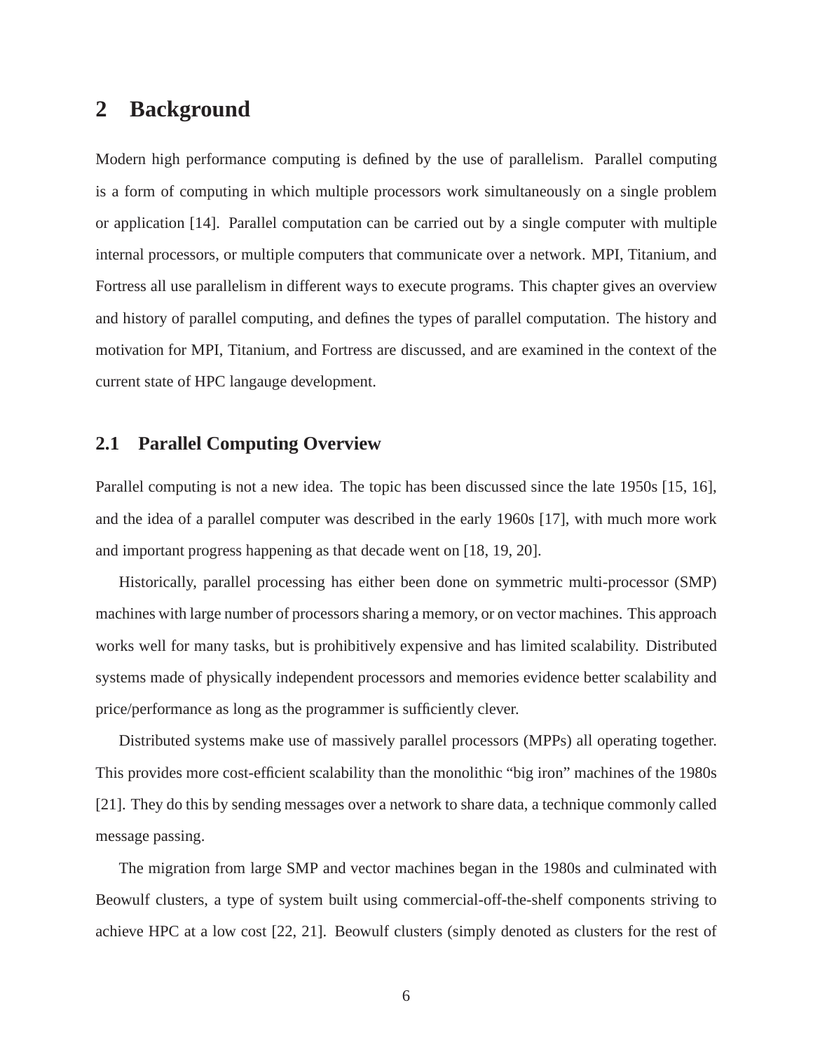# 2 Background

Modern high performance computing is defined by the use of parallelism. Parallel computing is a form of computing in which multiple processors work simultaneously on a single problem or application [14]. Parallel computation can be carried out by a single computer with multiple internal processors, or multiple computers that communicate over a network. MPI, Titanium, and Fortress all use parallelism in different ways to execute programs. This chapter gives an overview and history of parallel computing, and defines the types of parallel computation. The history and motivation for MPI, Titanium, and Fortress are discussed, and are examined in the context of the current state of HPC langauge development.

## 2.1 Parallel Computing Overview

Parallel computing is not a new idea. The topic has been discussed since the late 1950s [15, 16], and the idea of a parallel computer was described in the early 1960s [17], with much more work and important progress happening as that decade went on [18, 19, 20].

Historically, parallel processing has either been done on symmetric multi-processor (SMP) machines with large number of processors sharing a memory, or on vector machines. This approach works well for many tasks, but is prohibitively expensive and has limited scalability. Distributed systems made of physically independent processors and memories evidence better scalability and price/performance as long as the programmer is sufficiently clever.

Distributed systems make use of massively parallel processors (MPPs) all operating together. This provides more cost-efficient scalability than the monolithic "big iron" machines of the 1980s [21]. They do this by sending messages over a network to share data, a technique commonly called message passing.

The migration from large SMP and vector machines began in the 1980s and culminated with Beowulf clusters, a type of system built using commercial-off-the-shelf components striving to achieve HPC at a low cost [22, 21]. Beowulf clusters (simply denoted as clusters for the rest of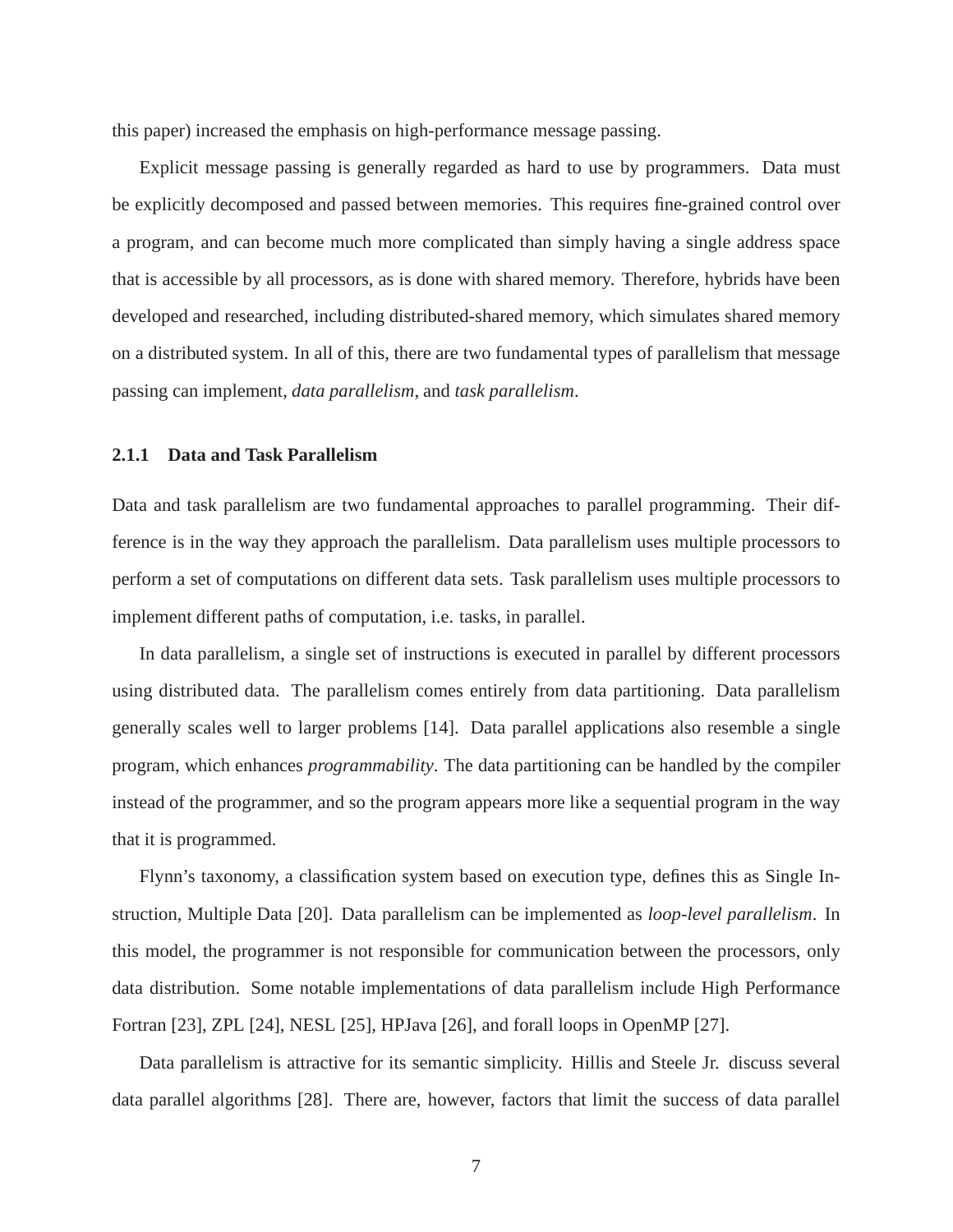this paper) increased the emphasis on high-performance message passing.

Explicit message passing is generally regarded as hard to use by programmers. Data must be explicitly decomposed and passed between memories. This requires fine-grained control over a program, and can become much more complicated than simply having a single address space that is accessible by all processors, as is done with shared memory. Therefore, hybrids have been developed and researched, including distributed-shared memory, which simulates shared memory on a distributed system. In all of this, there are two fundamental types of parallelism that message passing can implement, *data parallelism*, and *task parallelism*.

### 2.1.1 Data and Task Parallelism

Data and task parallelism are two fundamental approaches to parallel programming. Their difference is in the way they approach the parallelism. Data parallelism uses multiple processors to perform a set of computations on different data sets. Task parallelism uses multiple processors to implement different paths of computation, i.e. tasks, in parallel.

In data parallelism, a single set of instructions is executed in parallel by different processors using distributed data. The parallelism comes entirely from data partitioning. Data parallelism generally scales well to larger problems [14]. Data parallel applications also resemble a single program, which enhances *programmability*. The data partitioning can be handled by the compiler instead of the programmer, and so the program appears more like a sequential program in the way that it is programmed.

Flynn's taxonomy, a classification system based on execution type, defines this as Single Instruction, Multiple Data [20]. Data parallelism can be implemented as *loop-level parallelism*. In this model, the programmer is not responsible for communication between the processors, only data distribution. Some notable implementations of data parallelism include High Performance Fortran [23], ZPL [24], NESL [25], HPJava [26], and forall loops in OpenMP [27].

Data parallelism is attractive for its semantic simplicity. Hillis and Steele Jr. discuss several data parallel algorithms [28]. There are, however, factors that limit the success of data parallel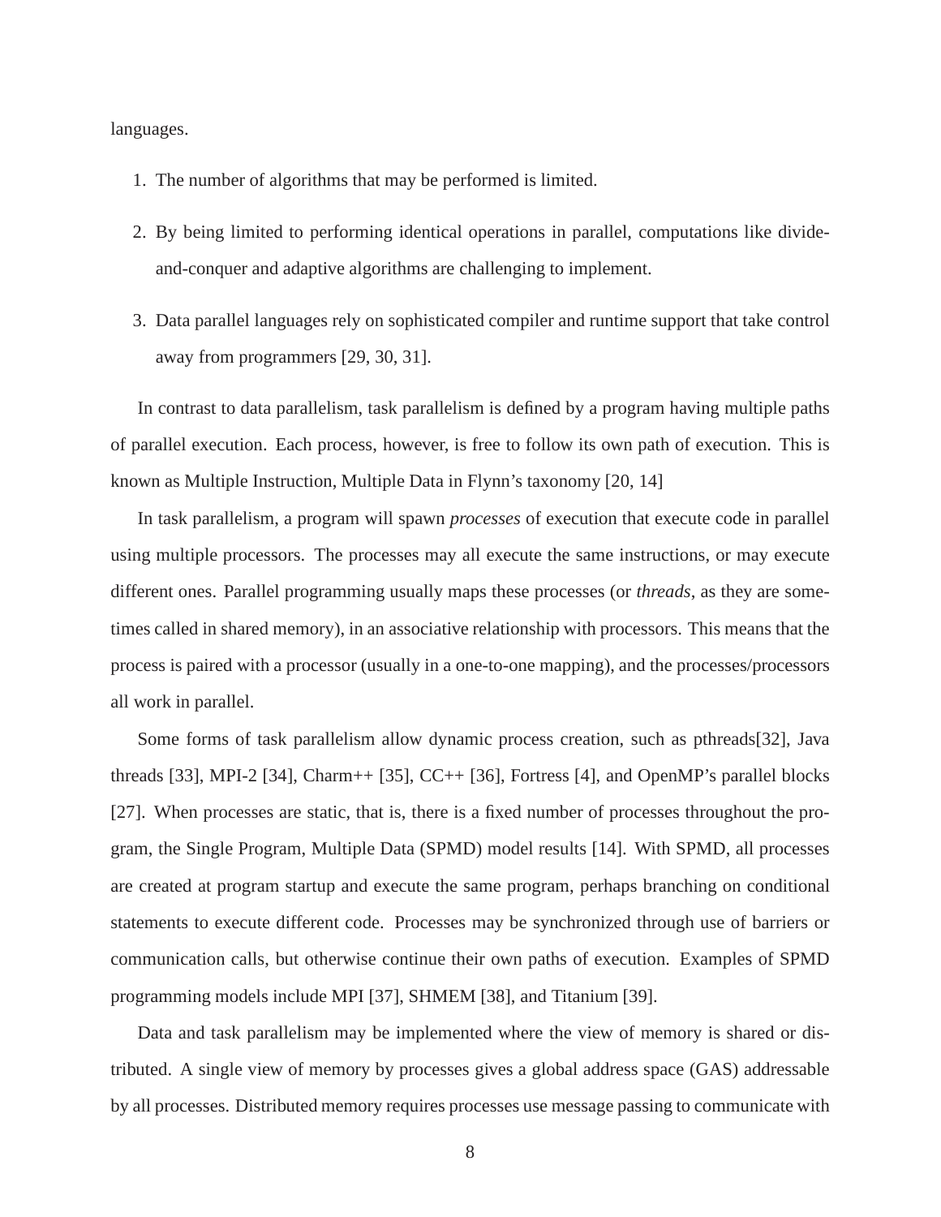languages.

1. The number of algorithms that may be performed is limited.

2. By being limited to performing identical operations in parallel, computations like divide-and-conquer and adaptive algorithms are challenging to implement.

3. Data parallel languages rely on sophisticated compiler and runtime support that take control away from programmers [29, 30, 31].

In contrast to data parallelism, task parallelism is defined by a program having multiple paths of parallel execution. Each process, however, is free to follow its own path of execution. This is known as Multiple Instruction, Multiple Data in Flynn's taxonomy [20, 14]

In task parallelism, a program will spawn *processes* of execution that execute code in parallel using multiple processors. The processes may all execute the same instructions, or may execute different ones. Parallel programming usually maps these processes (or *threads*, as they are sometimes called in shared memory), in an associative relationship with processors. This means that the process is paired with a processor (usually in a one-to-one mapping), and the processes/processors all work in parallel.

Some forms of task parallelism allow dynamic process creation, such as pthreads[32], Java threads [33], MPI-2 [34], Charm++ [35], CC++ [36], Fortress [4], and OpenMP's parallel blocks [27]. When processes are static, that is, there is a fixed number of processes throughout the program, the Single Program, Multiple Data (SPMD) model results [14]. With SPMD, all processes are created at program startup and execute the same program, perhaps branching on conditional statements to execute different code. Processes may be synchronized through use of barriers or communication calls, but otherwise continue their own paths of execution. Examples of SPMD programming models include MPI [37], SHMEM [38], and Titanium [39].

Data and task parallelism may be implemented where the view of memory is shared or distributed. A single view of memory by processes gives a global address space (GAS) addressable by all processes. Distributed memory requires processes use message passing to communicate with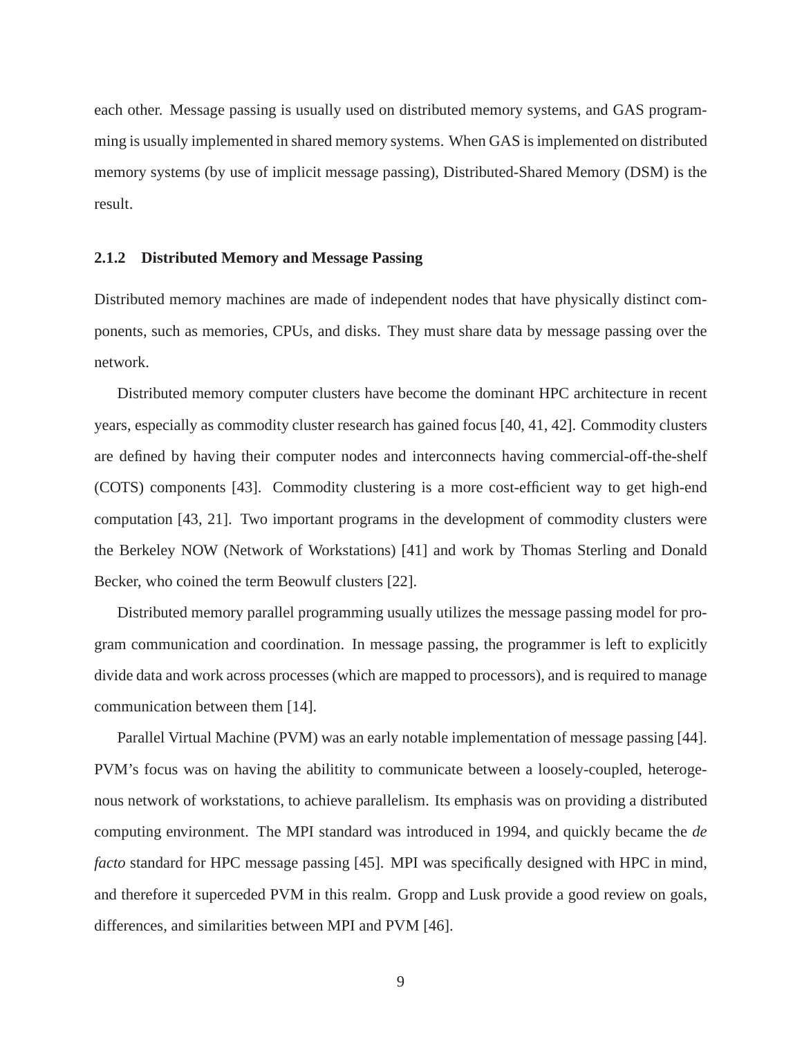each other. Message passing is usually used on distributed memory systems, and GAS programming is usually implemented in shared memory systems. When GAS is implemented on distributed memory systems (by use of implicit message passing), Distributed-Shared Memory (DSM) is the result.

### 2.1.2 Distributed Memory and Message Passing

Distributed memory machines are made of independent nodes that have physically distinct components, such as memories, CPUs, and disks. They must share data by message passing over the network.

Distributed memory computer clusters have become the dominant HPC architecture in recent years, especially as commodity cluster research has gained focus [40, 41, 42]. Commodity clusters are defined by having their computer nodes and interconnects having commercial-off-the-shelf (COTS) components [43]. Commodity clustering is a more cost-efficient way to get high-end computation [43, 21]. Two important programs in the development of commodity clusters were the Berkeley NOW (Network of Workstations) [41] and work by Thomas Sterling and Donald Becker, who coined the term Beowulf clusters [22].

Distributed memory parallel programming usually utilizes the message passing model for program communication and coordination. In message passing, the programmer is left to explicitly divide data and work across processes (which are mapped to processors), and is required to manage communication between them [14].

Parallel Virtual Machine (PVM) was an early notable implementation of message passing [44]. PVM's focus was on having the ability to communicate between a loosely-coupled, heterogenous network of workstations, to achieve parallelism. Its emphasis was on providing a distributed computing environment. The MPI standard was introduced in 1994, and quickly became the *de facto* standard for HPC message passing [45]. MPI was specifically designed with HPC in mind, and therefore it superceded PVM in this realm. Gropp and Lusk provide a good review on goals, differences, and similarities between MPI and PVM [46].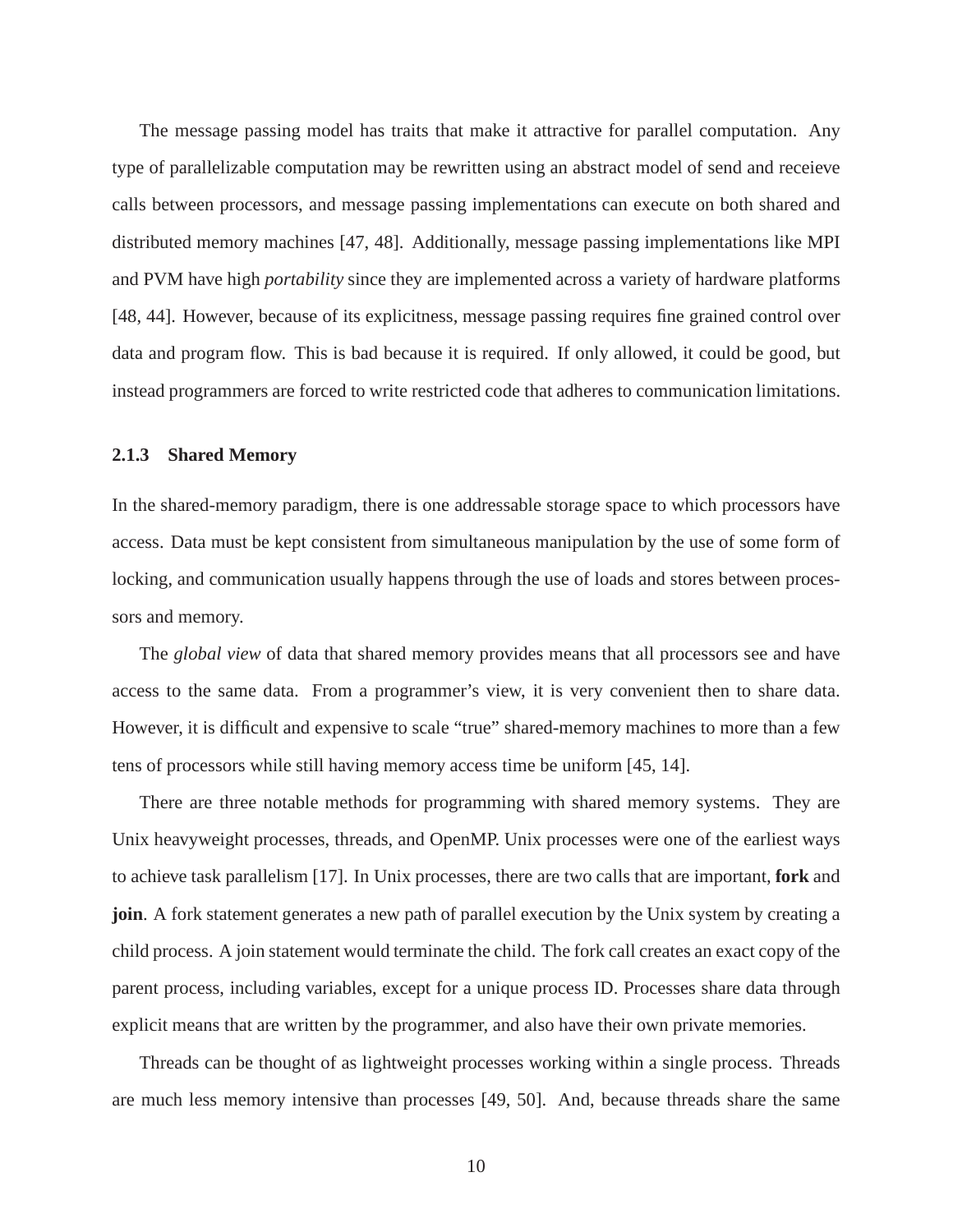The message passing model has traits that make it attractive for parallel computation. Any type of parallelizable computation may be rewritten using an abstract model of send and receieve calls between processors, and message passing implementations can execute on both shared and distributed memory machines [47, 48]. Additionally, message passing implementations like MPI and PVM have high *portability* since they are implemented across a variety of hardware platforms [48, 44]. However, because of its explicitness, message passing requires fine grained control over data and program flow. This is bad because it is required. If only allowed, it could be good, but instead programmers are forced to write restricted code that adheres to communication limitations.

### 2.1.3 Shared Memory

In the shared-memory paradigm, there is one addressable storage space to which processors have access. Data must be kept consistent from simultaneous manipulation by the use of some form of locking, and communication usually happens through the use of loads and stores between processors and memory.

The *global view* of data that shared memory provides means that all processors see and have access to the same data. From a programmer's view, it is very convenient then to share data. However, it is difficult and expensive to scale "true" shared-memory machines to more than a few tens of processors while still having memory access time be uniform [45, 14].

There are three notable methods for programming with shared memory systems. They are Unix heavyweight processes, threads, and OpenMP. Unix processes were one of the earliest ways to achieve task parallelism [17]. In Unix processes, there are two calls that are important, **fork** and **join**. A fork statement generates a new path of parallel execution by the Unix system by creating a child process. A join statement would terminate the child. The fork call creates an exact copy of the parent process, including variables, except for a unique process ID. Processes share data through explicit means that are written by the programmer, and also have their own private memories.

Threads can be thought of as lightweight processes working within a single process. Threads are much less memory intensive than processes [49, 50]. And, because threads share the same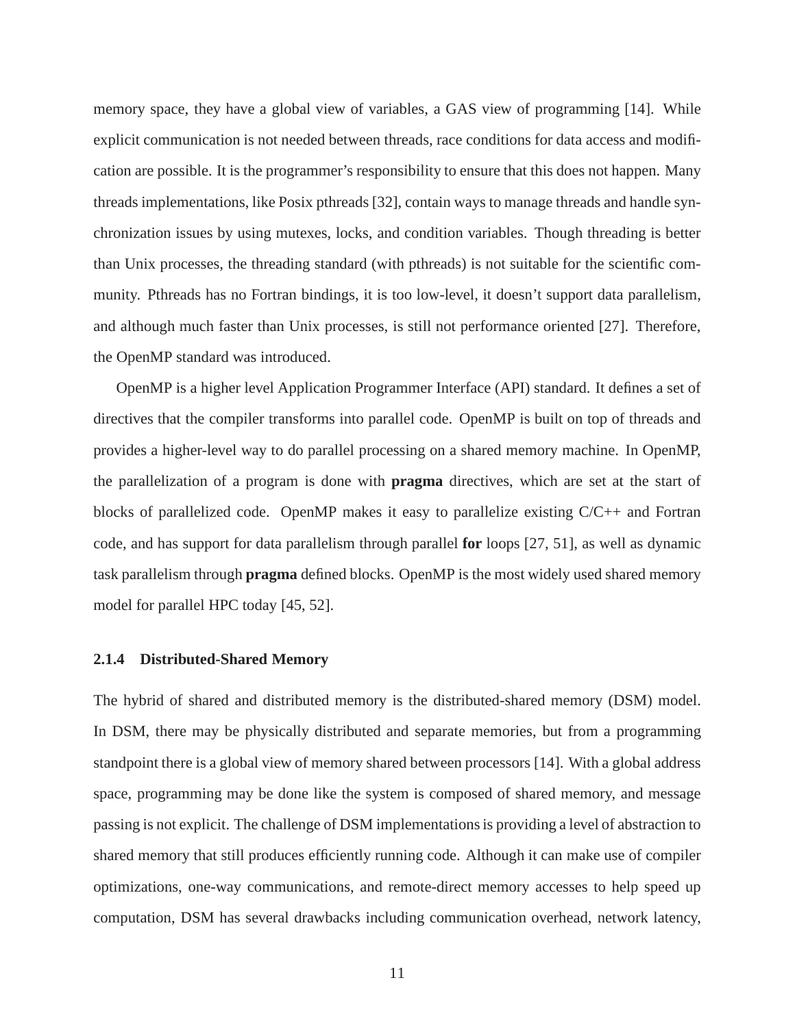memory space, they have a global view of variables, a GAS view of programming [14]. While explicit communication is not needed between threads, race conditions for data access and modification are possible. It is the programmer's responsibility to ensure that this does not happen. Many threads implementations, like Posix pthreads [32], contain ways to manage threads and handle synchronization issues by using mutexes, locks, and condition variables. Though threading is better than Unix processes, the threading standard (with pthreads) is not suitable for the scientific community. Pthreads has no Fortran bindings, it is too low-level, it doesn't support data parallelism, and although much faster than Unix processes, is still not performance oriented [27]. Therefore, the OpenMP standard was introduced.

OpenMP is a higher level Application Programmer Interface (API) standard. It defines a set of directives that the compiler transforms into parallel code. OpenMP is built on top of threads and provides a higher-level way to do parallel processing on a shared memory machine. In OpenMP, the parallelization of a program is done with **pragma** directives, which are set at the start of blocks of parallelized code. OpenMP makes it easy to parallelize existing C/C++ and Fortran code, and has support for data parallelism through parallel **for** loops [27, 51], as well as dynamic task parallelism through **pragma** defined blocks. OpenMP is the most widely used shared memory model for parallel HPC today [45, 52].

### 2.1.4 Distributed-Shared Memory

The hybrid of shared and distributed memory is the distributed-shared memory (DSM) model. In DSM, there may be physically distributed and separate memories, but from a programming standpoint there is a global view of memory shared between processors [14]. With a global address space, programming may be done like the system is composed of shared memory, and message passing is not explicit. The challenge of DSM implementations is providing a level of abstraction to shared memory that still produces efficiently running code. Although it can make use of compiler optimizations, one-way communications, and remote-direct memory accesses to help speed up computation, DSM has several drawbacks including communication overhead, network latency,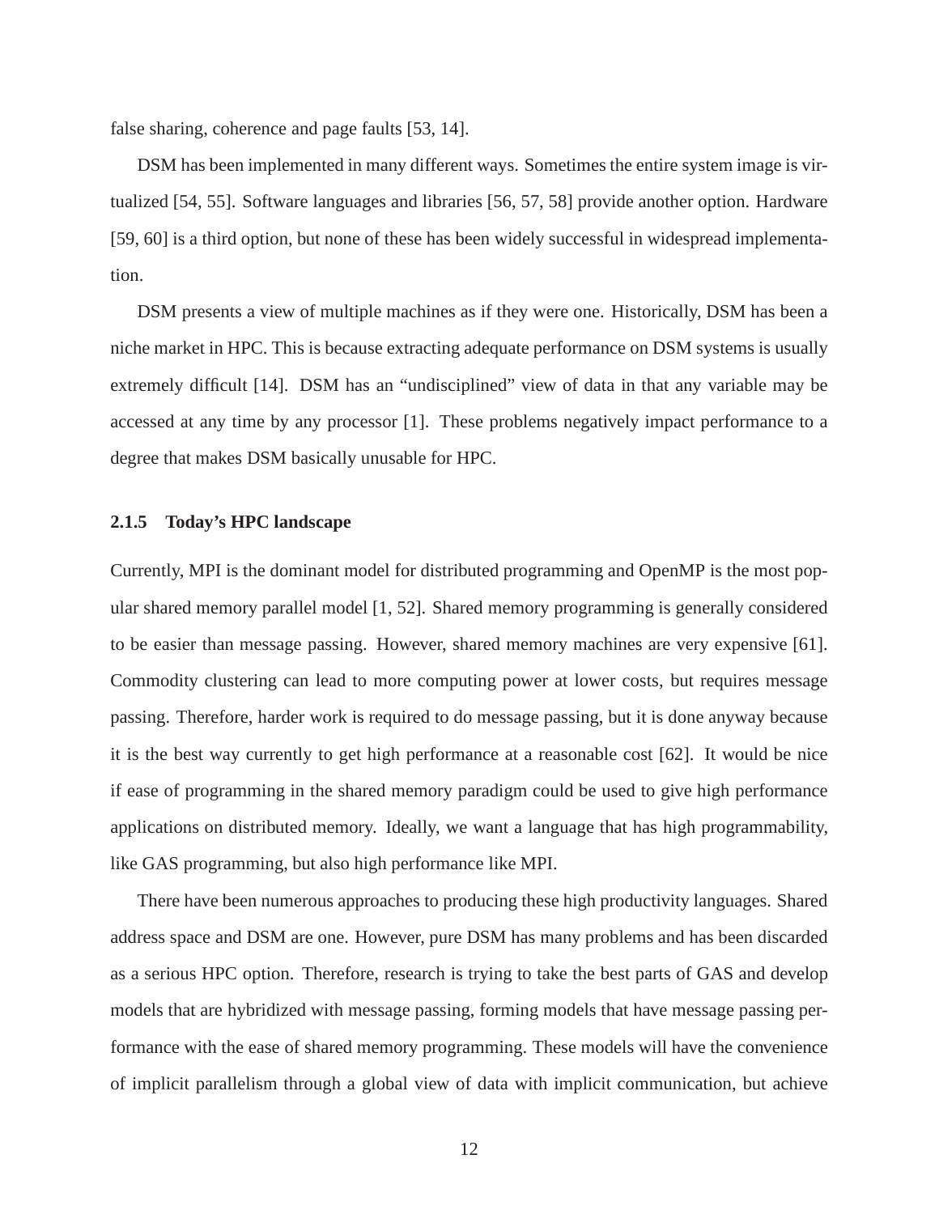false sharing, coherence and page faults [53, 14].

DSM has been implemented in many different ways. Sometimes the entire system image is virtualized [54, 55]. Software languages and libraries [56, 57, 58] provide another option. Hardware [59, 60] is a third option, but none of these has been widely successful in widespread implementation.

DSM presents a view of multiple machines as if they were one. Historically, DSM has been a niche market in HPC. This is because extracting adequate performance on DSM systems is usually extremely difficult [14]. DSM has an "undisciplined" view of data in that any variable may be accessed at any time by any processor [1]. These problems negatively impact performance to a degree that makes DSM basically unusable for HPC.

### 2.1.5 Today's HPC landscape

Currently, MPI is the dominant model for distributed programming and OpenMP is the most popular shared memory parallel model [1, 52]. Shared memory programming is generally considered to be easier than message passing. However, shared memory machines are very expensive [61]. Commodity clustering can lead to more computing power at lower costs, but requires message passing. Therefore, harder work is required to do message passing, but it is done anyway because it is the best way currently to get high performance at a reasonable cost [62]. It would be nice if ease of programming in the shared memory paradigm could be used to give high performance applications on distributed memory. Ideally, we want a language that has high programmability, like GAS programming, but also high performance like MPI.

There have been numerous approaches to producing these high productivity languages. Shared address space and DSM are one. However, pure DSM has many problems and has been discarded as a serious HPC option. Therefore, research is trying to take the best parts of GAS and develop models that are hybridized with message passing, forming models that have message passing performance with the ease of shared memory programming. These models will have the convenience of implicit parallelism through a global view of data with implicit communication, but achieve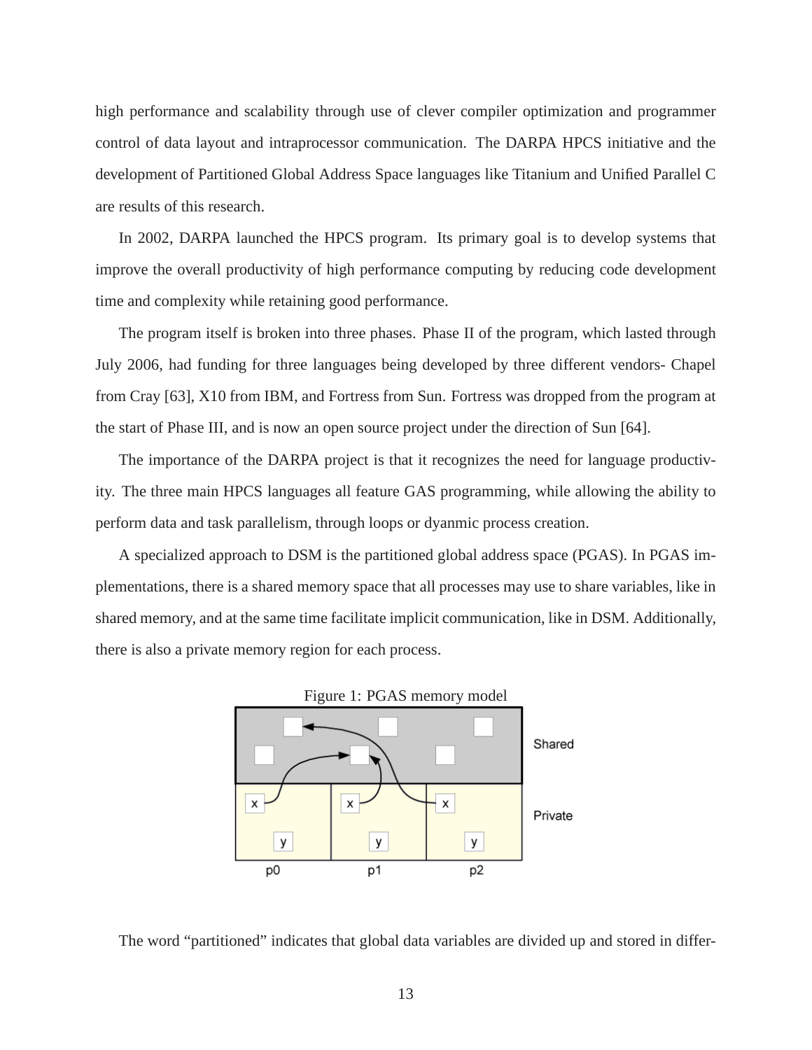high performance and scalability through use of clever compiler optimization and programmer control of data layout and intraprocessor communication. The DARPA HPCS initiative and the development of Partitioned Global Address Space languages like Titanium and Unified Parallel C are results of this research.

In 2002, DARPA launched the HPCS program. Its primary goal is to develop systems that improve the overall productivity of high performance computing by reducing code development time and complexity while retaining good performance.

The program itself is broken into three phases. Phase II of the program, which lasted through July 2006, had funding for three languages being developed by three different vendors- Chapel from Cray [63], X10 from IBM, and Fortress from Sun. Fortress was dropped from the program at the start of Phase III, and is now an open source project under the direction of Sun [64].

The importance of the DARPA project is that it recognizes the need for language productivity. The three main HPCS languages all feature GAS programming, while allowing the ability to perform data and task parallelism, through loops or dyanmic process creation.

A specialized approach to DSM is the partitioned global address space (PGAS). In PGAS implementations, there is a shared memory space that all processes may use to share variables, like in shared memory, and at the same time facilitate implicit communication, like in DSM. Additionally, there is also a private memory region for each process.

Figure 1: PGAS memory model

The word "partitioned" indicates that global data variables are divided up and stored in differ-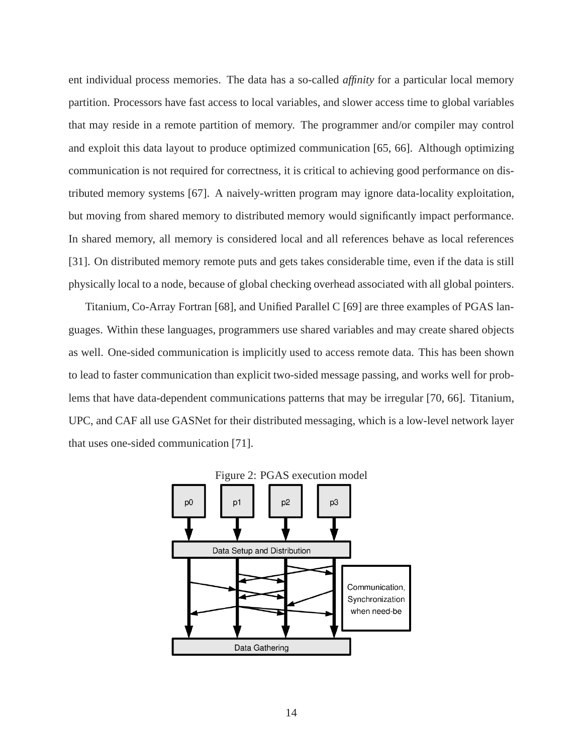ent individual process memories. The data has a so-called *affinity* for a particular local memory partition. Processors have fast access to local variables, and slower access time to global variables that may reside in a remote partition of memory. The programmer and/or compiler may control and exploit this data layout to produce optimized communication [65, 66]. Although optimizing communication is not required for correctness, it is critical to achieving good performance on distributed memory systems [67]. A naively-written program may ignore data-locality exploitation, but moving from shared memory to distributed memory would significantly impact performance. In shared memory, all memory is considered local and all references behave as local references [31]. On distributed memory remote puts and gets takes considerable time, even if the data is still physically local to a node, because of global checking overhead associated with all global pointers.

Titanium, Co-Array Fortran [68], and Unified Parallel C [69] are three examples of PGAS languages. Within these languages, programmers use shared variables and may create shared objects as well. One-sided communication is implicitly used to access remote data. This has been shown to lead to faster communication than explicit two-sided message passing, and works well for problems that have data-dependent communications patterns that may be irregular [70, 66]. Titanium, UPC, and CAF all use GASNet for their distributed messaging, which is a low-level network layer that uses one-sided communication [71].

Figure 2: PGAS execution model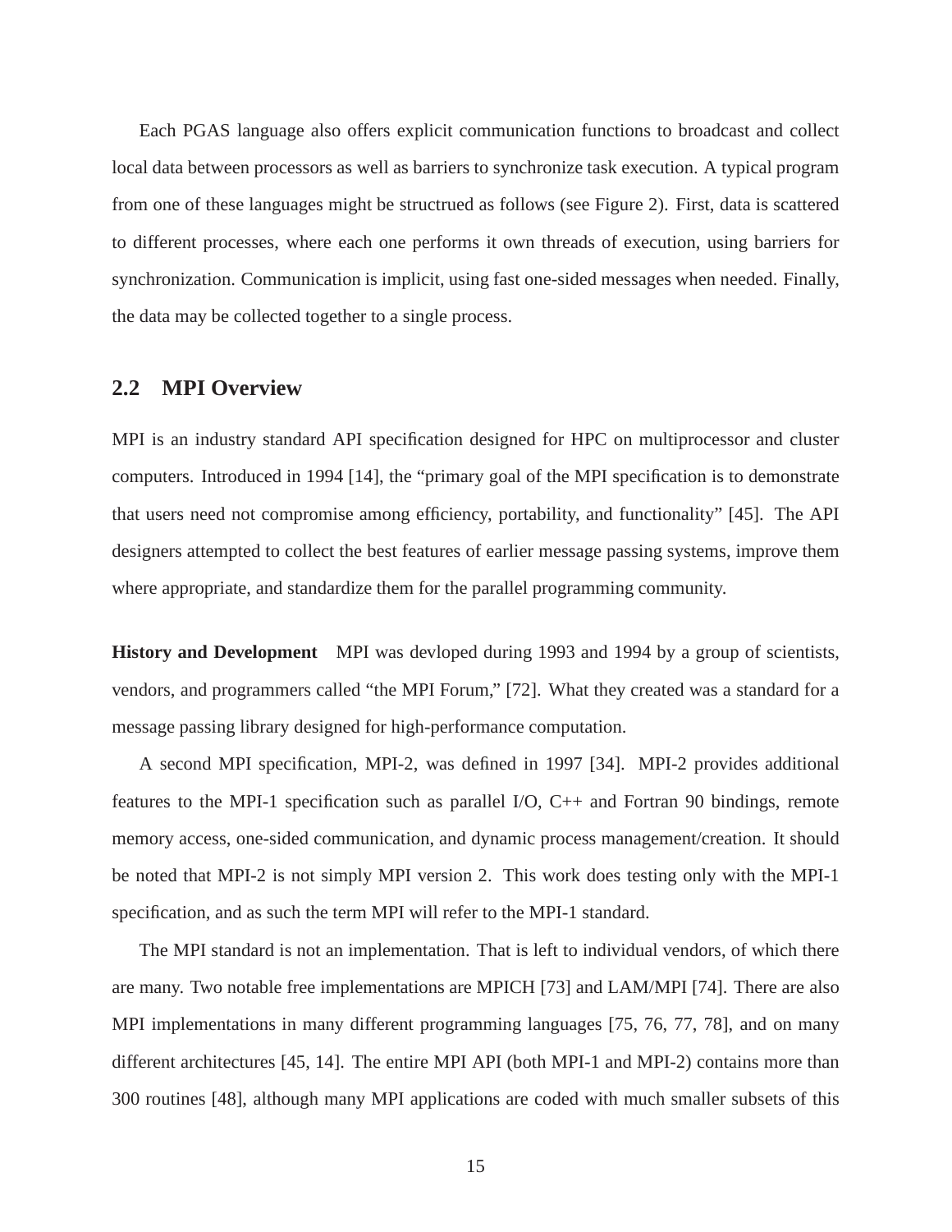Each PGAS language also offers explicit communication functions to broadcast and collect local data between processors as well as barriers to synchronize task execution. A typical program from one of these languages might be structrued as follows (see Figure 2). First, data is scattered to different processes, where each one performs it own threads of execution, using barriers for synchronization. Communication is implicit, using fast one-sided messages when needed. Finally, the data may be collected together to a single process.

## 2.2 MPI Overview

MPI is an industry standard API specification designed for HPC on multiprocessor and cluster computers. Introduced in 1994 [14], the "primary goal of the MPI specification is to demonstrate that users need not compromise among efficiency, portability, and functionality" [45]. The API designers attempted to collect the best features of earlier message passing systems, improve them where appropriate, and standardize them for the parallel programming community.

**History and Development** MPI was devloped during 1993 and 1994 by a group of scientists, vendors, and programmers called "the MPI Forum," [72]. What they created was a standard for a message passing library designed for high-performance computation.

A second MPI specification, MPI-2, was defined in 1997 [34]. MPI-2 provides additional features to the MPI-1 specification such as parallel I/O, C++ and Fortran 90 bindings, remote memory access, one-sided communication, and dynamic process management/creation. It should be noted that MPI-2 is not simply MPI version 2. This work does testing only with the MPI-1 specification, and as such the term MPI will refer to the MPI-1 standard.

The MPI standard is not an implementation. That is left to individual vendors, of which there are many. Two notable free implementations are MPICH [73] and LAM/MPI [74]. There are also MPI implementations in many different programming languages [75, 76, 77, 78], and on many different architectures [45, 14]. The entire MPI API (both MPI-1 and MPI-2) contains more than 300 routines [48], although many MPI applications are coded with much smaller subsets of this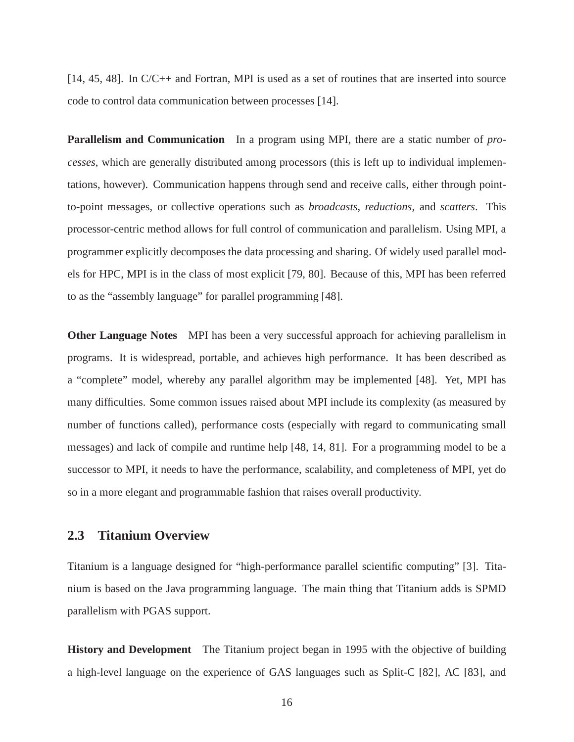[14, 45, 48]. In C/C++ and Fortran, MPI is used as a set of routines that are inserted into source code to control data communication between processes [14].

**Parallelism and Communication** In a program using MPI, there are a static number of *processes*, which are generally distributed among processors (this is left up to individual implementations, however). Communication happens through send and receive calls, either through point-to-point messages, or collective operations such as *broadcasts*, *reductions*, and *scatters*. This processor-centric method allows for full control of communication and parallelism. Using MPI, a programmer explicitly decomposes the data processing and sharing. Of widely used parallel models for HPC, MPI is in the class of most explicit [79, 80]. Because of this, MPI has been referred to as the "assembly language" for parallel programming [48].

**Other Language Notes** MPI has been a very successful approach for achieving parallelism in programs. It is widespread, portable, and achieves high performance. It has been described as a "complete" model, whereby any parallel algorithm may be implemented [48]. Yet, MPI has many difficulties. Some common issues raised about MPI include its complexity (as measured by number of functions called), performance costs (especially with regard to communicating small messages) and lack of compile and runtime help [48, 14, 81]. For a programming model to be a successor to MPI, it needs to have the performance, scalability, and completeness of MPI, yet do so in a more elegant and programmable fashion that raises overall productivity.

## 2.3 Titanium Overview

Titanium is a language designed for "high-performance parallel scientific computing" [3]. Titanium is based on the Java programming language. The main thing that Titanium adds is SPMD parallelism with PGAS support.

**History and Development** The Titanium project began in 1995 with the objective of building a high-level language on the experience of GAS languages such as Split-C [82], AC [83], and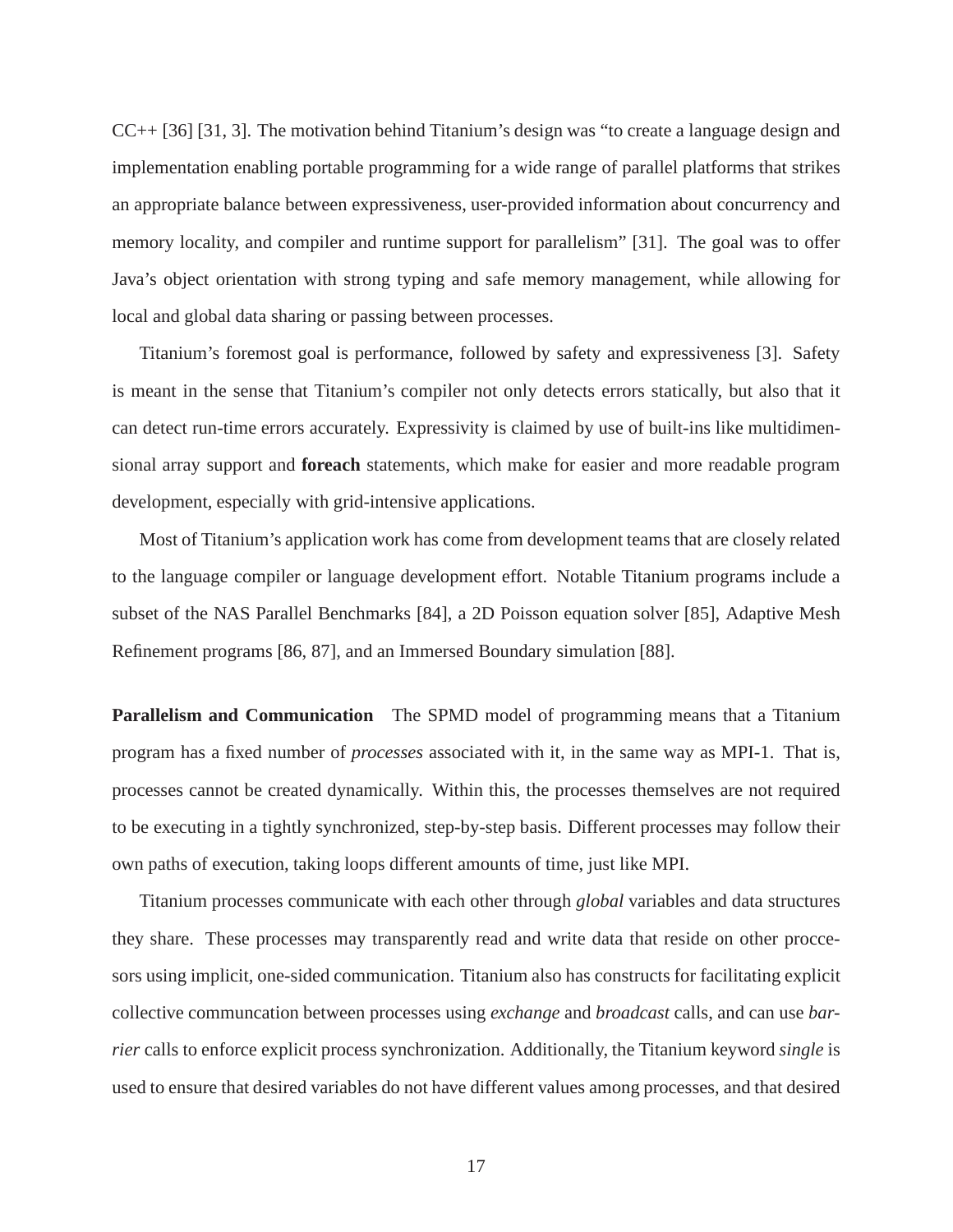CC++ [36] [31, 3]. The motivation behind Titanium's design was "to create a language design and implementation enabling portable programming for a wide range of parallel platforms that strikes an appropriate balance between expressiveness, user-provided information about concurrency and memory locality, and compiler and runtime support for parallelism" [31]. The goal was to offer Java's object orientation with strong typing and safe memory management, while allowing for local and global data sharing or passing between processes.

Titanium's foremost goal is performance, followed by safety and expressiveness [3]. Safety is meant in the sense that Titanium's compiler not only detects errors statically, but also that it can detect run-time errors accurately. Expressivity is claimed by use of built-ins like multidimensional array support and **foreach** statements, which make for easier and more readable program development, especially with grid-intensive applications.

Most of Titanium's application work has come from development teams that are closely related to the language compiler or language development effort. Notable Titanium programs include a subset of the NAS Parallel Benchmarks [84], a 2D Poisson equation solver [85], Adaptive Mesh Refinement programs [86, 87], and an Immersed Boundary simulation [88].

**Parallelism and Communication** The SPMD model of programming means that a Titanium program has a fixed number of *processes* associated with it, in the same way as MPI-1. That is, processes cannot be created dynamically. Within this, the processes themselves are not required to be executing in a tightly synchronized, step-by-step basis. Different processes may follow their own paths of execution, taking loops different amounts of time, just like MPI.

Titanium processes communicate with each other through *global* variables and data structures they share. These processes may transparently read and write data that reside on other proccesors using implicit, one-sided communication. Titanium also has constructs for facilitating explicit collective communcation between processes using *exchange* and *broadcast* calls, and can use *barrier* calls to enforce explicit process synchronization. Additionally, the Titanium keyword *single* is used to ensure that desired variables do not have different values among processes, and that desired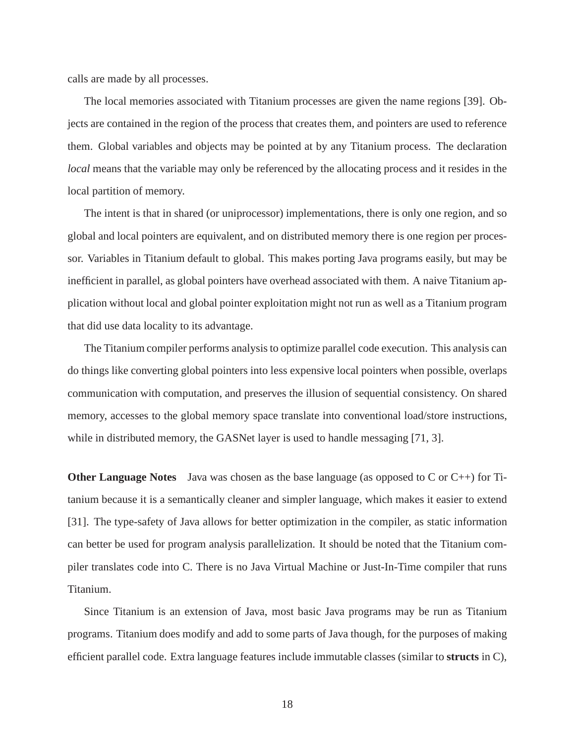calls are made by all processes.

The local memories associated with Titanium processes are given the name regions [39]. Objects are contained in the region of the process that creates them, and pointers are used to reference them. Global variables and objects may be pointed at by any Titanium process. The declaration *local* means that the variable may only be referenced by the allocating process and it resides in the local partition of memory.

The intent is that in shared (or uniprocessor) implementations, there is only one region, and so global and local pointers are equivalent, and on distributed memory there is one region per processor. Variables in Titanium default to global. This makes porting Java programs easily, but may be inefficient in parallel, as global pointers have overhead associated with them. A naive Titanium application without local and global pointer exploitation might not run as well as a Titanium program that did use data locality to its advantage.

The Titanium compiler performs analysis to optimize parallel code execution. This analysis can do things like converting global pointers into less expensive local pointers when possible, overlaps communication with computation, and preserves the illusion of sequential consistency. On shared memory, accesses to the global memory space translate into conventional load/store instructions, while in distributed memory, the GASNet layer is used to handle messaging [71, 3].

**Other Language Notes** Java was chosen as the base language (as opposed to C or C++) for Titanium because it is a semantically cleaner and simpler language, which makes it easier to extend [31]. The type-safety of Java allows for better optimization in the compiler, as static information can better be used for program analysis parallelization. It should be noted that the Titanium compiler translates code into C. There is no Java Virtual Machine or Just-In-Time compiler that runs Titanium.

Since Titanium is an extension of Java, most basic Java programs may be run as Titanium programs. Titanium does modify and add to some parts of Java though, for the purposes of making efficient parallel code. Extra language features include immutable classes (similar to **structs** in C),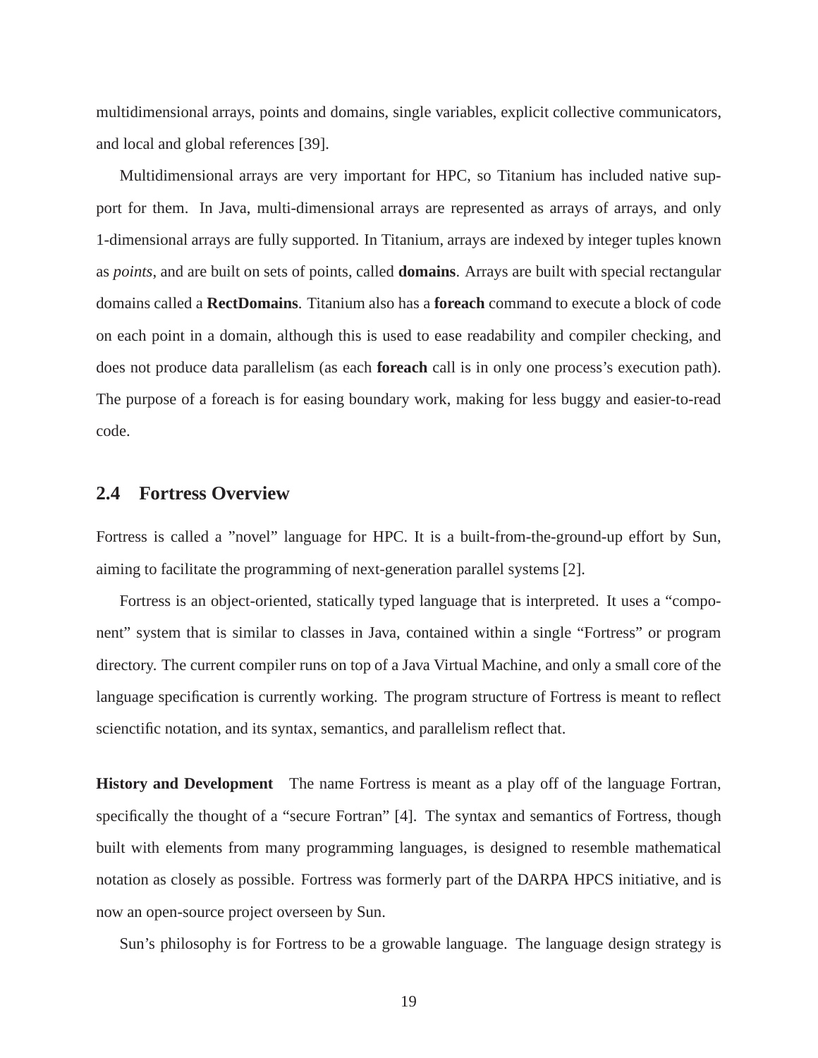multidimensional arrays, points and domains, single variables, explicit collective communicators, and local and global references [39].

Multidimensional arrays are very important for HPC, so Titanium has included native support for them. In Java, multi-dimensional arrays are represented as arrays of arrays, and only 1-dimensional arrays are fully supported. In Titanium, arrays are indexed by integer tuples known as *points*, and are built on sets of points, called **domains**. Arrays are built with special rectangular domains called a **RectDomains**. Titanium also has a **foreach** command to execute a block of code on each point in a domain, although this is used to ease readability and compiler checking, and does not produce data parallelism (as each **foreach** call is in only one process's execution path). The purpose of a foreach is for easing boundary work, making for less buggy and easier-to-read code.

## 2.4 Fortress Overview

Fortress is called a "novel" language for HPC. It is a built-from-the-ground-up effort by Sun, aiming to facilitate the programming of next-generation parallel systems [2].

Fortress is an object-oriented, statically typed language that is interpreted. It uses a "component" system that is similar to classes in Java, contained within a single "Fortress" or program directory. The current compiler runs on top of a Java Virtual Machine, and only a small core of the language specification is currently working. The program structure of Fortress is meant to reflect scienctific notation, and its syntax, semantics, and parallelism reflect that.

**History and Development** The name Fortress is meant as a play off of the language Fortran, specifically the thought of a "secure Fortran" [4]. The syntax and semantics of Fortress, though built with elements from many programming languages, is designed to resemble mathematical notation as closely as possible. Fortress was formerly part of the DARPA HPCS initiative, and is now an open-source project overseen by Sun.

Sun's philosophy is for Fortress to be a growable language. The language design strategy is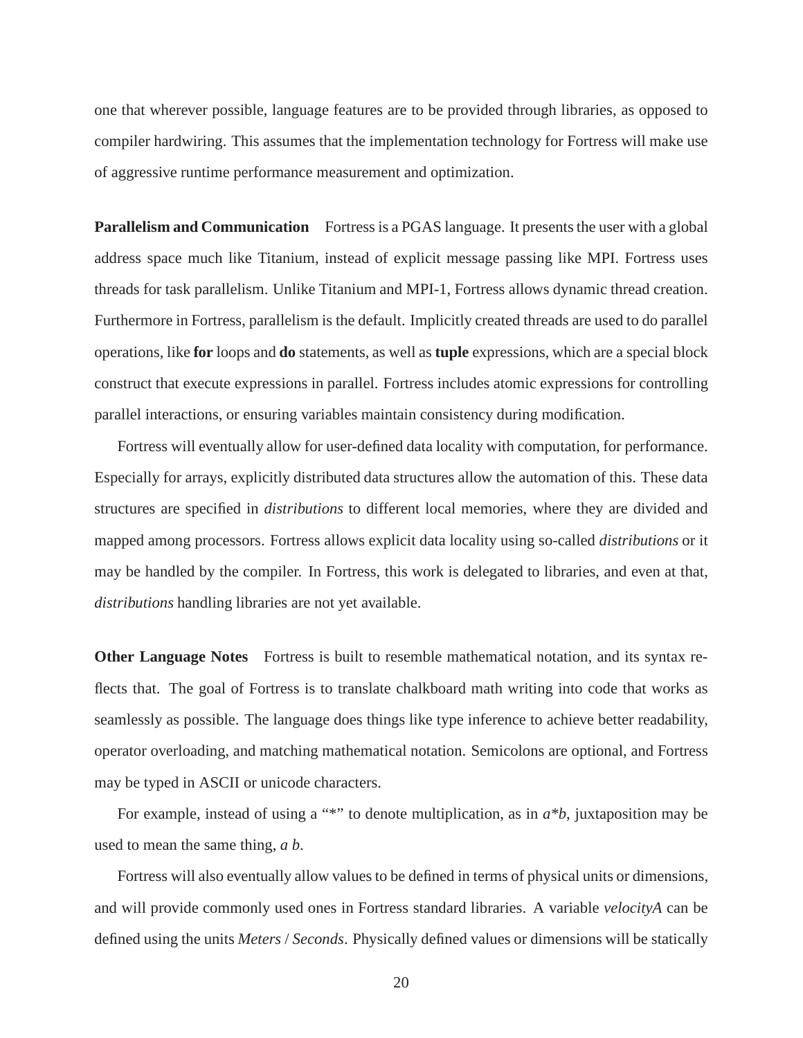one that wherever possible, language features are to be provided through libraries, as opposed to compiler hardwiring. This assumes that the implementation technology for Fortress will make use of aggressive runtime performance measurement and optimization.

**Parallelism and Communication** Fortress is a PGAS language. It presents the user with a global address space much like Titanium, instead of explicit message passing like MPI. Fortress uses threads for task parallelism. Unlike Titanium and MPI-1, Fortress allows dynamic thread creation. Furthermore in Fortress, parallelism is the default. Implicitly created threads are used to do parallel operations, like **for** loops and **do** statements, as well as **tuple** expressions, which are a special block construct that execute expressions in parallel. Fortress includes atomic expressions for controlling parallel interactions, or ensuring variables maintain consistency during modification.

Fortress will eventually allow for user-defined data locality with computation, for performance. Especially for arrays, explicitly distributed data structures allow the automation of this. These data structures are specified in *distributions* to different local memories, where they are divided and mapped among processors. Fortress allows explicit data locality using so-called *distributions* or it may be handled by the compiler. In Fortress, this work is delegated to libraries, and even at that, *distributions* handling libraries are not yet available.

**Other Language Notes** Fortress is built to resemble mathematical notation, and its syntax reflects that. The goal of Fortress is to translate chalkboard math writing into code that works as seamlessly as possible. The language does things like type inference to achieve better readability, operator overloading, and matching mathematical notation. Semicolons are optional, and Fortress may be typed in ASCII or unicode characters.

For example, instead of using a "*" to denote multiplication, as in *a*\**b*, juxtaposition may be used to mean the same thing, *a b*.

Fortress will also eventually allow values to be defined in terms of physical units or dimensions, and will provide commonly used ones in Fortress standard libraries. A variable *velocityA* can be defined using the units *Meters* / *Seconds*. Physically defined values or dimensions will be statically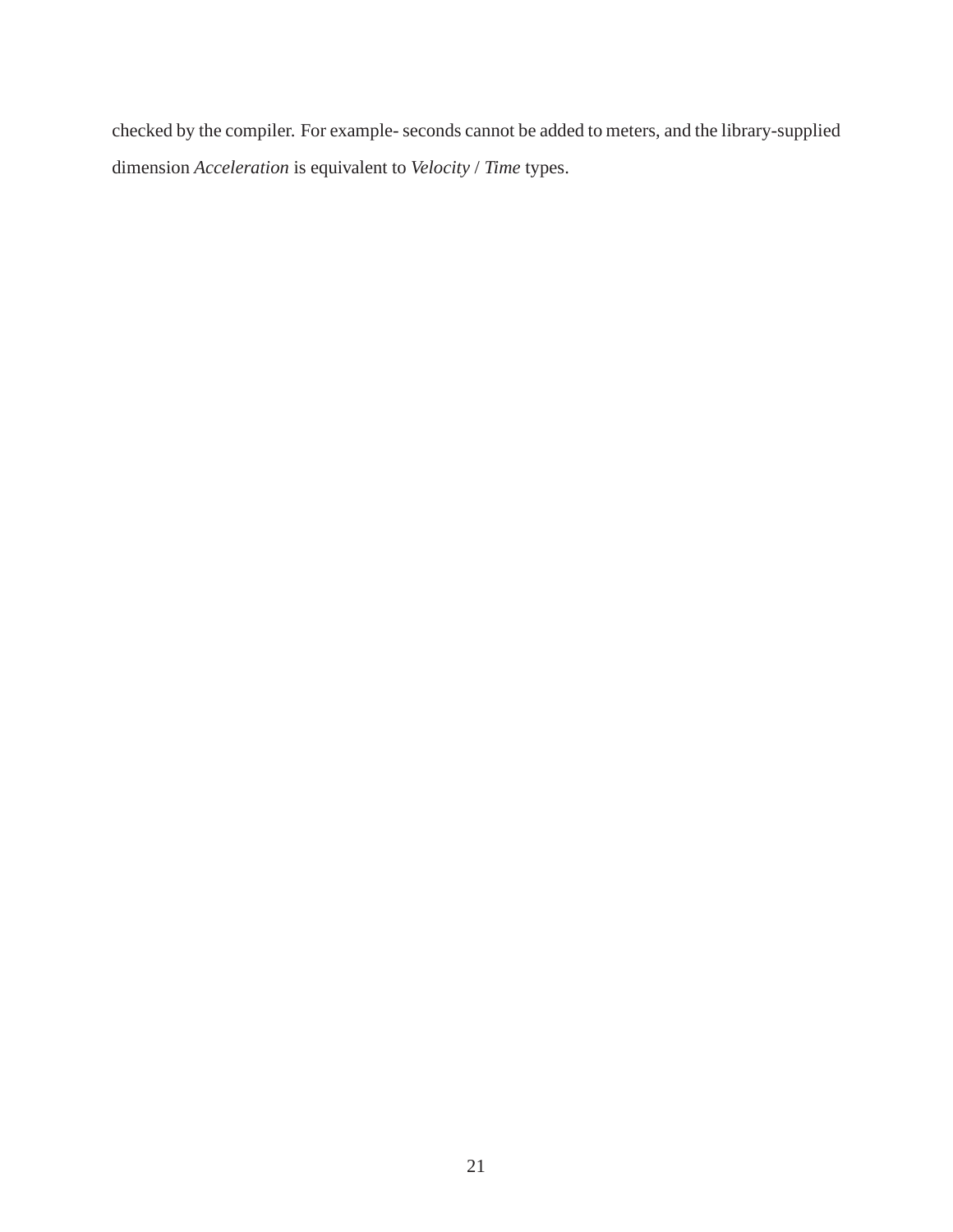checked by the compiler. For example- seconds cannot be added to meters, and the library-supplied dimension *Acceleration* is equivalent to *Velocity* / *Time* types.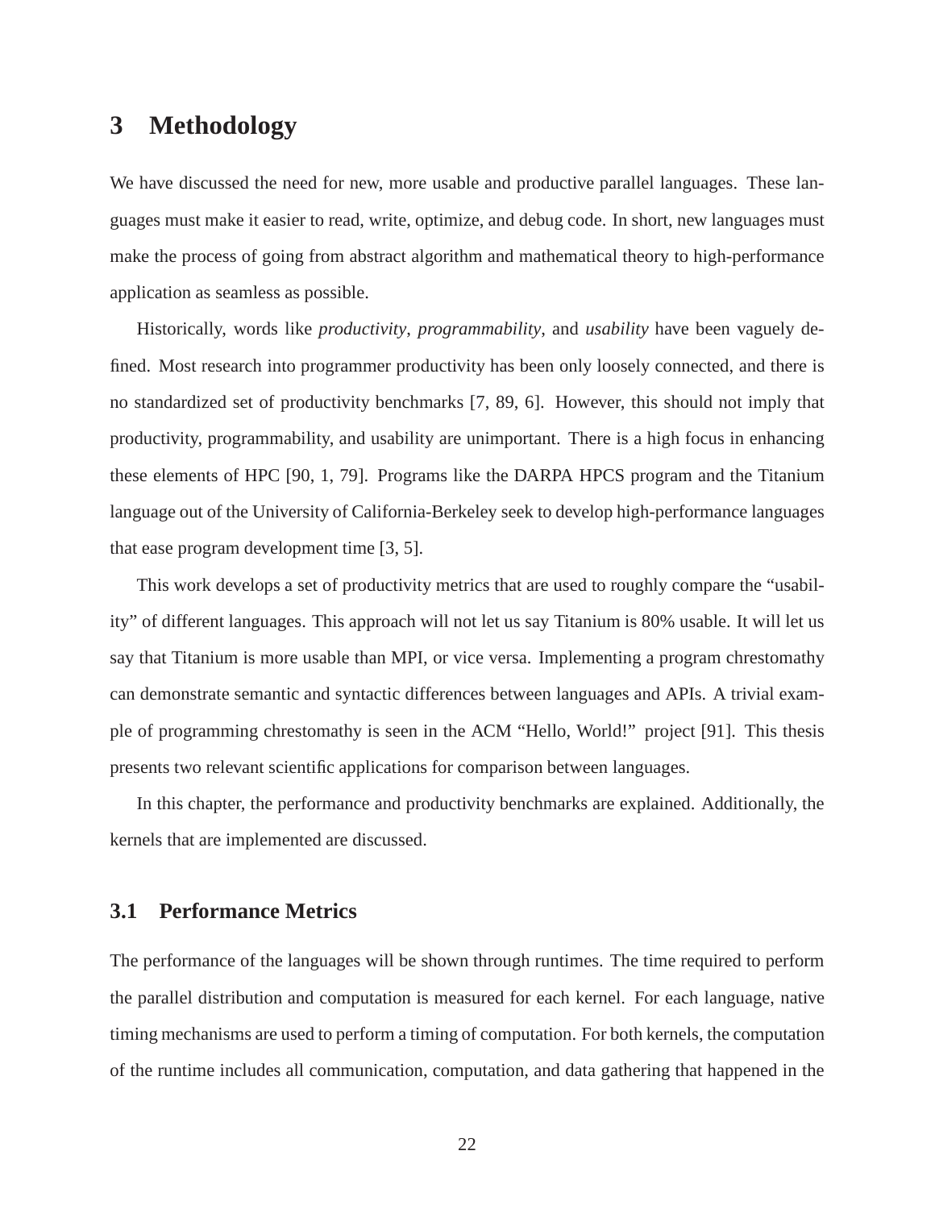# 3 Methodology

We have discussed the need for new, more usable and productive parallel languages. These languages must make it easier to read, write, optimize, and debug code. In short, new languages must make the process of going from abstract algorithm and mathematical theory to high-performance application as seamless as possible.

Historically, words like *productivity*, *programmability*, and *usability* have been vaguely defined. Most research into programmer productivity has been only loosely connected, and there is no standardized set of productivity benchmarks [7, 89, 6]. However, this should not imply that productivity, programmability, and usability are unimportant. There is a high focus in enhancing these elements of HPC [90, 1, 79]. Programs like the DARPA HPCS program and the Titanium language out of the University of California-Berkeley seek to develop high-performance languages that ease program development time [3, 5].

This work develops a set of productivity metrics that are used to roughly compare the "usability" of different languages. This approach will not let us say Titanium is 80% usable. It will let us say that Titanium is more usable than MPI, or vice versa. Implementing a program chrestomathy can demonstrate semantic and syntactic differences between languages and APIs. A trivial example of programming chrestomathy is seen in the ACM "Hello, World!" project [91]. This thesis presents two relevant scientific applications for comparison between languages.

In this chapter, the performance and productivity benchmarks are explained. Additionally, the kernels that are implemented are discussed.

## 3.1 Performance Metrics

The performance of the languages will be shown through runtimes. The time required to perform the parallel distribution and computation is measured for each kernel. For each language, native timing mechanisms are used to perform a timing of computation. For both kernels, the computation of the runtime includes all communication, computation, and data gathering that happened in the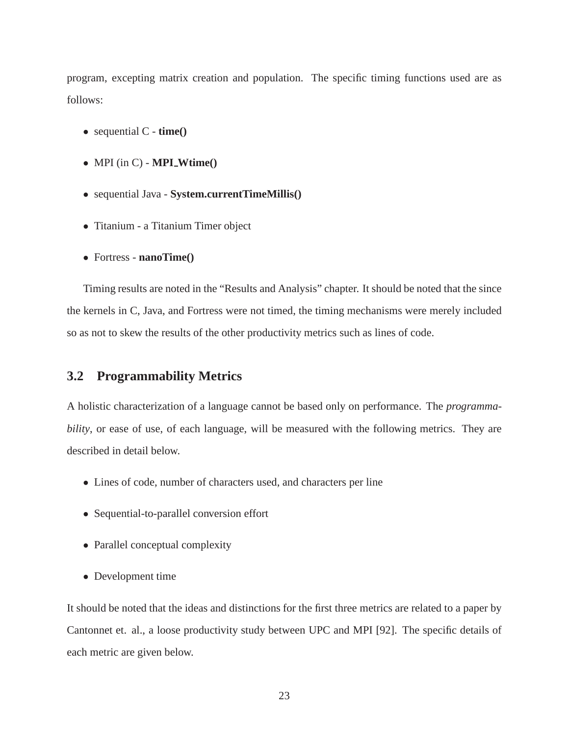program, excepting matrix creation and population. The specific timing functions used are as follows:

- sequential C - **time()**
- MPI (in C) - **MPI_Wtime()**
- sequential Java - **System.currentTimeMillis()**
- Titanium - a Titanium Timer object
- Fortress - **nanoTime()**

Timing results are noted in the "Results and Analysis" chapter. It should be noted that the since the kernels in C, Java, and Fortress were not timed, the timing mechanisms were merely included so as not to skew the results of the other productivity metrics such as lines of code.

## 3.2 Programmability Metrics

A holistic characterization of a language cannot be based only on performance. The *programmability*, or ease of use, of each language, will be measured with the following metrics. They are described in detail below.

- Lines of code, number of characters used, and characters per line
- Sequential-to-parallel conversion effort
- Parallel conceptual complexity
- Development time

It should be noted that the ideas and distinctions for the first three metrics are related to a paper by Cantonnet et. al., a loose productivity study between UPC and MPI [92]. The specific details of each metric are given below.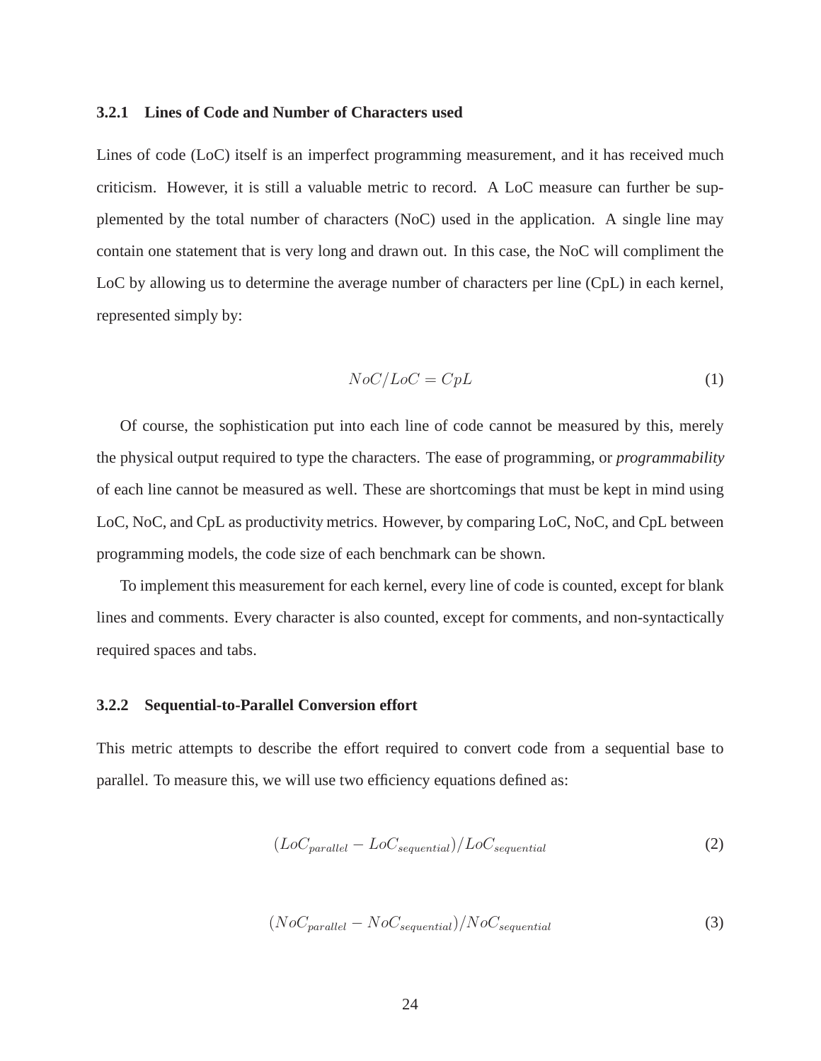### 3.2.1 Lines of Code and Number of Characters used

Lines of code (LoC) itself is an imperfect programming measurement, and it has received much criticism. However, it is still a valuable metric to record. A LoC measure can further be supplemented by the total number of characters (NoC) used in the application. A single line may contain one statement that is very long and drawn out. In this case, the NoC will compliment the LoC by allowing us to determine the average number of characters per line (CpL) in each kernel, represented simply by:

$$NoC/LoC = CpL \tag{1}$$

Of course, the sophistication put into each line of code cannot be measured by this, merely the physical output required to type the characters. The ease of programming, or *programmability* of each line cannot be measured as well. These are shortcomings that must be kept in mind using LoC, NoC, and CpL as productivity metrics. However, by comparing LoC, NoC, and CpL between programming models, the code size of each benchmark can be shown.

To implement this measurement for each kernel, every line of code is counted, except for blank lines and comments. Every character is also counted, except for comments, and non-syntactically required spaces and tabs.

### 3.2.2 Sequential-to-Parallel Conversion effort

This metric attempts to describe the effort required to convert code from a sequential base to parallel. To measure this, we will use two efficiency equations defined as:

$$(LoC_{parallel} - LoC_{sequential})/LoC_{sequential} \tag{2}$$

$$(NoC_{parallel} - NoC_{sequential})/NoC_{sequential} \tag{3}$$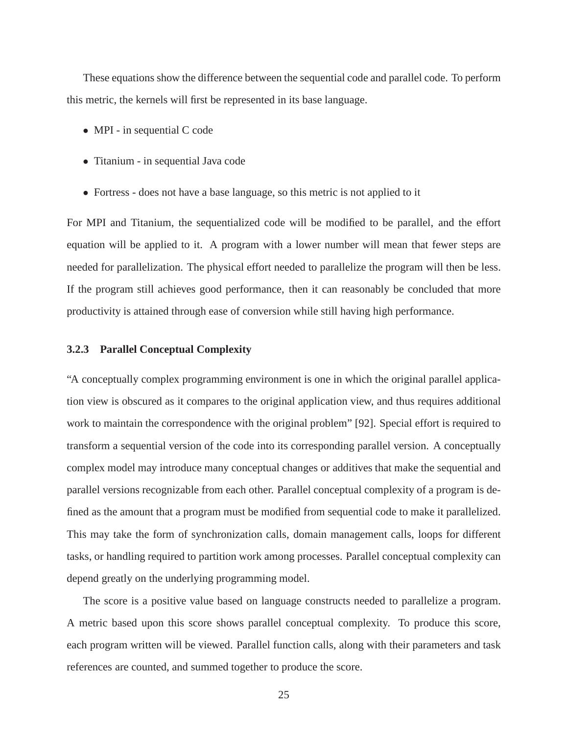These equations show the difference between the sequential code and parallel code. To perform this metric, the kernels will first be represented in its base language.

- MPI - in sequential C code
- Titanium - in sequential Java code
- Fortress - does not have a base language, so this metric is not applied to it

For MPI and Titanium, the sequentialized code will be modified to be parallel, and the effort equation will be applied to it. A program with a lower number will mean that fewer steps are needed for parallelization. The physical effort needed to parallelize the program will then be less. If the program still achieves good performance, then it can reasonably be concluded that more productivity is attained through ease of conversion while still having high performance.

### 3.2.3 Parallel Conceptual Complexity

"A conceptually complex programming environment is one in which the original parallel application view is obscured as it compares to the original application view, and thus requires additional work to maintain the correspondence with the original problem" [92]. Special effort is required to transform a sequential version of the code into its corresponding parallel version. A conceptually complex model may introduce many conceptual changes or additives that make the sequential and parallel versions recognizable from each other. Parallel conceptual complexity of a program is defined as the amount that a program must be modified from sequential code to make it parallelized. This may take the form of synchronization calls, domain management calls, loops for different tasks, or handling required to partition work among processes. Parallel conceptual complexity can depend greatly on the underlying programming model.

The score is a positive value based on language constructs needed to parallelize a program. A metric based upon this score shows parallel conceptual complexity. To produce this score, each program written will be viewed. Parallel function calls, along with their parameters and task references are counted, and summed together to produce the score.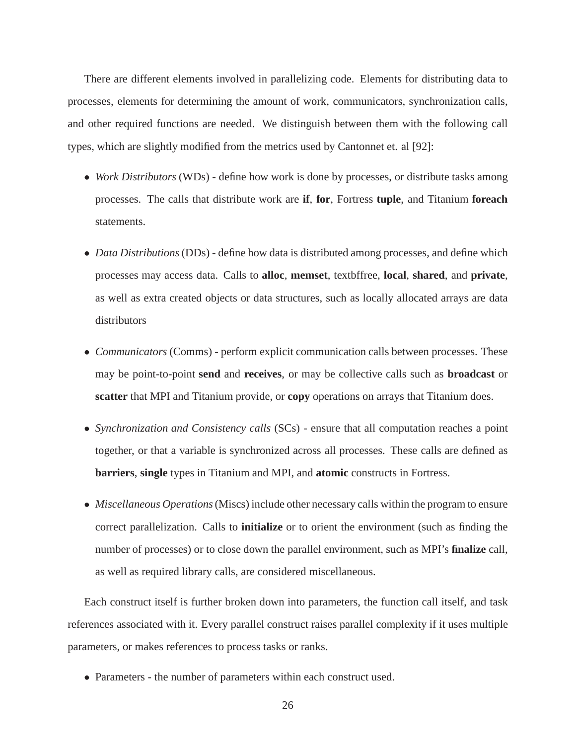There are different elements involved in parallelizing code. Elements for distributing data to processes, elements for determining the amount of work, communicators, synchronization calls, and other required functions are needed. We distinguish between them with the following call types, which are slightly modified from the metrics used by Cantonnet et. al [92]:

- *Work Distributors* (WDs) - define how work is done by processes, or distribute tasks among processes. The calls that distribute work are **if**, **for**, Fortress **tuple**, and Titanium **foreach** statements.
- *Data Distributions* (DDs) - define how data is distributed among processes, and define which processes may access data. Calls to **alloc**, **memset**, textbffree, **local**, **shared**, and **private**, as well as extra created objects or data structures, such as locally allocated arrays are data distributors
- *Communicators* (Comms) - perform explicit communication calls between processes. These may be point-to-point **send** and **receives**, or may be collective calls such as **broadcast** or **scatter** that MPI and Titanium provide, or **copy** operations on arrays that Titanium does.
- *Synchronization and Consistency calls* (SCs) - ensure that all computation reaches a point together, or that a variable is synchronized across all processes. These calls are defined as **barriers**, **single** types in Titanium and MPI, and **atomic** constructs in Fortress.
- *Miscellaneous Operations* (Miscs) include other necessary calls within the program to ensure correct parallelization. Calls to **initialize** or to orient the environment (such as finding the number of processes) or to close down the parallel environment, such as MPI's **finalize** call, as well as required library calls, are considered miscellaneous.

Each construct itself is further broken down into parameters, the function call itself, and task references associated with it. Every parallel construct raises parallel complexity if it uses multiple parameters, or makes references to process tasks or ranks.

- Parameters - the number of parameters within each construct used.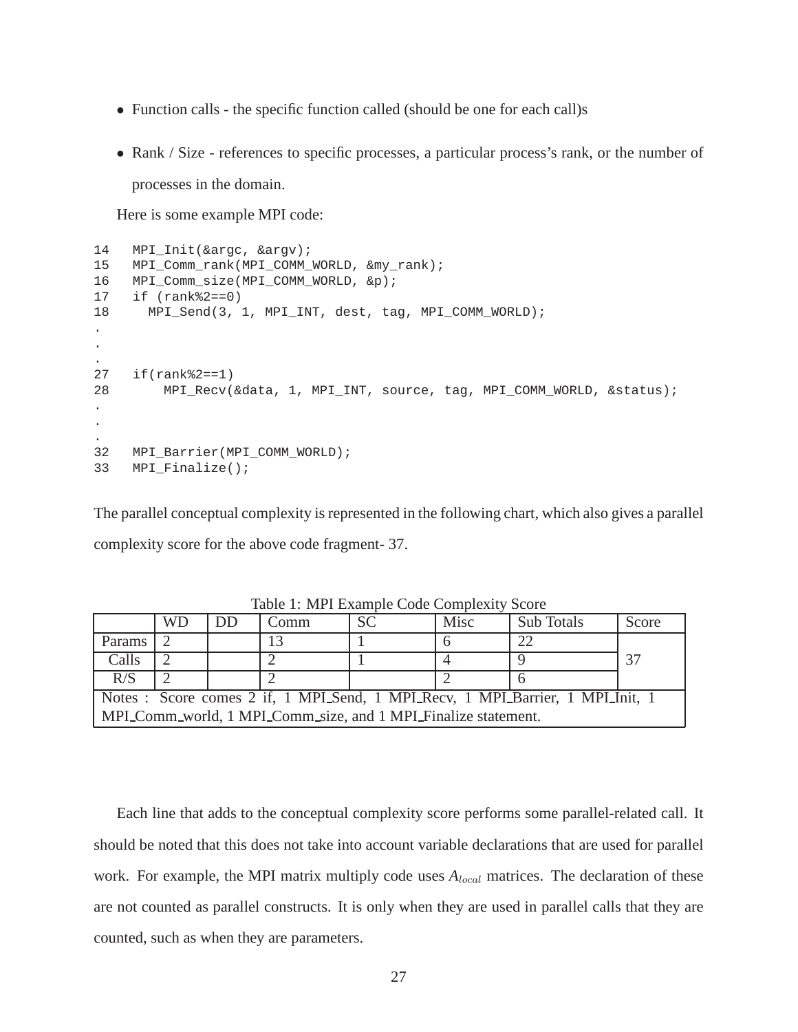- Function calls - the specific function called (should be one for each call)s
- Rank / Size - references to specific processes, a particular process's rank, or the number of processes in the domain.

Here is some example MPI code:

```
14   MPI_Init(&argc, &argv);
15   MPI_Comm_rank(MPI_COMM_WORLD, &my_rank);
16   MPI_Comm_size(MPI_COMM_WORLD, &p);
17   if (rank%2==0)
18     MPI_Send(3, 1, MPI_INT, dest, tag, MPI_COMM_WORLD);
.
.
.
27   if(rank%2==1)
28       MPI_Recv(&data, 1, MPI_INT, source, tag, MPI_COMM_WORLD, &status);
.
.
.
32   MPI_Barrier(MPI_COMM_WORLD);
33   MPI_Finalize();
```

The parallel conceptual complexity is represented in the following chart, which also gives a parallel complexity score for the above code fragment- 37.

Table 1: MPI Example Code Complexity Score

| | WD | DD | Comm | SC | Misc | Sub Totals | Score |
|---|---|---|---|---|---|---|---|
| Params | 2 | | 13 | 1 | 6 | 22 | 37 |
| Calls | 2 | | 2 | 1 | 4 | 9 | |
| R/S | 2 | | 2 | | 2 | 6 | |
| Notes : Score comes 2 if, 1 MPI_Send, 1 MPI_Recv, 1 MPI_Barrier, 1 MPI_Init, 1 MPI_Comm_world, 1 MPI_Comm_size, and 1 MPI_Finalize statement. | | | | | | | |

Each line that adds to the conceptual complexity score performs some parallel-related call. It should be noted that this does not take into account variable declarations that are used for parallel work. For example, the MPI matrix multiply code uses $A_{local}$ matrices. The declaration of these are not counted as parallel constructs. It is only when they are used in parallel calls that they are counted, such as when they are parameters.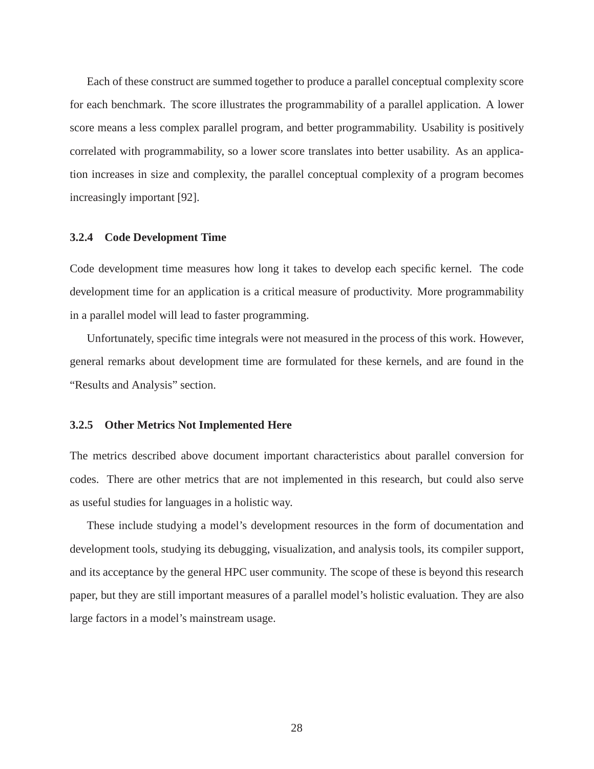Each of these construct are summed together to produce a parallel conceptual complexity score for each benchmark. The score illustrates the programmability of a parallel application. A lower score means a less complex parallel program, and better programmability. Usability is positively correlated with programmability, so a lower score translates into better usability. As an application increases in size and complexity, the parallel conceptual complexity of a program becomes increasingly important [92].

### 3.2.4 Code Development Time

Code development time measures how long it takes to develop each specific kernel. The code development time for an application is a critical measure of productivity. More programmability in a parallel model will lead to faster programming.

Unfortunately, specific time integrals were not measured in the process of this work. However, general remarks about development time are formulated for these kernels, and are found in the "Results and Analysis" section.

### 3.2.5 Other Metrics Not Implemented Here

The metrics described above document important characteristics about parallel conversion for codes. There are other metrics that are not implemented in this research, but could also serve as useful studies for languages in a holistic way.

These include studying a model's development resources in the form of documentation and development tools, studying its debugging, visualization, and analysis tools, its compiler support, and its acceptance by the general HPC user community. The scope of these is beyond this research paper, but they are still important measures of a parallel model's holistic evaluation. They are also large factors in a model's mainstream usage.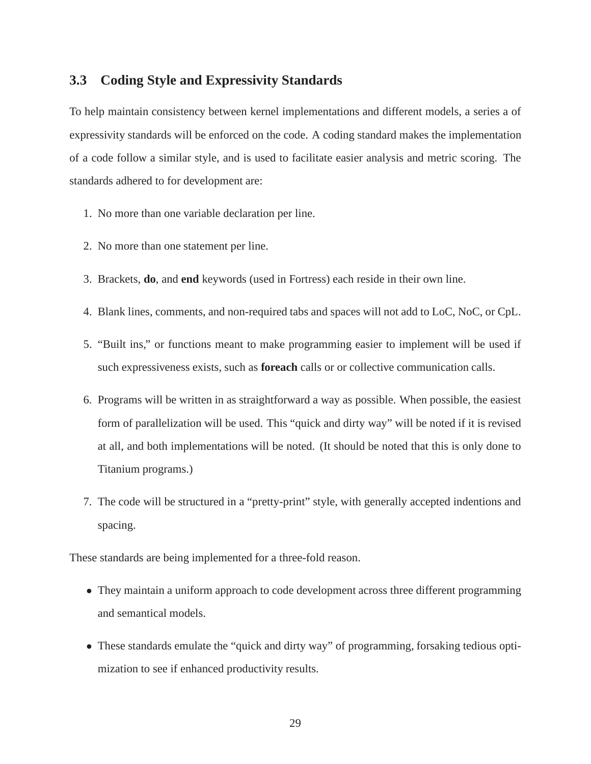### 3.3 Coding Style and Expressivity Standards

To help maintain consistency between kernel implementations and different models, a series a of expressivity standards will be enforced on the code. A coding standard makes the implementation of a code follow a similar style, and is used to facilitate easier analysis and metric scoring. The standards adhered to for development are:

1. No more than one variable declaration per line.
2. No more than one statement per line.
3. Brackets, **do**, and **end** keywords (used in Fortress) each reside in their own line.
4. Blank lines, comments, and non-required tabs and spaces will not add to LoC, NoC, or CpL.
5. "Built ins," or functions meant to make programming easier to implement will be used if such expressiveness exists, such as **foreach** calls or or collective communication calls.
6. Programs will be written in as straightforward a way as possible. When possible, the easiest form of parallelization will be used. This "quick and dirty way" will be noted if it is revised at all, and both implementations will be noted. (It should be noted that this is only done to Titanium programs.)
7. The code will be structured in a "pretty-print" style, with generally accepted indentions and spacing.

These standards are being implemented for a three-fold reason.

- They maintain a uniform approach to code development across three different programming and semantical models.
- These standards emulate the "quick and dirty way" of programming, forsaking tedious optimization to see if enhanced productivity results.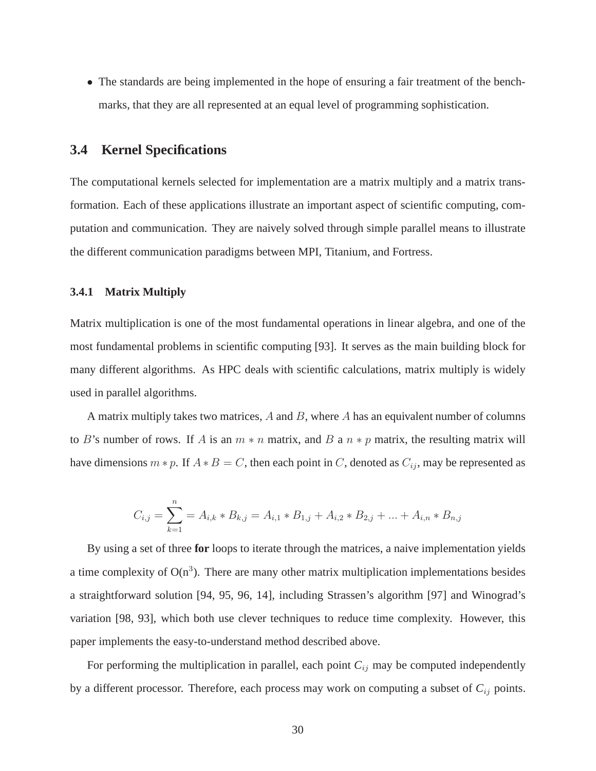- The standards are being implemented in the hope of ensuring a fair treatment of the benchmarks, that they are all represented at an equal level of programming sophistication.

## 3.4 Kernel Specifications

The computational kernels selected for implementation are a matrix multiply and a matrix transformation. Each of these applications illustrate an important aspect of scientific computing, computation and communication. They are naively solved through simple parallel means to illustrate the different communication paradigms between MPI, Titanium, and Fortress.

### 3.4.1 Matrix Multiply

Matrix multiplication is one of the most fundamental operations in linear algebra, and one of the most fundamental problems in scientific computing [93]. It serves as the main building block for many different algorithms. As HPC deals with scientific calculations, matrix multiply is widely used in parallel algorithms.

A matrix multiply takes two matrices, $A$ and $B$, where $A$ has an equivalent number of columns to $B$'s number of rows. If $A$ is an $m * n$ matrix, and $B$ a $n * p$ matrix, the resulting matrix will have dimensions $m * p$. If $A * B = C$, then each point in $C$, denoted as $C_{ij}$, may be represented as

$$C_{i,j} = \sum_{k=1}^{n} = A_{i,k} * B_{k,j} = A_{i,1} * B_{1,j} + A_{i,2} * B_{2,j} + ... + A_{i,n} * B_{n,j}$$

By using a set of three **for** loops to iterate through the matrices, a naive implementation yields a time complexity of $O(n^3)$. There are many other matrix multiplication implementations besides a straightforward solution [94, 95, 96, 14], including Strassen's algorithm [97] and Winograd's variation [98, 93], which both use clever techniques to reduce time complexity. However, this paper implements the easy-to-understand method described above.

For performing the multiplication in parallel, each point $C_{ij}$ may be computed independently by a different processor. Therefore, each process may work on computing a subset of $C_{ij}$ points.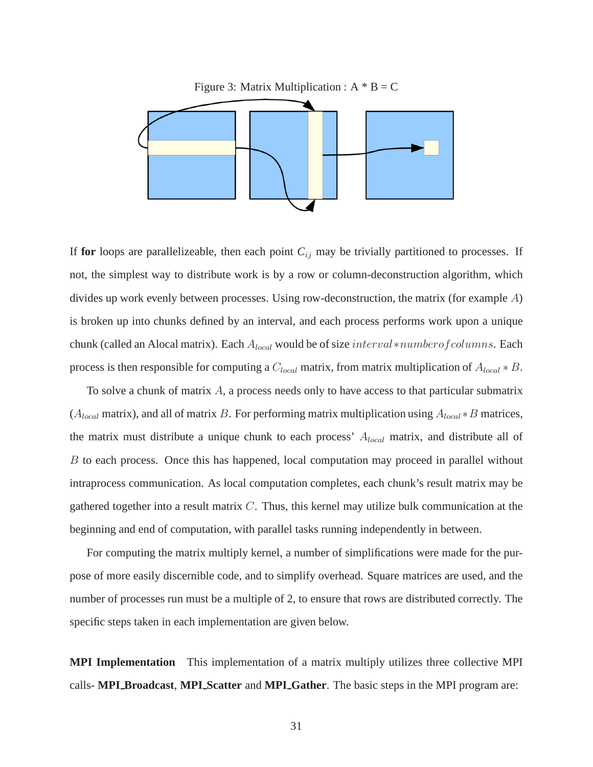Figure 3: Matrix Multiplication : A * B = C

If **for** loops are parallelizeable, then each point $C_{ij}$ may be trivially partitioned to processes. If not, the simplest way to distribute work is by a row or column-deconstruction algorithm, which divides up work evenly between processes. Using row-deconstruction, the matrix (for example $A$) is broken up into chunks defined by an interval, and each process performs work upon a unique chunk (called an Alocal matrix). Each $A_{local}$ would be of size $interval * number of columns$. Each process is then responsible for computing a $C_{local}$ matrix, from matrix multiplication of $A_{local} * B$.

To solve a chunk of matrix $A$, a process needs only to have access to that particular submatrix ($A_{local}$ matrix), and all of matrix $B$. For performing matrix multiplication using $A_{local} * B$ matrices, the matrix must distribute a unique chunk to each process' $A_{local}$ matrix, and distribute all of $B$ to each process. Once this has happened, local computation may proceed in parallel without intraprocess communication. As local computation completes, each chunk's result matrix may be gathered together into a result matrix $C$. Thus, this kernel may utilize bulk communication at the beginning and end of computation, with parallel tasks running independently in between.

For computing the matrix multiply kernel, a number of simplifications were made for the purpose of more easily discernible code, and to simplify overhead. Square matrices are used, and the number of processes run must be a multiple of 2, to ensure that rows are distributed correctly. The specific steps taken in each implementation are given below.

**MPI Implementation** This implementation of a matrix multiply utilizes three collective MPI calls- **MPI_Broadcast**, **MPI_Scatter** and **MPI_Gather**. The basic steps in the MPI program are: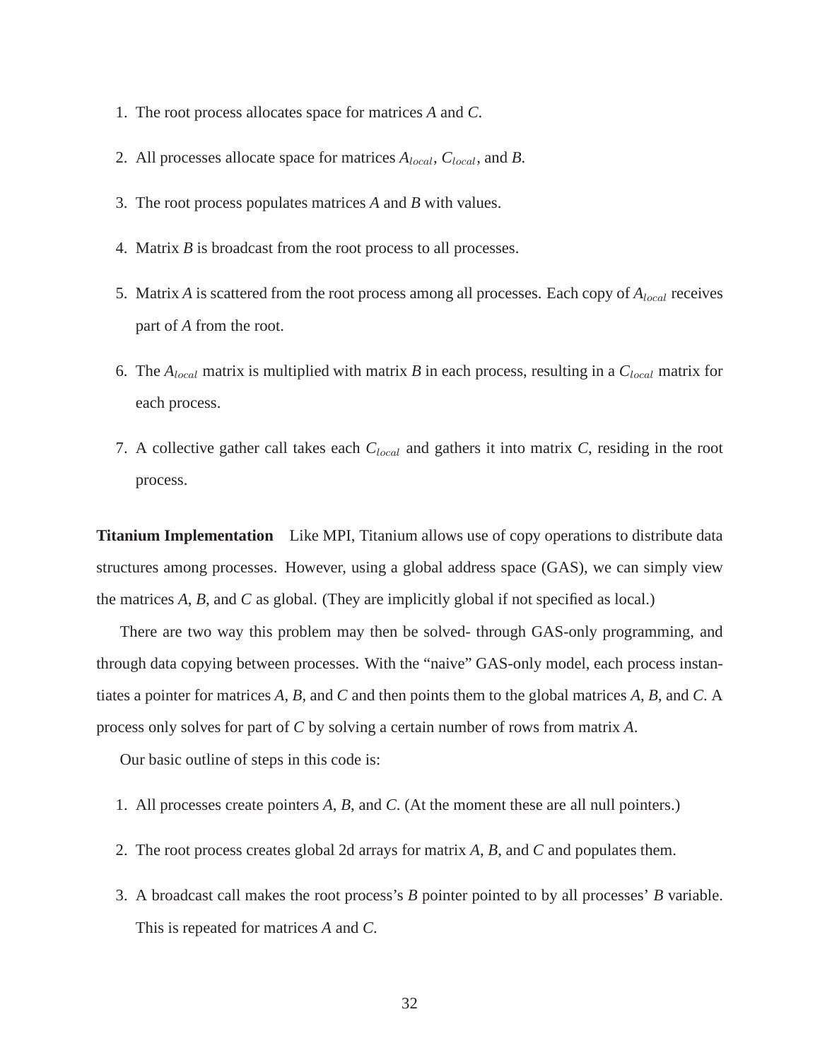1. The root process allocates space for matrices *A* and *C*.
2. All processes allocate space for matrices $A_{local}$, $C_{local}$, and *B*.
3. The root process populates matrices *A* and *B* with values.
4. Matrix *B* is broadcast from the root process to all processes.
5. Matrix *A* is scattered from the root process among all processes. Each copy of $A_{local}$ receives part of *A* from the root.
6. The $A_{local}$ matrix is multiplied with matrix *B* in each process, resulting in a $C_{local}$ matrix for each process.
7. A collective gather call takes each $C_{local}$ and gathers it into matrix *C*, residing in the root process.

**Titanium Implementation** Like MPI, Titanium allows use of copy operations to distribute data structures among processes. However, using a global address space (GAS), we can simply view the matrices *A*, *B*, and *C* as global. (They are implicitly global if not specified as local.)

There are two way this problem may then be solved- through GAS-only programming, and through data copying between processes. With the "naive" GAS-only model, each process instantiates a pointer for matrices *A*, *B*, and *C* and then points them to the global matrices *A*, *B*, and *C*. A process only solves for part of *C* by solving a certain number of rows from matrix *A*.

Our basic outline of steps in this code is:

1. All processes create pointers *A*, *B*, and *C*. (At the moment these are all null pointers.)
2. The root process creates global 2d arrays for matrix *A*, *B*, and *C* and populates them.
3. A broadcast call makes the root process's *B* pointer pointed to by all processes' *B* variable. This is repeated for matrices *A* and *C*.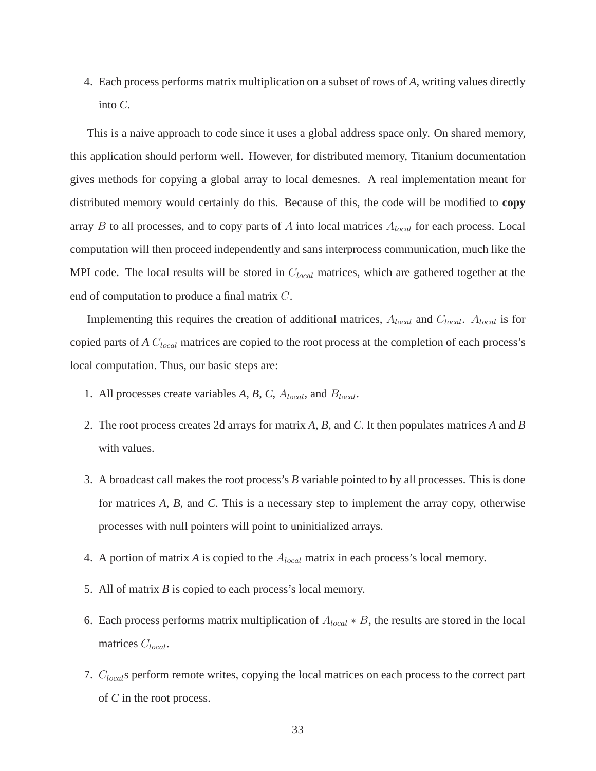4. Each process performs matrix multiplication on a subset of rows of *A*, writing values directly into *C*.

This is a naive approach to code since it uses a global address space only. On shared memory, this application should perform well. However, for distributed memory, Titanium documentation gives methods for copying a global array to local demesnes. A real implementation meant for distributed memory would certainly do this. Because of this, the code will be modified to **copy** array $B$ to all processes, and to copy parts of $A$ into local matrices $A_{local}$ for each process. Local computation will then proceed independently and sans interprocess communication, much like the MPI code. The local results will be stored in $C_{local}$ matrices, which are gathered together at the end of computation to produce a final matrix $C$.

Implementing this requires the creation of additional matrices, $A_{local}$ and $C_{local}$. $A_{local}$ is for copied parts of *A* $C_{local}$ matrices are copied to the root process at the completion of each process's local computation. Thus, our basic steps are:

1. All processes create variables *A*, *B*, *C*, $A_{local}$, and $B_{local}$.
2. The root process creates 2d arrays for matrix *A*, *B*, and *C*. It then populates matrices *A* and *B* with values.
3. A broadcast call makes the root process's *B* variable pointed to by all processes. This is done for matrices *A*, *B*, and *C*. This is a necessary step to implement the array copy, otherwise processes with null pointers will point to uninitialized arrays.
4. A portion of matrix *A* is copied to the $A_{local}$ matrix in each process's local memory.
5. All of matrix *B* is copied to each process's local memory.
6. Each process performs matrix multiplication of $A_{local} * B$, the results are stored in the local matrices $C_{local}$.
7. $C_{local}$s perform remote writes, copying the local matrices on each process to the correct part of *C* in the root process.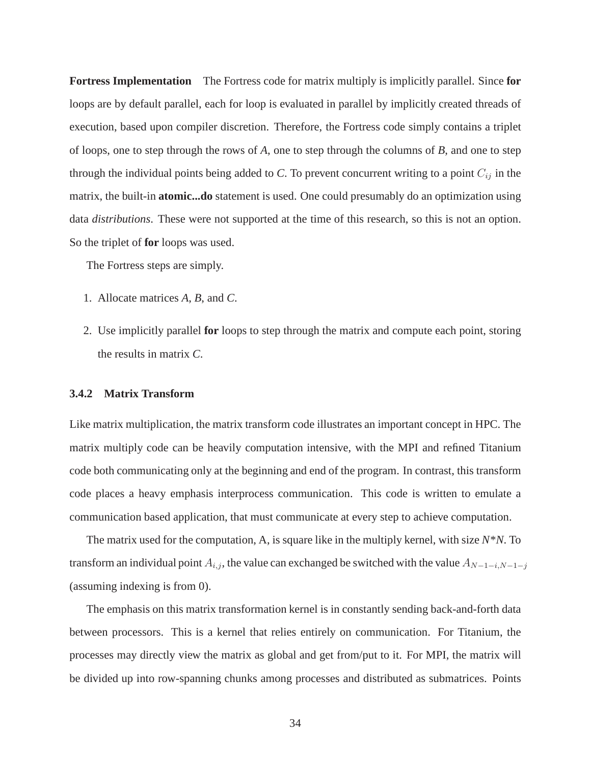**Fortress Implementation** The Fortress code for matrix multiply is implicitly parallel. Since **for** loops are by default parallel, each for loop is evaluated in parallel by implicitly created threads of execution, based upon compiler discretion. Therefore, the Fortress code simply contains a triplet of loops, one to step through the rows of *A*, one to step through the columns of *B*, and one to step through the individual points being added to *C*. To prevent concurrent writing to a point $C_{ij}$ in the matrix, the built-in **atomic...do** statement is used. One could presumably do an optimization using data *distributions*. These were not supported at the time of this research, so this is not an option. So the triplet of **for** loops was used.

The Fortress steps are simply.

1. Allocate matrices *A*, *B*, and *C*.
2. Use implicitly parallel **for** loops to step through the matrix and compute each point, storing the results in matrix *C*.

### 3.4.2 Matrix Transform

Like matrix multiplication, the matrix transform code illustrates an important concept in HPC. The matrix multiply code can be heavily computation intensive, with the MPI and refined Titanium code both communicating only at the beginning and end of the program. In contrast, this transform code places a heavy emphasis interprocess communication. This code is written to emulate a communication based application, that must communicate at every step to achieve computation.

The matrix used for the computation, A, is square like in the multiply kernel, with size *N\*N*. To transform an individual point $A_{i,j}$, the value can exchanged be switched with the value $A_{N-1-i,N-1-j}$ (assuming indexing is from 0).

The emphasis on this matrix transformation kernel is in constantly sending back-and-forth data between processors. This is a kernel that relies entirely on communication. For Titanium, the processes may directly view the matrix as global and get from/put to it. For MPI, the matrix will be divided up into row-spanning chunks among processes and distributed as submatrices. Points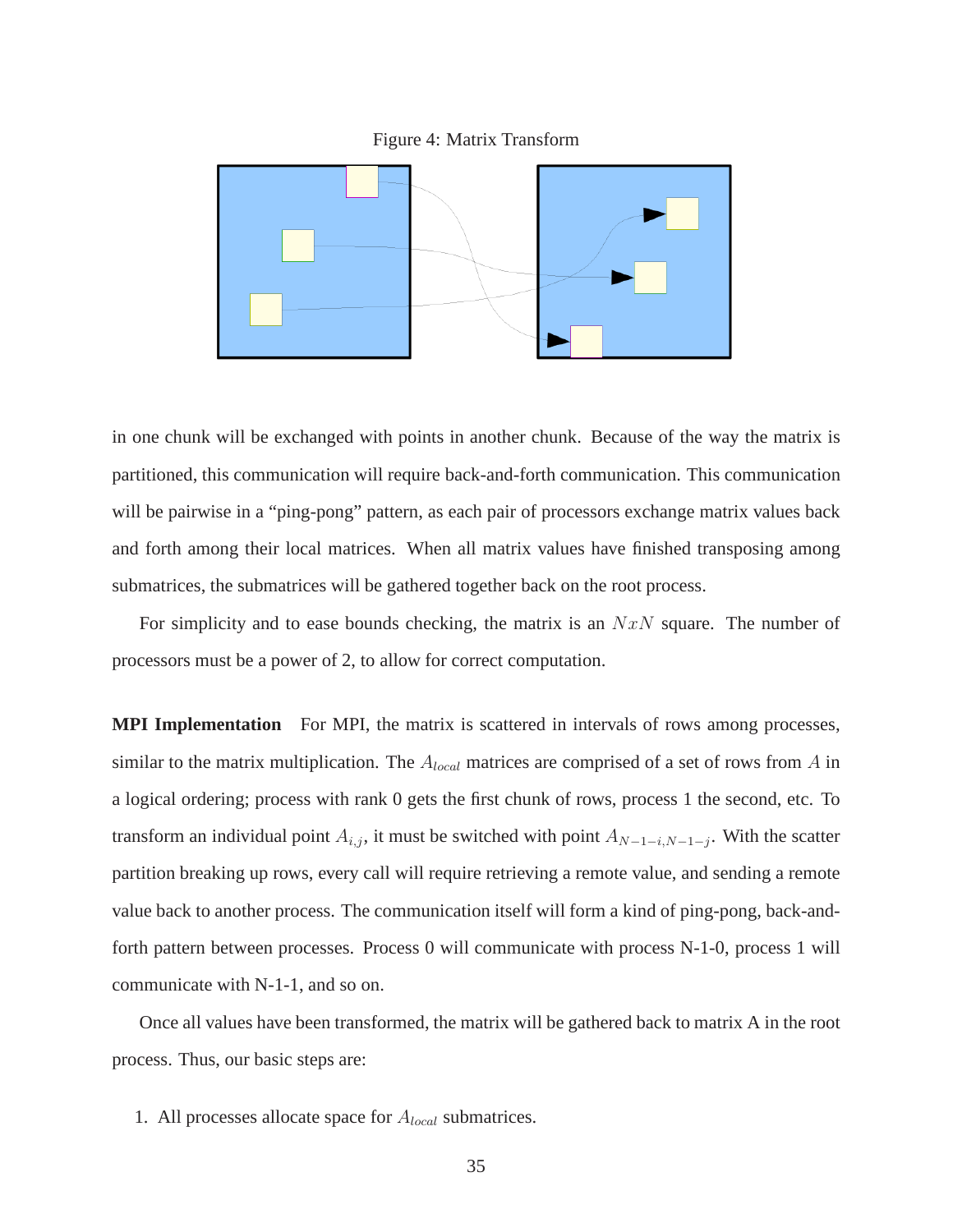Figure 4: Matrix Transform

in one chunk will be exchanged with points in another chunk. Because of the way the matrix is partitioned, this communication will require back-and-forth communication. This communication will be pairwise in a "ping-pong" pattern, as each pair of processors exchange matrix values back and forth among their local matrices. When all matrix values have finished transposing among submatrices, the submatrices will be gathered together back on the root process.

For simplicity and to ease bounds checking, the matrix is an $NxN$ square. The number of processors must be a power of 2, to allow for correct computation.

**MPI Implementation** For MPI, the matrix is scattered in intervals of rows among processes, similar to the matrix multiplication. The $A_{local}$ matrices are comprised of a set of rows from $A$ in a logical ordering; process with rank 0 gets the first chunk of rows, process 1 the second, etc. To transform an individual point $A_{i,j}$, it must be switched with point $A_{N-1-i,N-1-j}$. With the scatter partition breaking up rows, every call will require retrieving a remote value, and sending a remote value back to another process. The communication itself will form a kind of ping-pong, back-and-forth pattern between processes. Process 0 will communicate with process N-1-0, process 1 will communicate with N-1-1, and so on.

Once all values have been transformed, the matrix will be gathered back to matrix A in the root process. Thus, our basic steps are:

1. All processes allocate space for $A_{local}$ submatrices.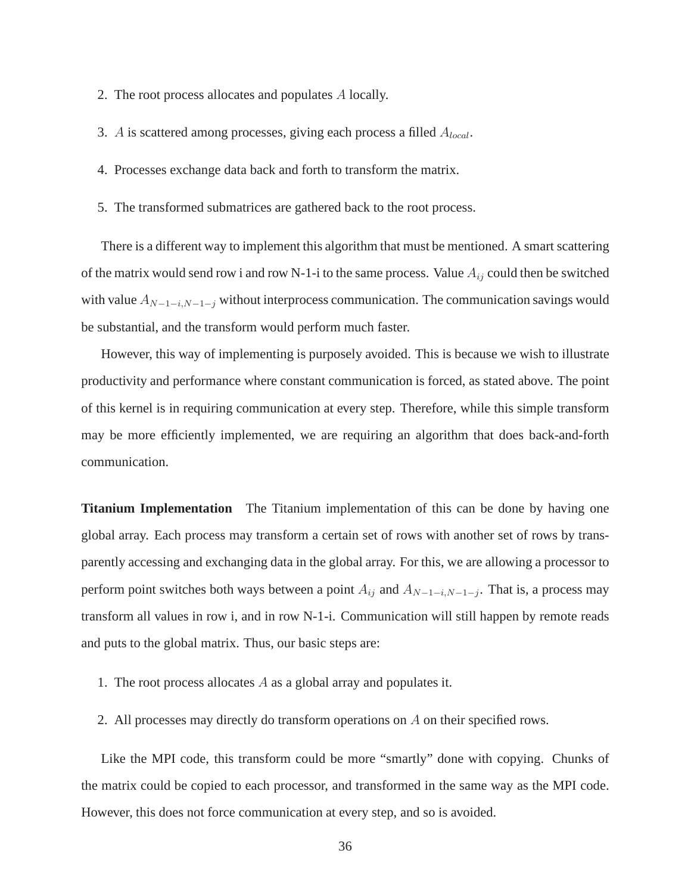2. The root process allocates and populates $A$ locally.

3. $A$ is scattered among processes, giving each process a filled $A_{local}$.

4. Processes exchange data back and forth to transform the matrix.

5. The transformed submatrices are gathered back to the root process.

There is a different way to implement this algorithm that must be mentioned. A smart scattering of the matrix would send row i and row N-1-i to the same process. Value $A_{ij}$ could then be switched with value $A_{N-1-i,N-1-j}$ without interprocess communication. The communication savings would be substantial, and the transform would perform much faster.

However, this way of implementing is purposely avoided. This is because we wish to illustrate productivity and performance where constant communication is forced, as stated above. The point of this kernel is in requiring communication at every step. Therefore, while this simple transform may be more efficiently implemented, we are requiring an algorithm that does back-and-forth communication.

**Titanium Implementation** The Titanium implementation of this can be done by having one global array. Each process may transform a certain set of rows with another set of rows by transparently accessing and exchanging data in the global array. For this, we are allowing a processor to perform point switches both ways between a point $A_{ij}$ and $A_{N-1-i,N-1-j}$. That is, a process may transform all values in row i, and in row N-1-i. Communication will still happen by remote reads and puts to the global matrix. Thus, our basic steps are:

1. The root process allocates $A$ as a global array and populates it.

2. All processes may directly do transform operations on $A$ on their specified rows.

Like the MPI code, this transform could be more "smartly" done with copying. Chunks of the matrix could be copied to each processor, and transformed in the same way as the MPI code. However, this does not force communication at every step, and so is avoided.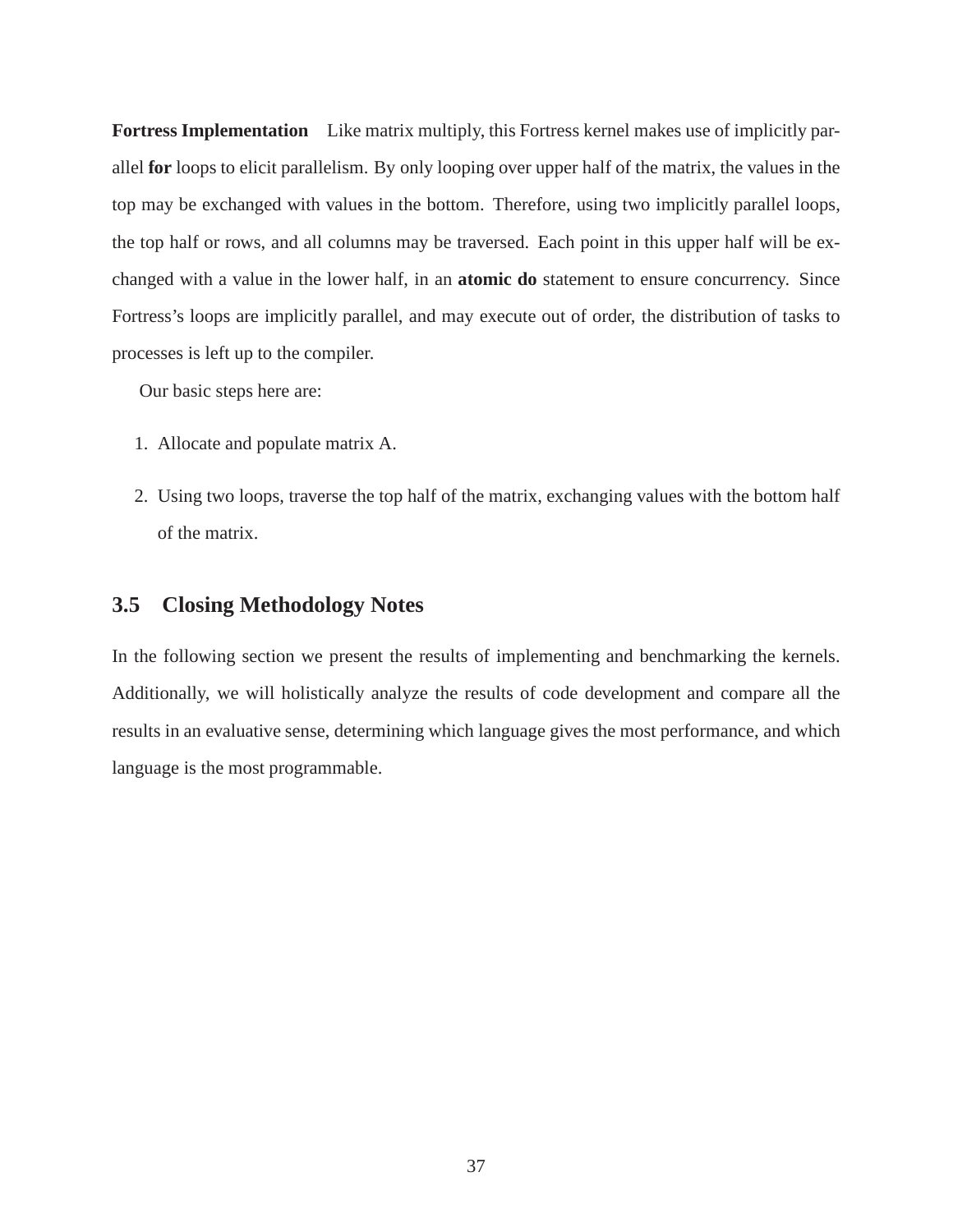**Fortress Implementation** Like matrix multiply, this Fortress kernel makes use of implicitly parallel **for** loops to elicit parallelism. By only looping over upper half of the matrix, the values in the top may be exchanged with values in the bottom. Therefore, using two implicitly parallel loops, the top half or rows, and all columns may be traversed. Each point in this upper half will be exchanged with a value in the lower half, in an **atomic do** statement to ensure concurrency. Since Fortress's loops are implicitly parallel, and may execute out of order, the distribution of tasks to processes is left up to the compiler.

Our basic steps here are:

1. Allocate and populate matrix A.

2. Using two loops, traverse the top half of the matrix, exchanging values with the bottom half of the matrix.

## 3.5 Closing Methodology Notes

In the following section we present the results of implementing and benchmarking the kernels. Additionally, we will holistically analyze the results of code development and compare all the results in an evaluative sense, determining which language gives the most performance, and which language is the most programmable.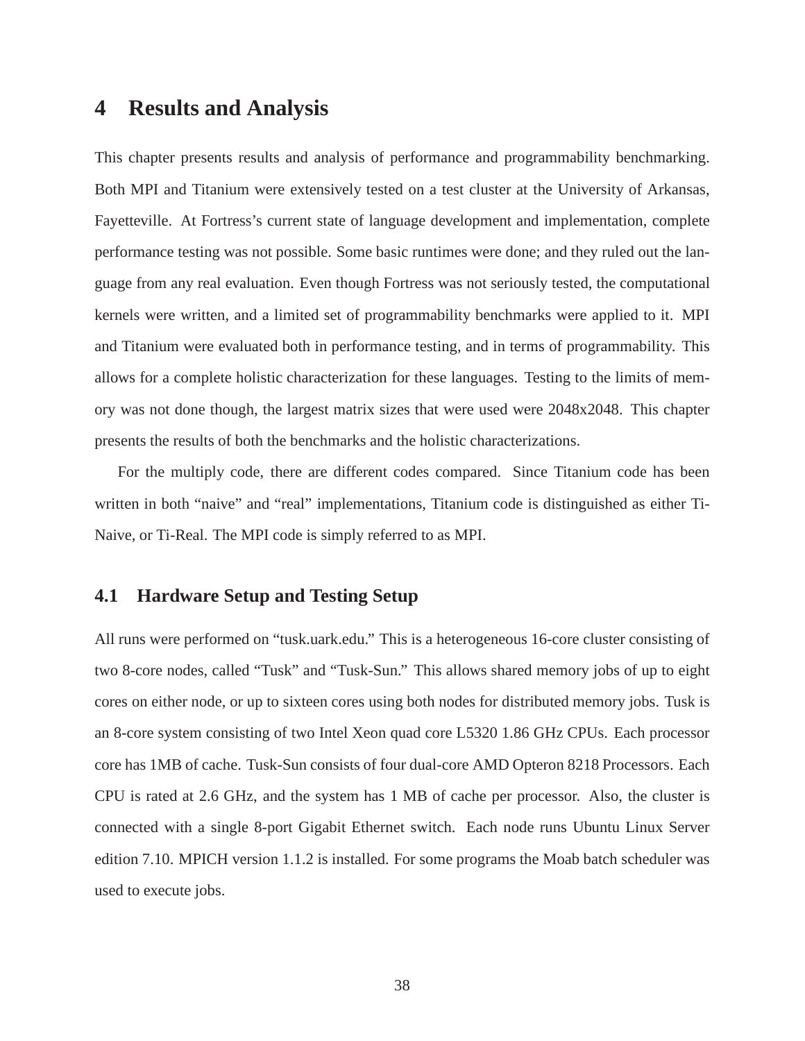# 4 Results and Analysis

This chapter presents results and analysis of performance and programmability benchmarking. Both MPI and Titanium were extensively tested on a test cluster at the University of Arkansas, Fayetteville. At Fortress's current state of language development and implementation, complete performance testing was not possible. Some basic runtimes were done; and they ruled out the language from any real evaluation. Even though Fortress was not seriously tested, the computational kernels were written, and a limited set of programmability benchmarks were applied to it. MPI and Titanium were evaluated both in performance testing, and in terms of programmability. This allows for a complete holistic characterization for these languages. Testing to the limits of memory was not done though, the largest matrix sizes that were used were 2048x2048. This chapter presents the results of both the benchmarks and the holistic characterizations.

For the multiply code, there are different codes compared. Since Titanium code has been written in both "naive" and "real" implementations, Titanium code is distinguished as either Ti-Naive, or Ti-Real. The MPI code is simply referred to as MPI.

## 4.1 Hardware Setup and Testing Setup

All runs were performed on "tusk.uark.edu." This is a heterogeneous 16-core cluster consisting of two 8-core nodes, called "Tusk" and "Tusk-Sun." This allows shared memory jobs of up to eight cores on either node, or up to sixteen cores using both nodes for distributed memory jobs. Tusk is an 8-core system consisting of two Intel Xeon quad core L5320 1.86 GHz CPUs. Each processor core has 1MB of cache. Tusk-Sun consists of four dual-core AMD Opteron 8218 Processors. Each CPU is rated at 2.6 GHz, and the system has 1 MB of cache per processor. Also, the cluster is connected with a single 8-port Gigabit Ethernet switch. Each node runs Ubuntu Linux Server edition 7.10. MPICH version 1.1.2 is installed. For some programs the Moab batch scheduler was used to execute jobs.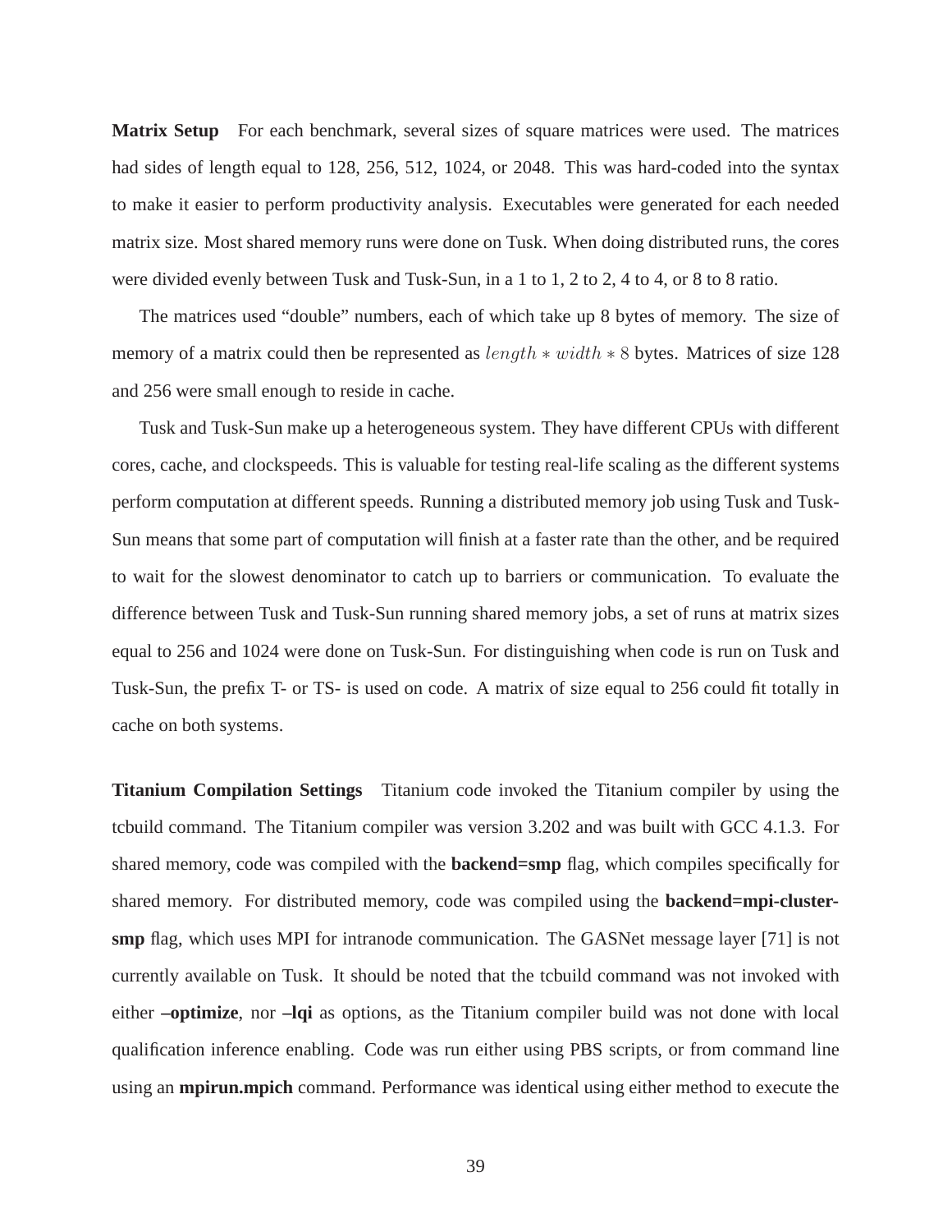**Matrix Setup** For each benchmark, several sizes of square matrices were used. The matrices had sides of length equal to 128, 256, 512, 1024, or 2048. This was hard-coded into the syntax to make it easier to perform productivity analysis. Executables were generated for each needed matrix size. Most shared memory runs were done on Tusk. When doing distributed runs, the cores were divided evenly between Tusk and Tusk-Sun, in a 1 to 1, 2 to 2, 4 to 4, or 8 to 8 ratio.

The matrices used "double" numbers, each of which take up 8 bytes of memory. The size of memory of a matrix could then be represented as $length * width * 8$ bytes. Matrices of size 128 and 256 were small enough to reside in cache.

Tusk and Tusk-Sun make up a heterogeneous system. They have different CPUs with different cores, cache, and clockspeeds. This is valuable for testing real-life scaling as the different systems perform computation at different speeds. Running a distributed memory job using Tusk and Tusk-Sun means that some part of computation will finish at a faster rate than the other, and be required to wait for the slowest denominator to catch up to barriers or communication. To evaluate the difference between Tusk and Tusk-Sun running shared memory jobs, a set of runs at matrix sizes equal to 256 and 1024 were done on Tusk-Sun. For distinguishing when code is run on Tusk and Tusk-Sun, the prefix T- or TS- is used on code. A matrix of size equal to 256 could fit totally in cache on both systems.

**Titanium Compilation Settings** Titanium code invoked the Titanium compiler by using the tcbuild command. The Titanium compiler was version 3.202 and was built with GCC 4.1.3. For shared memory, code was compiled with the **backend=smp** flag, which compiles specifically for shared memory. For distributed memory, code was compiled using the **backend=mpi-cluster-smp** flag, which uses MPI for intranode communication. The GASNet message layer [71] is not currently available on Tusk. It should be noted that the tcbuild command was not invoked with either **–optimize**, nor **–lqi** as options, as the Titanium compiler build was not done with local qualification inference enabling. Code was run either using PBS scripts, or from command line using an **mpirun.mpich** command. Performance was identical using either method to execute the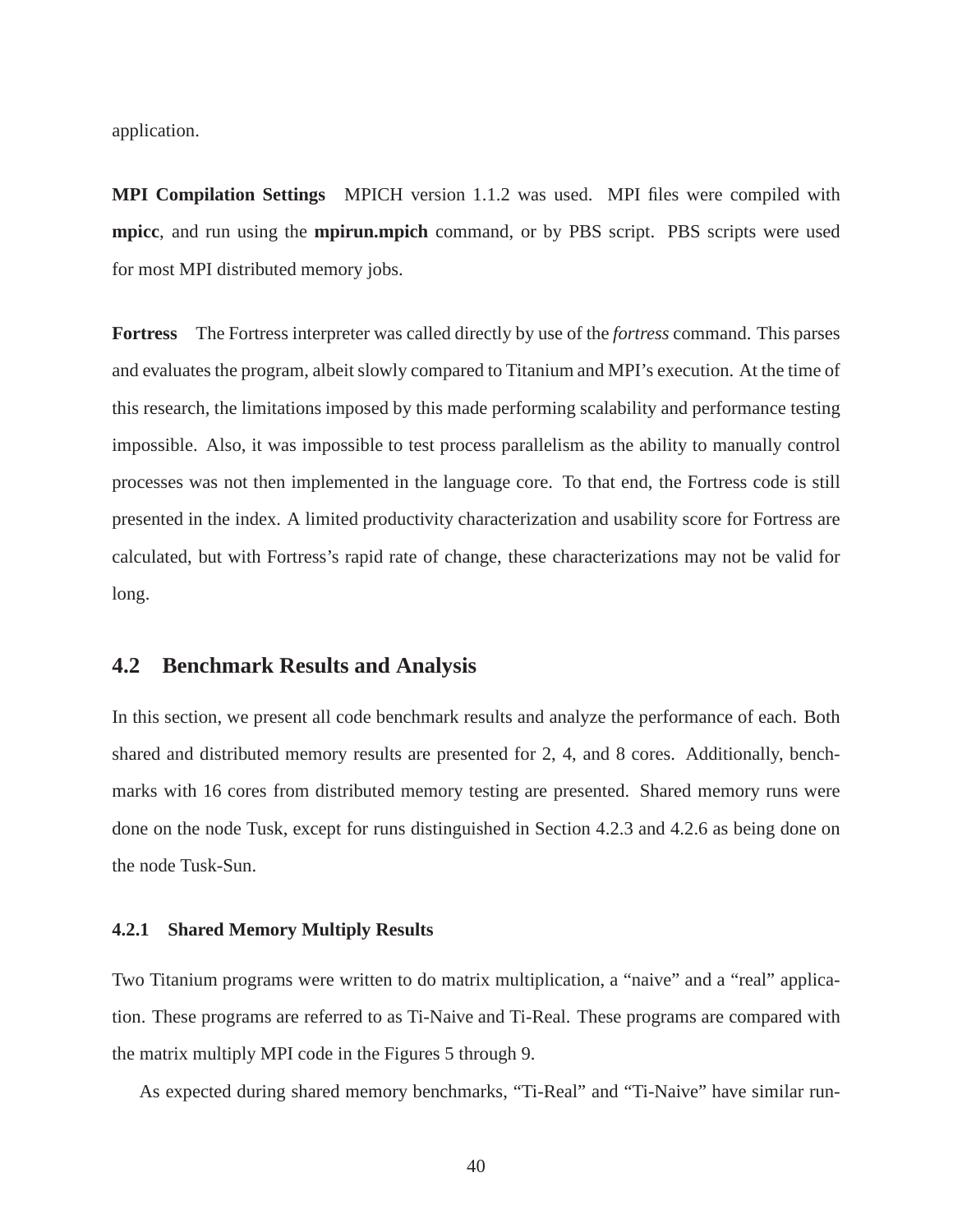application.

**MPI Compilation Settings** MPICH version 1.1.2 was used. MPI files were compiled with **mpicc**, and run using the **mpirun.mpich** command, or by PBS script. PBS scripts were used for most MPI distributed memory jobs.

**Fortress** The Fortress interpreter was called directly by use of the *fortress* command. This parses and evaluates the program, albeit slowly compared to Titanium and MPI's execution. At the time of this research, the limitations imposed by this made performing scalability and performance testing impossible. Also, it was impossible to test process parallelism as the ability to manually control processes was not then implemented in the language core. To that end, the Fortress code is still presented in the index. A limited productivity characterization and usability score for Fortress are calculated, but with Fortress's rapid rate of change, these characterizations may not be valid for long.

## 4.2 Benchmark Results and Analysis

In this section, we present all code benchmark results and analyze the performance of each. Both shared and distributed memory results are presented for 2, 4, and 8 cores. Additionally, benchmarks with 16 cores from distributed memory testing are presented. Shared memory runs were done on the node Tusk, except for runs distinguished in Section 4.2.3 and 4.2.6 as being done on the node Tusk-Sun.

### 4.2.1 Shared Memory Multiply Results

Two Titanium programs were written to do matrix multiplication, a "naive" and a "real" application. These programs are referred to as Ti-Naive and Ti-Real. These programs are compared with the matrix multiply MPI code in the Figures 5 through 9.

As expected during shared memory benchmarks, "Ti-Real" and "Ti-Naive" have similar run-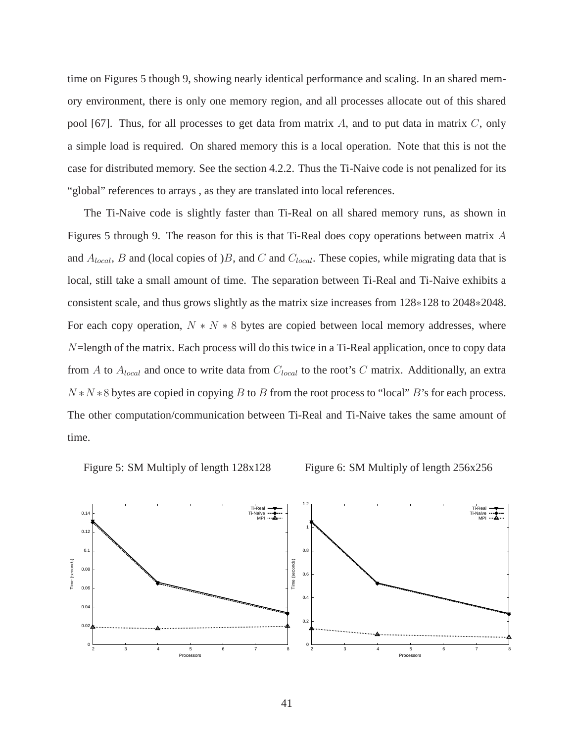time on Figures 5 though 9, showing nearly identical performance and scaling. In an shared memory environment, there is only one memory region, and all processes allocate out of this shared pool [67]. Thus, for all processes to get data from matrix $A$, and to put data in matrix $C$, only a simple load is required. On shared memory this is a local operation. Note that this is not the case for distributed memory. See the section 4.2.2. Thus the Ti-Naive code is not penalized for its "global" references to arrays , as they are translated into local references.

The Ti-Naive code is slightly faster than Ti-Real on all shared memory runs, as shown in Figures 5 through 9. The reason for this is that Ti-Real does copy operations between matrix $A$ and $A_{local}$, $B$ and (local copies of )$B$, and $C$ and $C_{local}$. These copies, while migrating data that is local, still take a small amount of time. The separation between Ti-Real and Ti-Naive exhibits a consistent scale, and thus grows slightly as the matrix size increases from 128∗128 to 2048∗2048. For each copy operation, $N * N * 8$ bytes are copied between local memory addresses, where $N$=length of the matrix. Each process will do this twice in a Ti-Real application, once to copy data from $A$ to $A_{local}$ and once to write data from $C_{local}$ to the root's $C$ matrix. Additionally, an extra $N * N * 8$ bytes are copied in copying $B$ to $B$ from the root process to "local" $B$'s for each process. The other computation/communication between Ti-Real and Ti-Naive takes the same amount of time.

Figure 5: SM Multiply of length 128x128

Figure 6: SM Multiply of length 256x256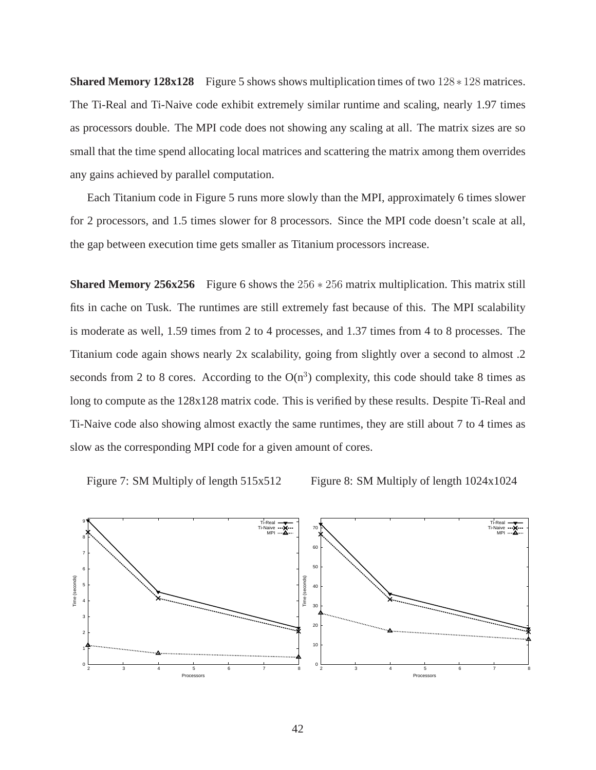**Shared Memory 128x128** Figure 5 shows shows multiplication times of two $128 * 128$ matrices. The Ti-Real and Ti-Naive code exhibit extremely similar runtime and scaling, nearly 1.97 times as processors double. The MPI code does not showing any scaling at all. The matrix sizes are so small that the time spend allocating local matrices and scattering the matrix among them overrides any gains achieved by parallel computation.

Each Titanium code in Figure 5 runs more slowly than the MPI, approximately 6 times slower for 2 processors, and 1.5 times slower for 8 processors. Since the MPI code doesn't scale at all, the gap between execution time gets smaller as Titanium processors increase.

**Shared Memory 256x256** Figure 6 shows the $256 * 256$ matrix multiplication. This matrix still fits in cache on Tusk. The runtimes are still extremely fast because of this. The MPI scalability is moderate as well, 1.59 times from 2 to 4 processes, and 1.37 times from 4 to 8 processes. The Titanium code again shows nearly 2x scalability, going from slightly over a second to almost .2 seconds from 2 to 8 cores. According to the $O(n^3)$ complexity, this code should take 8 times as long to compute as the 128x128 matrix code. This is verified by these results. Despite Ti-Real and Ti-Naive code also showing almost exactly the same runtimes, they are still about 7 to 4 times as slow as the corresponding MPI code for a given amount of cores.

Figure 7: SM Multiply of length 515x512

Figure 8: SM Multiply of length 1024x1024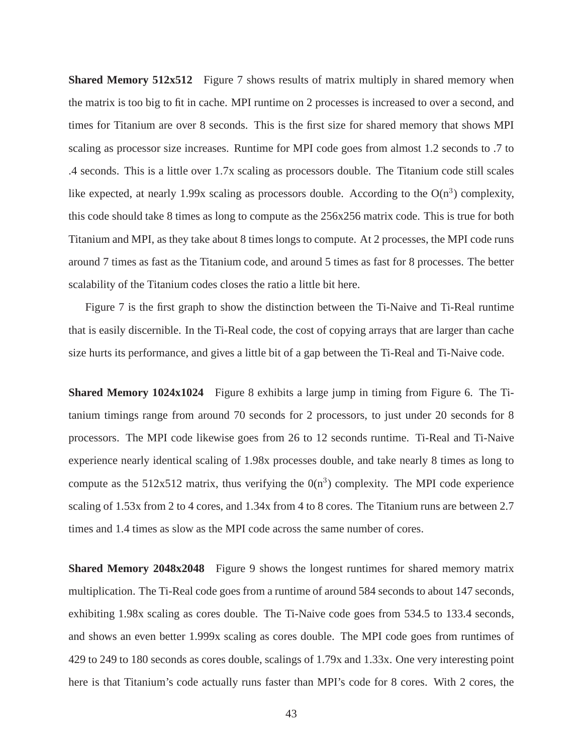**Shared Memory 512x512** Figure 7 shows results of matrix multiply in shared memory when the matrix is too big to fit in cache. MPI runtime on 2 processes is increased to over a second, and times for Titanium are over 8 seconds. This is the first size for shared memory that shows MPI scaling as processor size increases. Runtime for MPI code goes from almost 1.2 seconds to .7 to .4 seconds. This is a little over 1.7x scaling as processors double. The Titanium code still scales like expected, at nearly 1.99x scaling as processors double. According to the $O(n^3)$ complexity, this code should take 8 times as long to compute as the 256x256 matrix code. This is true for both Titanium and MPI, as they take about 8 times longs to compute. At 2 processes, the MPI code runs around 7 times as fast as the Titanium code, and around 5 times as fast for 8 processes. The better scalability of the Titanium codes closes the ratio a little bit here.

Figure 7 is the first graph to show the distinction between the Ti-Naive and Ti-Real runtime that is easily discernible. In the Ti-Real code, the cost of copying arrays that are larger than cache size hurts its performance, and gives a little bit of a gap between the Ti-Real and Ti-Naive code.

**Shared Memory 1024x1024** Figure 8 exhibits a large jump in timing from Figure 6. The Titanium timings range from around 70 seconds for 2 processors, to just under 20 seconds for 8 processors. The MPI code likewise goes from 26 to 12 seconds runtime. Ti-Real and Ti-Naive experience nearly identical scaling of 1.98x processes double, and take nearly 8 times as long to compute as the 512x512 matrix, thus verifying the $0(n^3)$ complexity. The MPI code experience scaling of 1.53x from 2 to 4 cores, and 1.34x from 4 to 8 cores. The Titanium runs are between 2.7 times and 1.4 times as slow as the MPI code across the same number of cores.

**Shared Memory 2048x2048** Figure 9 shows the longest runtimes for shared memory matrix multiplication. The Ti-Real code goes from a runtime of around 584 seconds to about 147 seconds, exhibiting 1.98x scaling as cores double. The Ti-Naive code goes from 534.5 to 133.4 seconds, and shows an even better 1.999x scaling as cores double. The MPI code goes from runtimes of 429 to 249 to 180 seconds as cores double, scalings of 1.79x and 1.33x. One very interesting point here is that Titanium's code actually runs faster than MPI's code for 8 cores. With 2 cores, the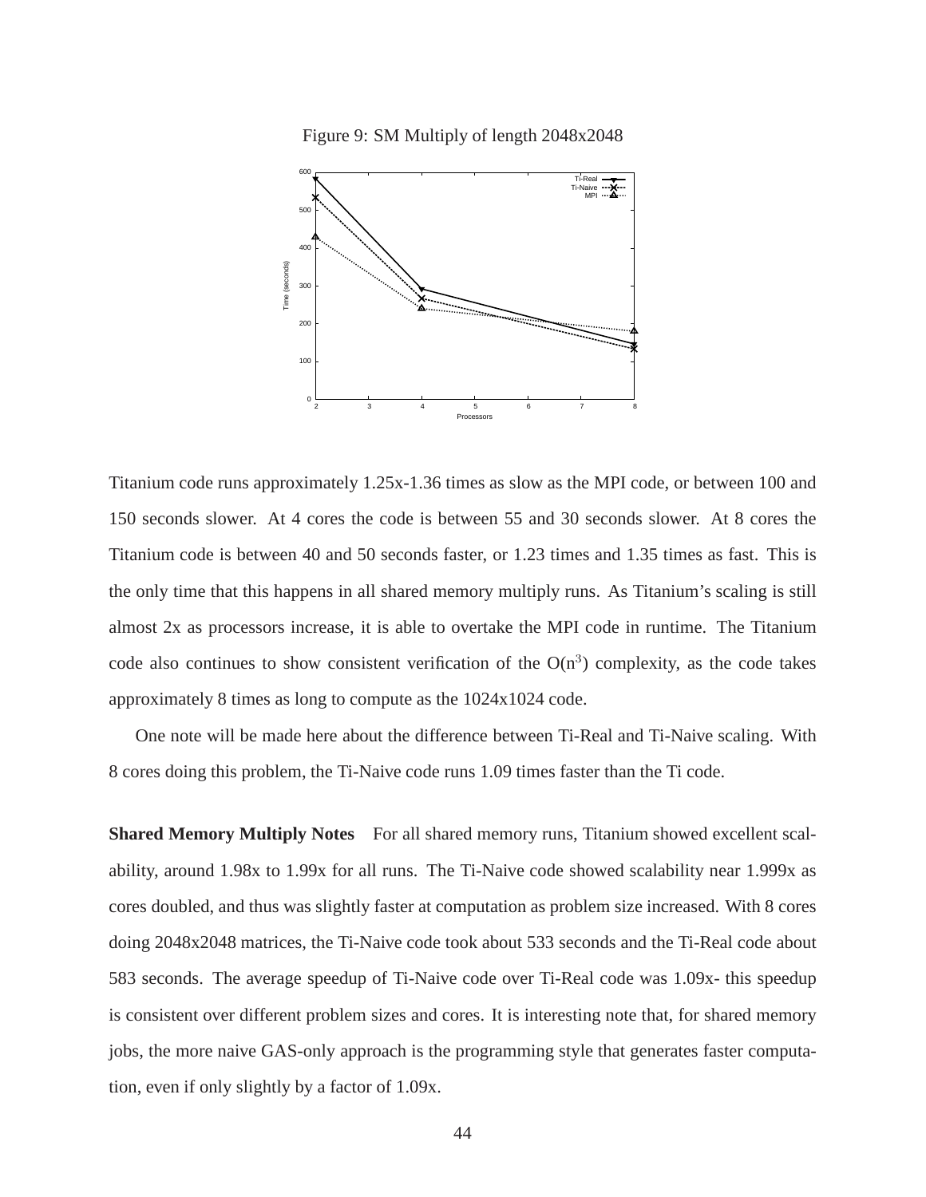Figure 9: SM Multiply of length 2048x2048

Titanium code runs approximately 1.25x-1.36 times as slow as the MPI code, or between 100 and 150 seconds slower. At 4 cores the code is between 55 and 30 seconds slower. At 8 cores the Titanium code is between 40 and 50 seconds faster, or 1.23 times and 1.35 times as fast. This is the only time that this happens in all shared memory multiply runs. As Titanium's scaling is still almost 2x as processors increase, it is able to overtake the MPI code in runtime. The Titanium code also continues to show consistent verification of the $O(n^3)$ complexity, as the code takes approximately 8 times as long to compute as the 1024x1024 code.

One note will be made here about the difference between Ti-Real and Ti-Naive scaling. With 8 cores doing this problem, the Ti-Naive code runs 1.09 times faster than the Ti code.

**Shared Memory Multiply Notes** For all shared memory runs, Titanium showed excellent scalability, around 1.98x to 1.99x for all runs. The Ti-Naive code showed scalability near 1.999x as cores doubled, and thus was slightly faster at computation as problem size increased. With 8 cores doing 2048x2048 matrices, the Ti-Naive code took about 533 seconds and the Ti-Real code about 583 seconds. The average speedup of Ti-Naive code over Ti-Real code was 1.09x- this speedup is consistent over different problem sizes and cores. It is interesting note that, for shared memory jobs, the more naive GAS-only approach is the programming style that generates faster computation, even if only slightly by a factor of 1.09x.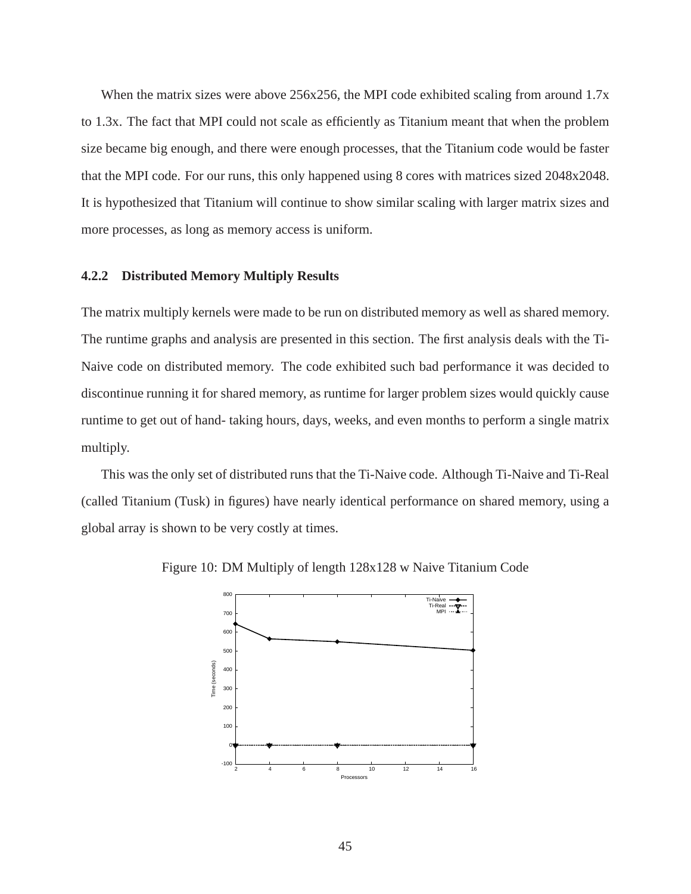When the matrix sizes were above 256x256, the MPI code exhibited scaling from around 1.7x to 1.3x. The fact that MPI could not scale as efficiently as Titanium meant that when the problem size became big enough, and there were enough processes, that the Titanium code would be faster that the MPI code. For our runs, this only happened using 8 cores with matrices sized 2048x2048. It is hypothesized that Titanium will continue to show similar scaling with larger matrix sizes and more processes, as long as memory access is uniform.

### 4.2.2 Distributed Memory Multiply Results

The matrix multiply kernels were made to be run on distributed memory as well as shared memory. The runtime graphs and analysis are presented in this section. The first analysis deals with the Ti-Naive code on distributed memory. The code exhibited such bad performance it was decided to discontinue running it for shared memory, as runtime for larger problem sizes would quickly cause runtime to get out of hand- taking hours, days, weeks, and even months to perform a single matrix multiply.

This was the only set of distributed runs that the Ti-Naive code. Although Ti-Naive and Ti-Real (called Titanium (Tusk) in figures) have nearly identical performance on shared memory, using a global array is shown to be very costly at times.

Figure 10: DM Multiply of length 128x128 w Naive Titanium Code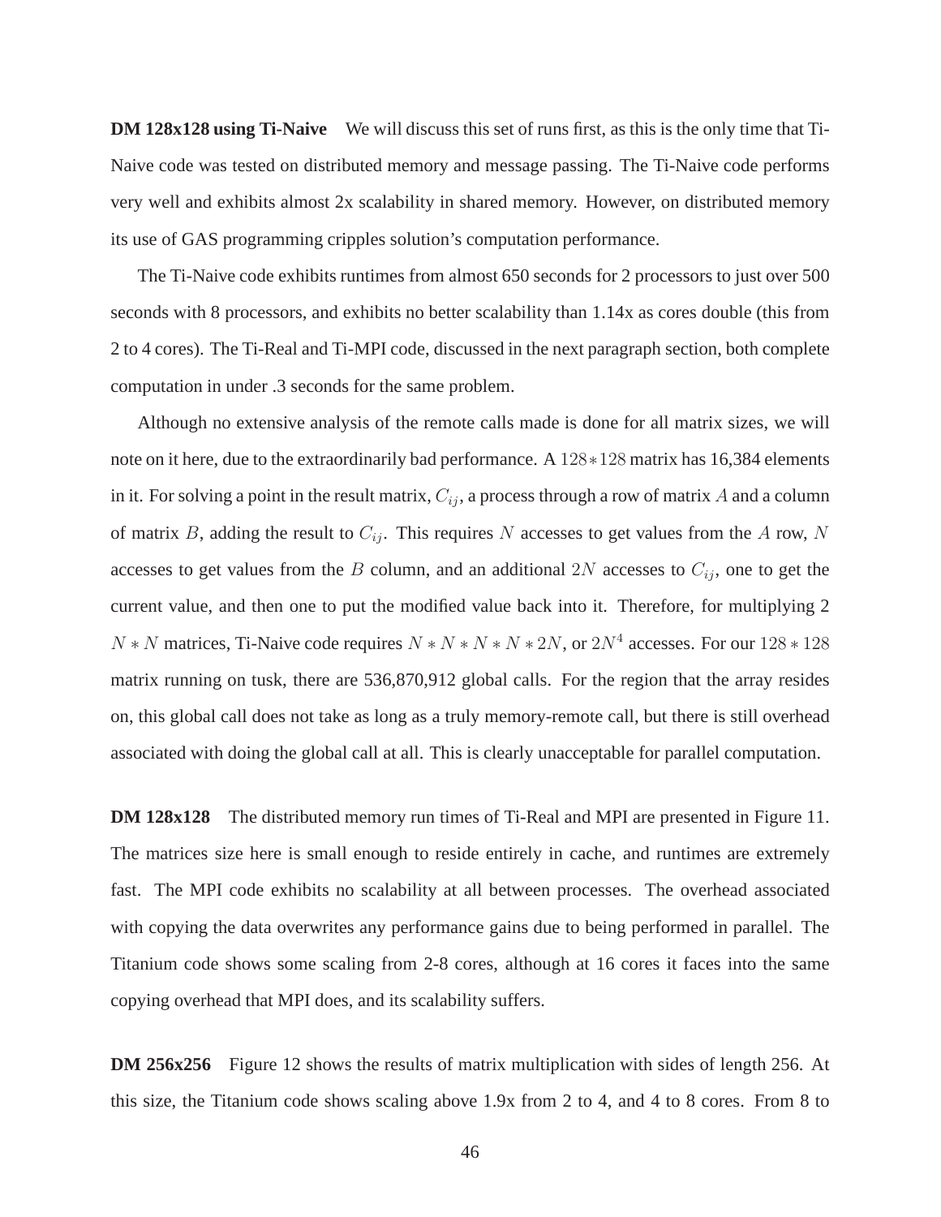**DM 128x128 using Ti-Naive** We will discuss this set of runs first, as this is the only time that Ti-Naive code was tested on distributed memory and message passing. The Ti-Naive code performs very well and exhibits almost 2x scalability in shared memory. However, on distributed memory its use of GAS programming cripples solution's computation performance.

The Ti-Naive code exhibits runtimes from almost 650 seconds for 2 processors to just over 500 seconds with 8 processors, and exhibits no better scalability than 1.14x as cores double (this from 2 to 4 cores). The Ti-Real and Ti-MPI code, discussed in the next paragraph section, both complete computation in under .3 seconds for the same problem.

Although no extensive analysis of the remote calls made is done for all matrix sizes, we will note on it here, due to the extraordinarily bad performance. A $128*128$ matrix has 16,384 elements in it. For solving a point in the result matrix, $C_{ij}$, a process through a row of matrix $A$ and a column of matrix $B$, adding the result to $C_{ij}$. This requires $N$ accesses to get values from the $A$ row, $N$ accesses to get values from the $B$ column, and an additional $2N$ accesses to $C_{ij}$, one to get the current value, and then one to put the modified value back into it. Therefore, for multiplying 2 $N*N$ matrices, Ti-Naive code requires $N*N*N*N*2N$, or $2N^4$ accesses. For our $128*128$ matrix running on tusk, there are 536,870,912 global calls. For the region that the array resides on, this global call does not take as long as a truly memory-remote call, but there is still overhead associated with doing the global call at all. This is clearly unacceptable for parallel computation.

**DM 128x128** The distributed memory run times of Ti-Real and MPI are presented in Figure 11. The matrices size here is small enough to reside entirely in cache, and runtimes are extremely fast. The MPI code exhibits no scalability at all between processes. The overhead associated with copying the data overwrites any performance gains due to being performed in parallel. The Titanium code shows some scaling from 2-8 cores, although at 16 cores it faces into the same copying overhead that MPI does, and its scalability suffers.

**DM 256x256** Figure 12 shows the results of matrix multiplication with sides of length 256. At this size, the Titanium code shows scaling above 1.9x from 2 to 4, and 4 to 8 cores. From 8 to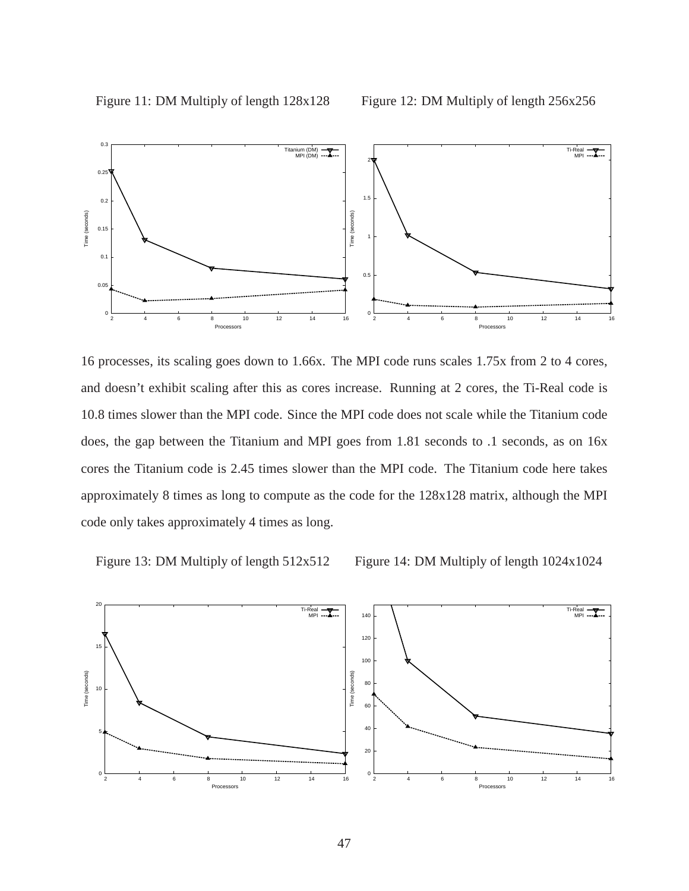Figure 11: DM Multiply of length 128x128

Figure 12: DM Multiply of length 256x256

16 processes, its scaling goes down to 1.66x. The MPI code runs scales 1.75x from 2 to 4 cores, and doesn't exhibit scaling after this as cores increase. Running at 2 cores, the Ti-Real code is 10.8 times slower than the MPI code. Since the MPI code does not scale while the Titanium code does, the gap between the Titanium and MPI goes from 1.81 seconds to .1 seconds, as on 16x cores the Titanium code is 2.45 times slower than the MPI code. The Titanium code here takes approximately 8 times as long to compute as the code for the 128x128 matrix, although the MPI code only takes approximately 4 times as long.

Figure 13: DM Multiply of length 512x512

Figure 14: DM Multiply of length 1024x1024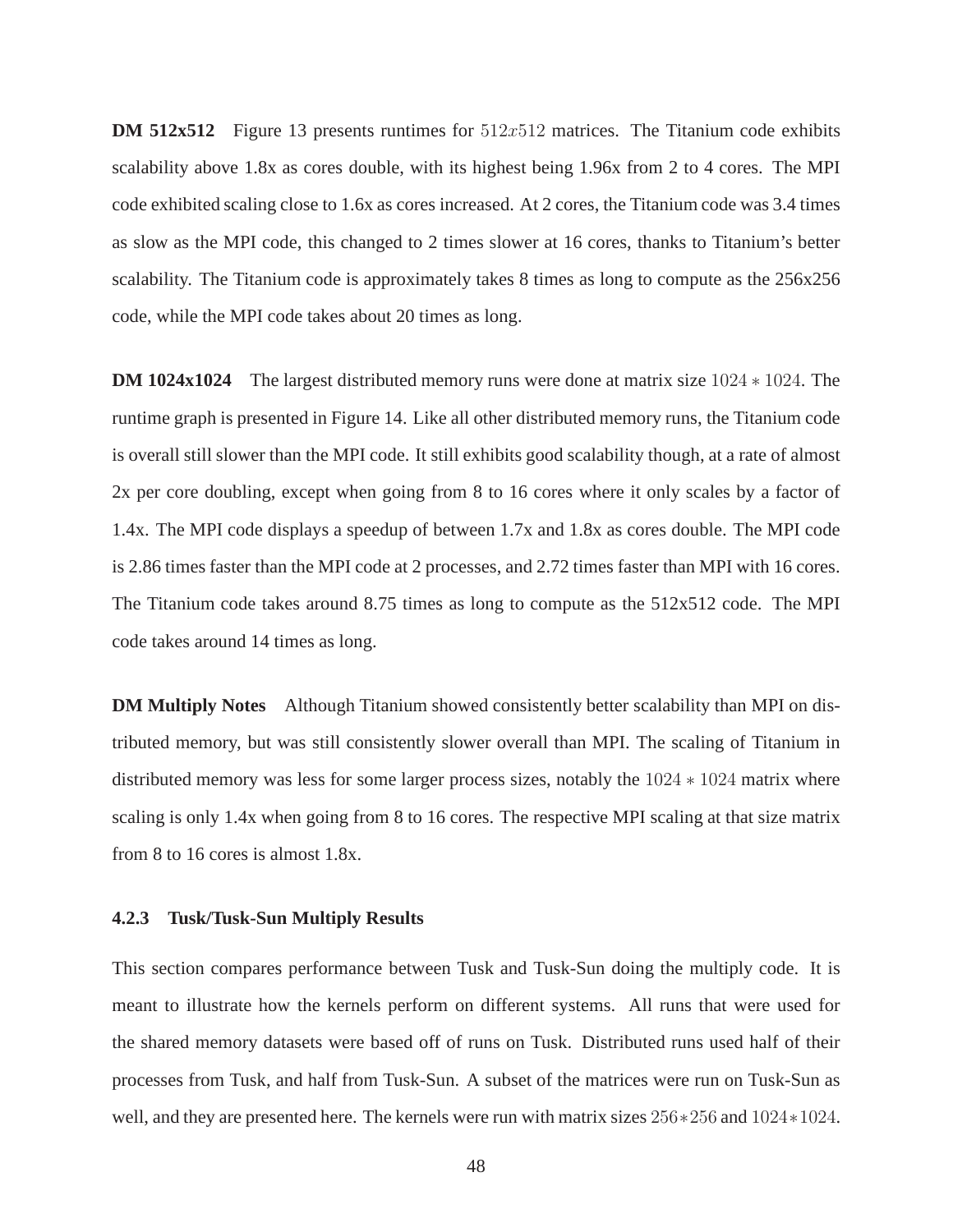**DM 512x512** Figure 13 presents runtimes for $512x512$ matrices. The Titanium code exhibits scalability above 1.8x as cores double, with its highest being 1.96x from 2 to 4 cores. The MPI code exhibited scaling close to 1.6x as cores increased. At 2 cores, the Titanium code was 3.4 times as slow as the MPI code, this changed to 2 times slower at 16 cores, thanks to Titanium's better scalability. The Titanium code is approximately takes 8 times as long to compute as the 256x256 code, while the MPI code takes about 20 times as long.

**DM 1024x1024** The largest distributed memory runs were done at matrix size $1024 * 1024$. The runtime graph is presented in Figure 14. Like all other distributed memory runs, the Titanium code is overall still slower than the MPI code. It still exhibits good scalability though, at a rate of almost 2x per core doubling, except when going from 8 to 16 cores where it only scales by a factor of 1.4x. The MPI code displays a speedup of between 1.7x and 1.8x as cores double. The MPI code is 2.86 times faster than the MPI code at 2 processes, and 2.72 times faster than MPI with 16 cores. The Titanium code takes around 8.75 times as long to compute as the 512x512 code. The MPI code takes around 14 times as long.

**DM Multiply Notes** Although Titanium showed consistently better scalability than MPI on distributed memory, but was still consistently slower overall than MPI. The scaling of Titanium in distributed memory was less for some larger process sizes, notably the $1024 * 1024$ matrix where scaling is only 1.4x when going from 8 to 16 cores. The respective MPI scaling at that size matrix from 8 to 16 cores is almost 1.8x.

### 4.2.3 Tusk/Tusk-Sun Multiply Results

This section compares performance between Tusk and Tusk-Sun doing the multiply code. It is meant to illustrate how the kernels perform on different systems. All runs that were used for the shared memory datasets were based off of runs on Tusk. Distributed runs used half of their processes from Tusk, and half from Tusk-Sun. A subset of the matrices were run on Tusk-Sun as well, and they are presented here. The kernels were run with matrix sizes $256*256$ and $1024*1024$.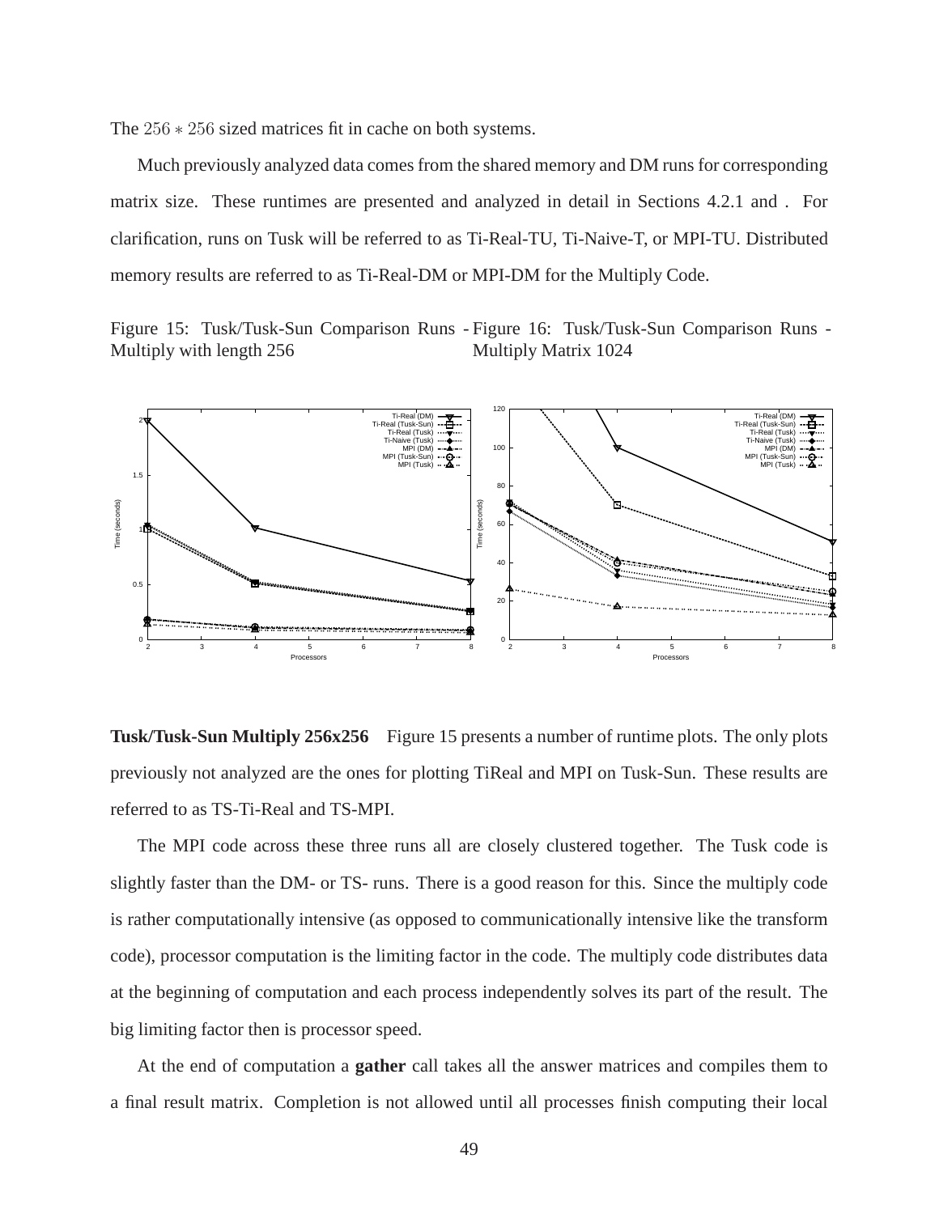The $256 * 256$ sized matrices fit in cache on both systems.

Much previously analyzed data comes from the shared memory and DM runs for corresponding matrix size. These runtimes are presented and analyzed in detail in Sections 4.2.1 and . For clarification, runs on Tusk will be referred to as Ti-Real-TU, Ti-Naive-T, or MPI-TU. Distributed memory results are referred to as Ti-Real-DM or MPI-DM for the Multiply Code.

Figure 15: Tusk/Tusk-Sun Comparison Runs - Multiply with length 256

Figure 16: Tusk/Tusk-Sun Comparison Runs - Multiply Matrix 1024

**Tusk/Tusk-Sun Multiply 256x256** Figure 15 presents a number of runtime plots. The only plots previously not analyzed are the ones for plotting TiReal and MPI on Tusk-Sun. These results are referred to as TS-Ti-Real and TS-MPI.

The MPI code across these three runs all are closely clustered together. The Tusk code is slightly faster than the DM- or TS- runs. There is a good reason for this. Since the multiply code is rather computationally intensive (as opposed to communicationally intensive like the transform code), processor computation is the limiting factor in the code. The multiply code distributes data at the beginning of computation and each process independently solves its part of the result. The big limiting factor then is processor speed.

At the end of computation a **gather** call takes all the answer matrices and compiles them to a final result matrix. Completion is not allowed until all processes finish computing their local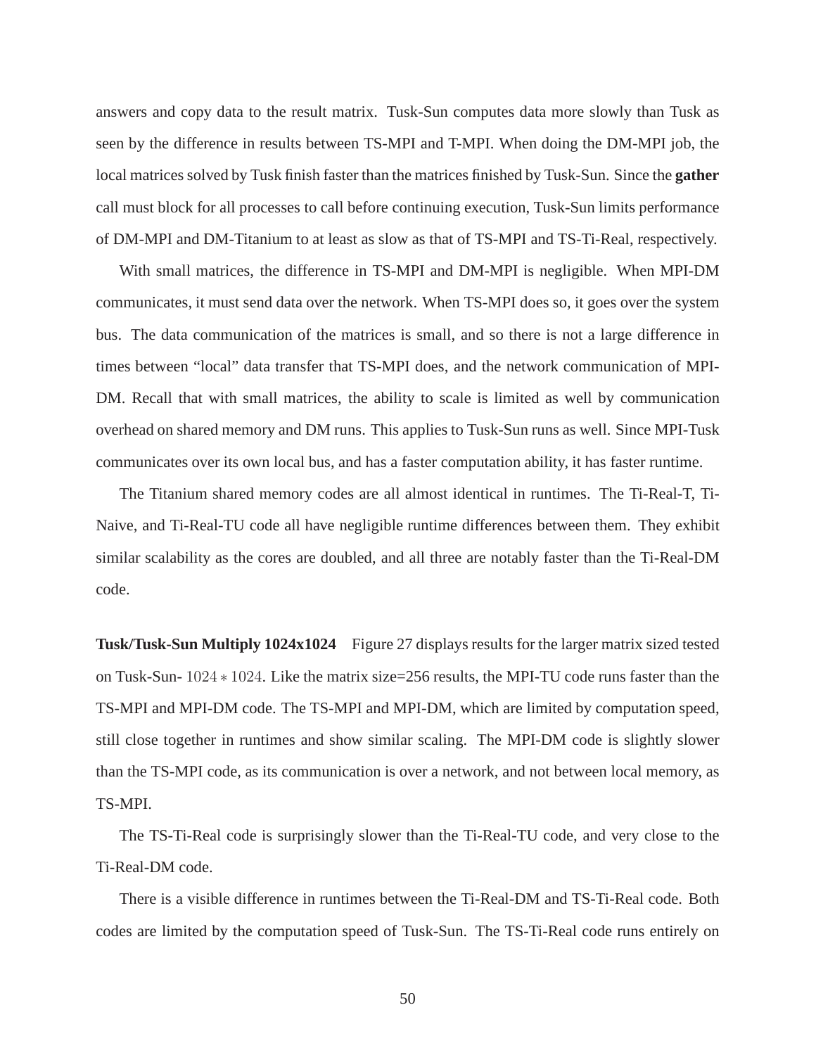answers and copy data to the result matrix. Tusk-Sun computes data more slowly than Tusk as seen by the difference in results between TS-MPI and T-MPI. When doing the DM-MPI job, the local matrices solved by Tusk finish faster than the matrices finished by Tusk-Sun. Since the **gather** call must block for all processes to call before continuing execution, Tusk-Sun limits performance of DM-MPI and DM-Titanium to at least as slow as that of TS-MPI and TS-Ti-Real, respectively.

With small matrices, the difference in TS-MPI and DM-MPI is negligible. When MPI-DM communicates, it must send data over the network. When TS-MPI does so, it goes over the system bus. The data communication of the matrices is small, and so there is not a large difference in times between "local" data transfer that TS-MPI does, and the network communication of MPI-DM. Recall that with small matrices, the ability to scale is limited as well by communication overhead on shared memory and DM runs. This applies to Tusk-Sun runs as well. Since MPI-Tusk communicates over its own local bus, and has a faster computation ability, it has faster runtime.

The Titanium shared memory codes are all almost identical in runtimes. The Ti-Real-T, Ti-Naive, and Ti-Real-TU code all have negligible runtime differences between them. They exhibit similar scalability as the cores are doubled, and all three are notably faster than the Ti-Real-DM code.

**Tusk/Tusk-Sun Multiply 1024x1024** Figure 27 displays results for the larger matrix sized tested on Tusk-Sun- $1024 * 1024$. Like the matrix size=256 results, the MPI-TU code runs faster than the TS-MPI and MPI-DM code. The TS-MPI and MPI-DM, which are limited by computation speed, still close together in runtimes and show similar scaling. The MPI-DM code is slightly slower than the TS-MPI code, as its communication is over a network, and not between local memory, as TS-MPI.

The TS-Ti-Real code is surprisingly slower than the Ti-Real-TU code, and very close to the Ti-Real-DM code.

There is a visible difference in runtimes between the Ti-Real-DM and TS-Ti-Real code. Both codes are limited by the computation speed of Tusk-Sun. The TS-Ti-Real code runs entirely on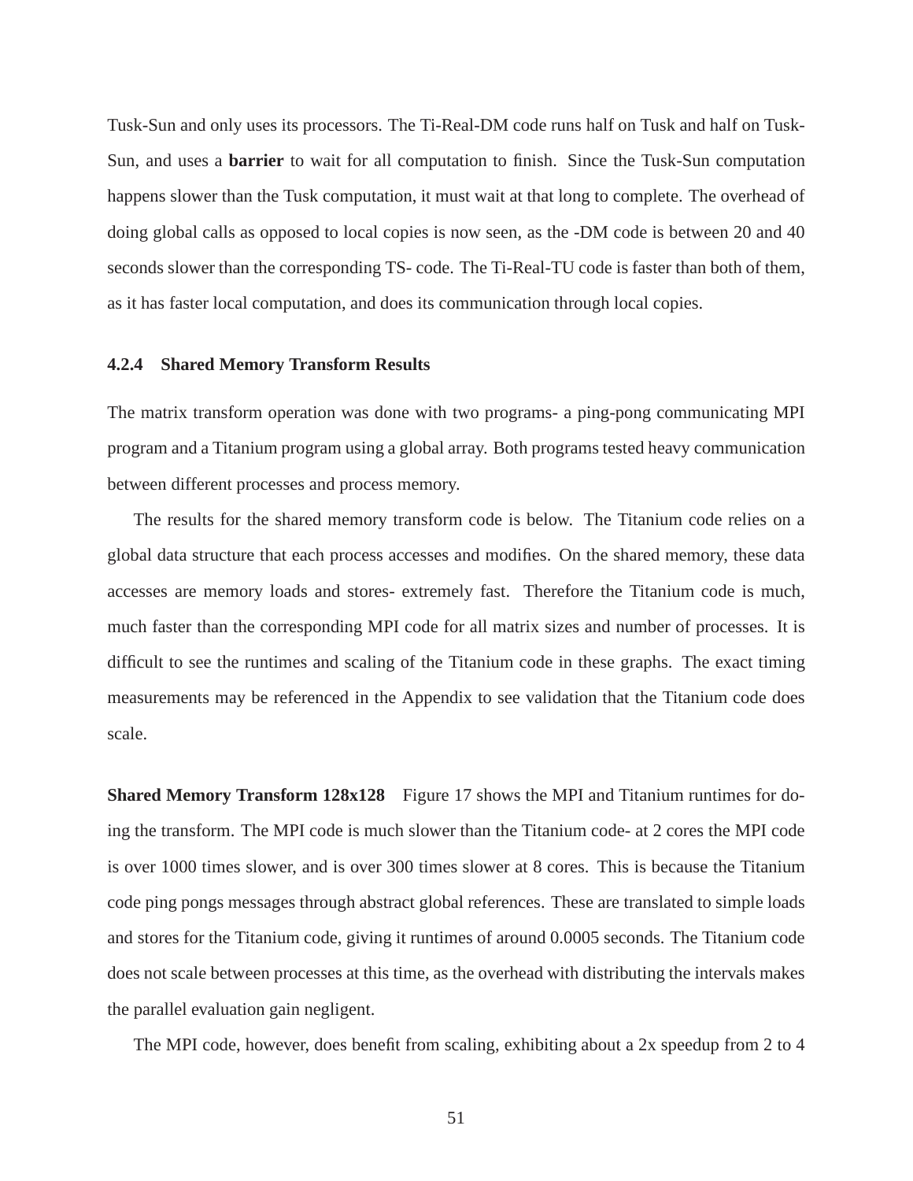Tusk-Sun and only uses its processors. The Ti-Real-DM code runs half on Tusk and half on Tusk-Sun, and uses a **barrier** to wait for all computation to finish. Since the Tusk-Sun computation happens slower than the Tusk computation, it must wait at that long to complete. The overhead of doing global calls as opposed to local copies is now seen, as the -DM code is between 20 and 40 seconds slower than the corresponding TS- code. The Ti-Real-TU code is faster than both of them, as it has faster local computation, and does its communication through local copies.

#### 4.2.4 Shared Memory Transform Results

The matrix transform operation was done with two programs- a ping-pong communicating MPI program and a Titanium program using a global array. Both programs tested heavy communication between different processes and process memory.

The results for the shared memory transform code is below. The Titanium code relies on a global data structure that each process accesses and modifies. On the shared memory, these data accesses are memory loads and stores- extremely fast. Therefore the Titanium code is much, much faster than the corresponding MPI code for all matrix sizes and number of processes. It is difficult to see the runtimes and scaling of the Titanium code in these graphs. The exact timing measurements may be referenced in the Appendix to see validation that the Titanium code does scale.

**Shared Memory Transform 128x128** Figure 17 shows the MPI and Titanium runtimes for doing the transform. The MPI code is much slower than the Titanium code- at 2 cores the MPI code is over 1000 times slower, and is over 300 times slower at 8 cores. This is because the Titanium code ping pongs messages through abstract global references. These are translated to simple loads and stores for the Titanium code, giving it runtimes of around 0.0005 seconds. The Titanium code does not scale between processes at this time, as the overhead with distributing the intervals makes the parallel evaluation gain negligent.

The MPI code, however, does benefit from scaling, exhibiting about a 2x speedup from 2 to 4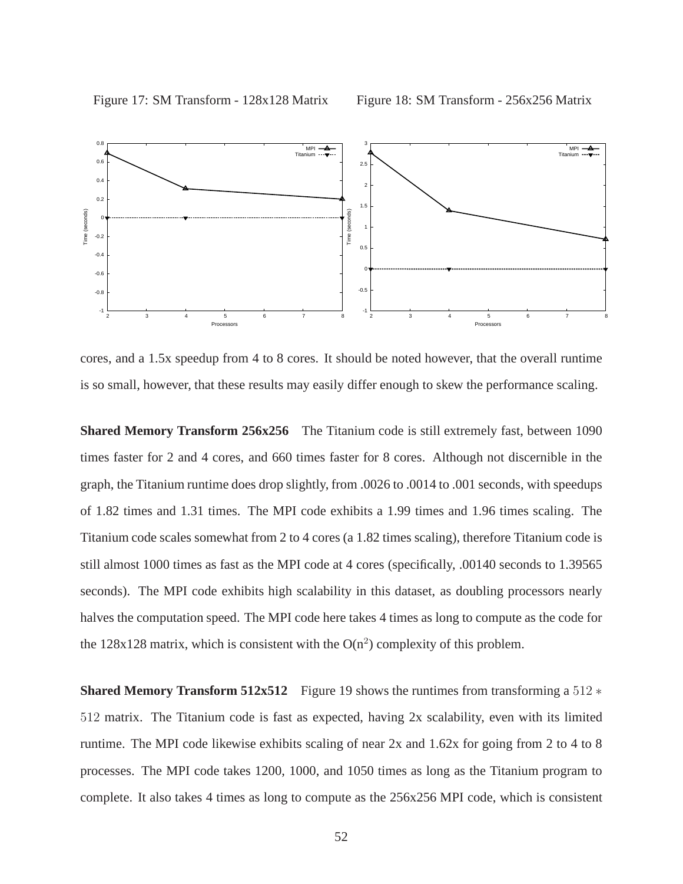Figure 17: SM Transform - 128x128 Matrix

Figure 18: SM Transform - 256x256 Matrix

cores, and a 1.5x speedup from 4 to 8 cores. It should be noted however, that the overall runtime is so small, however, that these results may easily differ enough to skew the performance scaling.

**Shared Memory Transform 256x256** The Titanium code is still extremely fast, between 1090 times faster for 2 and 4 cores, and 660 times faster for 8 cores. Although not discernible in the graph, the Titanium runtime does drop slightly, from .0026 to .0014 to .001 seconds, with speedups of 1.82 times and 1.31 times. The MPI code exhibits a 1.99 times and 1.96 times scaling. The Titanium code scales somewhat from 2 to 4 cores (a 1.82 times scaling), therefore Titanium code is still almost 1000 times as fast as the MPI code at 4 cores (specifically, .00140 seconds to 1.39565 seconds). The MPI code exhibits high scalability in this dataset, as doubling processors nearly halves the computation speed. The MPI code here takes 4 times as long to compute as the code for the 128x128 matrix, which is consistent with the $O(n^2)$ complexity of this problem.

**Shared Memory Transform 512x512** Figure 19 shows the runtimes from transforming a $512 * 512$ matrix. The Titanium code is fast as expected, having 2x scalability, even with its limited runtime. The MPI code likewise exhibits scaling of near 2x and 1.62x for going from 2 to 4 to 8 processes. The MPI code takes 1200, 1000, and 1050 times as long as the Titanium program to complete. It also takes 4 times as long to compute as the 256x256 MPI code, which is consistent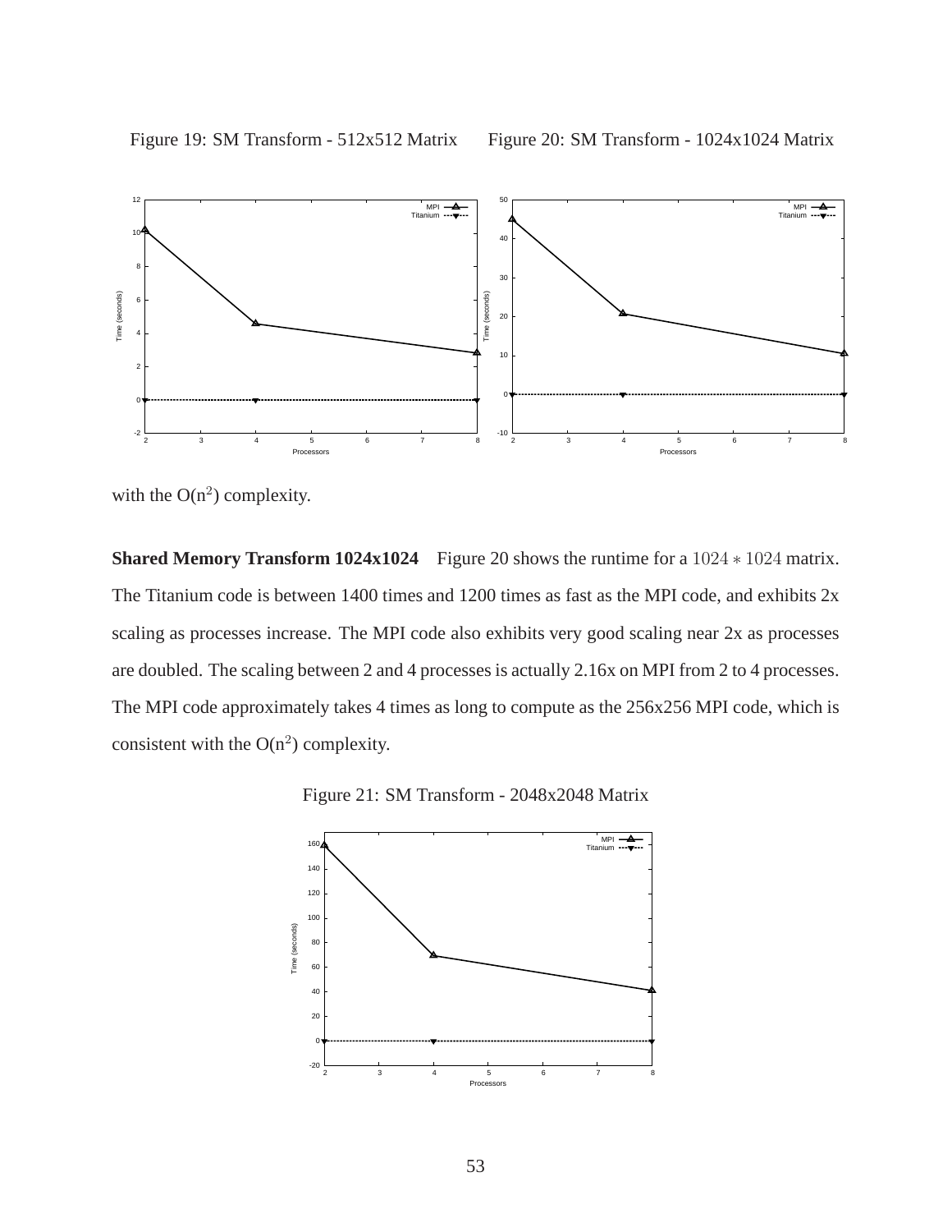Figure 19: SM Transform - 512x512 Matrix

Figure 20: SM Transform - 1024x1024 Matrix

with the O($n^2$) complexity.

**Shared Memory Transform 1024x1024** Figure 20 shows the runtime for a $1024 * 1024$ matrix. The Titanium code is between 1400 times and 1200 times as fast as the MPI code, and exhibits 2x scaling as processes increase. The MPI code also exhibits very good scaling near 2x as processes are doubled. The scaling between 2 and 4 processes is actually 2.16x on MPI from 2 to 4 processes. The MPI code approximately takes 4 times as long to compute as the 256x256 MPI code, which is consistent with the O($n^2$) complexity.

Figure 21: SM Transform - 2048x2048 Matrix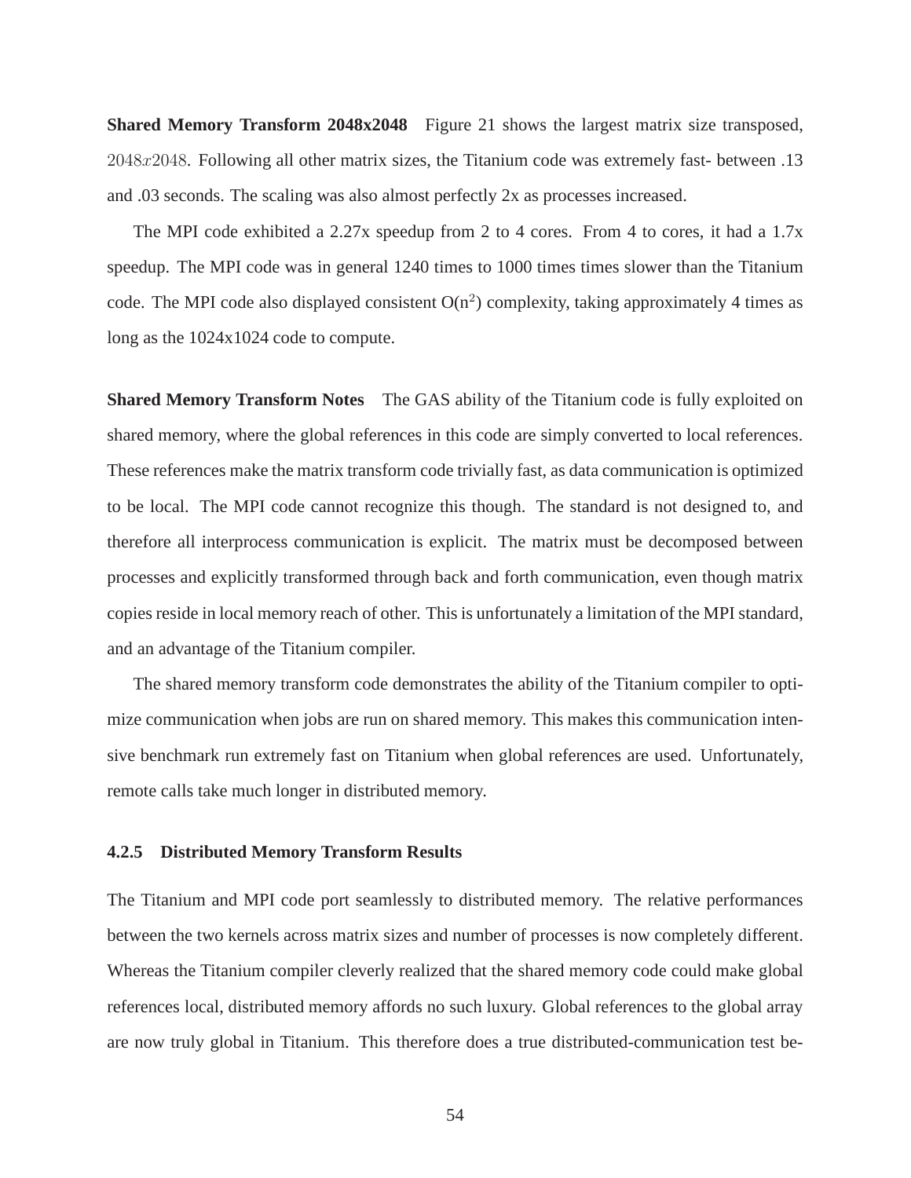**Shared Memory Transform 2048x2048** Figure 21 shows the largest matrix size transposed, $2048x2048$. Following all other matrix sizes, the Titanium code was extremely fast- between .13 and .03 seconds. The scaling was also almost perfectly 2x as processes increased.

The MPI code exhibited a 2.27x speedup from 2 to 4 cores. From 4 to cores, it had a 1.7x speedup. The MPI code was in general 1240 times to 1000 times times slower than the Titanium code. The MPI code also displayed consistent O($n^2$) complexity, taking approximately 4 times as long as the 1024x1024 code to compute.

**Shared Memory Transform Notes** The GAS ability of the Titanium code is fully exploited on shared memory, where the global references in this code are simply converted to local references. These references make the matrix transform code trivially fast, as data communication is optimized to be local. The MPI code cannot recognize this though. The standard is not designed to, and therefore all interprocess communication is explicit. The matrix must be decomposed between processes and explicitly transformed through back and forth communication, even though matrix copies reside in local memory reach of other. This is unfortunately a limitation of the MPI standard, and an advantage of the Titanium compiler.

The shared memory transform code demonstrates the ability of the Titanium compiler to optimize communication when jobs are run on shared memory. This makes this communication intensive benchmark run extremely fast on Titanium when global references are used. Unfortunately, remote calls take much longer in distributed memory.

### 4.2.5 Distributed Memory Transform Results

The Titanium and MPI code port seamlessly to distributed memory. The relative performances between the two kernels across matrix sizes and number of processes is now completely different. Whereas the Titanium compiler cleverly realized that the shared memory code could make global references local, distributed memory affords no such luxury. Global references to the global array are now truly global in Titanium. This therefore does a true distributed-communication test be-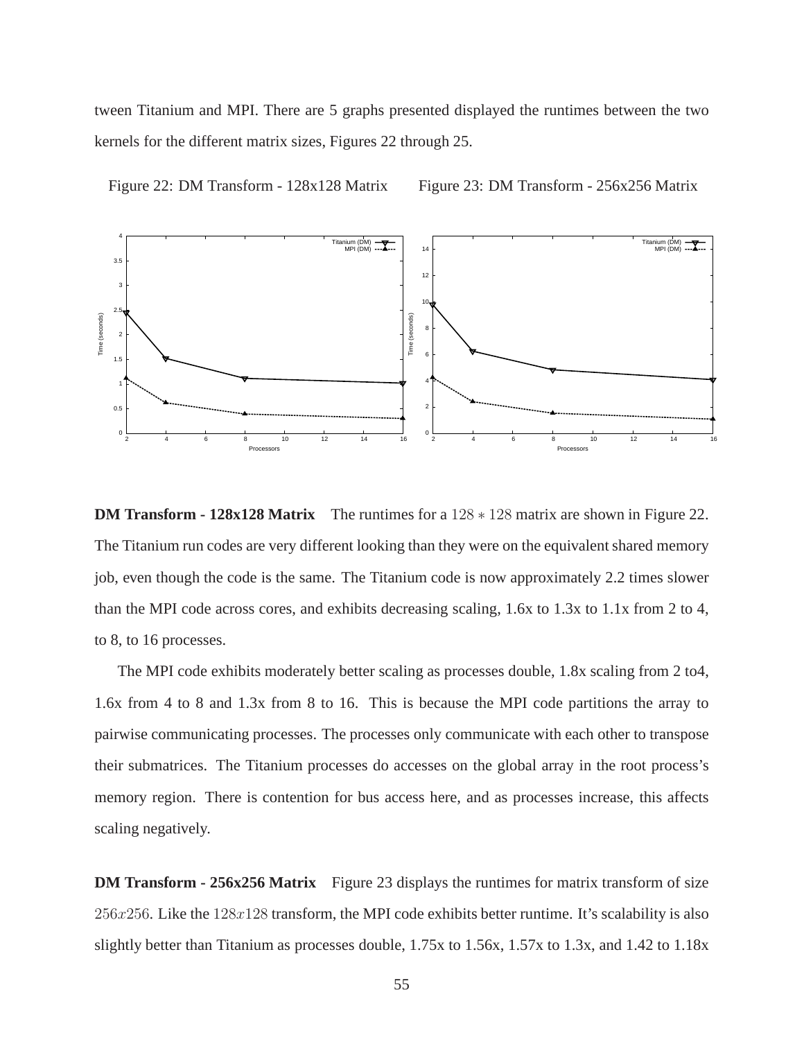tween Titanium and MPI. There are 5 graphs presented displayed the runtimes between the two kernels for the different matrix sizes, Figures 22 through 25.

Figure 22: DM Transform - 128x128 Matrix

Figure 23: DM Transform - 256x256 Matrix

**DM Transform - 128x128 Matrix** The runtimes for a $128 * 128$ matrix are shown in Figure 22. The Titanium run codes are very different looking than they were on the equivalent shared memory job, even though the code is the same. The Titanium code is now approximately 2.2 times slower than the MPI code across cores, and exhibits decreasing scaling, 1.6x to 1.3x to 1.1x from 2 to 4, to 8, to 16 processes.

The MPI code exhibits moderately better scaling as processes double, 1.8x scaling from 2 to4, 1.6x from 4 to 8 and 1.3x from 8 to 16. This is because the MPI code partitions the array to pairwise communicating processes. The processes only communicate with each other to transpose their submatrices. The Titanium processes do accesses on the global array in the root process's memory region. There is contention for bus access here, and as processes increase, this affects scaling negatively.

**DM Transform - 256x256 Matrix** Figure 23 displays the runtimes for matrix transform of size $256x256$. Like the $128x128$ transform, the MPI code exhibits better runtime. It's scalability is also slightly better than Titanium as processes double, 1.75x to 1.56x, 1.57x to 1.3x, and 1.42 to 1.18x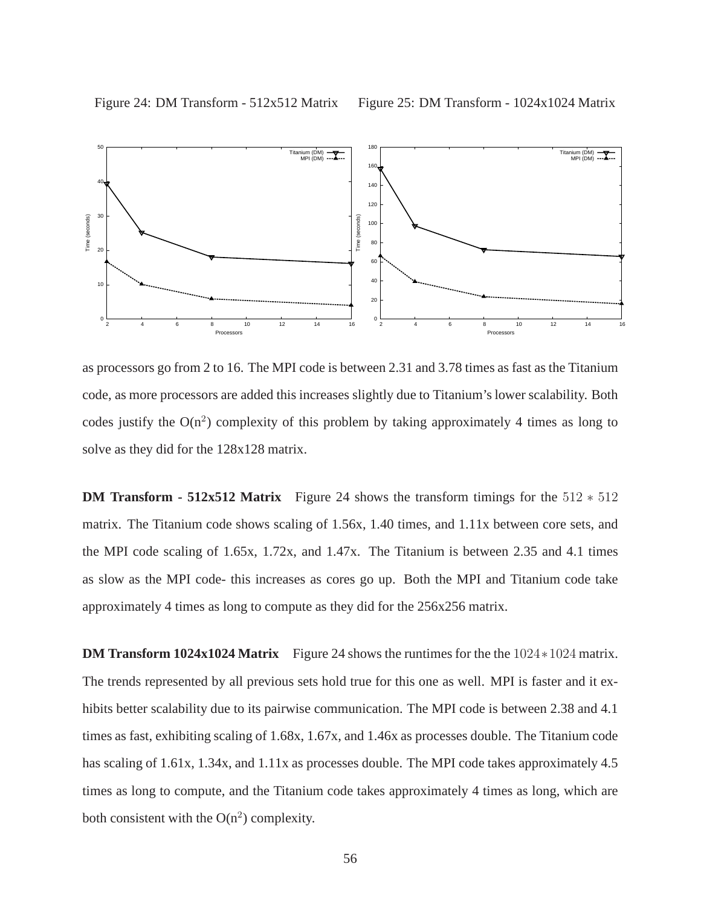Figure 24: DM Transform - 512x512 Matrix

Figure 25: DM Transform - 1024x1024 Matrix

as processors go from 2 to 16. The MPI code is between 2.31 and 3.78 times as fast as the Titanium code, as more processors are added this increases slightly due to Titanium's lower scalability. Both codes justify the $O(n^2)$ complexity of this problem by taking approximately 4 times as long to solve as they did for the 128x128 matrix.

**DM Transform - 512x512 Matrix** Figure 24 shows the transform timings for the $512 * 512$ matrix. The Titanium code shows scaling of 1.56x, 1.40 times, and 1.11x between core sets, and the MPI code scaling of 1.65x, 1.72x, and 1.47x. The Titanium is between 2.35 and 4.1 times as slow as the MPI code- this increases as cores go up. Both the MPI and Titanium code take approximately 4 times as long to compute as they did for the 256x256 matrix.

**DM Transform 1024x1024 Matrix** Figure 24 shows the runtimes for the the $1024 * 1024$ matrix. The trends represented by all previous sets hold true for this one as well. MPI is faster and it exhibits better scalability due to its pairwise communication. The MPI code is between 2.38 and 4.1 times as fast, exhibiting scaling of 1.68x, 1.67x, and 1.46x as processes double. The Titanium code has scaling of 1.61x, 1.34x, and 1.11x as processes double. The MPI code takes approximately 4.5 times as long to compute, and the Titanium code takes approximately 4 times as long, which are both consistent with the $O(n^2)$ complexity.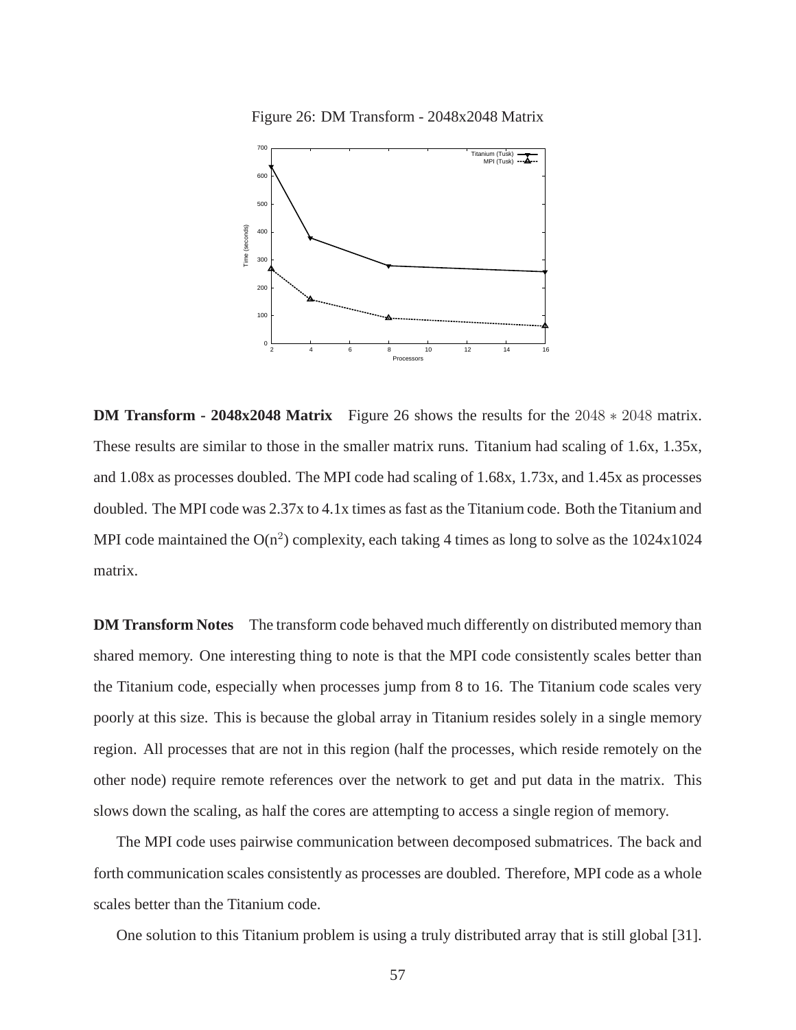Figure 26: DM Transform - 2048x2048 Matrix

**DM Transform - 2048x2048 Matrix** Figure 26 shows the results for the $2048 * 2048$ matrix. These results are similar to those in the smaller matrix runs. Titanium had scaling of 1.6x, 1.35x, and 1.08x as processes doubled. The MPI code had scaling of 1.68x, 1.73x, and 1.45x as processes doubled. The MPI code was 2.37x to 4.1x times as fast as the Titanium code. Both the Titanium and MPI code maintained the $O(n^2)$ complexity, each taking 4 times as long to solve as the 1024x1024 matrix.

**DM Transform Notes** The transform code behaved much differently on distributed memory than shared memory. One interesting thing to note is that the MPI code consistently scales better than the Titanium code, especially when processes jump from 8 to 16. The Titanium code scales very poorly at this size. This is because the global array in Titanium resides solely in a single memory region. All processes that are not in this region (half the processes, which reside remotely on the other node) require remote references over the network to get and put data in the matrix. This slows down the scaling, as half the cores are attempting to access a single region of memory.

The MPI code uses pairwise communication between decomposed submatrices. The back and forth communication scales consistently as processes are doubled. Therefore, MPI code as a whole scales better than the Titanium code.

One solution to this Titanium problem is using a truly distributed array that is still global [31].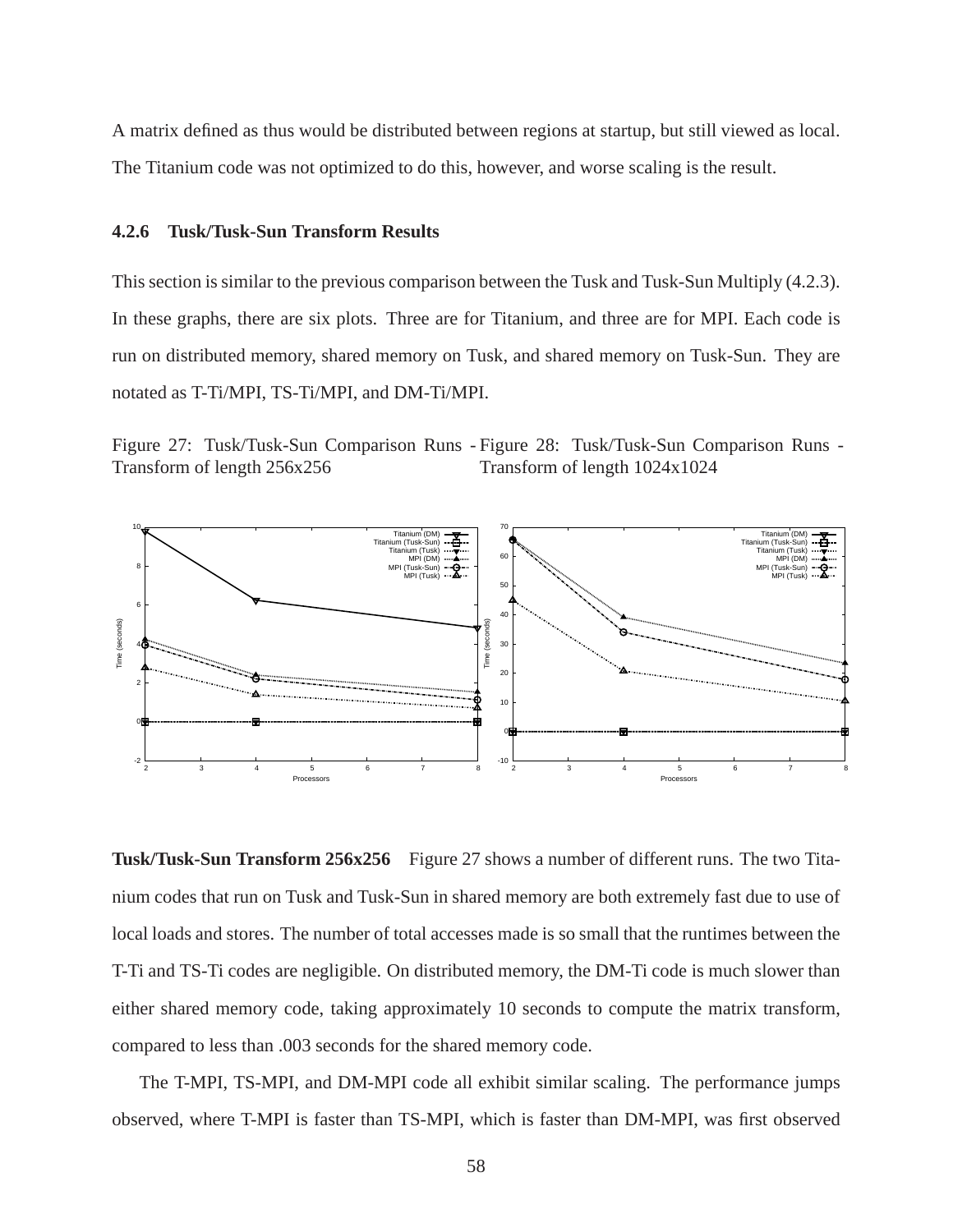A matrix defined as thus would be distributed between regions at startup, but still viewed as local. The Titanium code was not optimized to do this, however, and worse scaling is the result.

#### 4.2.6 Tusk/Tusk-Sun Transform Results

This section is similar to the previous comparison between the Tusk and Tusk-Sun Multiply (4.2.3). In these graphs, there are six plots. Three are for Titanium, and three are for MPI. Each code is run on distributed memory, shared memory on Tusk, and shared memory on Tusk-Sun. They are notated as T-Ti/MPI, TS-Ti/MPI, and DM-Ti/MPI.

Figure 27: Tusk/Tusk-Sun Comparison Runs - Transform of length 256x256

Figure 28: Tusk/Tusk-Sun Comparison Runs - Transform of length 1024x1024

**Tusk/Tusk-Sun Transform 256x256** Figure 27 shows a number of different runs. The two Titanium codes that run on Tusk and Tusk-Sun in shared memory are both extremely fast due to use of local loads and stores. The number of total accesses made is so small that the runtimes between the T-Ti and TS-Ti codes are negligible. On distributed memory, the DM-Ti code is much slower than either shared memory code, taking approximately 10 seconds to compute the matrix transform, compared to less than .003 seconds for the shared memory code.

The T-MPI, TS-MPI, and DM-MPI code all exhibit similar scaling. The performance jumps observed, where T-MPI is faster than TS-MPI, which is faster than DM-MPI, was first observed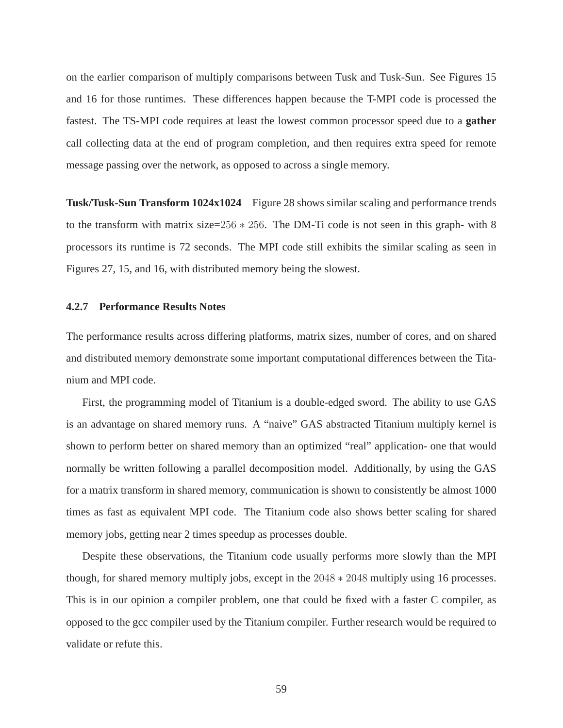on the earlier comparison of multiply comparisons between Tusk and Tusk-Sun. See Figures 15 and 16 for those runtimes. These differences happen because the T-MPI code is processed the fastest. The TS-MPI code requires at least the lowest common processor speed due to a **gather** call collecting data at the end of program completion, and then requires extra speed for remote message passing over the network, as opposed to across a single memory.

**Tusk/Tusk-Sun Transform 1024x1024** Figure 28 shows similar scaling and performance trends to the transform with matrix size=$256 * 256$. The DM-Ti code is not seen in this graph- with 8 processors its runtime is 72 seconds. The MPI code still exhibits the similar scaling as seen in Figures 27, 15, and 16, with distributed memory being the slowest.

#### 4.2.7 Performance Results Notes

The performance results across differing platforms, matrix sizes, number of cores, and on shared and distributed memory demonstrate some important computational differences between the Titanium and MPI code.

First, the programming model of Titanium is a double-edged sword. The ability to use GAS is an advantage on shared memory runs. A "naive" GAS abstracted Titanium multiply kernel is shown to perform better on shared memory than an optimized "real" application- one that would normally be written following a parallel decomposition model. Additionally, by using the GAS for a matrix transform in shared memory, communication is shown to consistently be almost 1000 times as fast as equivalent MPI code. The Titanium code also shows better scaling for shared memory jobs, getting near 2 times speedup as processes double.

Despite these observations, the Titanium code usually performs more slowly than the MPI though, for shared memory multiply jobs, except in the $2048 * 2048$ multiply using 16 processes. This is in our opinion a compiler problem, one that could be fixed with a faster C compiler, as opposed to the gcc compiler used by the Titanium compiler. Further research would be required to validate or refute this.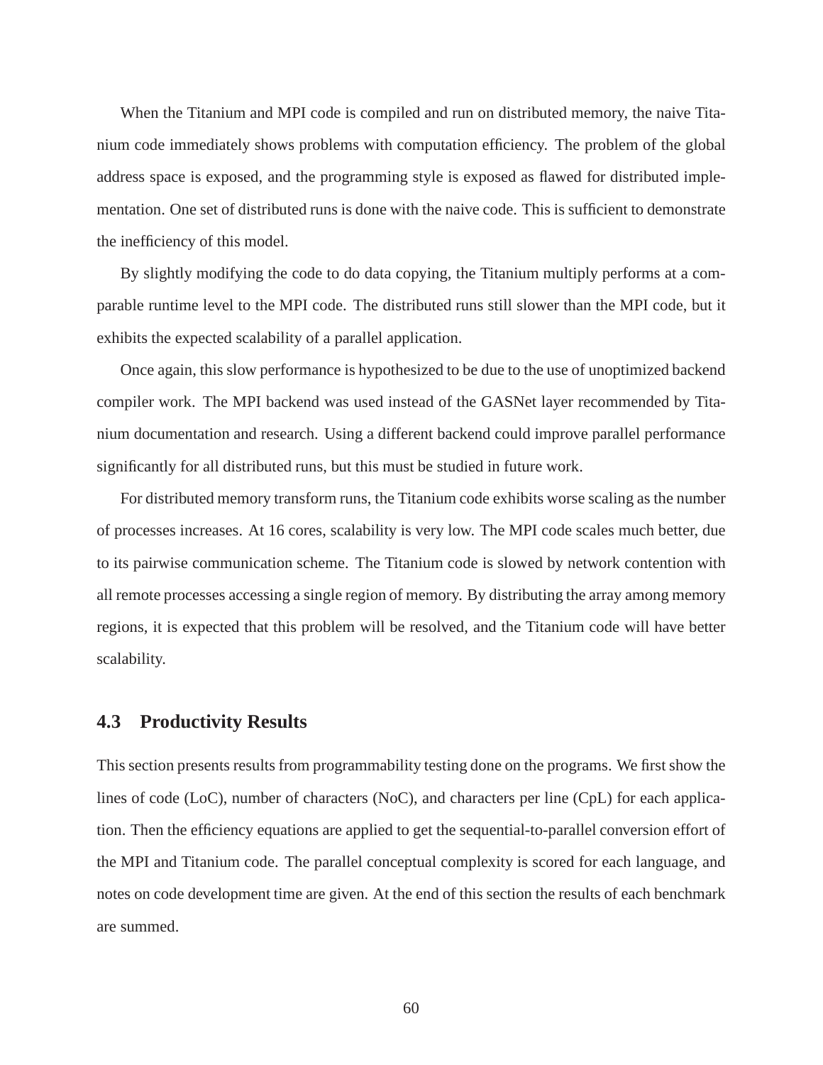When the Titanium and MPI code is compiled and run on distributed memory, the naive Titanium code immediately shows problems with computation efficiency. The problem of the global address space is exposed, and the programming style is exposed as flawed for distributed implementation. One set of distributed runs is done with the naive code. This is sufficient to demonstrate the inefficiency of this model.

By slightly modifying the code to do data copying, the Titanium multiply performs at a comparable runtime level to the MPI code. The distributed runs still slower than the MPI code, but it exhibits the expected scalability of a parallel application.

Once again, this slow performance is hypothesized to be due to the use of unoptimized backend compiler work. The MPI backend was used instead of the GASNet layer recommended by Titanium documentation and research. Using a different backend could improve parallel performance significantly for all distributed runs, but this must be studied in future work.

For distributed memory transform runs, the Titanium code exhibits worse scaling as the number of processes increases. At 16 cores, scalability is very low. The MPI code scales much better, due to its pairwise communication scheme. The Titanium code is slowed by network contention with all remote processes accessing a single region of memory. By distributing the array among memory regions, it is expected that this problem will be resolved, and the Titanium code will have better scalability.

## 4.3 Productivity Results

This section presents results from programmability testing done on the programs. We first show the lines of code (LoC), number of characters (NoC), and characters per line (CpL) for each application. Then the efficiency equations are applied to get the sequential-to-parallel conversion effort of the MPI and Titanium code. The parallel conceptual complexity is scored for each language, and notes on code development time are given. At the end of this section the results of each benchmark are summed.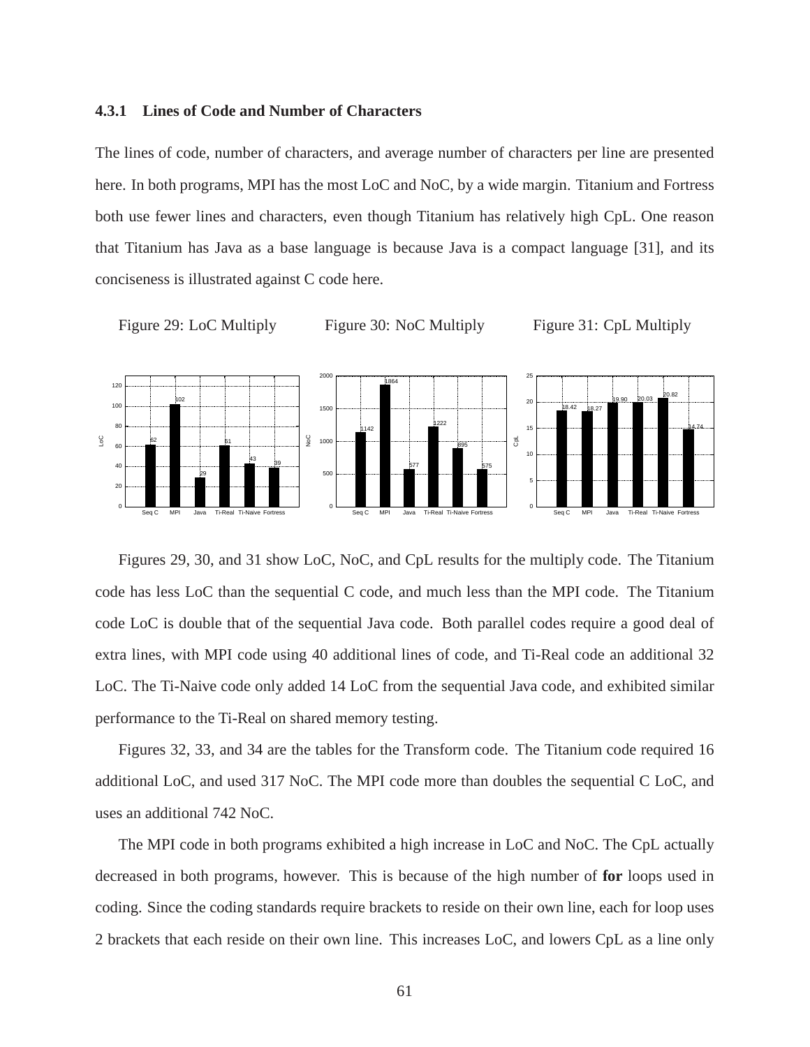### 4.3.1 Lines of Code and Number of Characters

The lines of code, number of characters, and average number of characters per line are presented here. In both programs, MPI has the most LoC and NoC, by a wide margin. Titanium and Fortress both use fewer lines and characters, even though Titanium has relatively high CpL. One reason that Titanium has Java as a base language is because Java is a compact language [31], and its conciseness is illustrated against C code here.

Figure 29: LoC Multiply

Figure 30: NoC Multiply

Figure 31: CpL Multiply

| | Seq C | MPI | Java | Ti-Real | Ti-Naive | Fortress |
|---|---|---|---|---|---|---|
| LoC | 62 | 102 | 29 | 61 | 43 | 39 |
| NoC | 1142 | 1864 | 577 | 1222 | 895 | 575 |
| CpL | 18.42 | 18.27 | 19.90 | 20.03 | 20.82 | 14.74 |

Figures 29, 30, and 31 show LoC, NoC, and CpL results for the multiply code. The Titanium code has less LoC than the sequential C code, and much less than the MPI code. The Titanium code LoC is double that of the sequential Java code. Both parallel codes require a good deal of extra lines, with MPI code using 40 additional lines of code, and Ti-Real code an additional 32 LoC. The Ti-Naive code only added 14 LoC from the sequential Java code, and exhibited similar performance to the Ti-Real on shared memory testing.

Figures 32, 33, and 34 are the tables for the Transform code. The Titanium code required 16 additional LoC, and used 317 NoC. The MPI code more than doubles the sequential C LoC, and uses an additional 742 NoC.

The MPI code in both programs exhibited a high increase in LoC and NoC. The CpL actually decreased in both programs, however. This is because of the high number of **for** loops used in coding. Since the coding standards require brackets to reside on their own line, each for loop uses 2 brackets that each reside on their own line. This increases LoC, and lowers CpL as a line only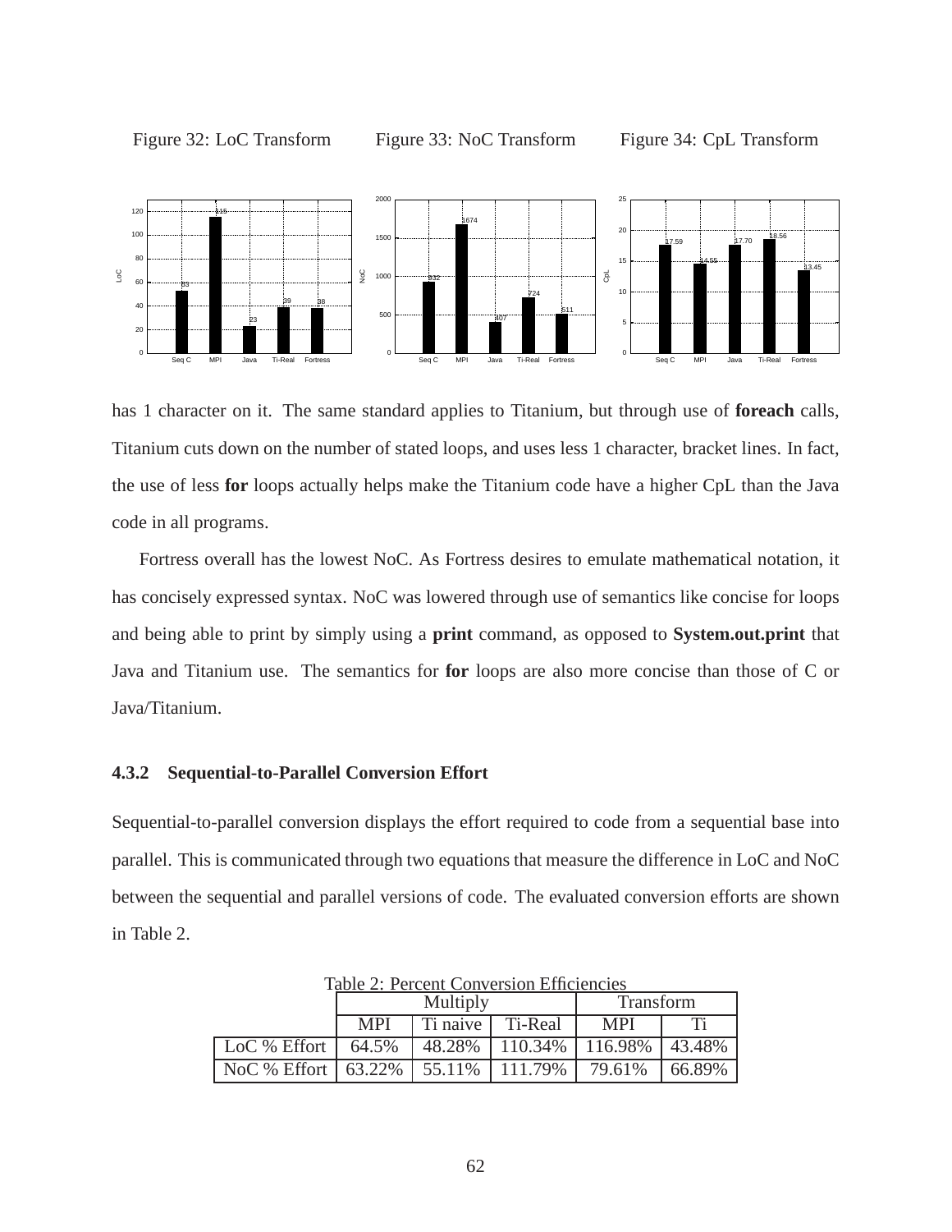Figure 32: LoC Transform

Figure 33: NoC Transform

Figure 34: CpL Transform

has 1 character on it. The same standard applies to Titanium, but through use of **foreach** calls, Titanium cuts down on the number of stated loops, and uses less 1 character, bracket lines. In fact, the use of less **for** loops actually helps make the Titanium code have a higher CpL than the Java code in all programs.

Fortress overall has the lowest NoC. As Fortress desires to emulate mathematical notation, it has concisely expressed syntax. NoC was lowered through use of semantics like concise for loops and being able to print by simply using a **print** command, as opposed to **System.out.print** that Java and Titanium use. The semantics for **for** loops are also more concise than those of C or Java/Titanium.

### 4.3.2 Sequential-to-Parallel Conversion Effort

Sequential-to-parallel conversion displays the effort required to code from a sequential base into parallel. This is communicated through two equations that measure the difference in LoC and NoC between the sequential and parallel versions of code. The evaluated conversion efforts are shown in Table 2.

Table 2: Percent Conversion Efficiencies

| | Multiply | | | Transform | |
|---|---|---|---|---|---|
| | MPI | Ti naive | Ti-Real | MPI | Ti |
| LoC % Effort | 64.5% | 48.28% | 110.34% | 116.98% | 43.48% |
| NoC % Effort | 63.22% | 55.11% | 111.79% | 79.61% | 66.89% |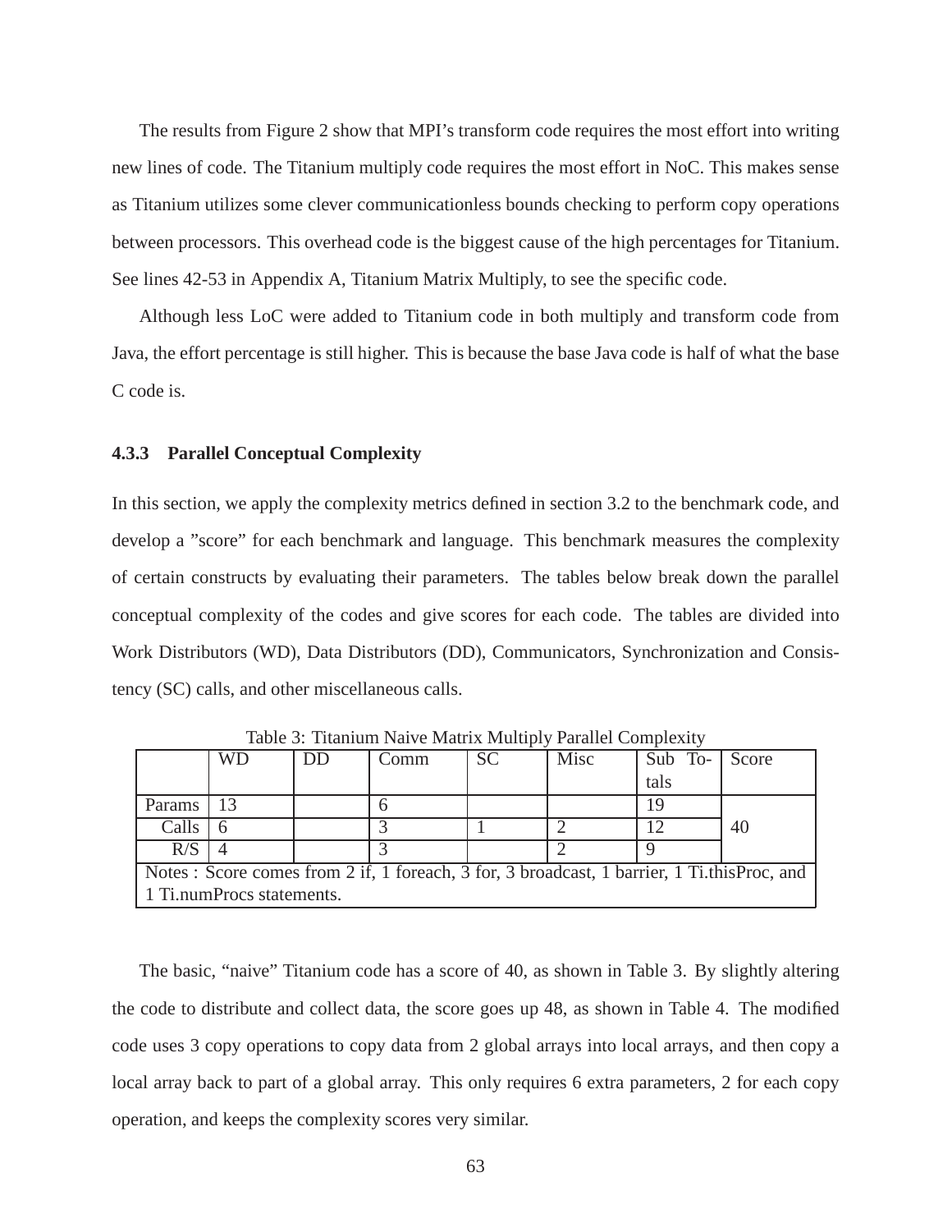The results from Figure 2 show that MPI's transform code requires the most effort into writing new lines of code. The Titanium multiply code requires the most effort in NoC. This makes sense as Titanium utilizes some clever communicationless bounds checking to perform copy operations between processors. This overhead code is the biggest cause of the high percentages for Titanium. See lines 42-53 in Appendix A, Titanium Matrix Multiply, to see the specific code.

Although less LoC were added to Titanium code in both multiply and transform code from Java, the effort percentage is still higher. This is because the base Java code is half of what the base C code is.

### 4.3.3 Parallel Conceptual Complexity

In this section, we apply the complexity metrics defined in section 3.2 to the benchmark code, and develop a "score" for each benchmark and language. This benchmark measures the complexity of certain constructs by evaluating their parameters. The tables below break down the parallel conceptual complexity of the codes and give scores for each code. The tables are divided into Work Distributors (WD), Data Distributors (DD), Communicators, Synchronization and Consistency (SC) calls, and other miscellaneous calls.

Table 3: Titanium Naive Matrix Multiply Parallel Complexity

| | WD | DD | Comm | SC | Misc | Sub Totals | Score |
|---|---|---|---|---|---|---|---|
| Params | 13 | | 6 | | | 19 | |
| Calls | 6 | | 3 | 1 | 2 | 12 | 40 |
| R/S | 4 | | 3 | | 2 | 9 | |
| Notes : Score comes from 2 if, 1 foreach, 3 for, 3 broadcast, 1 barrier, 1 Ti.thisProc, and 1 Ti.numProcs statements. | | | | | | | |

The basic, "naive" Titanium code has a score of 40, as shown in Table 3. By slightly altering the code to distribute and collect data, the score goes up 48, as shown in Table 4. The modified code uses 3 copy operations to copy data from 2 global arrays into local arrays, and then copy a local array back to part of a global array. This only requires 6 extra parameters, 2 for each copy operation, and keeps the complexity scores very similar.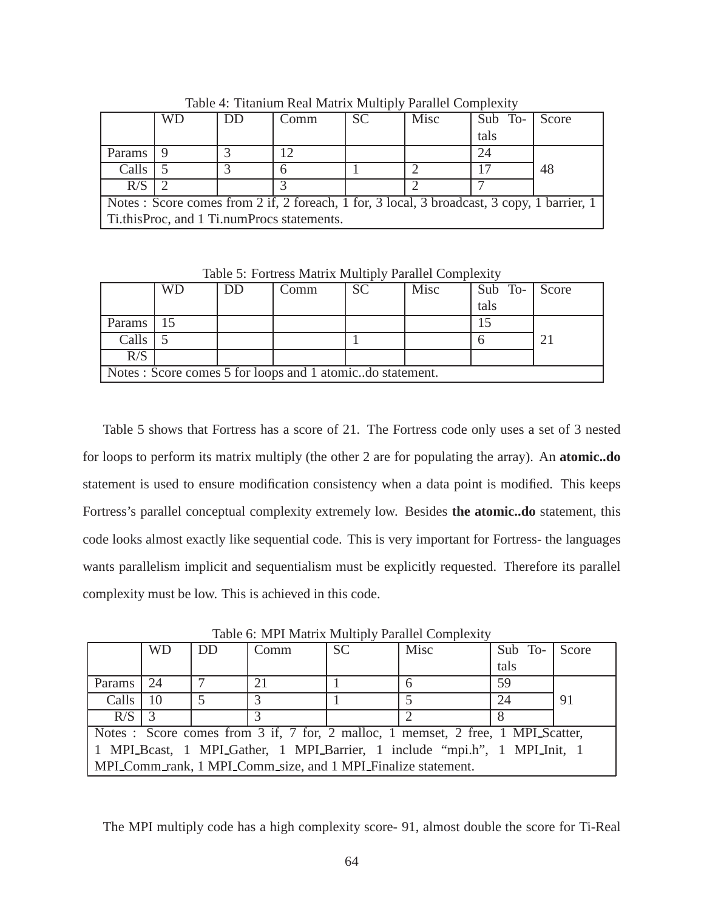Table 4: Titanium Real Matrix Multiply Parallel Complexity

| | WD | DD | Comm | SC | Misc | Sub Totals | Score |
|---|---|---|---|---|---|---|---|
| Params | 9 | 3 | 12 | | | 24 | |
| Calls | 5 | 3 | 6 | 1 | 2 | 17 | 48 |
| R/S | 2 | | 3 | | 2 | 7 | |
| Notes : Score comes from 2 if, 2 foreach, 1 for, 3 local, 3 broadcast, 3 copy, 1 barrier, 1 Ti.thisProc, and 1 Ti.numProcs statements. | | | | | | | |

Table 5: Fortress Matrix Multiply Parallel Complexity

| | WD | DD | Comm | SC | Misc | Sub Totals | Score |
|---|---|---|---|---|---|---|---|
| Params | 15 | | | | | 15 | |
| Calls | 5 | | | 1 | | 6 | 21 |
| R/S | | | | | | | |
| Notes : Score comes 5 for loops and 1 atomic..do statement. | | | | | | | |

Table 5 shows that Fortress has a score of 21. The Fortress code only uses a set of 3 nested for loops to perform its matrix multiply (the other 2 are for populating the array). An **atomic..do** statement is used to ensure modification consistency when a data point is modified. This keeps Fortress's parallel conceptual complexity extremely low. Besides **the atomic..do** statement, this code looks almost exactly like sequential code. This is very important for Fortress- the languages wants parallelism implicit and sequentialism must be explicitly requested. Therefore its parallel complexity must be low. This is achieved in this code.

Table 6: MPI Matrix Multiply Parallel Complexity

| | WD | DD | Comm | SC | Misc | Sub Totals | Score |
|---|---|---|---|---|---|---|---|
| Params | 24 | 7 | 21 | 1 | 6 | 59 | |
| Calls | 10 | 5 | 3 | 1 | 5 | 24 | 91 |
| R/S | 3 | | 3 | | 2 | 8 | |
| Notes : Score comes from 3 if, 7 for, 2 malloc, 1 memset, 2 free, 1 MPI_Scatter, 1 MPI_Bcast, 1 MPI_Gather, 1 MPI_Barrier, 1 include "mpi.h", 1 MPI_Init, 1 MPI_Comm_rank, 1 MPI_Comm_size, and 1 MPI_Finalize statement. | | | | | | | |

The MPI multiply code has a high complexity score- 91, almost double the score for Ti-Real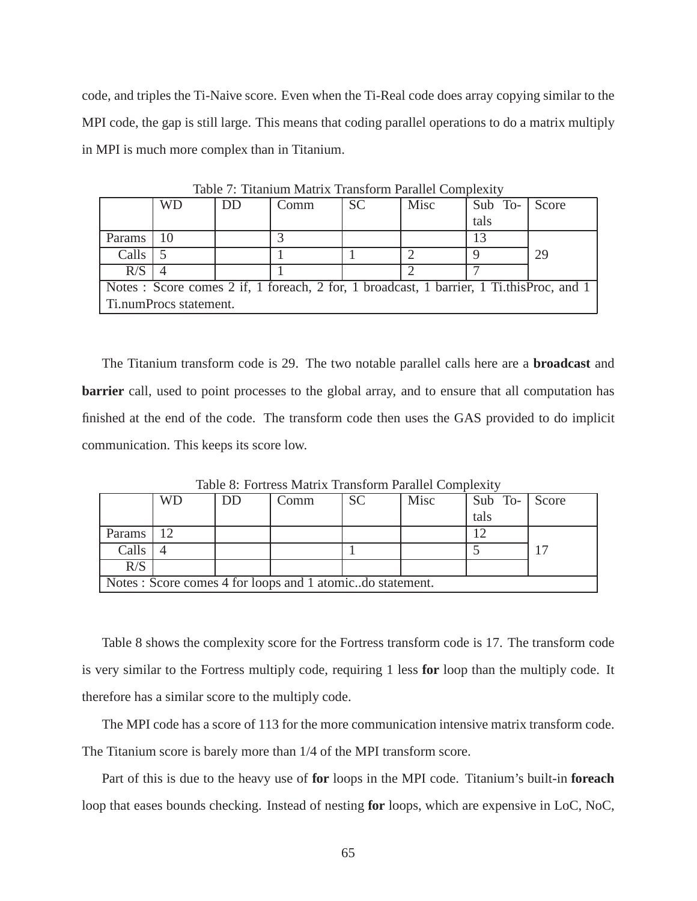code, and triples the Ti-Naive score. Even when the Ti-Real code does array copying similar to the MPI code, the gap is still large. This means that coding parallel operations to do a matrix multiply in MPI is much more complex than in Titanium.

Table 7: Titanium Matrix Transform Parallel Complexity

| | WD | DD | Comm | SC | Misc | Sub Totals | Score |
|---|---|---|---|---|---|---|---|
| Params | 10 | | 3 | | | 13 | |
| Calls | 5 | | 1 | 1 | 2 | 9 | 29 |
| R/S | 4 | | 1 | | 2 | 7 | |
| Notes : Score comes 2 if, 1 foreach, 2 for, 1 broadcast, 1 barrier, 1 Ti.thisProc, and 1 Ti.numProcs statement. | | | | | | | |

The Titanium transform code is 29. The two notable parallel calls here are a **broadcast** and **barrier** call, used to point processes to the global array, and to ensure that all computation has finished at the end of the code. The transform code then uses the GAS provided to do implicit communication. This keeps its score low.

Table 8: Fortress Matrix Transform Parallel Complexity

| | WD | DD | Comm | SC | Misc | Sub Totals | Score |
|---|---|---|---|---|---|---|---|
| Params | 12 | | | | | 12 | |
| Calls | 4 | | | 1 | | 5 | 17 |
| R/S | | | | | | | |
| Notes : Score comes 4 for loops and 1 atomic..do statement. | | | | | | | |

Table 8 shows the complexity score for the Fortress transform code is 17. The transform code is very similar to the Fortress multiply code, requiring 1 less **for** loop than the multiply code. It therefore has a similar score to the multiply code.

The MPI code has a score of 113 for the more communication intensive matrix transform code. The Titanium score is barely more than 1/4 of the MPI transform score.

Part of this is due to the heavy use of **for** loops in the MPI code. Titanium's built-in **foreach** loop that eases bounds checking. Instead of nesting **for** loops, which are expensive in LoC, NoC,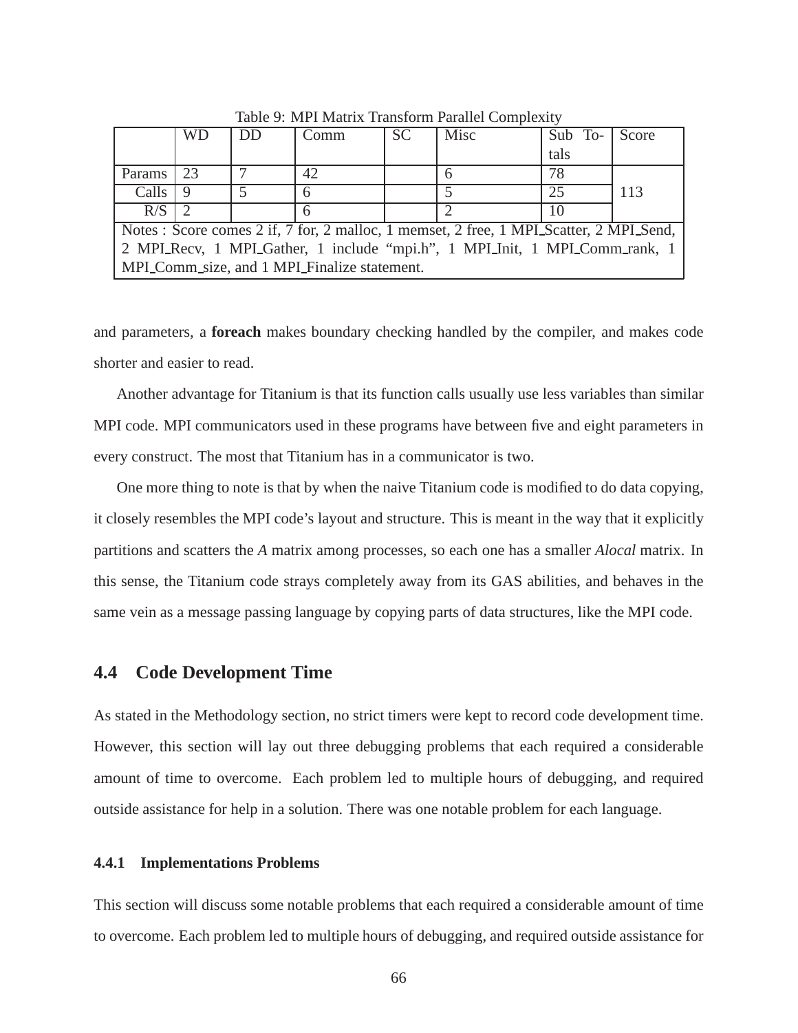Table 9: MPI Matrix Transform Parallel Complexity

| | WD | DD | Comm | SC | Misc | Sub Totals | Score |
|---|---|---|---|---|---|---|---|
| Params | 23 | 7 | 42 | | 6 | 78 | 113 |
| Calls | 9 | 5 | 6 | | 5 | 25 | |
| R/S | 2 | | 6 | | 2 | 10 | |
| Notes : Score comes 2 if, 7 for, 2 malloc, 1 memset, 2 free, 1 MPI_Scatter, 2 MPI_Send, 2 MPI_Recv, 1 MPI_Gather, 1 include "mpi.h", 1 MPI_Init, 1 MPI_Comm_rank, 1 MPI_Comm_size, and 1 MPI_Finalize statement. | | | | | | | |

and parameters, a **foreach** makes boundary checking handled by the compiler, and makes code shorter and easier to read.

Another advantage for Titanium is that its function calls usually use less variables than similar MPI code. MPI communicators used in these programs have between five and eight parameters in every construct. The most that Titanium has in a communicator is two.

One more thing to note is that by when the naive Titanium code is modified to do data copying, it closely resembles the MPI code's layout and structure. This is meant in the way that it explicitly partitions and scatters the *A* matrix among processes, so each one has a smaller *Alocal* matrix. In this sense, the Titanium code strays completely away from its GAS abilities, and behaves in the same vein as a message passing language by copying parts of data structures, like the MPI code.

## 4.4 Code Development Time

As stated in the Methodology section, no strict timers were kept to record code development time. However, this section will lay out three debugging problems that each required a considerable amount of time to overcome. Each problem led to multiple hours of debugging, and required outside assistance for help in a solution. There was one notable problem for each language.

### 4.4.1 Implementations Problems

This section will discuss some notable problems that each required a considerable amount of time to overcome. Each problem led to multiple hours of debugging, and required outside assistance for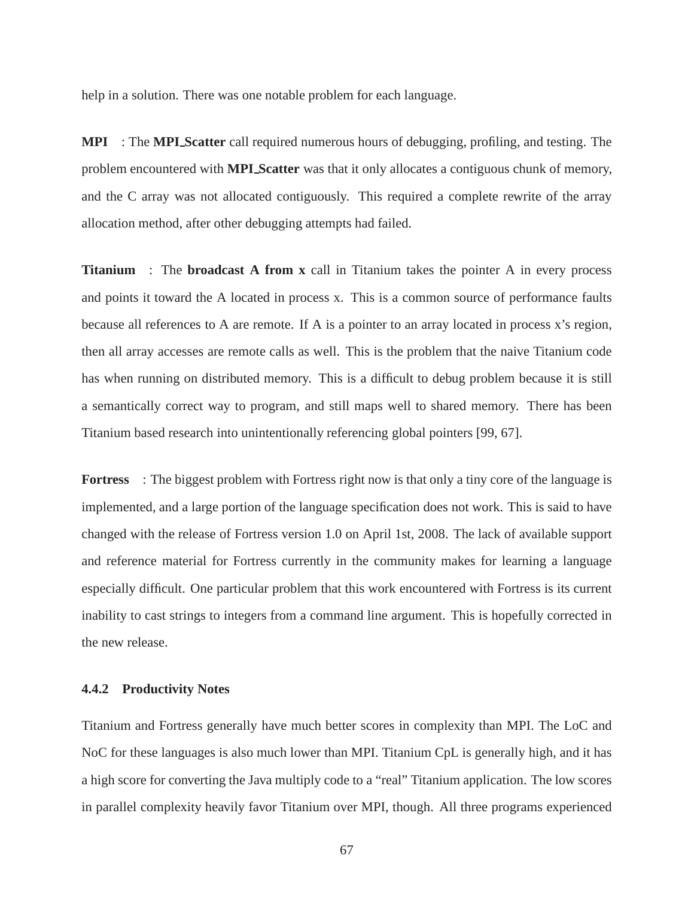help in a solution. There was one notable problem for each language.

**MPI** : The **MPI_Scatter** call required numerous hours of debugging, profiling, and testing. The problem encountered with **MPI_Scatter** was that it only allocates a contiguous chunk of memory, and the C array was not allocated contiguously. This required a complete rewrite of the array allocation method, after other debugging attempts had failed.

**Titanium** : The **broadcast A from x** call in Titanium takes the pointer A in every process and points it toward the A located in process x. This is a common source of performance faults because all references to A are remote. If A is a pointer to an array located in process x's region, then all array accesses are remote calls as well. This is the problem that the naive Titanium code has when running on distributed memory. This is a difficult to debug problem because it is still a semantically correct way to program, and still maps well to shared memory. There has been Titanium based research into unintentionally referencing global pointers [99, 67].

**Fortress** : The biggest problem with Fortress right now is that only a tiny core of the language is implemented, and a large portion of the language specification does not work. This is said to have changed with the release of Fortress version 1.0 on April 1st, 2008. The lack of available support and reference material for Fortress currently in the community makes for learning a language especially difficult. One particular problem that this work encountered with Fortress is its current inability to cast strings to integers from a command line argument. This is hopefully corrected in the new release.

### 4.4.2 Productivity Notes

Titanium and Fortress generally have much better scores in complexity than MPI. The LoC and NoC for these languages is also much lower than MPI. Titanium CpL is generally high, and it has a high score for converting the Java multiply code to a "real" Titanium application. The low scores in parallel complexity heavily favor Titanium over MPI, though. All three programs experienced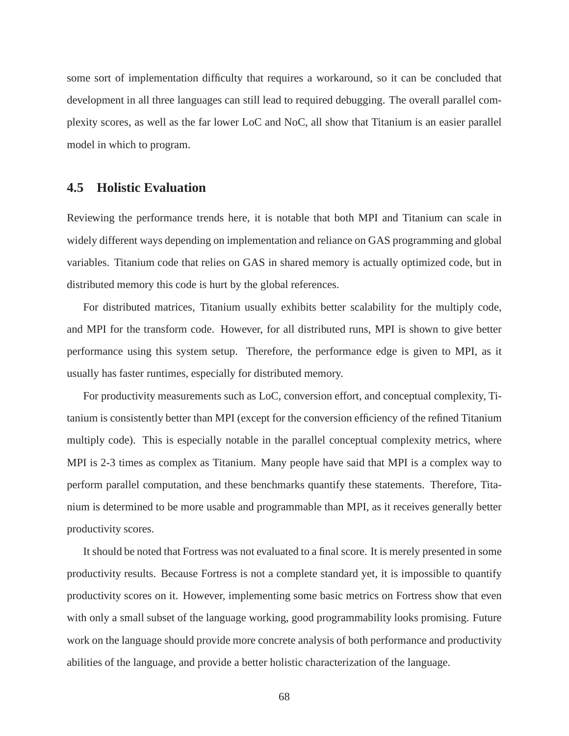some sort of implementation difficulty that requires a workaround, so it can be concluded that development in all three languages can still lead to required debugging. The overall parallel complexity scores, as well as the far lower LoC and NoC, all show that Titanium is an easier parallel model in which to program.

## 4.5 Holistic Evaluation

Reviewing the performance trends here, it is notable that both MPI and Titanium can scale in widely different ways depending on implementation and reliance on GAS programming and global variables. Titanium code that relies on GAS in shared memory is actually optimized code, but in distributed memory this code is hurt by the global references.

For distributed matrices, Titanium usually exhibits better scalability for the multiply code, and MPI for the transform code. However, for all distributed runs, MPI is shown to give better performance using this system setup. Therefore, the performance edge is given to MPI, as it usually has faster runtimes, especially for distributed memory.

For productivity measurements such as LoC, conversion effort, and conceptual complexity, Titanium is consistently better than MPI (except for the conversion efficiency of the refined Titanium multiply code). This is especially notable in the parallel conceptual complexity metrics, where MPI is 2-3 times as complex as Titanium. Many people have said that MPI is a complex way to perform parallel computation, and these benchmarks quantify these statements. Therefore, Titanium is determined to be more usable and programmable than MPI, as it receives generally better productivity scores.

It should be noted that Fortress was not evaluated to a final score. It is merely presented in some productivity results. Because Fortress is not a complete standard yet, it is impossible to quantify productivity scores on it. However, implementing some basic metrics on Fortress show that even with only a small subset of the language working, good programmability looks promising. Future work on the language should provide more concrete analysis of both performance and productivity abilities of the language, and provide a better holistic characterization of the language.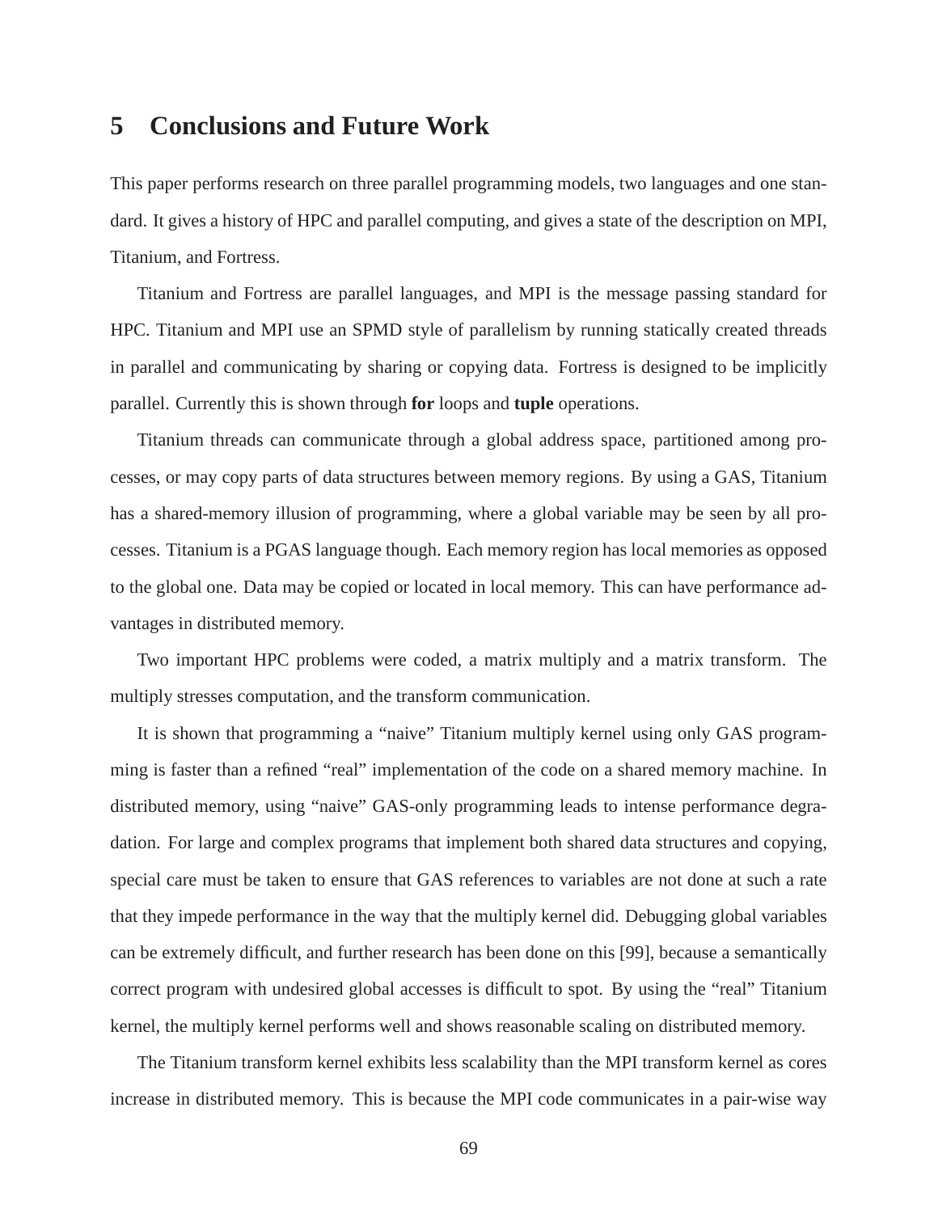# 5 Conclusions and Future Work

This paper performs research on three parallel programming models, two languages and one standard. It gives a history of HPC and parallel computing, and gives a state of the description on MPI, Titanium, and Fortress.

Titanium and Fortress are parallel languages, and MPI is the message passing standard for HPC. Titanium and MPI use an SPMD style of parallelism by running statically created threads in parallel and communicating by sharing or copying data. Fortress is designed to be implicitly parallel. Currently this is shown through **for** loops and **tuple** operations.

Titanium threads can communicate through a global address space, partitioned among processes, or may copy parts of data structures between memory regions. By using a GAS, Titanium has a shared-memory illusion of programming, where a global variable may be seen by all processes. Titanium is a PGAS language though. Each memory region has local memories as opposed to the global one. Data may be copied or located in local memory. This can have performance advantages in distributed memory.

Two important HPC problems were coded, a matrix multiply and a matrix transform. The multiply stresses computation, and the transform communication.

It is shown that programming a "naive" Titanium multiply kernel using only GAS programming is faster than a refined "real" implementation of the code on a shared memory machine. In distributed memory, using "naive" GAS-only programming leads to intense performance degradation. For large and complex programs that implement both shared data structures and copying, special care must be taken to ensure that GAS references to variables are not done at such a rate that they impede performance in the way that the multiply kernel did. Debugging global variables can be extremely difficult, and further research has been done on this [99], because a semantically correct program with undesired global accesses is difficult to spot. By using the "real" Titanium kernel, the multiply kernel performs well and shows reasonable scaling on distributed memory.

The Titanium transform kernel exhibits less scalability than the MPI transform kernel as cores increase in distributed memory. This is because the MPI code communicates in a pair-wise way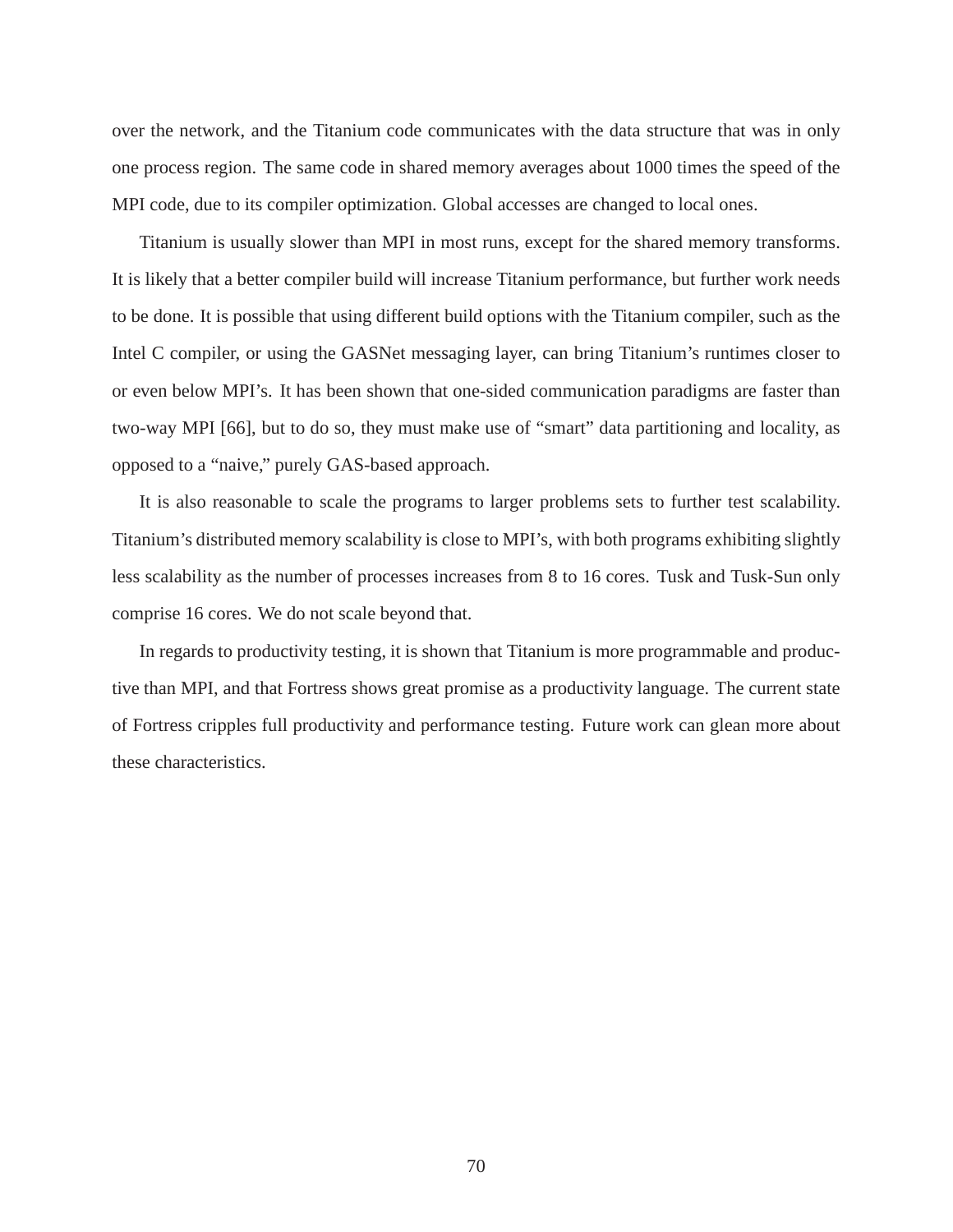over the network, and the Titanium code communicates with the data structure that was in only one process region. The same code in shared memory averages about 1000 times the speed of the MPI code, due to its compiler optimization. Global accesses are changed to local ones.

Titanium is usually slower than MPI in most runs, except for the shared memory transforms. It is likely that a better compiler build will increase Titanium performance, but further work needs to be done. It is possible that using different build options with the Titanium compiler, such as the Intel C compiler, or using the GASNet messaging layer, can bring Titanium's runtimes closer to or even below MPI's. It has been shown that one-sided communication paradigms are faster than two-way MPI [66], but to do so, they must make use of "smart" data partitioning and locality, as opposed to a "naive," purely GAS-based approach.

It is also reasonable to scale the programs to larger problems sets to further test scalability. Titanium's distributed memory scalability is close to MPI's, with both programs exhibiting slightly less scalability as the number of processes increases from 8 to 16 cores. Tusk and Tusk-Sun only comprise 16 cores. We do not scale beyond that.

In regards to productivity testing, it is shown that Titanium is more programmable and productive than MPI, and that Fortress shows great promise as a productivity language. The current state of Fortress cripples full productivity and performance testing. Future work can glean more about these characteristics.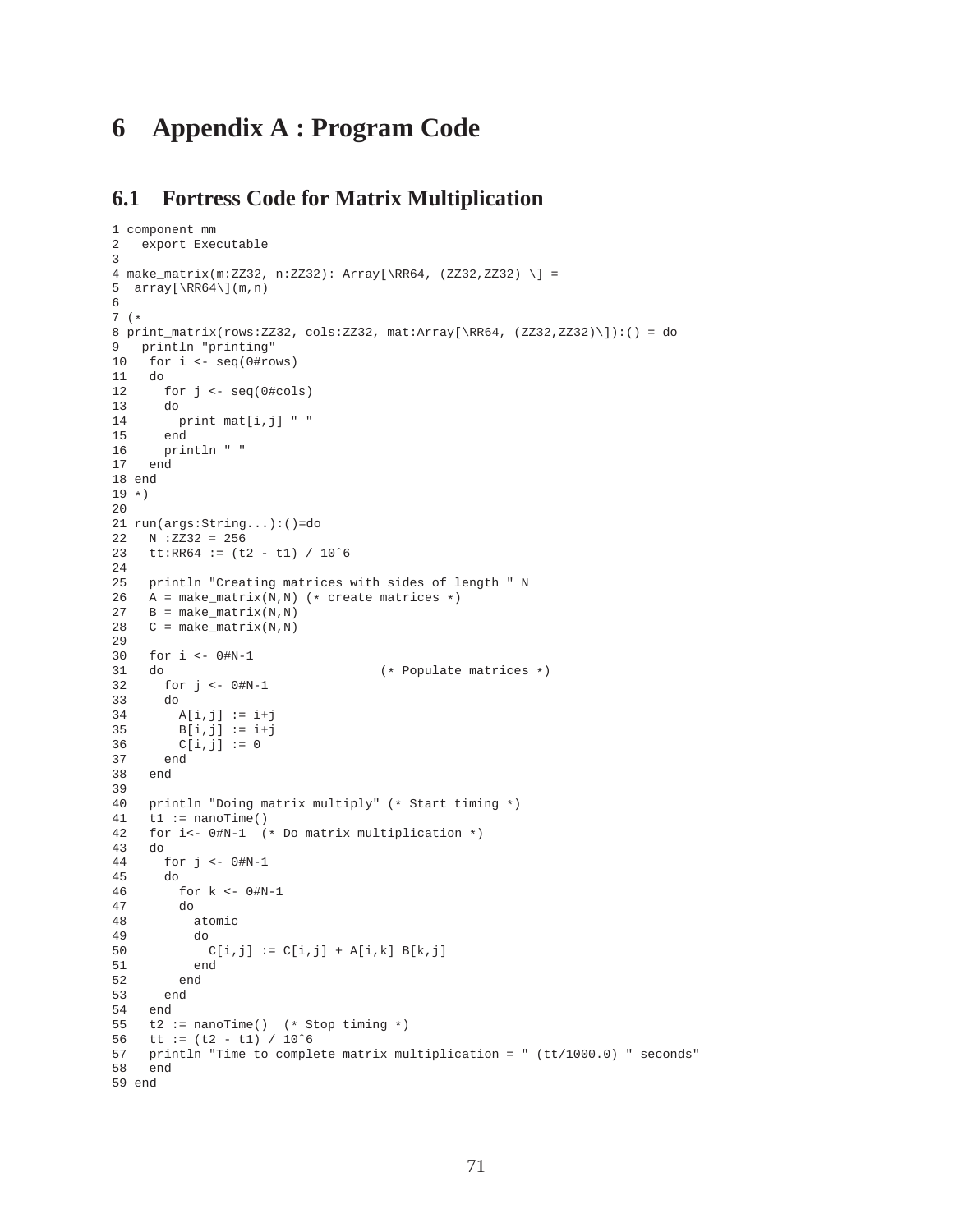# 6 Appendix A : Program Code

## 6.1 Fortress Code for Matrix Multiplication

```
1 component mm
2   export Executable
3
4 make_matrix(m:ZZ32, n:ZZ32): Array[\RR64, (ZZ32,ZZ32) \] =
5  array[\RR64\](m,n)
6
7 (*
8 print_matrix(rows:ZZ32, cols:ZZ32, mat:Array[\RR64, (ZZ32,ZZ32)\]):() = do
9   println "printing"
10   for i <- seq(0#rows)
11   do
12     for j <- seq(0#cols)
13     do
14       print mat[i,j] " "
15     end
16     println " "
17   end
18 end
19 *)
20
21 run(args:String...):()=do
22   N :ZZ32 = 256
23   tt:RR64 := (t2 - t1) / 10^6
24
25   println "Creating matrices with sides of length " N
26   A = make_matrix(N,N) (* create matrices *)
27   B = make_matrix(N,N)
28   C = make_matrix(N,N)
29
30   for i <- 0#N-1
31   do                             (* Populate matrices *)
32     for j <- 0#N-1
33     do
34       A[i,j] := i+j
35       B[i,j] := i+j
36       C[i,j] := 0
37     end
38   end
39
40   println "Doing matrix multiply" (* Start timing *)
41   t1 := nanoTime()
42   for i<- 0#N-1  (* Do matrix multiplication *)
43   do
44     for j <- 0#N-1
45     do
46       for k <- 0#N-1
47       do
48         atomic
49         do
50           C[i,j] := C[i,j] + A[i,k] B[k,j]
51         end
52       end
53     end
54   end
55   t2 := nanoTime()  (* Stop timing *)
56   tt := (t2 - t1) / 10^6
57   println "Time to complete matrix multiplication = " (tt/1000.0) " seconds"
58   end
59 end
```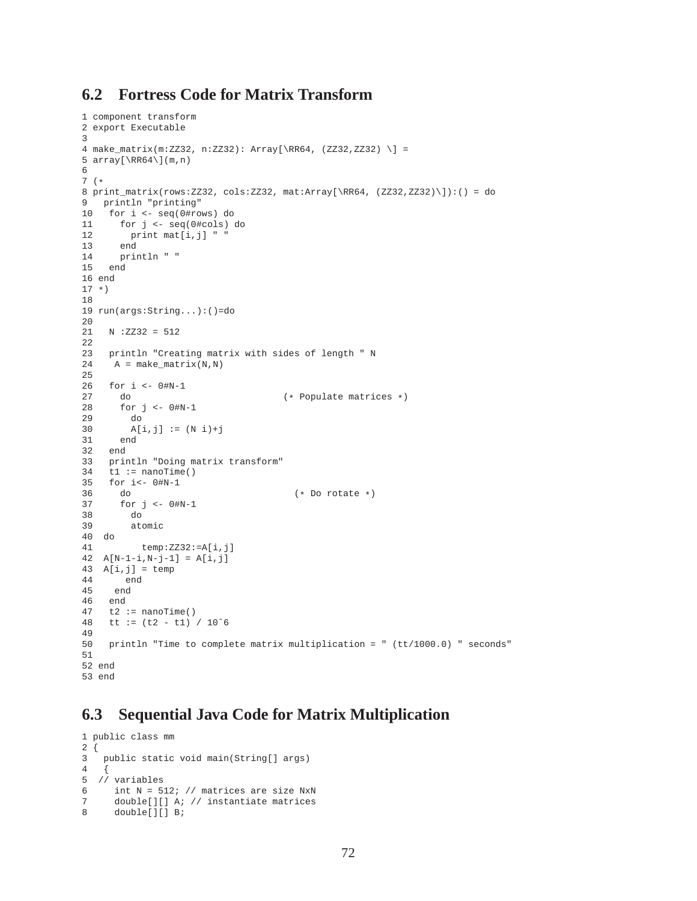## 6.2 Fortress Code for Matrix Transform

```
1 component transform
2 export Executable
3
4 make_matrix(m:ZZ32, n:ZZ32): Array[\RR64, (ZZ32,ZZ32) \] =
5 array[\RR64\](m,n)
6
7 (*
8 print_matrix(rows:ZZ32, cols:ZZ32, mat:Array[\RR64, (ZZ32,ZZ32)\]):() = do
9   println "printing"
10   for i <- seq(0#rows) do
11     for j <- seq(0#cols) do
12       print mat[i,j] " "
13     end
14     println " "
15   end
16 end
17 *)
18
19 run(args:String...):()=do
20
21   N :ZZ32 = 512
22
23   println "Creating matrix with sides of length " N
24    A = make_matrix(N,N)
25
26   for i <- 0#N-1
27     do                          (* Populate matrices *)
28     for j <- 0#N-1
29       do
30       A[i,j] := (N i)+j
31     end
32   end
33   println "Doing matrix transform"
34   t1 := nanoTime()
35   for i<- 0#N-1
36     do                            (* Do rotate *)
37     for j <- 0#N-1
38       do
39       atomic
40  do
41         temp:ZZ32:=A[i,j]
42  A[N-1-i,N-j-1] = A[i,j]
43  A[i,j] = temp
44      end
45    end
46   end
47   t2 := nanoTime()
48   tt := (t2 - t1) / 10ˆ6
49
50   println "Time to complete matrix multiplication = " (tt/1000.0) " seconds"
51
52 end
53 end
```

## 6.3 Sequential Java Code for Matrix Multiplication

```
1 public class mm
2 {
3   public static void main(String[] args)
4   {
5  // variables
6     int N = 512; // matrices are size NxN
7     double[][] A; // instantiate matrices
8     double[][] B;
```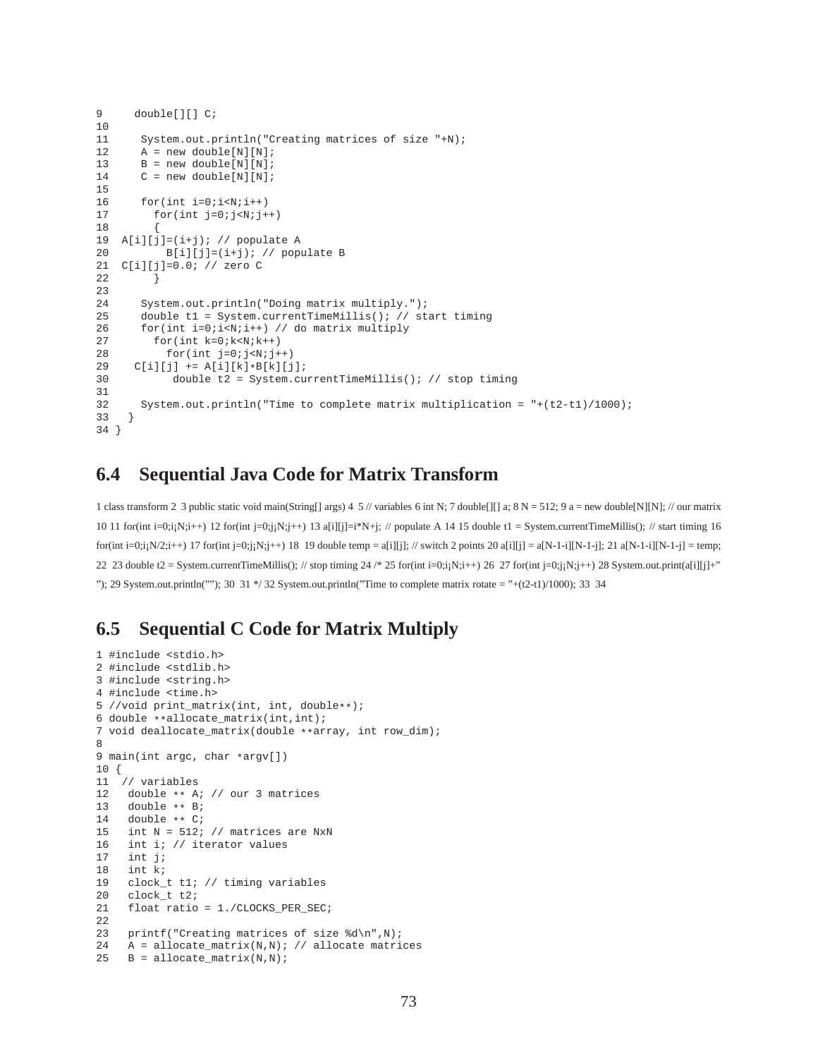```
9     double[][] C;
10
11     System.out.println("Creating matrices of size "+N);
12     A = new double[N][N];
13     B = new double[N][N];
14     C = new double[N][N];
15
16     for(int i=0;i<N;i++)
17       for(int j=0;j<N;j++)
18       {
19  A[i][j]=(i+j); // populate A
20         B[i][j]=(i+j); // populate B
21  C[i][j]=0.0; // zero C
22       }
23
24     System.out.println("Doing matrix multiply.");
25     double t1 = System.currentTimeMillis(); // start timing
26     for(int i=0;i<N;i++) // do matrix multiply
27       for(int k=0;k<N;k++)
28         for(int j=0;j<N;j++)
29    C[i][j] += A[i][k]*B[k][j];
30          double t2 = System.currentTimeMillis(); // stop timing
31
32     System.out.println("Time to complete matrix multiplication = "+(t2-t1)/1000);
33   }
34 }
```

## 6.4 Sequential Java Code for Matrix Transform

1 class transform 2 3 public static void main(String[] args) 4 5 // variables 6 int N; 7 double[][] a; 8 N = 512; 9 a = new double[N][N]; // our matrix 10 11 for(int i=0;i¡N;i++) 12 for(int j=0;j¡N;j++) 13 a[i][j]=i*N+j; // populate A 14 15 double t1 = System.currentTimeMillis(); // start timing 16 for(int i=0;i¡N/2;i++) 17 for(int j=0;j¡N;j++) 18 19 double temp = a[i][j]; // switch 2 points 20 a[i][j] = a[N-1-i][N-1-j]; 21 a[N-1-i][N-1-j] = temp; 22 23 double t2 = System.currentTimeMillis(); // stop timing 24 /* 25 for(int i=0;i¡N;i++) 26 27 for(int j=0;j¡N;j++) 28 System.out.print(a[i][j]+" "); 29 System.out.println(""); 30 31 */ 32 System.out.println("Time to complete matrix rotate = "+(t2-t1)/1000); 33 34

## 6.5 Sequential C Code for Matrix Multiply

```
1 #include <stdio.h>
2 #include <stdlib.h>
3 #include <string.h>
4 #include <time.h>
5 //void print_matrix(int, int, double**);
6 double **allocate_matrix(int,int);
7 void deallocate_matrix(double **array, int row_dim);
8
9 main(int argc, char *argv[])
10 {
11  // variables
12   double ** A; // our 3 matrices
13   double ** B;
14   double ** C;
15   int N = 512; // matrices are NxN
16   int i; // iterator values
17   int j;
18   int k;
19   clock_t t1; // timing variables
20   clock_t t2;
21   float ratio = 1./CLOCKS_PER_SEC;
22
23   printf("Creating matrices of size %d\n",N);
24   A = allocate_matrix(N,N); // allocate matrices
25   B = allocate_matrix(N,N);
```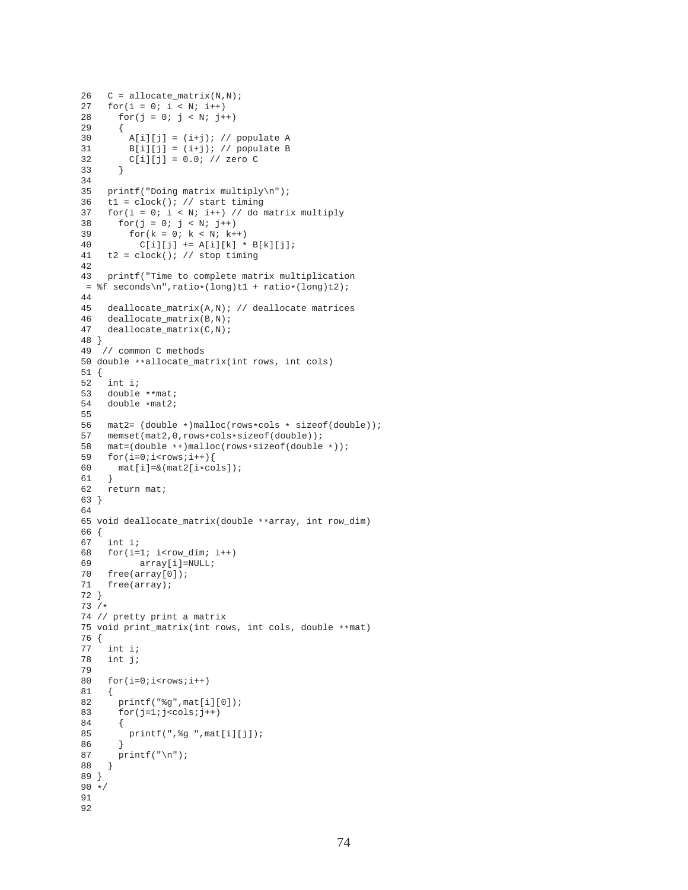```
26   C = allocate_matrix(N,N);
27   for(i = 0; i < N; i++)
28     for(j = 0; j < N; j++)
29     {
30       A[i][j] = (i+j); // populate A
31       B[i][j] = (i+j); // populate B
32       C[i][j] = 0.0; // zero C
33     }
34
35   printf("Doing matrix multiply\n");
36   t1 = clock(); // start timing
37   for(i = 0; i < N; i++) // do matrix multiply
38     for(j = 0; j < N; j++)
39       for(k = 0; k < N; k++)
40         C[i][j] += A[i][k] * B[k][j];
41   t2 = clock(); // stop timing
42
43   printf("Time to complete matrix multiplication
 = %f seconds\n",ratio*(long)t1 + ratio*(long)t2);
44
45   deallocate_matrix(A,N); // deallocate matrices
46   deallocate_matrix(B,N);
47   deallocate_matrix(C,N);
48 }
49  // common C methods
50 double **allocate_matrix(int rows, int cols)
51 {
52   int i;
53   double **mat;
54   double *mat2;
55
56   mat2= (double *)malloc(rows*cols * sizeof(double));
57   memset(mat2,0,rows*cols*sizeof(double));
58   mat=(double **)malloc(rows*sizeof(double *));
59   for(i=0;i<rows;i++){
60     mat[i]=&(mat2[i*cols]);
61   }
62   return mat;
63 }
64
65 void deallocate_matrix(double **array, int row_dim)
66 {
67   int i;
68   for(i=1; i<row_dim; i++)
69         array[i]=NULL;
70   free(array[0]);
71   free(array);
72 }
73 /*
74 // pretty print a matrix
75 void print_matrix(int rows, int cols, double **mat)
76 {
77   int i;
78   int j;
79
80   for(i=0;i<rows;i++)
81   {
82     printf("%g",mat[i][0]);
83     for(j=1;j<cols;j++)
84     {
85       printf(",%g ",mat[i][j]);
86     }
87     printf("\n");
88   }
89 }
90 */
91
92
```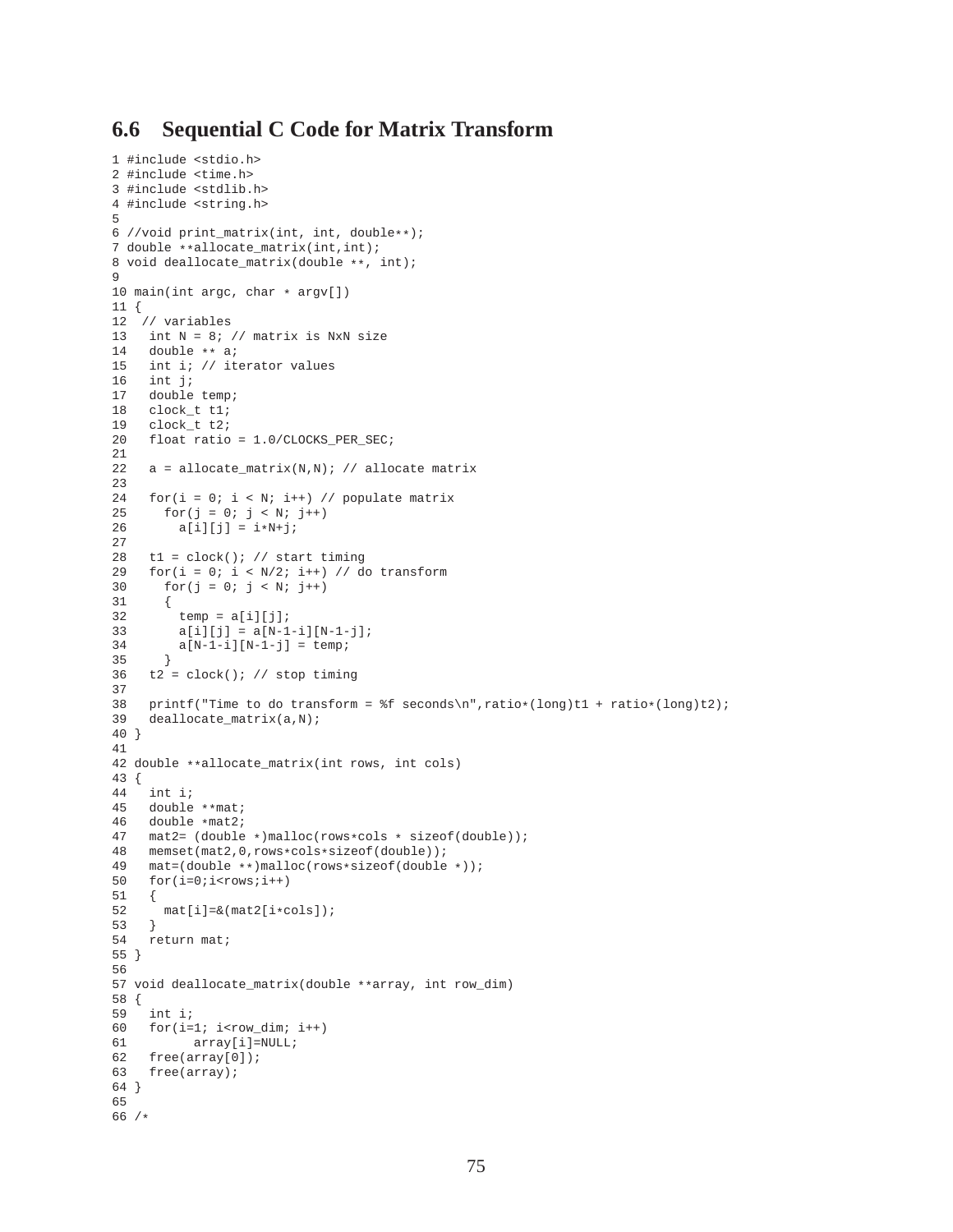## 6.6 Sequential C Code for Matrix Transform

```
1 #include <stdio.h>
2 #include <time.h>
3 #include <stdlib.h>
4 #include <string.h>
5
6 //void print_matrix(int, int, double**);
7 double **allocate_matrix(int,int);
8 void deallocate_matrix(double **, int);
9
10 main(int argc, char * argv[])
11 {
12  // variables
13   int N = 8; // matrix is NxN size
14   double ** a;
15   int i; // iterator values
16   int j;
17   double temp;
18   clock_t t1;
19   clock_t t2;
20   float ratio = 1.0/CLOCKS_PER_SEC;
21
22   a = allocate_matrix(N,N); // allocate matrix
23
24   for(i = 0; i < N; i++) // populate matrix
25     for(j = 0; j < N; j++)
26       a[i][j] = i*N+j;
27
28   t1 = clock(); // start timing
29   for(i = 0; i < N/2; i++) // do transform
30     for(j = 0; j < N; j++)
31     {
32       temp = a[i][j];
33       a[i][j] = a[N-1-i][N-1-j];
34       a[N-1-i][N-1-j] = temp;
35     }
36   t2 = clock(); // stop timing
37
38   printf("Time to do transform = %f seconds\n",ratio*(long)t1 + ratio*(long)t2);
39   deallocate_matrix(a,N);
40 }
41
42 double **allocate_matrix(int rows, int cols)
43 {
44   int i;
45   double **mat;
46   double *mat2;
47   mat2= (double *)malloc(rows*cols * sizeof(double));
48   memset(mat2,0,rows*cols*sizeof(double));
49   mat=(double **)malloc(rows*sizeof(double *));
50   for(i=0;i<rows;i++)
51   {
52     mat[i]=&(mat2[i*cols]);
53   }
54   return mat;
55 }
56
57 void deallocate_matrix(double **array, int row_dim)
58 {
59   int i;
60   for(i=1; i<row_dim; i++)
61         array[i]=NULL;
62   free(array[0]);
63   free(array);
64 }
65
66 /*
```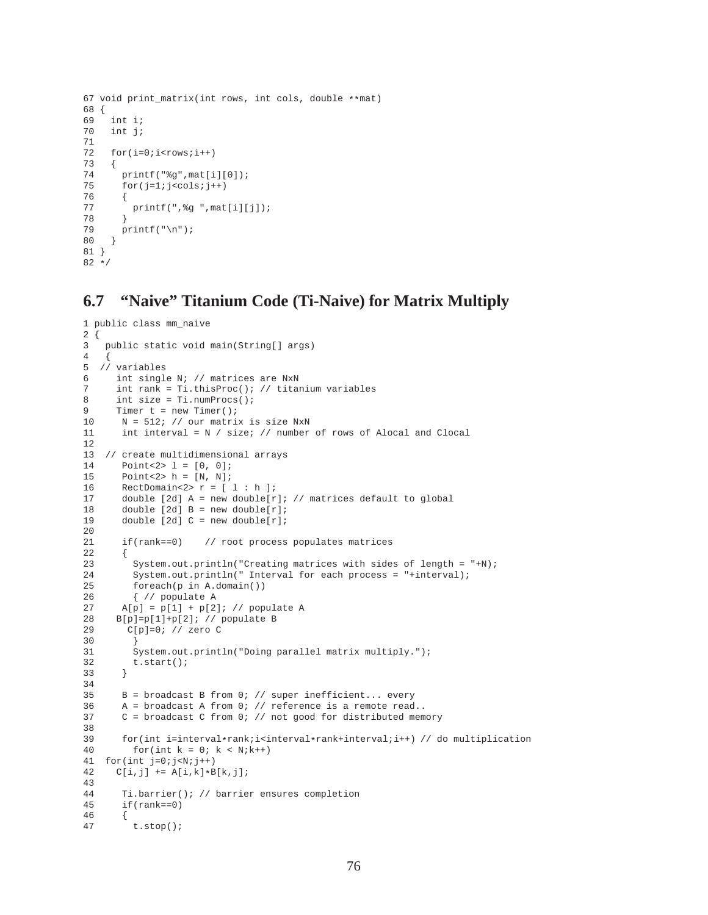```
67 void print_matrix(int rows, int cols, double **mat)
68 {
69   int i;
70   int j;
71
72   for(i=0;i<rows;i++)
73   {
74     printf("%g",mat[i][0]);
75     for(j=1;j<cols;j++)
76     {
77       printf(",%g ",mat[i][j]);
78     }
79     printf("\n");
80   }
81 }
82 */
```

## 6.7 "Naive" Titanium Code (Ti-Naive) for Matrix Multiply

```
1 public class mm_naive
2 {
3   public static void main(String[] args)
4   {
5  // variables
6     int single N; // matrices are NxN
7     int rank = Ti.thisProc(); // titanium variables
8     int size = Ti.numProcs();
9     Timer t = new Timer();
10     N = 512; // our matrix is size NxN
11     int interval = N / size; // number of rows of Alocal and Clocal
12
13  // create multidimensional arrays
14     Point<2> l = [0, 0];
15     Point<2> h = [N, N];
16     RectDomain<2> r = [ l : h ];
17     double [2d] A = new double[r]; // matrices default to global
18     double [2d] B = new double[r];
19     double [2d] C = new double[r];
20
21     if(rank==0)    // root process populates matrices
22     {
23       System.out.println("Creating matrices with sides of length = "+N);
24       System.out.println(" Interval for each process = "+interval);
25       foreach(p in A.domain())
26       { // populate A
27     A[p] = p[1] + p[2]; // populate A
28    B[p]=p[1]+p[2]; // populate B
29      C[p]=0; // zero C
30       }
31       System.out.println("Doing parallel matrix multiply.");
32       t.start();
33     }
34
35     B = broadcast B from 0; // super inefficient... every
36     A = broadcast A from 0; // reference is a remote read..
37     C = broadcast C from 0; // not good for distributed memory
38
39     for(int i=interval*rank;i<interval*rank+interval;i++) // do multiplication
40       for(int k = 0; k < N;k++)
41  for(int j=0;j<N;j++)
42    C[i,j] += A[i,k]*B[k,j];
43
44     Ti.barrier(); // barrier ensures completion
45     if(rank==0)
46     {
47       t.stop();
```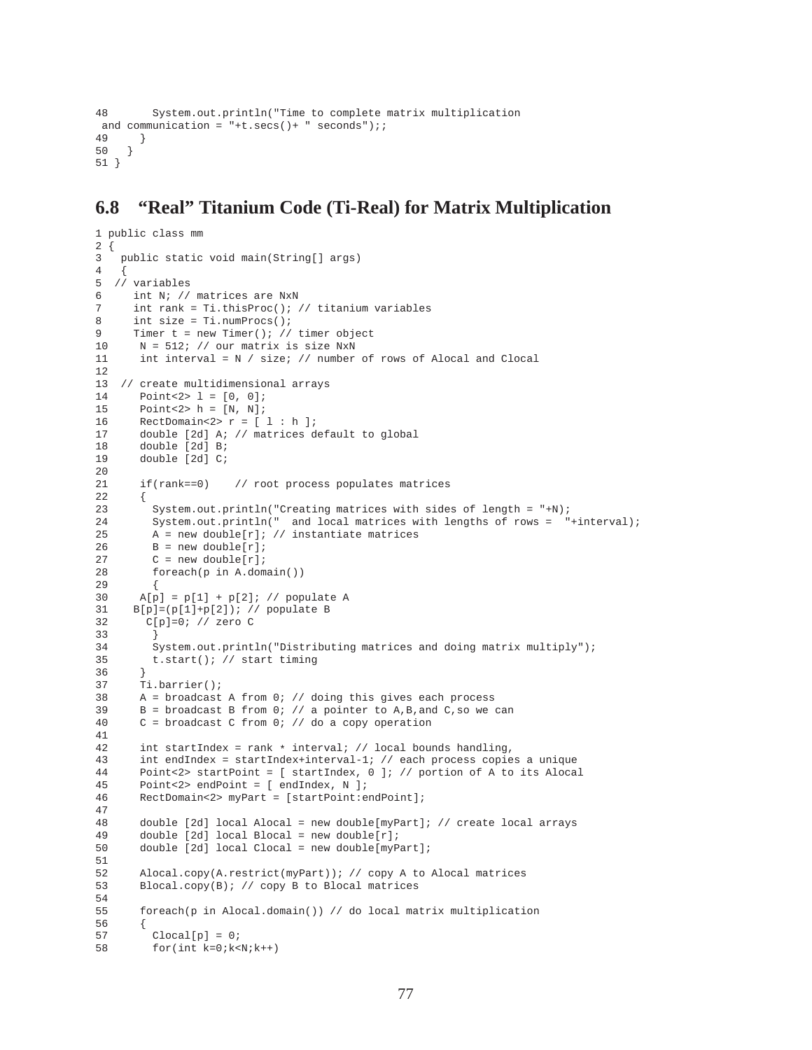```
48       System.out.println("Time to complete matrix multiplication
 and communication = "+t.secs()+ " seconds");;
49     }
50   }
51 }
```

## 6.8 "Real" Titanium Code (Ti-Real) for Matrix Multiplication

```
1 public class mm
2 {
3   public static void main(String[] args)
4   {
5  // variables
6     int N; // matrices are NxN
7     int rank = Ti.thisProc(); // titanium variables
8     int size = Ti.numProcs();
9     Timer t = new Timer(); // timer object
10     N = 512; // our matrix is size NxN
11     int interval = N / size; // number of rows of Alocal and Clocal
12
13  // create multidimensional arrays
14     Point<2> l = [0, 0];
15     Point<2> h = [N, N];
16     RectDomain<2> r = [ l : h ];
17     double [2d] A; // matrices default to global
18     double [2d] B;
19     double [2d] C;
20
21     if(rank==0)    // root process populates matrices
22     {
23       System.out.println("Creating matrices with sides of length = "+N);
24       System.out.println("  and local matrices with lengths of rows =  "+interval);
25       A = new double[r]; // instantiate matrices
26       B = new double[r];
27       C = new double[r];
28       foreach(p in A.domain())
29       {
30     A[p] = p[1] + p[2]; // populate A
31    B[p]=(p[1]+p[2]); // populate B
32      C[p]=0; // zero C
33       }
34       System.out.println("Distributing matrices and doing matrix multiply");
35       t.start(); // start timing
36     }
37     Ti.barrier();
38     A = broadcast A from 0; // doing this gives each process
39     B = broadcast B from 0; // a pointer to A,B,and C,so we can
40     C = broadcast C from 0; // do a copy operation
41
42     int startIndex = rank * interval; // local bounds handling,
43     int endIndex = startIndex+interval-1; // each process copies a unique
44     Point<2> startPoint = [ startIndex, 0 ]; // portion of A to its Alocal
45     Point<2> endPoint = [ endIndex, N ];
46     RectDomain<2> myPart = [startPoint:endPoint];
47
48     double [2d] local Alocal = new double[myPart]; // create local arrays
49     double [2d] local Blocal = new double[r];
50     double [2d] local Clocal = new double[myPart];
51
52     Alocal.copy(A.restrict(myPart)); // copy A to Alocal matrices
53     Blocal.copy(B); // copy B to Blocal matrices
54
55     foreach(p in Alocal.domain()) // do local matrix multiplication
56     {
57       Clocal[p] = 0;
58       for(int k=0;k<N;k++)
```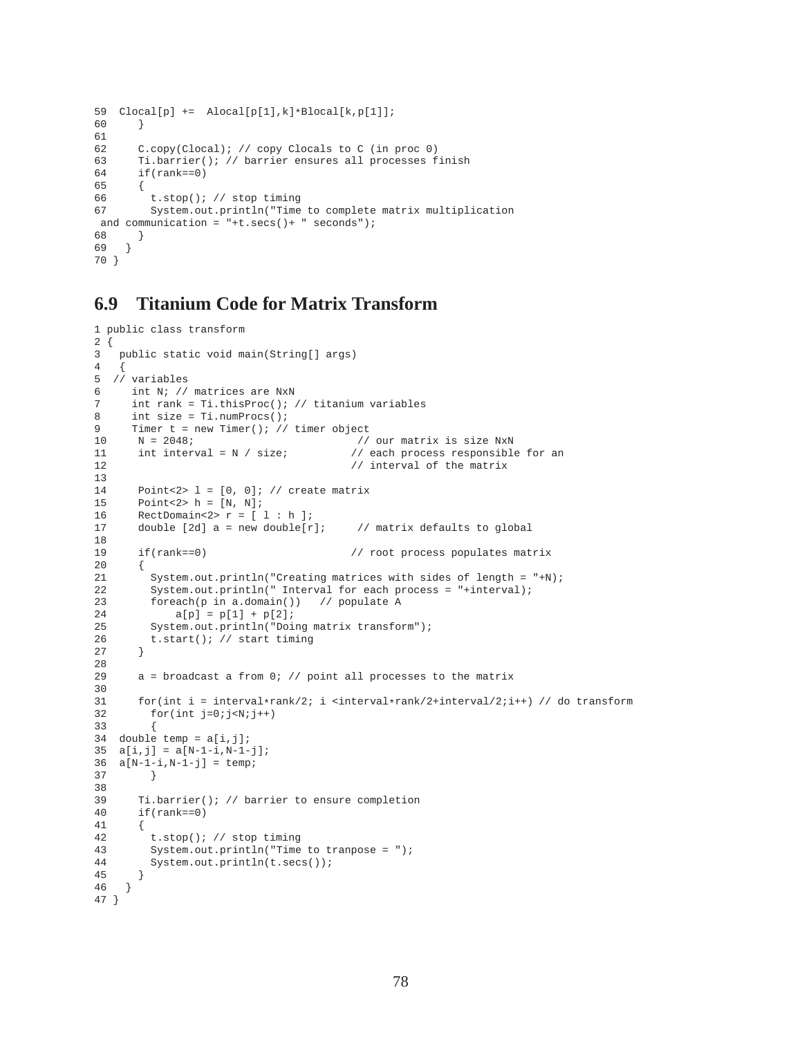```
59  Clocal[p] +=  Alocal[p[1],k]*Blocal[k,p[1]];
60      }
61
62      C.copy(Clocal); // copy Clocals to C (in proc 0)
63      Ti.barrier(); // barrier ensures all processes finish
64      if(rank==0)
65      {
66        t.stop(); // stop timing
67        System.out.println("Time to complete matrix multiplication
 and communication = "+t.secs()+ " seconds");
68      }
69    }
70 }
```

## 6.9 Titanium Code for Matrix Transform

```
1 public class transform
2 {
3   public static void main(String[] args)
4   {
5  // variables
6     int N; // matrices are NxN
7     int rank = Ti.thisProc(); // titanium variables
8     int size = Ti.numProcs();
9     Timer t = new Timer(); // timer object
10     N = 2048;                          // our matrix is size NxN
11     int interval = N / size;          // each process responsible for an
12                                       // interval of the matrix
13
14     Point<2> l = [0, 0]; // create matrix
15     Point<2> h = [N, N];
16     RectDomain<2> r = [ l : h ];
17     double [2d] a = new double[r];     // matrix defaults to global
18
19     if(rank==0)                       // root process populates matrix
20     {
21       System.out.println("Creating matrices with sides of length = "+N);
22       System.out.println(" Interval for each process = "+interval);
23       foreach(p in a.domain())   // populate A
24           a[p] = p[1] + p[2];
25       System.out.println("Doing matrix transform");
26       t.start(); // start timing
27     }
28
29     a = broadcast a from 0; // point all processes to the matrix
30
31     for(int i = interval*rank/2; i <interval*rank/2+interval/2;i++) // do transform
32       for(int j=0;j<N;j++)
33       {
34  double temp = a[i,j];
35  a[i,j] = a[N-1-i,N-1-j];
36  a[N-1-i,N-1-j] = temp;
37       }
38
39     Ti.barrier(); // barrier to ensure completion
40     if(rank==0)
41     {
42       t.stop(); // stop timing
43       System.out.println("Time to tranpose = ");
44       System.out.println(t.secs());
45     }
46   }
47 }
```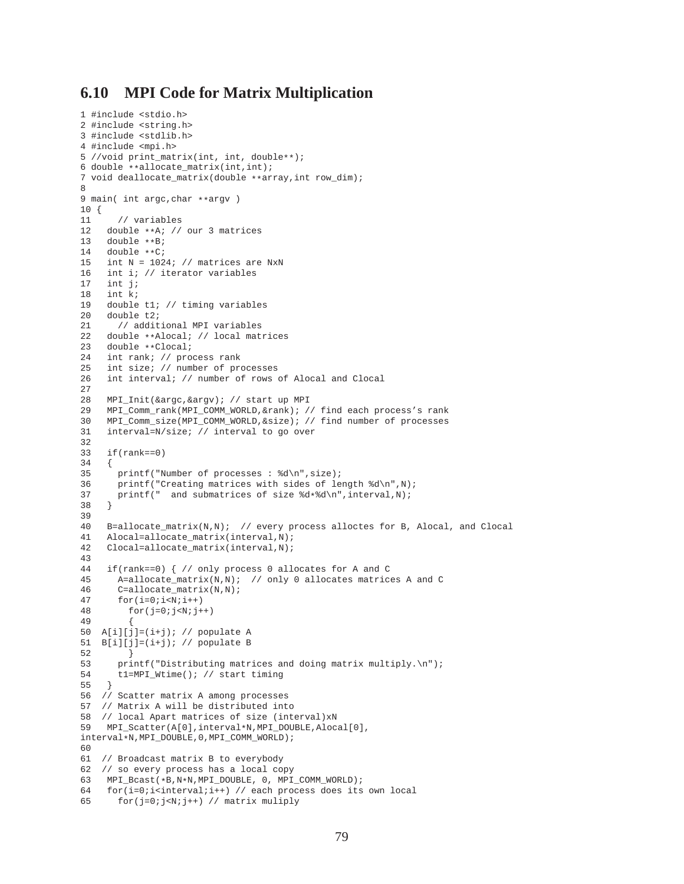## 6.10 MPI Code for Matrix Multiplication

```
1 #include <stdio.h>
2 #include <string.h>
3 #include <stdlib.h>
4 #include <mpi.h>
5 //void print_matrix(int, int, double**);
6 double **allocate_matrix(int,int);
7 void deallocate_matrix(double **array,int row_dim);
8
9 main( int argc,char **argv )
10 {
11     // variables
12   double **A; // our 3 matrices
13   double **B;
14   double **C;
15   int N = 1024; // matrices are NxN
16   int i; // iterator variables
17   int j;
18   int k;
19   double t1; // timing variables
20   double t2;
21     // additional MPI variables
22   double **Alocal; // local matrices
23   double **Clocal;
24   int rank; // process rank
25   int size; // number of processes
26   int interval; // number of rows of Alocal and Clocal
27
28   MPI_Init(&argc,&argv); // start up MPI
29   MPI_Comm_rank(MPI_COMM_WORLD,&rank); // find each process's rank
30   MPI_Comm_size(MPI_COMM_WORLD,&size); // find number of processes
31   interval=N/size; // interval to go over
32
33   if(rank==0)
34   {
35     printf("Number of processes : %d\n",size);
36     printf("Creating matrices with sides of length %d\n",N);
37     printf("  and submatrices of size %d*%d\n",interval,N);
38   }
39
40   B=allocate_matrix(N,N);  // every process alloctes for B, Alocal, and Clocal
41   Alocal=allocate_matrix(interval,N);
42   Clocal=allocate_matrix(interval,N);
43
44   if(rank==0) { // only process 0 allocates for A and C
45     A=allocate_matrix(N,N);  // only 0 allocates matrices A and C
46     C=allocate_matrix(N,N);
47     for(i=0;i<N;i++)
48       for(j=0;j<N;j++)
49       {
50  A[i][j]=(i+j); // populate A
51  B[i][j]=(i+j); // populate B
52       }
53     printf("Distributing matrices and doing matrix multiply.\n");
54     t1=MPI_Wtime(); // start timing
55    }
56  // Scatter matrix A among processes
57  // Matrix A will be distributed into
58  // local Apart matrices of size (interval)xN
59   MPI_Scatter(A[0],interval*N,MPI_DOUBLE,Alocal[0],
interval*N,MPI_DOUBLE,0,MPI_COMM_WORLD);
60
61  // Broadcast matrix B to everybody
62  // so every process has a local copy
63   MPI_Bcast(*B,N*N,MPI_DOUBLE, 0, MPI_COMM_WORLD);
64   for(i=0;i<interval;i++) // each process does its own local
65     for(j=0;j<N;j++) // matrix muliply
```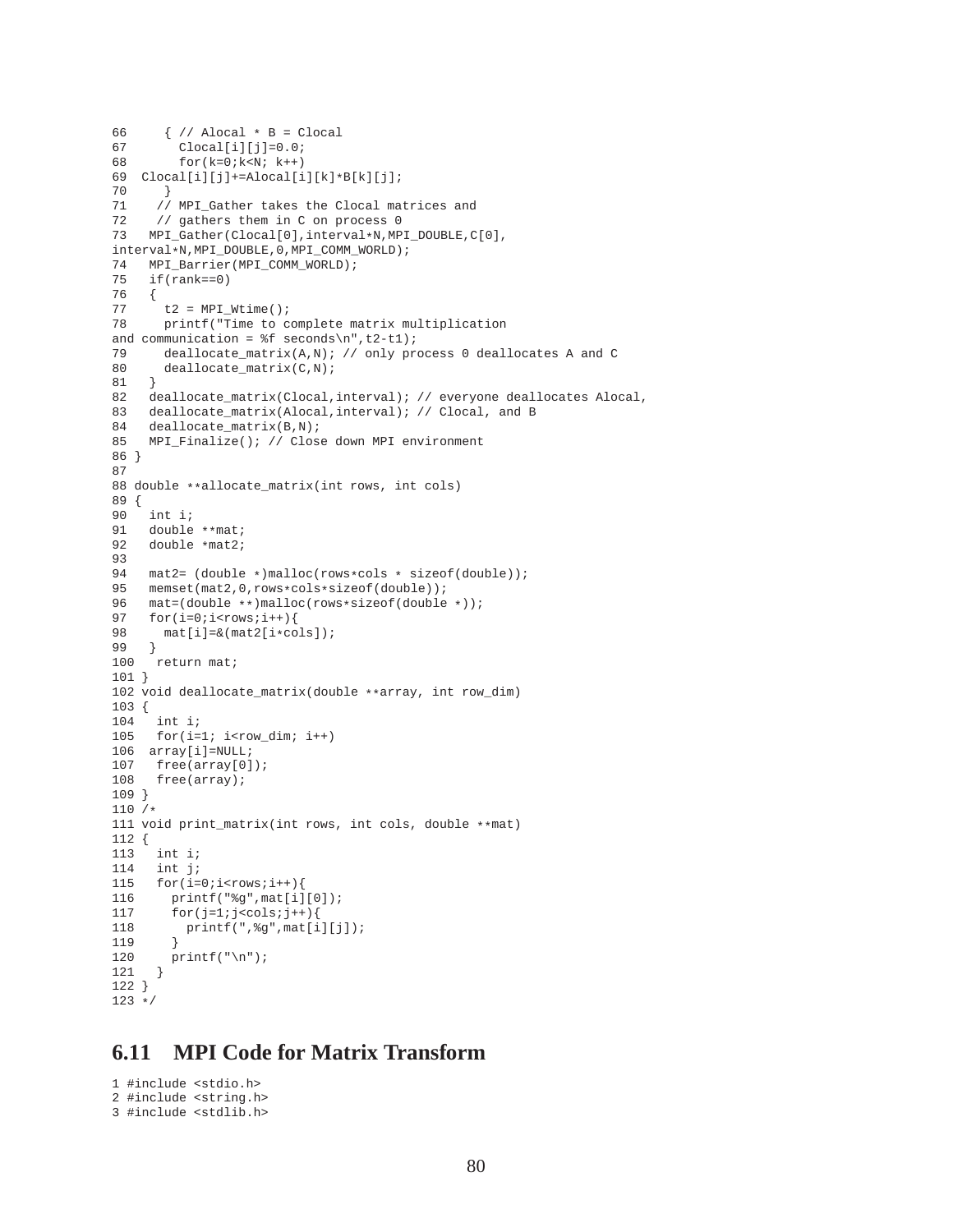```
66     { // Alocal * B = Clocal
67       Clocal[i][j]=0.0;
68       for(k=0;k<N; k++)
69  Clocal[i][j]+=Alocal[i][k]*B[k][j];
70     }
71    // MPI_Gather takes the Clocal matrices and
72    // gathers them in C on process 0
73   MPI_Gather(Clocal[0],interval*N,MPI_DOUBLE,C[0],
interval*N,MPI_DOUBLE,0,MPI_COMM_WORLD);
74   MPI_Barrier(MPI_COMM_WORLD);
75   if(rank==0)
76   {
77     t2 = MPI_Wtime();
78     printf("Time to complete matrix multiplication
and communication = %f seconds\n",t2-t1);
79     deallocate_matrix(A,N); // only process 0 deallocates A and C
80     deallocate_matrix(C,N);
81   }
82   deallocate_matrix(Clocal,interval); // everyone deallocates Alocal,
83   deallocate_matrix(Alocal,interval); // Clocal, and B
84   deallocate_matrix(B,N);
85   MPI_Finalize(); // Close down MPI environment
86 }
87
88 double **allocate_matrix(int rows, int cols)
89 {
90   int i;
91   double **mat;
92   double *mat2;
93
94   mat2= (double *)malloc(rows*cols * sizeof(double));
95   memset(mat2,0,rows*cols*sizeof(double));
96   mat=(double **)malloc(rows*sizeof(double *));
97   for(i=0;i<rows;i++){
98     mat[i]=&(mat2[i*cols]);
99   }
100   return mat;
101 }
102 void deallocate_matrix(double **array, int row_dim)
103 {
104   int i;
105   for(i=1; i<row_dim; i++)
106  array[i]=NULL;
107   free(array[0]);
108   free(array);
109 }
110 /*
111 void print_matrix(int rows, int cols, double **mat)
112 {
113   int i;
114   int j;
115   for(i=0;i<rows;i++){
116     printf("%g",mat[i][0]);
117     for(j=1;j<cols;j++){
118       printf(",%g",mat[i][j]);
119     }
120     printf("\n");
121   }
122 }
123 */
```

## 6.11 MPI Code for Matrix Transform

```
1 #include <stdio.h>
2 #include <string.h>
3 #include <stdlib.h>
```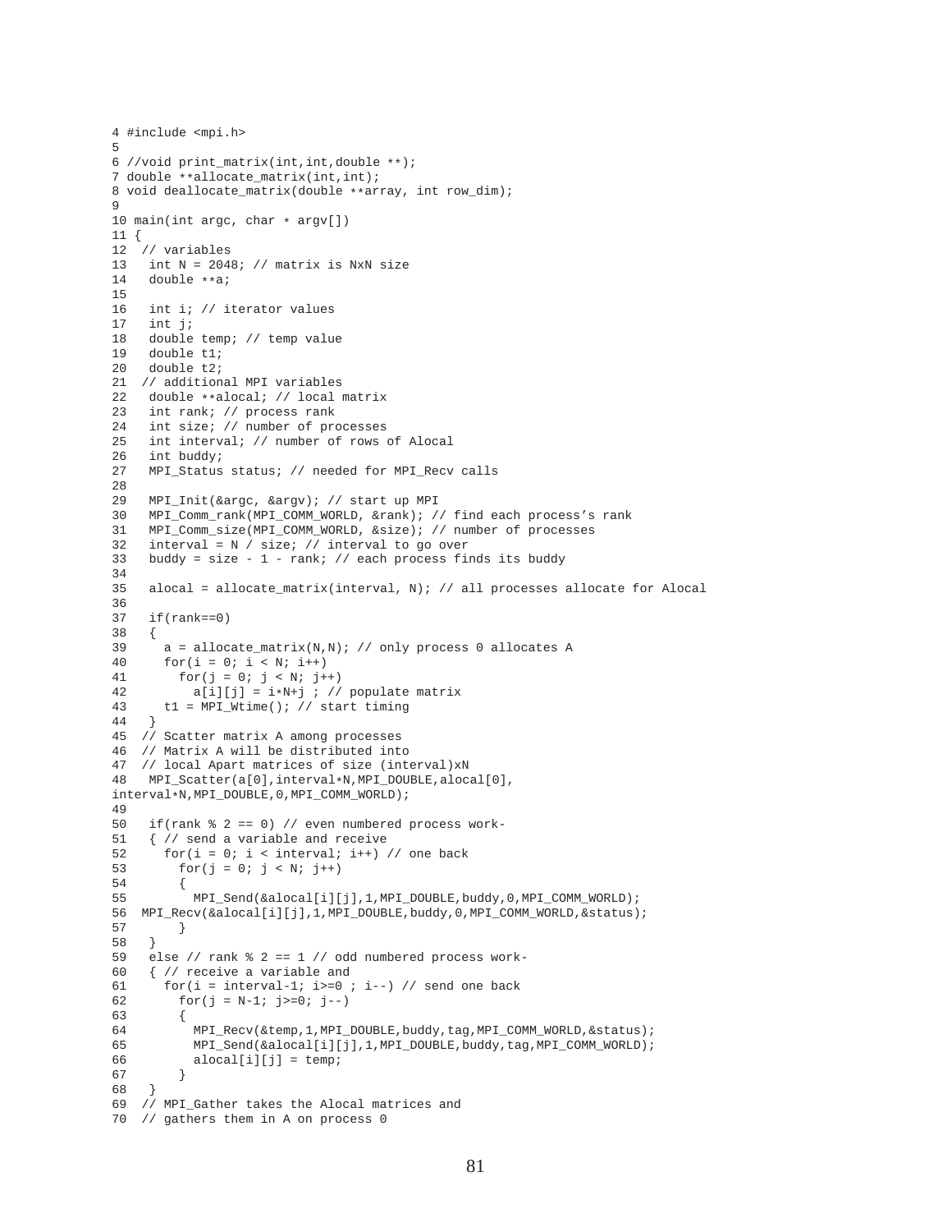```
4 #include <mpi.h>
5
6 //void print_matrix(int,int,double **);
7 double **allocate_matrix(int,int);
8 void deallocate_matrix(double **array, int row_dim);
9
10 main(int argc, char * argv[])
11 {
12  // variables
13   int N = 2048; // matrix is NxN size
14   double **a;
15
16   int i; // iterator values
17   int j;
18   double temp; // temp value
19   double t1;
20   double t2;
21  // additional MPI variables
22   double **alocal; // local matrix
23   int rank; // process rank
24   int size; // number of processes
25   int interval; // number of rows of Alocal
26   int buddy;
27   MPI_Status status; // needed for MPI_Recv calls
28
29   MPI_Init(&argc, &argv); // start up MPI
30   MPI_Comm_rank(MPI_COMM_WORLD, &rank); // find each process's rank
31   MPI_Comm_size(MPI_COMM_WORLD, &size); // number of processes
32   interval = N / size; // interval to go over
33   buddy = size - 1 - rank; // each process finds its buddy
34
35   alocal = allocate_matrix(interval, N); // all processes allocate for Alocal
36
37   if(rank==0)
38   {
39     a = allocate_matrix(N,N); // only process 0 allocates A
40     for(i = 0; i < N; i++)
41       for(j = 0; j < N; j++)
42         a[i][j] = i*N+j ; // populate matrix
43     t1 = MPI_Wtime(); // start timing
44   }
45  // Scatter matrix A among processes
46  // Matrix A will be distributed into
47  // local Apart matrices of size (interval)xN
48   MPI_Scatter(a[0],interval*N,MPI_DOUBLE,alocal[0],
interval*N,MPI_DOUBLE,0,MPI_COMM_WORLD);
49
50   if(rank % 2 == 0) // even numbered process work-
51   { // send a variable and receive
52     for(i = 0; i < interval; i++) // one back
53       for(j = 0; j < N; j++)
54       {
55         MPI_Send(&alocal[i][j],1,MPI_DOUBLE,buddy,0,MPI_COMM_WORLD);
56  MPI_Recv(&alocal[i][j],1,MPI_DOUBLE,buddy,0,MPI_COMM_WORLD,&status);
57       }
58   }
59   else // rank % 2 == 1 // odd numbered process work-
60   { // receive a variable and
61     for(i = interval-1; i>=0 ; i--) // send one back
62       for(j = N-1; j>=0; j--)
63       {
64         MPI_Recv(&temp,1,MPI_DOUBLE,buddy,tag,MPI_COMM_WORLD,&status);
65         MPI_Send(&alocal[i][j],1,MPI_DOUBLE,buddy,tag,MPI_COMM_WORLD);
66         alocal[i][j] = temp;
67       }
68   }
69  // MPI_Gather takes the Alocal matrices and
70  // gathers them in A on process 0
```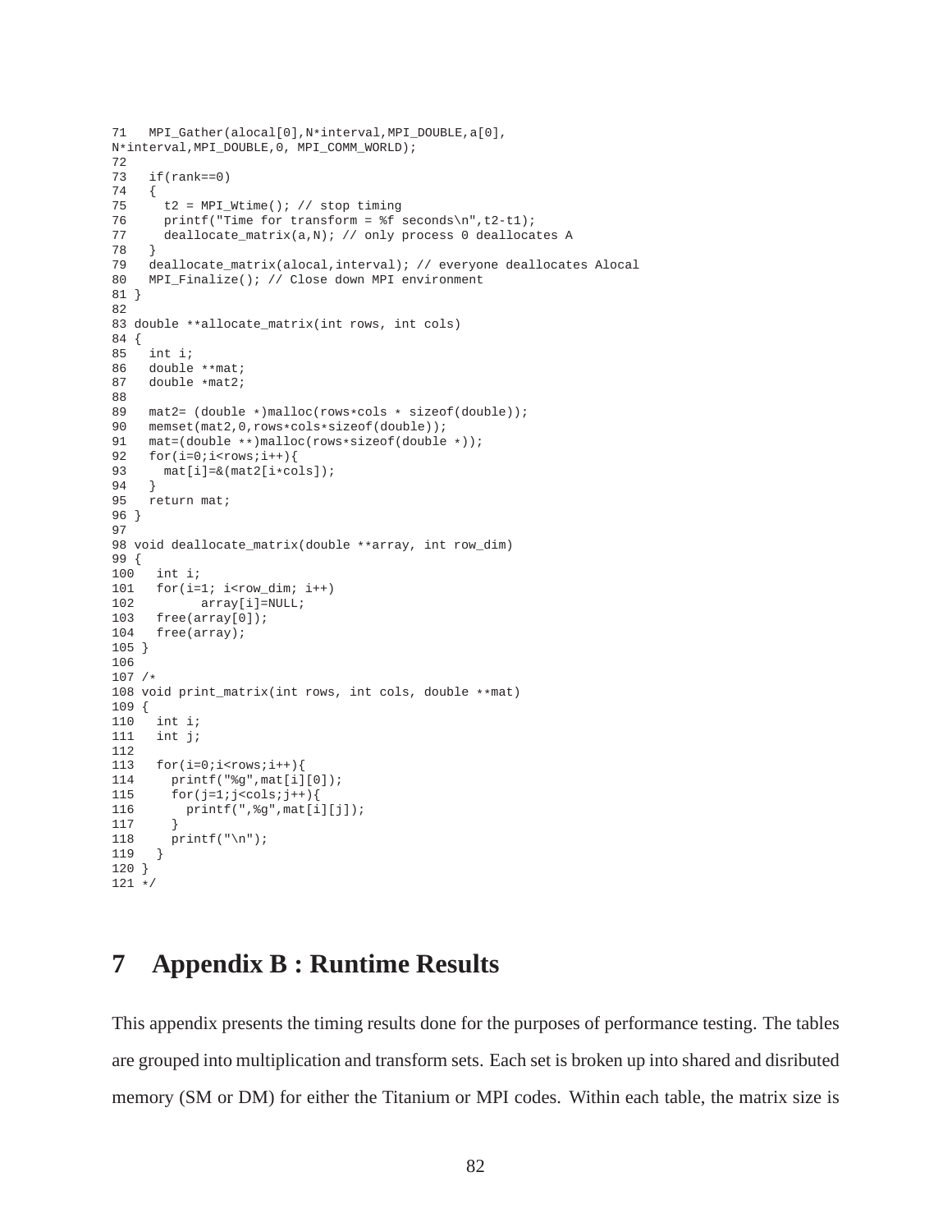```
71   MPI_Gather(alocal[0],N*interval,MPI_DOUBLE,a[0],
N*interval,MPI_DOUBLE,0, MPI_COMM_WORLD);
72
73   if(rank==0)
74   {
75     t2 = MPI_Wtime(); // stop timing
76     printf("Time for transform = %f seconds\n",t2-t1);
77     deallocate_matrix(a,N); // only process 0 deallocates A
78   }
79   deallocate_matrix(alocal,interval); // everyone deallocates Alocal
80   MPI_Finalize(); // Close down MPI environment
81 }
82
83 double **allocate_matrix(int rows, int cols)
84 {
85   int i;
86   double **mat;
87   double *mat2;
88
89   mat2= (double *)malloc(rows*cols * sizeof(double));
90   memset(mat2,0,rows*cols*sizeof(double));
91   mat=(double **)malloc(rows*sizeof(double *));
92   for(i=0;i<rows;i++){
93     mat[i]=&(mat2[i*cols]);
94   }
95   return mat;
96 }
97
98 void deallocate_matrix(double **array, int row_dim)
99 {
100   int i;
101   for(i=1; i<row_dim; i++)
102         array[i]=NULL;
103   free(array[0]);
104   free(array);
105 }
106
107 /*
108 void print_matrix(int rows, int cols, double **mat)
109 {
110   int i;
111   int j;
112
113   for(i=0;i<rows;i++){
114     printf("%g",mat[i][0]);
115     for(j=1;j<cols;j++){
116       printf(",%g",mat[i][j]);
117     }
118     printf("\n");
119   }
120 }
121 */
```

# 7 Appendix B : Runtime Results

This appendix presents the timing results done for the purposes of performance testing. The tables are grouped into multiplication and transform sets. Each set is broken up into shared and disributed memory (SM or DM) for either the Titanium or MPI codes. Within each table, the matrix size is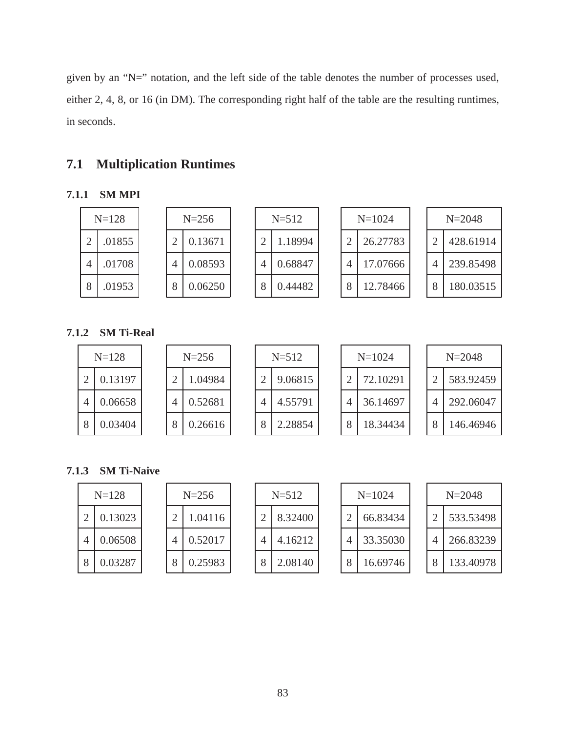given by an “N=” notation, and the left side of the table denotes the number of processes used, either 2, 4, 8, or 16 (in DM). The corresponding right half of the table are the resulting runtimes, in seconds.

## 7.1 Multiplication Runtimes

### 7.1.1 SM MPI

| N=128 | |
|---|---|
| 2 | .01855 |
| 4 | .01708 |
| 8 | .01953 |

| N=256 | |
|---|---|
| 2 | 0.13671 |
| 4 | 0.08593 |
| 8 | 0.06250 |

| N=512 | |
|---|---|
| 2 | 1.18994 |
| 4 | 0.68847 |
| 8 | 0.44482 |

| N=1024 | |
|---|---|
| 2 | 26.27783 |
| 4 | 17.07666 |
| 8 | 12.78466 |

| N=2048 | |
|---|---|
| 2 | 428.61914 |
| 4 | 239.85498 |
| 8 | 180.03515 |

### 7.1.2 SM Ti-Real

| N=128 | |
|---|---|
| 2 | 0.13197 |
| 4 | 0.06658 |
| 8 | 0.03404 |

| N=256 | |
|---|---|
| 2 | 1.04984 |
| 4 | 0.52681 |
| 8 | 0.26616 |

| N=512 | |
|---|---|
| 2 | 9.06815 |
| 4 | 4.55791 |
| 8 | 2.28854 |

| N=1024 | |
|---|---|
| 2 | 72.10291 |
| 4 | 36.14697 |
| 8 | 18.34434 |

| N=2048 | |
|---|---|
| 2 | 583.92459 |
| 4 | 292.06047 |
| 8 | 146.46946 |

### 7.1.3 SM Ti-Naive

| N=128 | |
|---|---|
| 2 | 0.13023 |
| 4 | 0.06508 |
| 8 | 0.03287 |

| N=256 | |
|---|---|
| 2 | 1.04116 |
| 4 | 0.52017 |
| 8 | 0.25983 |

| N=512 | |
|---|---|
| 2 | 8.32400 |
| 4 | 4.16212 |
| 8 | 2.08140 |

| N=1024 | |
|---|---|
| 2 | 66.83434 |
| 4 | 33.35030 |
| 8 | 16.69746 |

| N=2048 | |
|---|---|
| 2 | 533.53498 |
| 4 | 266.83239 |
| 8 | 133.40978 |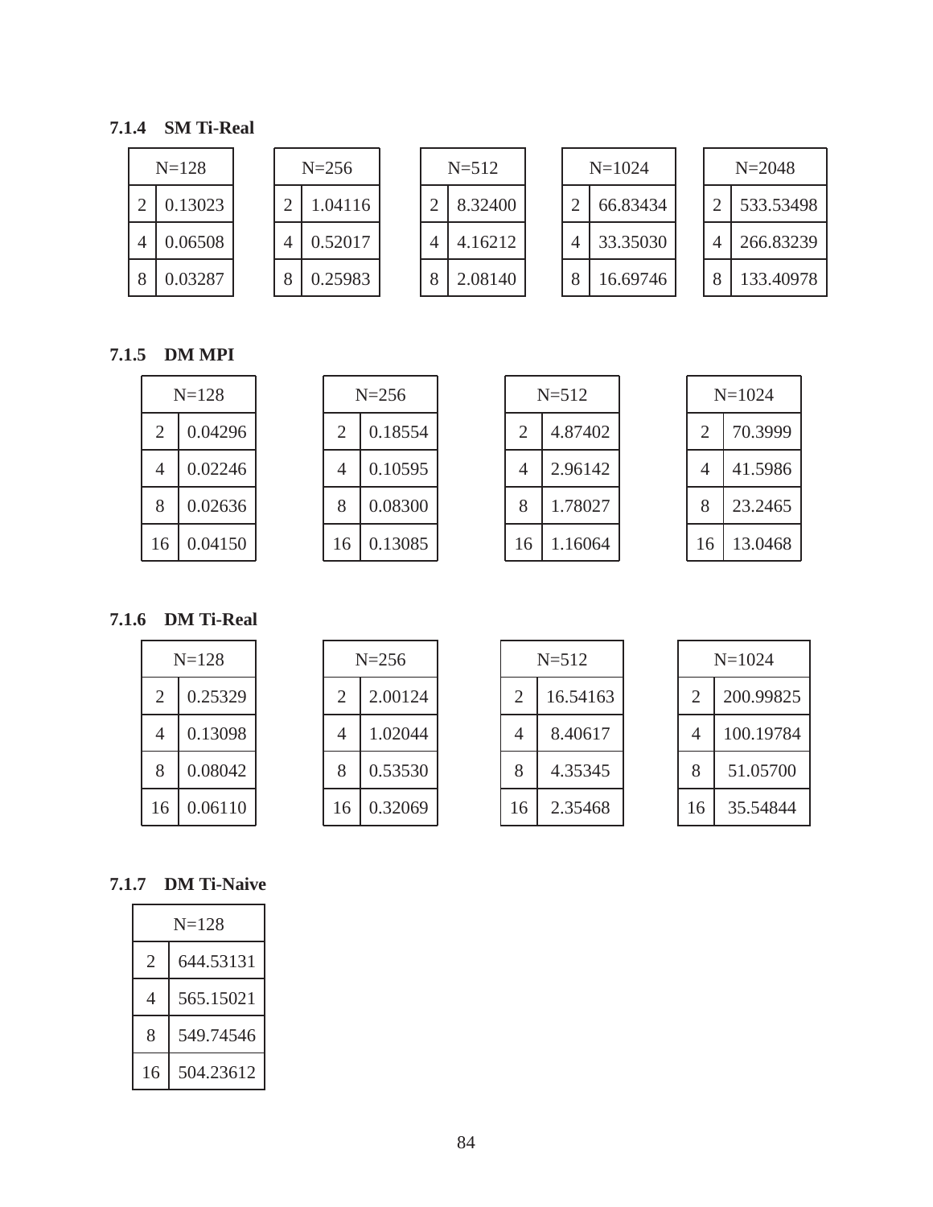### 7.1.4 SM Ti-Real

| N=128 | |
|---|---|
| 2 | 0.13023 |
| 4 | 0.06508 |
| 8 | 0.03287 |

| N=256 | |
|---|---|
| 2 | 1.04116 |
| 4 | 0.52017 |
| 8 | 0.25983 |

| N=512 | |
|---|---|
| 2 | 8.32400 |
| 4 | 4.16212 |
| 8 | 2.08140 |

| N=1024 | |
|---|---|
| 2 | 66.83434 |
| 4 | 33.35030 |
| 8 | 16.69746 |

| N=2048 | |
|---|---|
| 2 | 533.53498 |
| 4 | 266.83239 |
| 8 | 133.40978 |

### 7.1.5 DM MPI

| N=128 | |
|---|---|
| 2 | 0.04296 |
| 4 | 0.02246 |
| 8 | 0.02636 |
| 16 | 0.04150 |

| N=256 | |
|---|---|
| 2 | 0.18554 |
| 4 | 0.10595 |
| 8 | 0.08300 |
| 16 | 0.13085 |

| N=512 | |
|---|---|
| 2 | 4.87402 |
| 4 | 2.96142 |
| 8 | 1.78027 |
| 16 | 1.16064 |

| N=1024 | |
|---|---|
| 2 | 70.3999 |
| 4 | 41.5986 |
| 8 | 23.2465 |
| 16 | 13.0468 |

### 7.1.6 DM Ti-Real

| N=128 | |
|---|---|
| 2 | 0.25329 |
| 4 | 0.13098 |
| 8 | 0.08042 |
| 16 | 0.06110 |

| N=256 | |
|---|---|
| 2 | 2.00124 |
| 4 | 1.02044 |
| 8 | 0.53530 |
| 16 | 0.32069 |

| N=512 | |
|---|---|
| 2 | 16.54163 |
| 4 | 8.40617 |
| 8 | 4.35345 |
| 16 | 2.35468 |

| N=1024 | |
|---|---|
| 2 | 200.99825 |
| 4 | 100.19784 |
| 8 | 51.05700 |
| 16 | 35.54844 |

### 7.1.7 DM Ti-Naive

| N=128 | |
|---|---|
| 2 | 644.53131 |
| 4 | 565.15021 |
| 8 | 549.74546 |
| 16 | 504.23612 |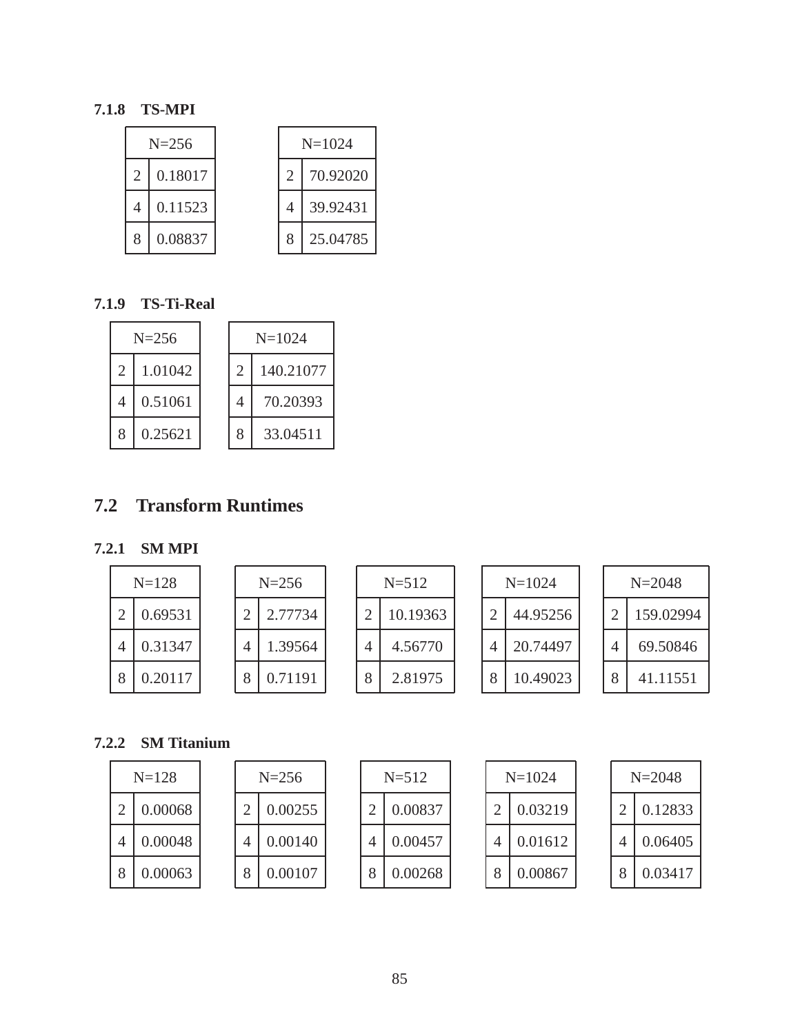### 7.1.8 TS-MPI

| N=256 | |
|---|---|
| 2 | 0.18017 |
| 4 | 0.11523 |
| 8 | 0.08837 |

| N=1024 | |
|---|---|
| 2 | 70.92020 |
| 4 | 39.92431 |
| 8 | 25.04785 |

### 7.1.9 TS-Ti-Real

| N=256 | |
|---|---|
| 2 | 1.01042 |
| 4 | 0.51061 |
| 8 | 0.25621 |

| N=1024 | |
|---|---|
| 2 | 140.21077 |
| 4 | 70.20393 |
| 8 | 33.04511 |

## 7.2 Transform Runtimes

### 7.2.1 SM MPI

| N=128 | |
|---|---|
| 2 | 0.69531 |
| 4 | 0.31347 |
| 8 | 0.20117 |

| N=256 | |
|---|---|
| 2 | 2.77734 |
| 4 | 1.39564 |
| 8 | 0.71191 |

| N=512 | |
|---|---|
| 2 | 10.19363 |
| 4 | 4.56770 |
| 8 | 2.81975 |

| N=1024 | |
|---|---|
| 2 | 44.95256 |
| 4 | 20.74497 |
| 8 | 10.49023 |

| N=2048 | |
|---|---|
| 2 | 159.02994 |
| 4 | 69.50846 |
| 8 | 41.11551 |

### 7.2.2 SM Titanium

| N=128 | |
|---|---|
| 2 | 0.00068 |
| 4 | 0.00048 |
| 8 | 0.00063 |

| N=256 | |
|---|---|
| 2 | 0.00255 |
| 4 | 0.00140 |
| 8 | 0.00107 |

| N=512 | |
|---|---|
| 2 | 0.00837 |
| 4 | 0.00457 |
| 8 | 0.00268 |

| N=1024 | |
|---|---|
| 2 | 0.03219 |
| 4 | 0.01612 |
| 8 | 0.00867 |

| N=2048 | |
|---|---|
| 2 | 0.12833 |
| 4 | 0.06405 |
| 8 | 0.03417 |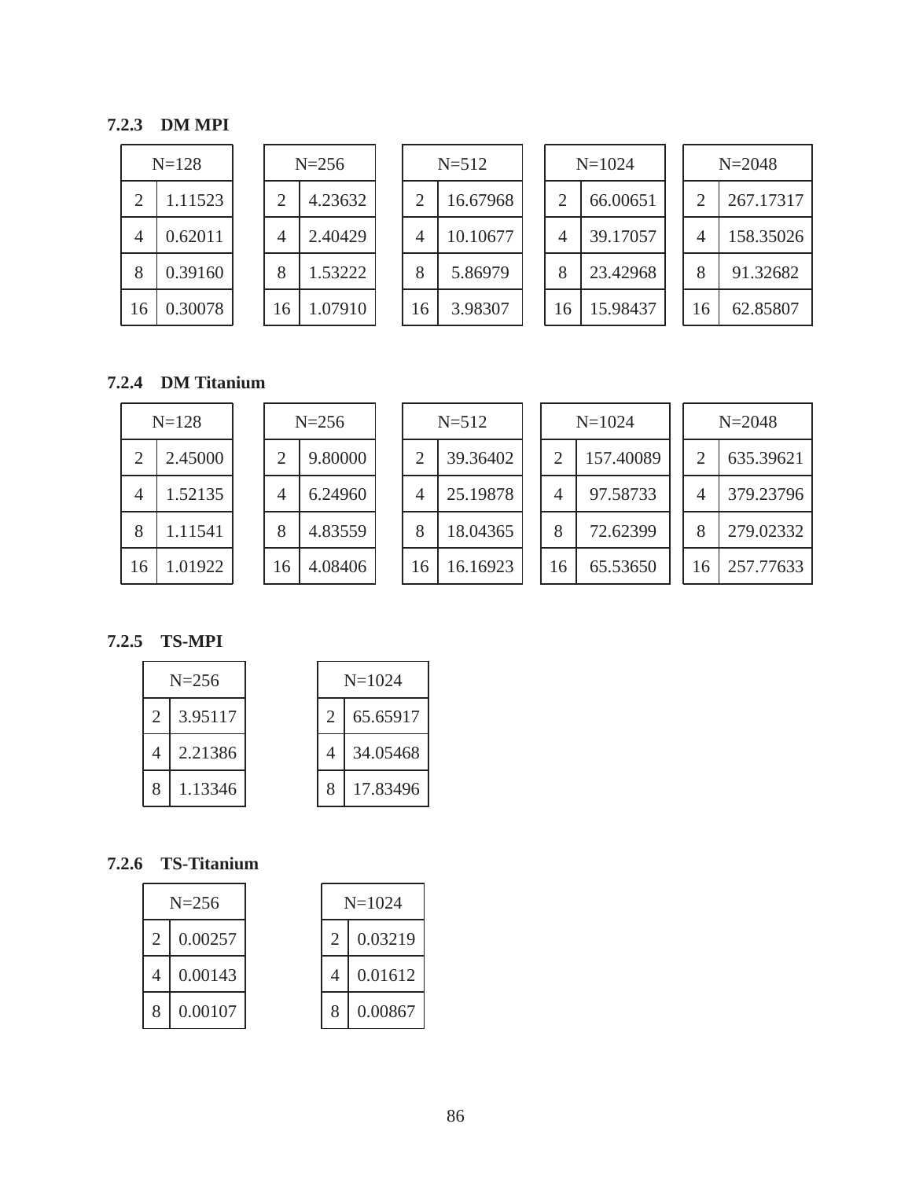### 7.2.3 DM MPI

| N=128 | |
|---|---|
| 2 | 1.11523 |
| 4 | 0.62011 |
| 8 | 0.39160 |
| 16 | 0.30078 |

| N=256 | |
|---|---|
| 2 | 4.23632 |
| 4 | 2.40429 |
| 8 | 1.53222 |
| 16 | 1.07910 |

| N=512 | |
|---|---|
| 2 | 16.67968 |
| 4 | 10.10677 |
| 8 | 5.86979 |
| 16 | 3.98307 |

| N=1024 | |
|---|---|
| 2 | 66.00651 |
| 4 | 39.17057 |
| 8 | 23.42968 |
| 16 | 15.98437 |

| N=2048 | |
|---|---|
| 2 | 267.17317 |
| 4 | 158.35026 |
| 8 | 91.32682 |
| 16 | 62.85807 |

### 7.2.4 DM Titanium

| N=128 | |
|---|---|
| 2 | 2.45000 |
| 4 | 1.52135 |
| 8 | 1.11541 |
| 16 | 1.01922 |

| N=256 | |
|---|---|
| 2 | 9.80000 |
| 4 | 6.24960 |
| 8 | 4.83559 |
| 16 | 4.08406 |

| N=512 | |
|---|---|
| 2 | 39.36402 |
| 4 | 25.19878 |
| 8 | 18.04365 |
| 16 | 16.16923 |

| N=1024 | |
|---|---|
| 2 | 157.40089 |
| 4 | 97.58733 |
| 8 | 72.62399 |
| 16 | 65.53650 |

| N=2048 | |
|---|---|
| 2 | 635.39621 |
| 4 | 379.23796 |
| 8 | 279.02332 |
| 16 | 257.77633 |

### 7.2.5 TS-MPI

| N=256 | |
|---|---|
| 2 | 3.95117 |
| 4 | 2.21386 |
| 8 | 1.13346 |

| N=1024 | |
|---|---|
| 2 | 65.65917 |
| 4 | 34.05468 |
| 8 | 17.83496 |

### 7.2.6 TS-Titanium

| N=256 | |
|---|---|
| 2 | 0.00257 |
| 4 | 0.00143 |
| 8 | 0.00107 |

| N=1024 | |
|---|---|
| 2 | 0.03219 |
| 4 | 0.01612 |
| 8 | 0.00867 |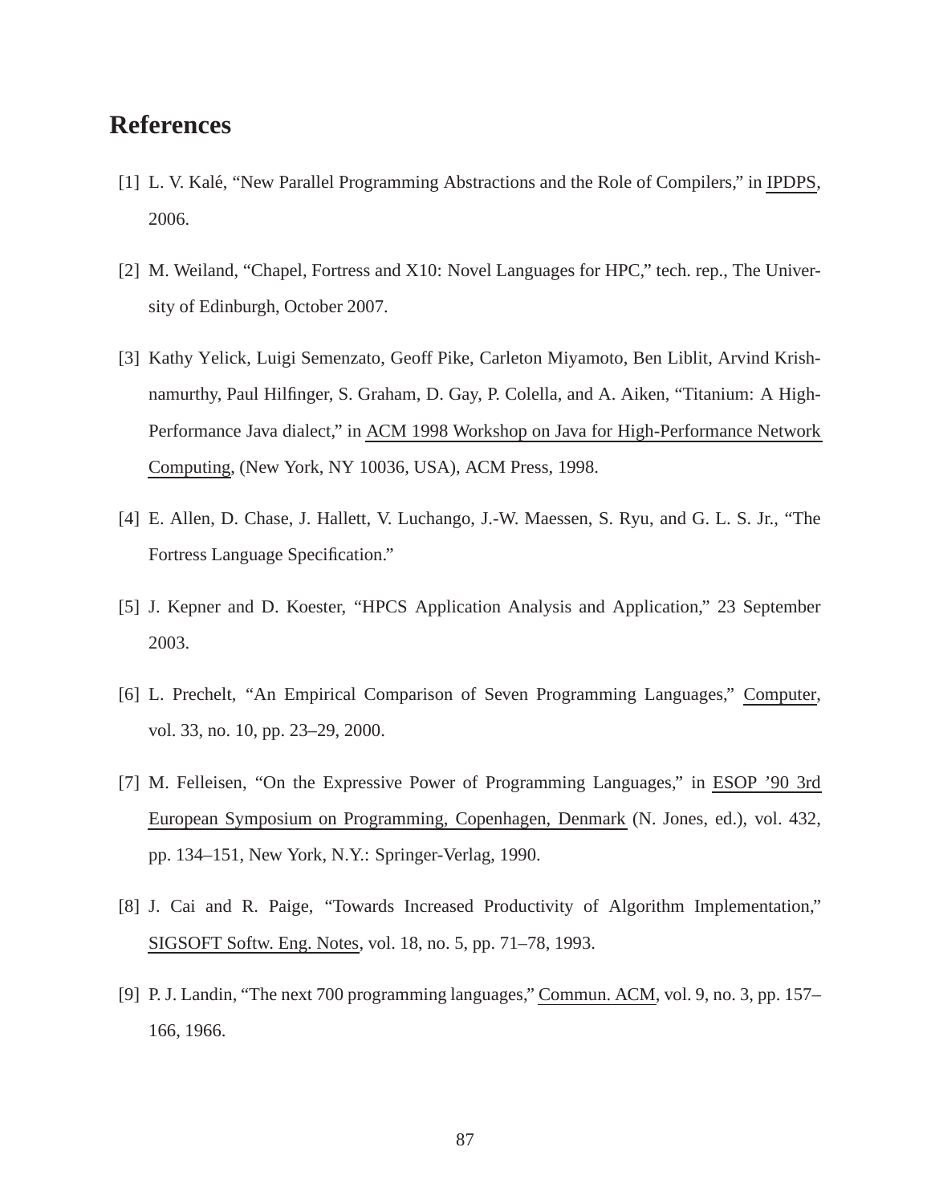# References

[1] L. V. Kalé, "New Parallel Programming Abstractions and the Role of Compilers," in IPDPS, 2006.

[2] M. Weiland, "Chapel, Fortress and X10: Novel Languages for HPC," tech. rep., The University of Edinburgh, October 2007.

[3] Kathy Yelick, Luigi Semenzato, Geoff Pike, Carleton Miyamoto, Ben Liblit, Arvind Krishnamurthy, Paul Hilfinger, S. Graham, D. Gay, P. Colella, and A. Aiken, "Titanium: A High-Performance Java dialect," in ACM 1998 Workshop on Java for High-Performance Network Computing, (New York, NY 10036, USA), ACM Press, 1998.

[4] E. Allen, D. Chase, J. Hallett, V. Luchango, J.-W. Maessen, S. Ryu, and G. L. S. Jr., "The Fortress Language Specification."

[5] J. Kepner and D. Koester, "HPCS Application Analysis and Application," 23 September 2003.

[6] L. Prechelt, "An Empirical Comparison of Seven Programming Languages," Computer, vol. 33, no. 10, pp. 23–29, 2000.

[7] M. Felleisen, "On the Expressive Power of Programming Languages," in ESOP '90 3rd European Symposium on Programming, Copenhagen, Denmark (N. Jones, ed.), vol. 432, pp. 134–151, New York, N.Y.: Springer-Verlag, 1990.

[8] J. Cai and R. Paige, "Towards Increased Productivity of Algorithm Implementation," SIGSOFT Softw. Eng. Notes, vol. 18, no. 5, pp. 71–78, 1993.

[9] P. J. Landin, "The next 700 programming languages," Commun. ACM, vol. 9, no. 3, pp. 157–166, 1966.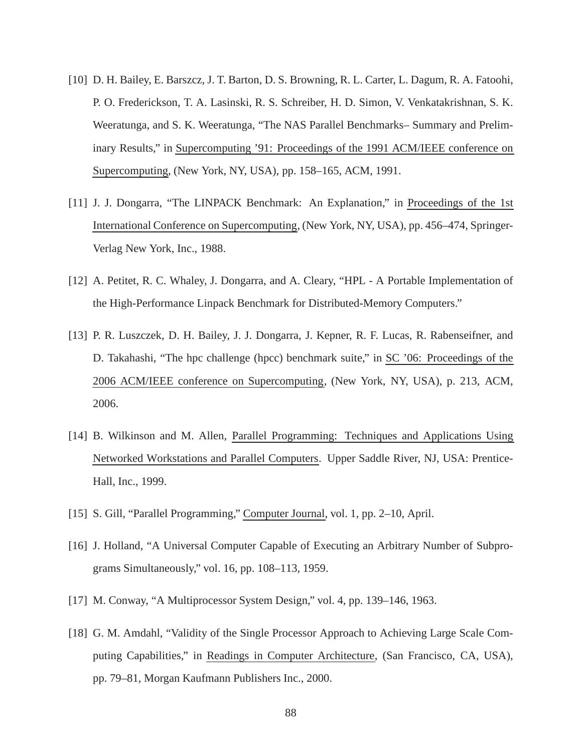[10] D. H. Bailey, E. Barszcz, J. T. Barton, D. S. Browning, R. L. Carter, L. Dagum, R. A. Fatoohi, P. O. Frederickson, T. A. Lasinski, R. S. Schreiber, H. D. Simon, V. Venkatakrishnan, S. K. Weeratunga, and S. K. Weeratunga, "The NAS Parallel Benchmarks– Summary and Preliminary Results," in Supercomputing '91: Proceedings of the 1991 ACM/IEEE conference on Supercomputing, (New York, NY, USA), pp. 158–165, ACM, 1991.

[11] J. J. Dongarra, "The LINPACK Benchmark: An Explanation," in Proceedings of the 1st International Conference on Supercomputing, (New York, NY, USA), pp. 456–474, Springer-Verlag New York, Inc., 1988.

[12] A. Petitet, R. C. Whaley, J. Dongarra, and A. Cleary, "HPL - A Portable Implementation of the High-Performance Linpack Benchmark for Distributed-Memory Computers."

[13] P. R. Luszczek, D. H. Bailey, J. J. Dongarra, J. Kepner, R. F. Lucas, R. Rabenseifner, and D. Takahashi, "The hpc challenge (hpcc) benchmark suite," in SC '06: Proceedings of the 2006 ACM/IEEE conference on Supercomputing, (New York, NY, USA), p. 213, ACM, 2006.

[14] B. Wilkinson and M. Allen, Parallel Programming: Techniques and Applications Using Networked Workstations and Parallel Computers. Upper Saddle River, NJ, USA: Prentice-Hall, Inc., 1999.

[15] S. Gill, "Parallel Programming," Computer Journal, vol. 1, pp. 2–10, April.

[16] J. Holland, "A Universal Computer Capable of Executing an Arbitrary Number of Subprograms Simultaneously," vol. 16, pp. 108–113, 1959.

[17] M. Conway, "A Multiprocessor System Design," vol. 4, pp. 139–146, 1963.

[18] G. M. Amdahl, "Validity of the Single Processor Approach to Achieving Large Scale Computing Capabilities," in Readings in Computer Architecture, (San Francisco, CA, USA), pp. 79–81, Morgan Kaufmann Publishers Inc., 2000.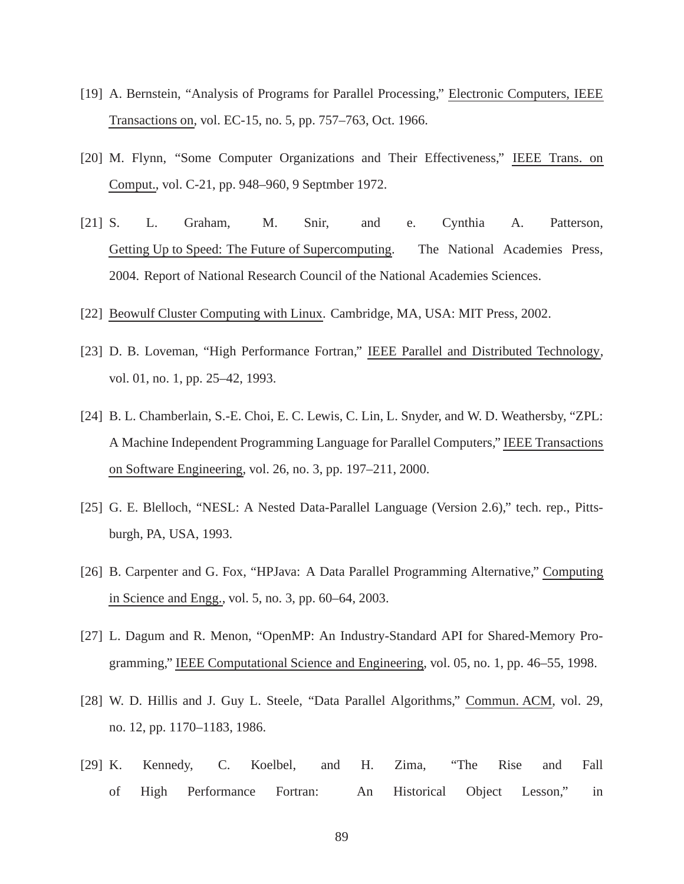[19] A. Bernstein, “Analysis of Programs for Parallel Processing,” Electronic Computers, IEEE Transactions on, vol. EC-15, no. 5, pp. 757–763, Oct. 1966.

[20] M. Flynn, “Some Computer Organizations and Their Effectiveness,” IEEE Trans. on Comput., vol. C-21, pp. 948–960, 9 Septmber 1972.

[21] S. L. Graham, M. Snir, and e. Cynthia A. Patterson, Getting Up to Speed: The Future of Supercomputing. The National Academies Press, 2004. Report of National Research Council of the National Academies Sciences.

[22] Beowulf Cluster Computing with Linux. Cambridge, MA, USA: MIT Press, 2002.

[23] D. B. Loveman, “High Performance Fortran,” IEEE Parallel and Distributed Technology, vol. 01, no. 1, pp. 25–42, 1993.

[24] B. L. Chamberlain, S.-E. Choi, E. C. Lewis, C. Lin, L. Snyder, and W. D. Weathersby, “ZPL: A Machine Independent Programming Language for Parallel Computers,” IEEE Transactions on Software Engineering, vol. 26, no. 3, pp. 197–211, 2000.

[25] G. E. Blelloch, “NESL: A Nested Data-Parallel Language (Version 2.6),” tech. rep., Pittsburgh, PA, USA, 1993.

[26] B. Carpenter and G. Fox, “HPJava: A Data Parallel Programming Alternative,” Computing in Science and Engg., vol. 5, no. 3, pp. 60–64, 2003.

[27] L. Dagum and R. Menon, “OpenMP: An Industry-Standard API for Shared-Memory Programming,” IEEE Computational Science and Engineering, vol. 05, no. 1, pp. 46–55, 1998.

[28] W. D. Hillis and J. Guy L. Steele, “Data Parallel Algorithms,” Commun. ACM, vol. 29, no. 12, pp. 1170–1183, 1986.

[29] K. Kennedy, C. Koelbel, and H. Zima, “The Rise and Fall of High Performance Fortran: An Historical Object Lesson,” in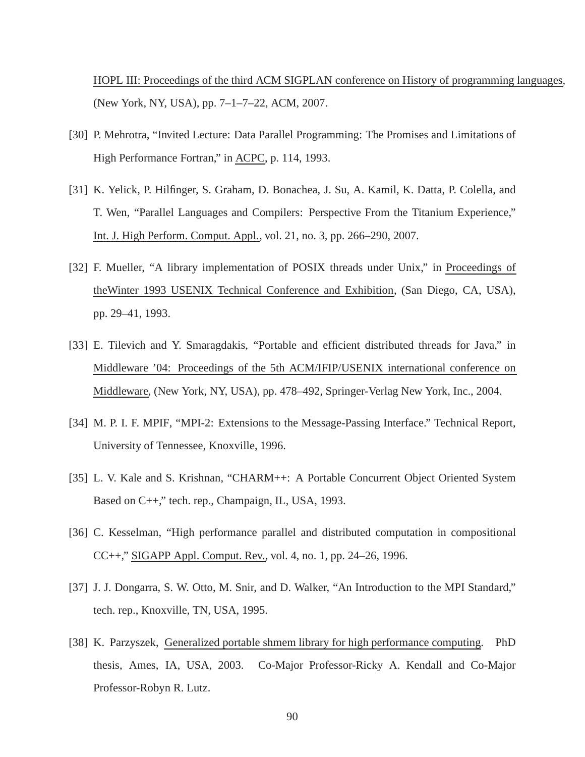HOPL III: Proceedings of the third ACM SIGPLAN conference on History of programming languages, (New York, NY, USA), pp. 7–1–7–22, ACM, 2007.

[30] P. Mehrotra, "Invited Lecture: Data Parallel Programming: The Promises and Limitations of High Performance Fortran," in ACPC, p. 114, 1993.

[31] K. Yelick, P. Hilfinger, S. Graham, D. Bonachea, J. Su, A. Kamil, K. Datta, P. Colella, and T. Wen, "Parallel Languages and Compilers: Perspective From the Titanium Experience," Int. J. High Perform. Comput. Appl., vol. 21, no. 3, pp. 266–290, 2007.

[32] F. Mueller, "A library implementation of POSIX threads under Unix," in Proceedings of theWinter 1993 USENIX Technical Conference and Exhibition, (San Diego, CA, USA), pp. 29–41, 1993.

[33] E. Tilevich and Y. Smaragdakis, "Portable and efficient distributed threads for Java," in Middleware '04: Proceedings of the 5th ACM/IFIP/USENIX international conference on Middleware, (New York, NY, USA), pp. 478–492, Springer-Verlag New York, Inc., 2004.

[34] M. P. I. F. MPIF, "MPI-2: Extensions to the Message-Passing Interface." Technical Report, University of Tennessee, Knoxville, 1996.

[35] L. V. Kale and S. Krishnan, "CHARM++: A Portable Concurrent Object Oriented System Based on C++," tech. rep., Champaign, IL, USA, 1993.

[36] C. Kesselman, "High performance parallel and distributed computation in compositional CC++," SIGAPP Appl. Comput. Rev., vol. 4, no. 1, pp. 24–26, 1996.

[37] J. J. Dongarra, S. W. Otto, M. Snir, and D. Walker, "An Introduction to the MPI Standard," tech. rep., Knoxville, TN, USA, 1995.

[38] K. Parzyszek, Generalized portable shmem library for high performance computing. PhD thesis, Ames, IA, USA, 2003. Co-Major Professor-Ricky A. Kendall and Co-Major Professor-Robyn R. Lutz.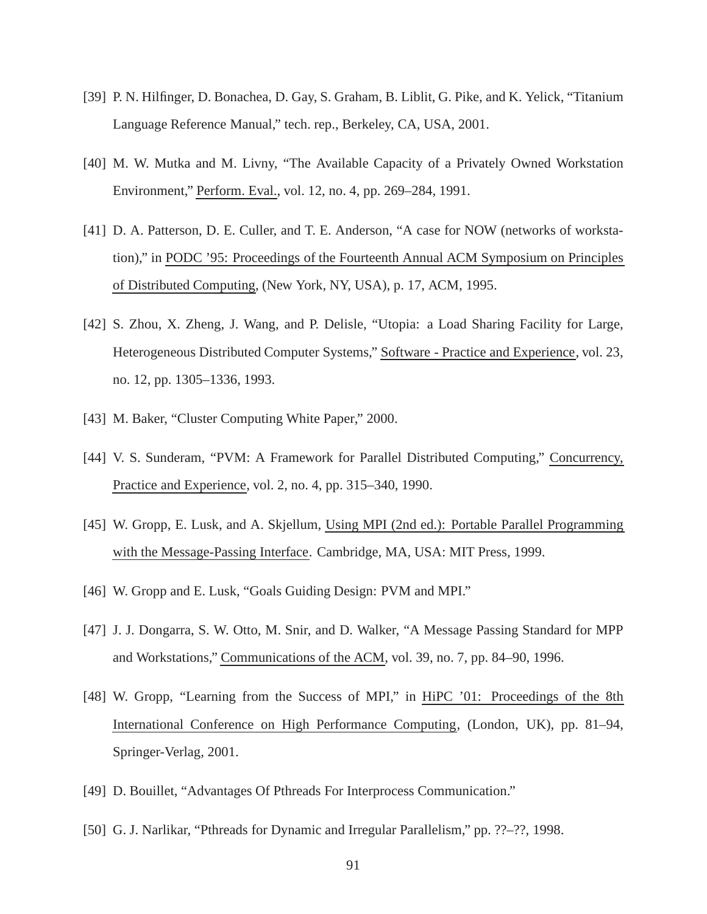[39] P. N. Hilfinger, D. Bonachea, D. Gay, S. Graham, B. Liblit, G. Pike, and K. Yelick, "Titanium Language Reference Manual," tech. rep., Berkeley, CA, USA, 2001.

[40] M. W. Mutka and M. Livny, "The Available Capacity of a Privately Owned Workstation Environment," Perform. Eval., vol. 12, no. 4, pp. 269–284, 1991.

[41] D. A. Patterson, D. E. Culler, and T. E. Anderson, "A case for NOW (networks of workstation)," in PODC '95: Proceedings of the Fourteenth Annual ACM Symposium on Principles of Distributed Computing, (New York, NY, USA), p. 17, ACM, 1995.

[42] S. Zhou, X. Zheng, J. Wang, and P. Delisle, "Utopia: a Load Sharing Facility for Large, Heterogeneous Distributed Computer Systems," Software - Practice and Experience, vol. 23, no. 12, pp. 1305–1336, 1993.

[43] M. Baker, "Cluster Computing White Paper," 2000.

[44] V. S. Sunderam, "PVM: A Framework for Parallel Distributed Computing," Concurrency, Practice and Experience, vol. 2, no. 4, pp. 315–340, 1990.

[45] W. Gropp, E. Lusk, and A. Skjellum, Using MPI (2nd ed.): Portable Parallel Programming with the Message-Passing Interface. Cambridge, MA, USA: MIT Press, 1999.

[46] W. Gropp and E. Lusk, "Goals Guiding Design: PVM and MPI."

[47] J. J. Dongarra, S. W. Otto, M. Snir, and D. Walker, "A Message Passing Standard for MPP and Workstations," Communications of the ACM, vol. 39, no. 7, pp. 84–90, 1996.

[48] W. Gropp, "Learning from the Success of MPI," in HiPC '01: Proceedings of the 8th International Conference on High Performance Computing, (London, UK), pp. 81–94, Springer-Verlag, 2001.

[49] D. Bouillet, "Advantages Of Pthreads For Interprocess Communication."

[50] G. J. Narlikar, "Pthreads for Dynamic and Irregular Parallelism," pp. ??–??, 1998.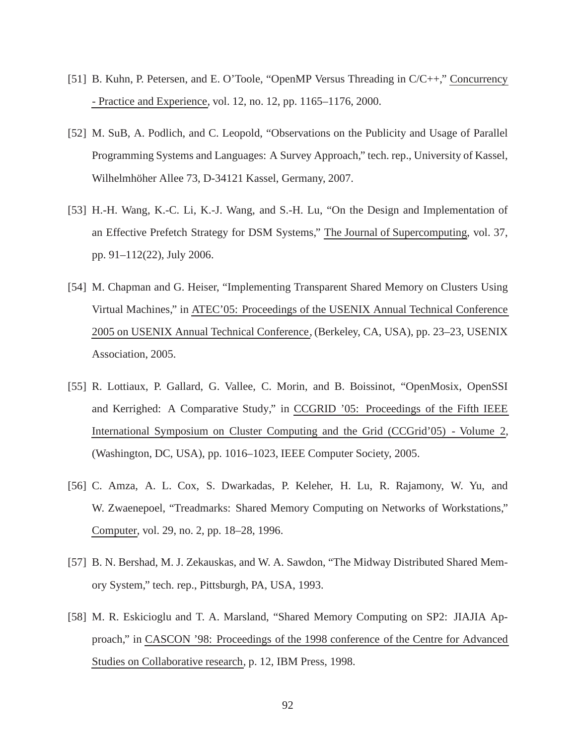[51] B. Kuhn, P. Petersen, and E. O'Toole, "OpenMP Versus Threading in C/C++," Concurrency - Practice and Experience, vol. 12, no. 12, pp. 1165–1176, 2000.

[52] M. SuB, A. Podlich, and C. Leopold, "Observations on the Publicity and Usage of Parallel Programming Systems and Languages: A Survey Approach," tech. rep., University of Kassel, Wilhelmhöher Allee 73, D-34121 Kassel, Germany, 2007.

[53] H.-H. Wang, K.-C. Li, K.-J. Wang, and S.-H. Lu, "On the Design and Implementation of an Effective Prefetch Strategy for DSM Systems," The Journal of Supercomputing, vol. 37, pp. 91–112(22), July 2006.

[54] M. Chapman and G. Heiser, "Implementing Transparent Shared Memory on Clusters Using Virtual Machines," in ATEC'05: Proceedings of the USENIX Annual Technical Conference 2005 on USENIX Annual Technical Conference, (Berkeley, CA, USA), pp. 23–23, USENIX Association, 2005.

[55] R. Lottiaux, P. Gallard, G. Vallee, C. Morin, and B. Boissinot, "OpenMosix, OpenSSI and Kerrighed: A Comparative Study," in CCGRID '05: Proceedings of the Fifth IEEE International Symposium on Cluster Computing and the Grid (CCGrid'05) - Volume 2, (Washington, DC, USA), pp. 1016–1023, IEEE Computer Society, 2005.

[56] C. Amza, A. L. Cox, S. Dwarkadas, P. Keleher, H. Lu, R. Rajamony, W. Yu, and W. Zwaenepoel, "Treadmarks: Shared Memory Computing on Networks of Workstations," Computer, vol. 29, no. 2, pp. 18–28, 1996.

[57] B. N. Bershad, M. J. Zekauskas, and W. A. Sawdon, "The Midway Distributed Shared Memory System," tech. rep., Pittsburgh, PA, USA, 1993.

[58] M. R. Eskicioglu and T. A. Marsland, "Shared Memory Computing on SP2: JIAJIA Approach," in CASCON '98: Proceedings of the 1998 conference of the Centre for Advanced Studies on Collaborative research, p. 12, IBM Press, 1998.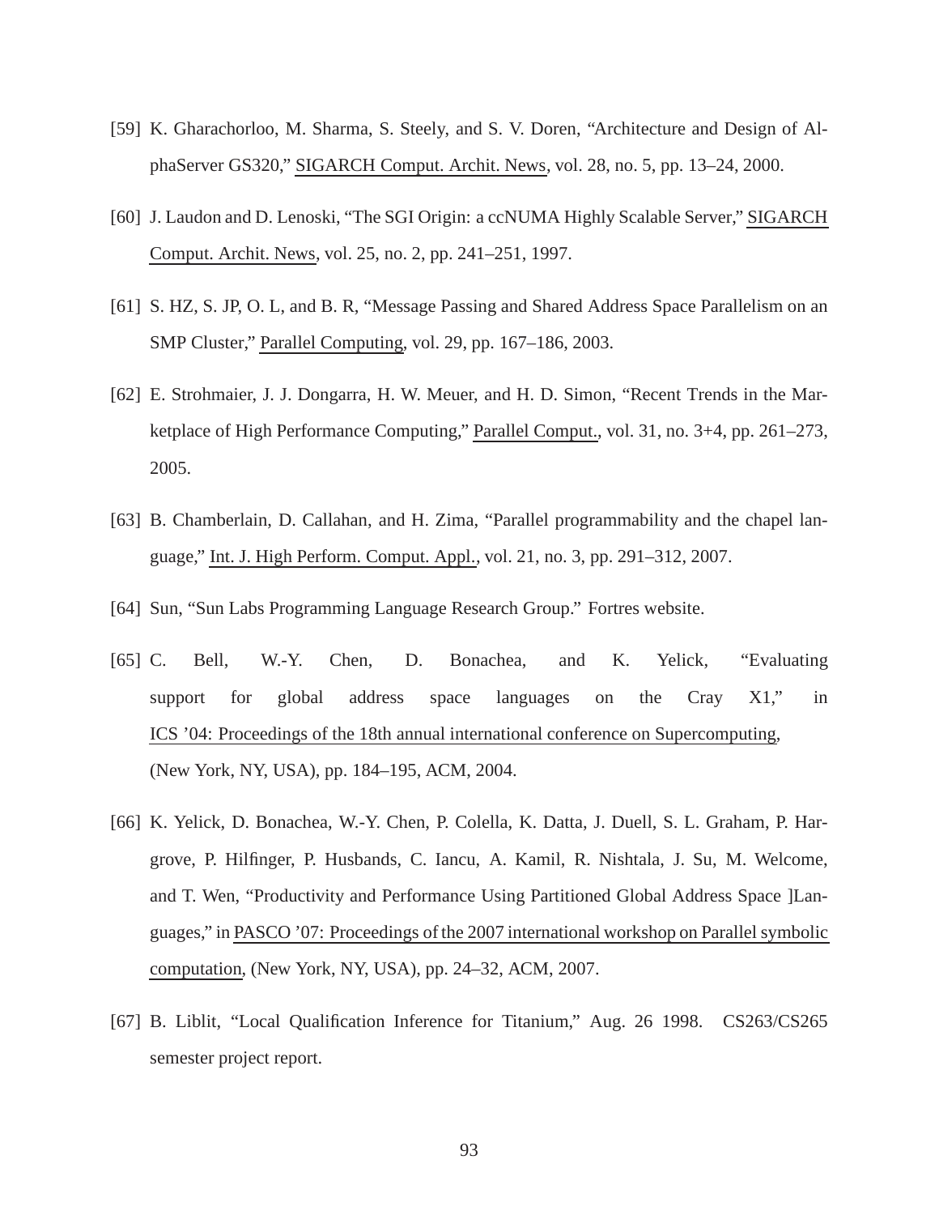[59] K. Gharachorloo, M. Sharma, S. Steely, and S. V. Doren, "Architecture and Design of AlphaServer GS320," SIGARCH Comput. Archit. News, vol. 28, no. 5, pp. 13–24, 2000.

[60] J. Laudon and D. Lenoski, "The SGI Origin: a ccNUMA Highly Scalable Server," SIGARCH Comput. Archit. News, vol. 25, no. 2, pp. 241–251, 1997.

[61] S. HZ, S. JP, O. L, and B. R, "Message Passing and Shared Address Space Parallelism on an SMP Cluster," Parallel Computing, vol. 29, pp. 167–186, 2003.

[62] E. Strohmaier, J. J. Dongarra, H. W. Meuer, and H. D. Simon, "Recent Trends in the Marketplace of High Performance Computing," Parallel Comput., vol. 31, no. 3+4, pp. 261–273, 2005.

[63] B. Chamberlain, D. Callahan, and H. Zima, "Parallel programmability and the chapel language," Int. J. High Perform. Comput. Appl., vol. 21, no. 3, pp. 291–312, 2007.

[64] Sun, "Sun Labs Programming Language Research Group." Fortres website.

[65] C. Bell, W.-Y. Chen, D. Bonachea, and K. Yelick, "Evaluating support for global address space languages on the Cray X1," in ICS '04: Proceedings of the 18th annual international conference on Supercomputing, (New York, NY, USA), pp. 184–195, ACM, 2004.

[66] K. Yelick, D. Bonachea, W.-Y. Chen, P. Colella, K. Datta, J. Duell, S. L. Graham, P. Hargrove, P. Hilfinger, P. Husbands, C. Iancu, A. Kamil, R. Nishtala, J. Su, M. Welcome, and T. Wen, "Productivity and Performance Using Partitioned Global Address Space ]Languages," in PASCO '07: Proceedings of the 2007 international workshop on Parallel symbolic computation, (New York, NY, USA), pp. 24–32, ACM, 2007.

[67] B. Liblit, "Local Qualification Inference for Titanium," Aug. 26 1998. CS263/CS265 semester project report.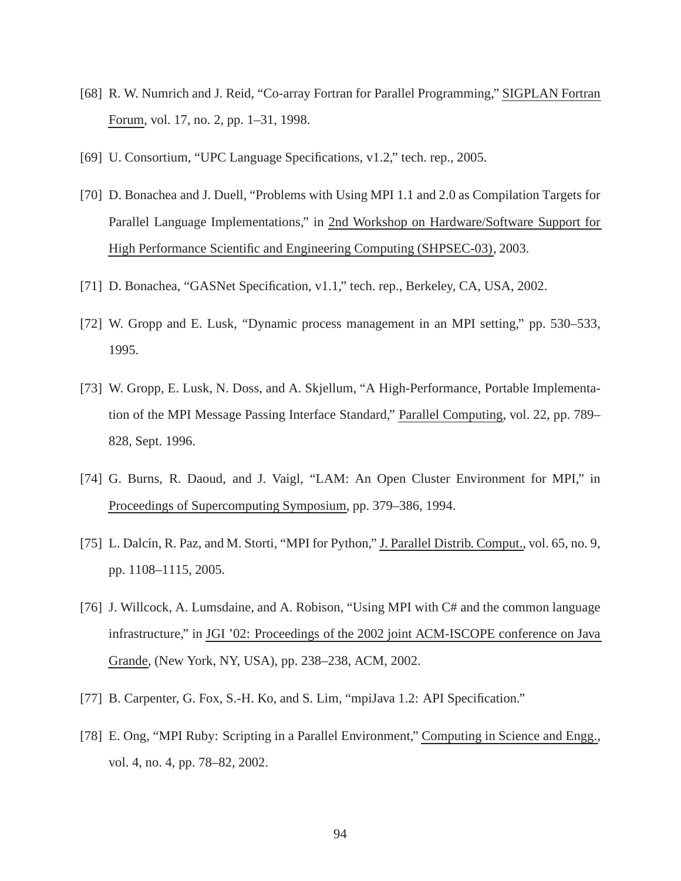[68] R. W. Numrich and J. Reid, “Co-array Fortran for Parallel Programming,” SIGPLAN Fortran Forum, vol. 17, no. 2, pp. 1–31, 1998.

[69] U. Consortium, “UPC Language Specifications, v1.2,” tech. rep., 2005.

[70] D. Bonachea and J. Duell, “Problems with Using MPI 1.1 and 2.0 as Compilation Targets for Parallel Language Implementations,” in 2nd Workshop on Hardware/Software Support for High Performance Scientific and Engineering Computing (SHPSEC-03), 2003.

[71] D. Bonachea, “GASNet Specification, v1.1,” tech. rep., Berkeley, CA, USA, 2002.

[72] W. Gropp and E. Lusk, “Dynamic process management in an MPI setting,” pp. 530–533, 1995.

[73] W. Gropp, E. Lusk, N. Doss, and A. Skjellum, “A High-Performance, Portable Implementation of the MPI Message Passing Interface Standard,” Parallel Computing, vol. 22, pp. 789–828, Sept. 1996.

[74] G. Burns, R. Daoud, and J. Vaigl, “LAM: An Open Cluster Environment for MPI,” in Proceedings of Supercomputing Symposium, pp. 379–386, 1994.

[75] L. Dalcín, R. Paz, and M. Storti, “MPI for Python,” J. Parallel Distrib. Comput., vol. 65, no. 9, pp. 1108–1115, 2005.

[76] J. Willcock, A. Lumsdaine, and A. Robison, “Using MPI with C# and the common language infrastructure,” in JGI ’02: Proceedings of the 2002 joint ACM-ISCOPE conference on Java Grande, (New York, NY, USA), pp. 238–238, ACM, 2002.

[77] B. Carpenter, G. Fox, S.-H. Ko, and S. Lim, “mpiJava 1.2: API Specification.”

[78] E. Ong, “MPI Ruby: Scripting in a Parallel Environment,” Computing in Science and Engg., vol. 4, no. 4, pp. 78–82, 2002.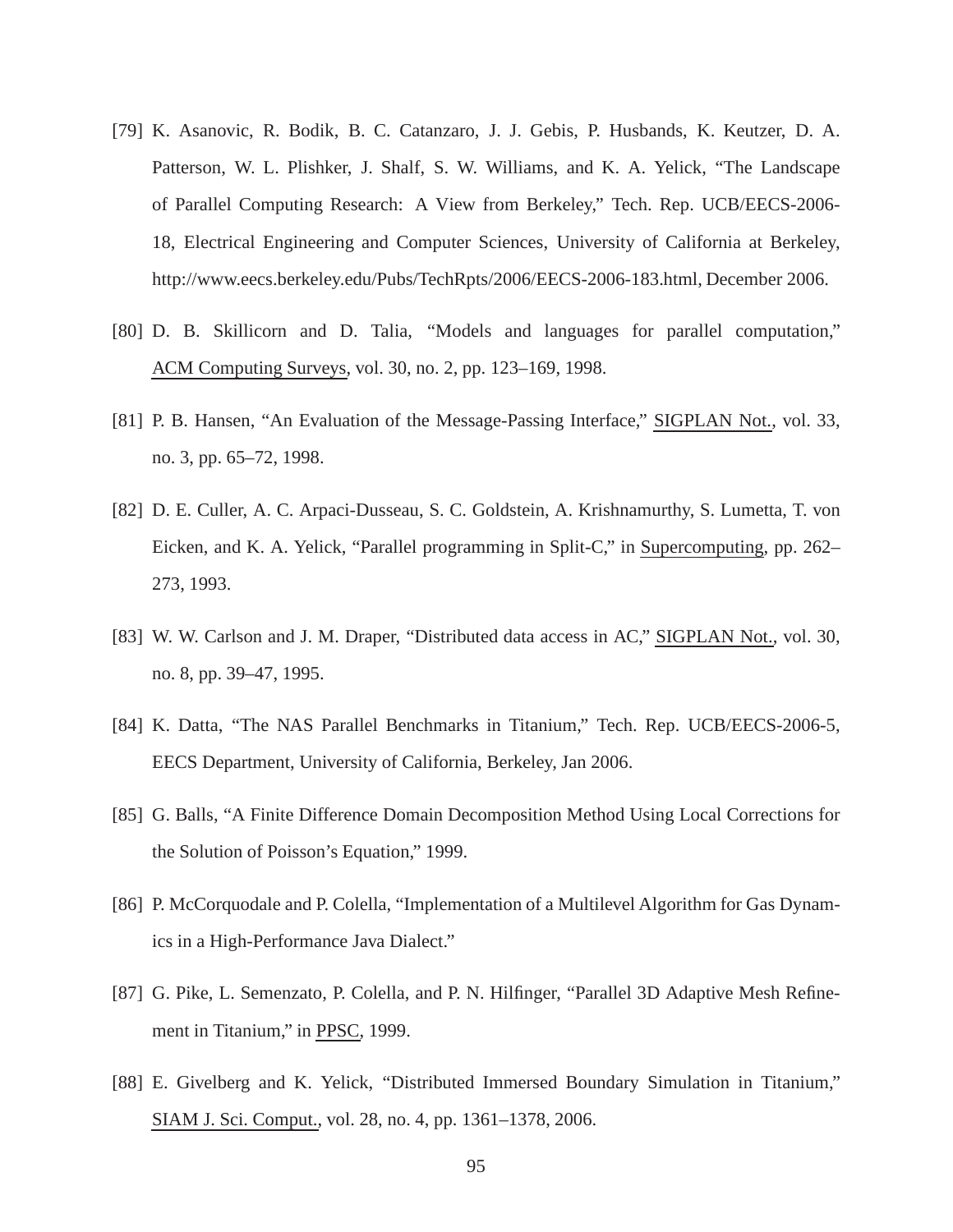[79] K. Asanovic, R. Bodik, B. C. Catanzaro, J. J. Gebis, P. Husbands, K. Keutzer, D. A. Patterson, W. L. Plishker, J. Shalf, S. W. Williams, and K. A. Yelick, "The Landscape of Parallel Computing Research: A View from Berkeley," Tech. Rep. UCB/EECS-2006-18, Electrical Engineering and Computer Sciences, University of California at Berkeley, http://www.eecs.berkeley.edu/Pubs/TechRpts/2006/EECS-2006-183.html, December 2006.

[80] D. B. Skillicorn and D. Talia, "Models and languages for parallel computation," ACM Computing Surveys, vol. 30, no. 2, pp. 123–169, 1998.

[81] P. B. Hansen, "An Evaluation of the Message-Passing Interface," SIGPLAN Not., vol. 33, no. 3, pp. 65–72, 1998.

[82] D. E. Culler, A. C. Arpaci-Dusseau, S. C. Goldstein, A. Krishnamurthy, S. Lumetta, T. von Eicken, and K. A. Yelick, "Parallel programming in Split-C," in Supercomputing, pp. 262–273, 1993.

[83] W. W. Carlson and J. M. Draper, "Distributed data access in AC," SIGPLAN Not., vol. 30, no. 8, pp. 39–47, 1995.

[84] K. Datta, "The NAS Parallel Benchmarks in Titanium," Tech. Rep. UCB/EECS-2006-5, EECS Department, University of California, Berkeley, Jan 2006.

[85] G. Balls, "A Finite Difference Domain Decomposition Method Using Local Corrections for the Solution of Poisson's Equation," 1999.

[86] P. McCorquodale and P. Colella, "Implementation of a Multilevel Algorithm for Gas Dynamics in a High-Performance Java Dialect."

[87] G. Pike, L. Semenzato, P. Colella, and P. N. Hilfinger, "Parallel 3D Adaptive Mesh Refinement in Titanium," in PPSC, 1999.

[88] E. Givelberg and K. Yelick, "Distributed Immersed Boundary Simulation in Titanium," SIAM J. Sci. Comput., vol. 28, no. 4, pp. 1361–1378, 2006.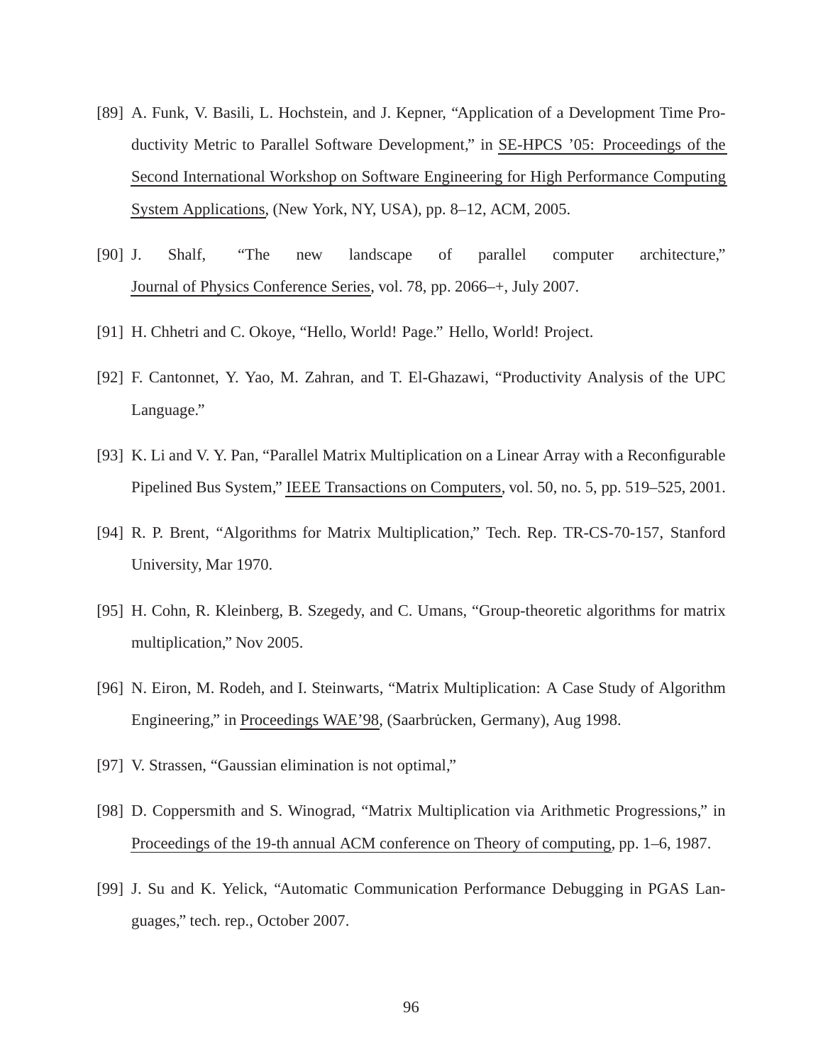[89] A. Funk, V. Basili, L. Hochstein, and J. Kepner, "Application of a Development Time Productivity Metric to Parallel Software Development," in SE-HPCS '05: Proceedings of the Second International Workshop on Software Engineering for High Performance Computing System Applications, (New York, NY, USA), pp. 8–12, ACM, 2005.

[90] J. Shalf, "The new landscape of parallel computer architecture," Journal of Physics Conference Series, vol. 78, pp. 2066–+, July 2007.

[91] H. Chhetri and C. Okoye, "Hello, World! Page." Hello, World! Project.

[92] F. Cantonnet, Y. Yao, M. Zahran, and T. El-Ghazawi, "Productivity Analysis of the UPC Language."

[93] K. Li and V. Y. Pan, "Parallel Matrix Multiplication on a Linear Array with a Reconfigurable Pipelined Bus System," IEEE Transactions on Computers, vol. 50, no. 5, pp. 519–525, 2001.

[94] R. P. Brent, "Algorithms for Matrix Multiplication," Tech. Rep. TR-CS-70-157, Stanford University, Mar 1970.

[95] H. Cohn, R. Kleinberg, B. Szegedy, and C. Umans, "Group-theoretic algorithms for matrix multiplication," Nov 2005.

[96] N. Eiron, M. Rodeh, and I. Steinwarts, "Matrix Multiplication: A Case Study of Algorithm Engineering," in Proceedings WAE'98, (Saarbrücken, Germany), Aug 1998.

[97] V. Strassen, "Gaussian elimination is not optimal,"

[98] D. Coppersmith and S. Winograd, "Matrix Multiplication via Arithmetic Progressions," in Proceedings of the 19-th annual ACM conference on Theory of computing, pp. 1–6, 1987.

[99] J. Su and K. Yelick, "Automatic Communication Performance Debugging in PGAS Languages," tech. rep., October 2007.